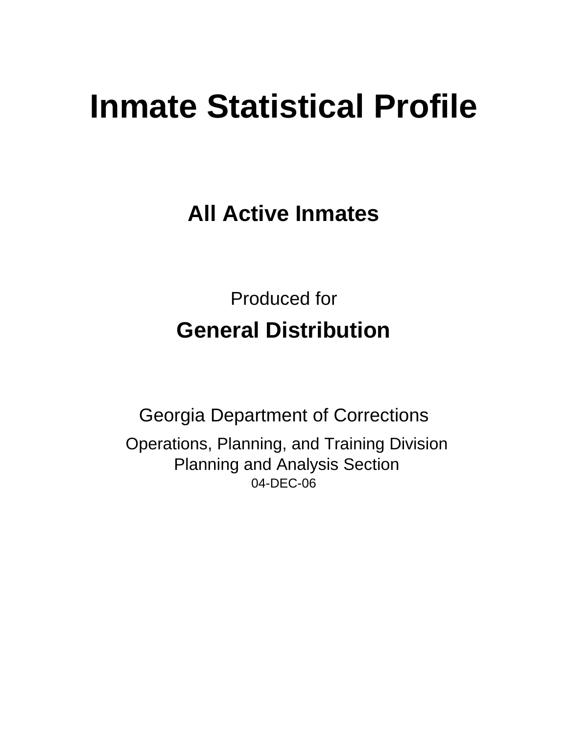# Inmate Statistical Profile

## All Active Inmates

Produced for

## General Distribution

Georgia Department of Corrections

Operations, Planning, and Training Division
Planning and Analysis Section
04-DEC-06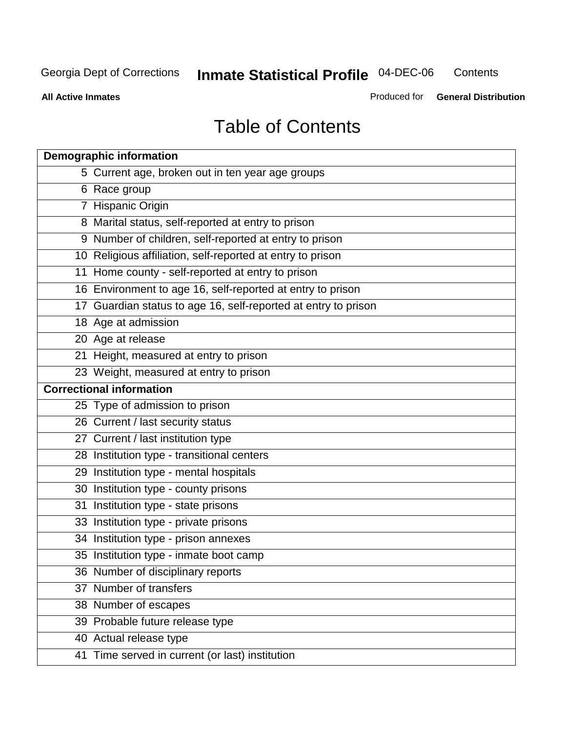# Table of Contents

| Demographic information | |
|---|---|
| 5 | Current age, broken out in ten year age groups |
| 6 | Race group |
| 7 | Hispanic Origin |
| 8 | Marital status, self-reported at entry to prison |
| 9 | Number of children, self-reported at entry to prison |
| 10 | Religious affiliation, self-reported at entry to prison |
| 11 | Home county - self-reported at entry to prison |
| 16 | Environment to age 16, self-reported at entry to prison |
| 17 | Guardian status to age 16, self-reported at entry to prison |
| 18 | Age at admission |
| 20 | Age at release |
| 21 | Height, measured at entry to prison |
| 23 | Weight, measured at entry to prison |
| **Correctional information** | |
| 25 | Type of admission to prison |
| 26 | Current / last security status |
| 27 | Current / last institution type |
| 28 | Institution type - transitional centers |
| 29 | Institution type - mental hospitals |
| 30 | Institution type - county prisons |
| 31 | Institution type - state prisons |
| 33 | Institution type - private prisons |
| 34 | Institution type - prison annexes |
| 35 | Institution type - inmate boot camp |
| 36 | Number of disciplinary reports |
| 37 | Number of transfers |
| 38 | Number of escapes |
| 39 | Probable future release type |
| 40 | Actual release type |
| 41 | Time served in current (or last) institution |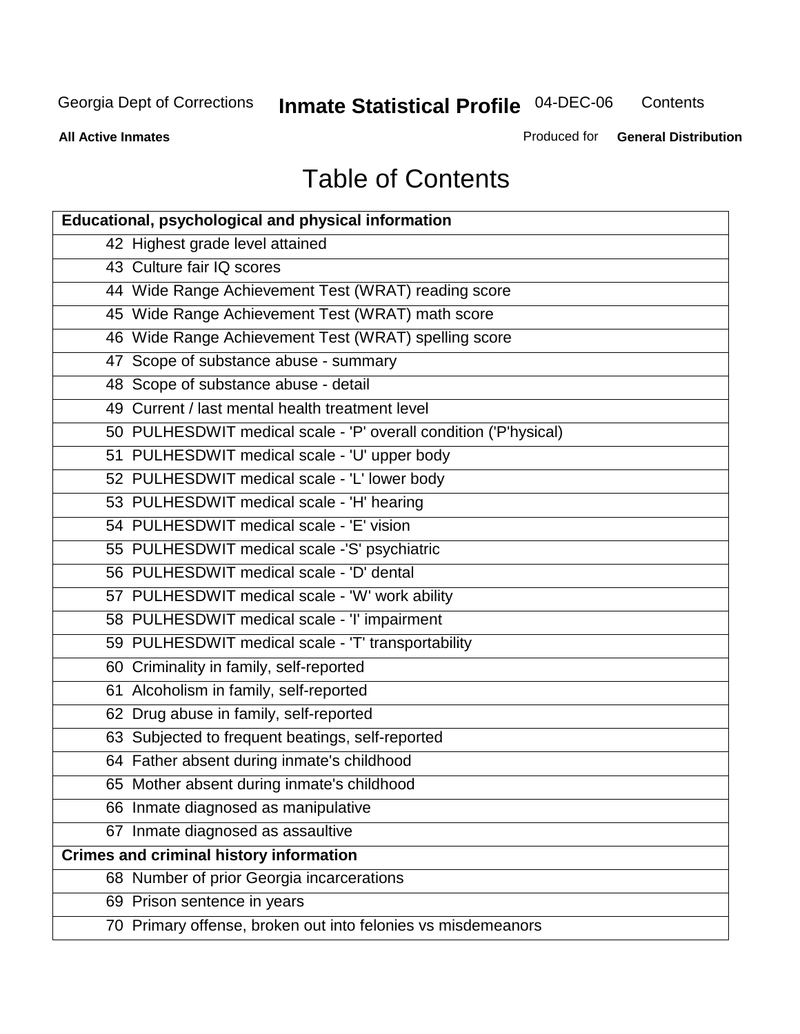# Table of Contents

| Educational, psychological and physical information | |
|---|---|
| 42 | Highest grade level attained |
| 43 | Culture fair IQ scores |
| 44 | Wide Range Achievement Test (WRAT) reading score |
| 45 | Wide Range Achievement Test (WRAT) math score |
| 46 | Wide Range Achievement Test (WRAT) spelling score |
| 47 | Scope of substance abuse - summary |
| 48 | Scope of substance abuse - detail |
| 49 | Current / last mental health treatment level |
| 50 | PULHESDWIT medical scale - 'P' overall condition ('P'hysical) |
| 51 | PULHESDWIT medical scale - 'U' upper body |
| 52 | PULHESDWIT medical scale - 'L' lower body |
| 53 | PULHESDWIT medical scale - 'H' hearing |
| 54 | PULHESDWIT medical scale - 'E' vision |
| 55 | PULHESDWIT medical scale -'S' psychiatric |
| 56 | PULHESDWIT medical scale - 'D' dental |
| 57 | PULHESDWIT medical scale - 'W' work ability |
| 58 | PULHESDWIT medical scale - 'I' impairment |
| 59 | PULHESDWIT medical scale - 'T' transportability |
| 60 | Criminality in family, self-reported |
| 61 | Alcoholism in family, self-reported |
| 62 | Drug abuse in family, self-reported |
| 63 | Subjected to frequent beatings, self-reported |
| 64 | Father absent during inmate's childhood |
| 65 | Mother absent during inmate's childhood |
| 66 | Inmate diagnosed as manipulative |
| 67 | Inmate diagnosed as assaultive |
| **Crimes and criminal history information** | |
| 68 | Number of prior Georgia incarcerations |
| 69 | Prison sentence in years |
| 70 | Primary offense, broken out into felonies vs misdemeanors |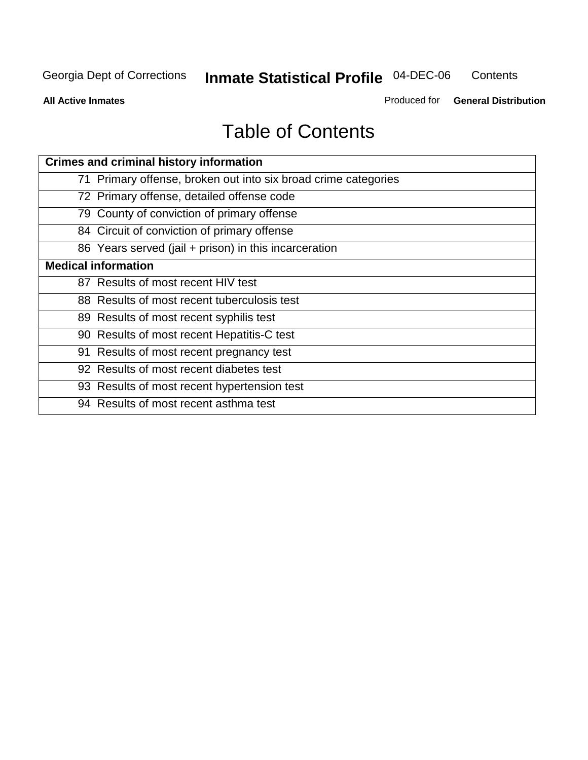# Table of Contents

| Crimes and criminal history information |
|---|
| 71 Primary offense, broken out into six broad crime categories |
| 72 Primary offense, detailed offense code |
| 79 County of conviction of primary offense |
| 84 Circuit of conviction of primary offense |
| 86 Years served (jail + prison) in this incarceration |
| **Medical information** |
| 87 Results of most recent HIV test |
| 88 Results of most recent tuberculosis test |
| 89 Results of most recent syphilis test |
| 90 Results of most recent Hepatitis-C test |
| 91 Results of most recent pregnancy test |
| 92 Results of most recent diabetes test |
| 93 Results of most recent hypertension test |
| 94 Results of most recent asthma test |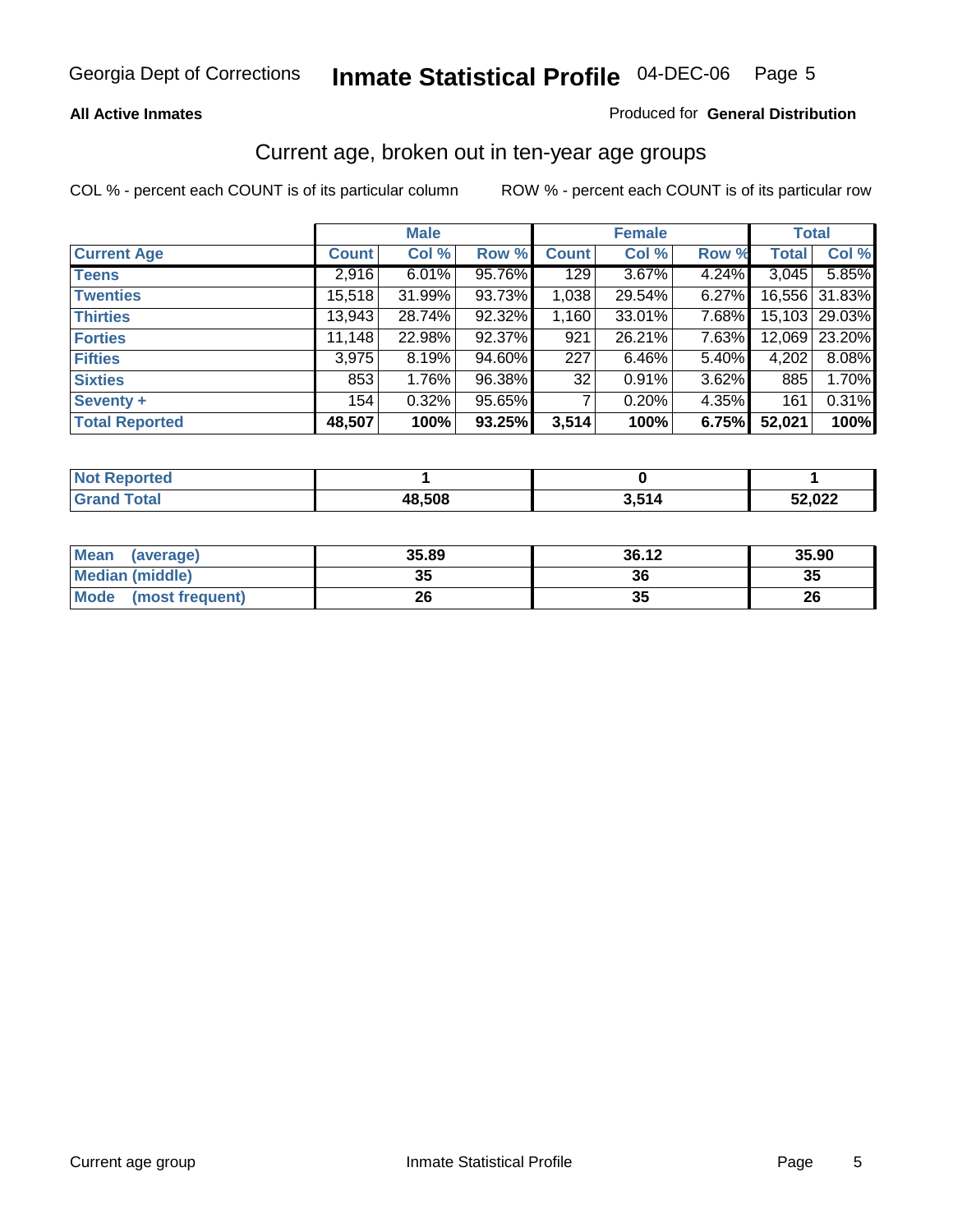Georgia Dept of Corrections **Inmate Statistical Profile** 04-DEC-06

**All Active Inmates**

Produced for **General Distribution**

## Current age, broken out in ten-year age groups

COL % - percent each COUNT is of its particular column

ROW % - percent each COUNT is of its particular row

| | Male | | | Female | | | Total | |
|---|---|---|---|---|---|---|---|---|
| **Current Age** | **Count** | **Col %** | **Row %** | **Count** | **Col %** | **Row %** | **Total** | **Col %** |
| **Teens** | 2,916 | 6.01% | 95.76% | 129 | 3.67% | 4.24% | 3,045 | 5.85% |
| **Twenties** | 15,518 | 31.99% | 93.73% | 1,038 | 29.54% | 6.27% | 16,556 | 31.83% |
| **Thirties** | 13,943 | 28.74% | 92.32% | 1,160 | 33.01% | 7.68% | 15,103 | 29.03% |
| **Forties** | 11,148 | 22.98% | 92.37% | 921 | 26.21% | 7.63% | 12,069 | 23.20% |
| **Fifties** | 3,975 | 8.19% | 94.60% | 227 | 6.46% | 5.40% | 4,202 | 8.08% |
| **Sixties** | 853 | 1.76% | 96.38% | 32 | 0.91% | 3.62% | 885 | 1.70% |
| **Seventy +** | 154 | 0.32% | 95.65% | 7 | 0.20% | 4.35% | 161 | 0.31% |
| **Total Reported** | **48,507** | **100%** | **93.25%** | **3,514** | **100%** | **6.75%** | **52,021** | **100%** |

| | Male | Female | Total |
|---|---|---|---|
| **Not Reported** | **1** | **0** | **1** |
| **Grand Total** | **48,508** | **3,514** | **52,022** |

| | Male | Female | Total |
|---|---|---|---|
| **Mean (average)** | **35.89** | **36.12** | **35.90** |
| **Median (middle)** | **35** | **36** | **35** |
| **Mode (most frequent)** | **26** | **35** | **26** |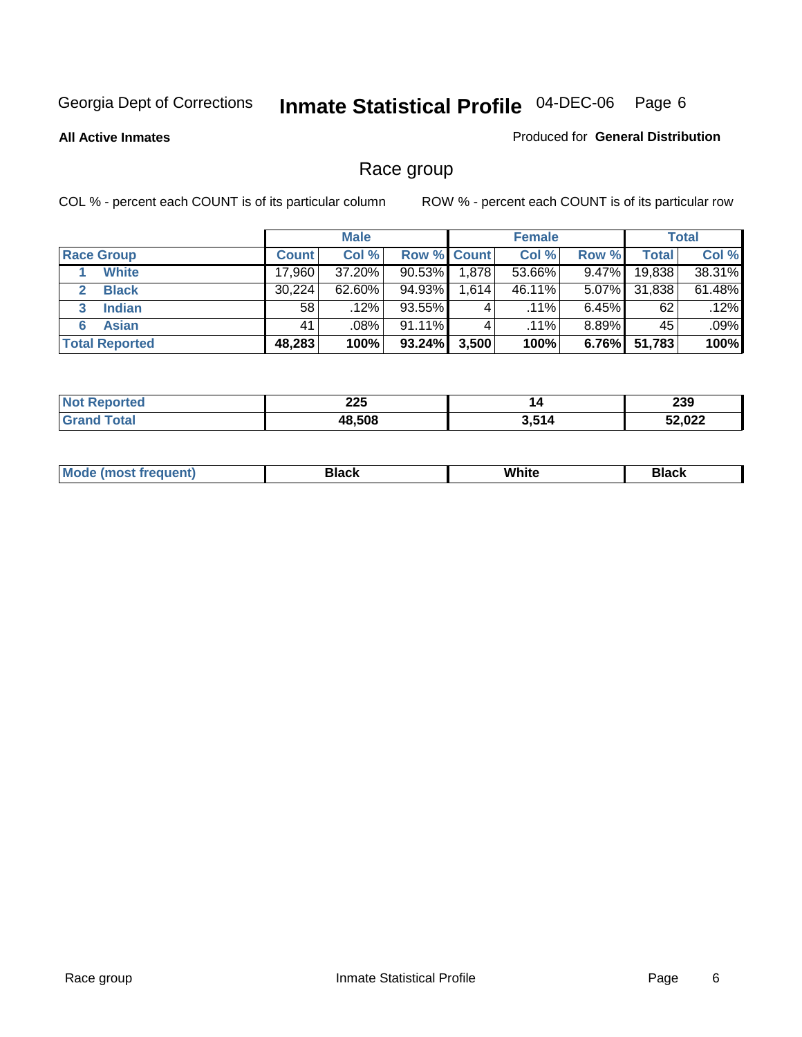Georgia Dept of Corrections **Inmate Statistical Profile** 04-DEC-06

**All Active Inmates**

Produced for **General Distribution**

## Race group

COL % - percent each COUNT is of its particular column

ROW % - percent each COUNT is of its particular row

| | Male | | | Female | | | Total | |
|---|---|---|---|---|---|---|---|---|
| **Race Group** | **Count** | **Col %** | **Row %** | **Count** | **Col %** | **Row %** | **Total** | **Col %** |
| 1 **White** | 17,960 | 37.20% | 90.53% | 1,878 | 53.66% | 9.47% | 19,838 | 38.31% |
| 2 **Black** | 30,224 | 62.60% | 94.93% | 1,614 | 46.11% | 5.07% | 31,838 | 61.48% |
| 3 **Indian** | 58 | .12% | 93.55% | 4 | .11% | 6.45% | 62 | .12% |
| 6 **Asian** | 41 | .08% | 91.11% | 4 | .11% | 8.89% | 45 | .09% |
| **Total Reported** | **48,283** | **100%** | **93.24%** | **3,500** | **100%** | **6.76%** | **51,783** | **100%** |

| | Male | Female | Total |
|---|---|---|---|
| **Not Reported** | **225** | **14** | **239** |
| **Grand Total** | **48,508** | **3,514** | **52,022** |

| | Male | Female | Total |
|---|---|---|---|
| **Mode (most frequent)** | **Black** | **White** | **Black** |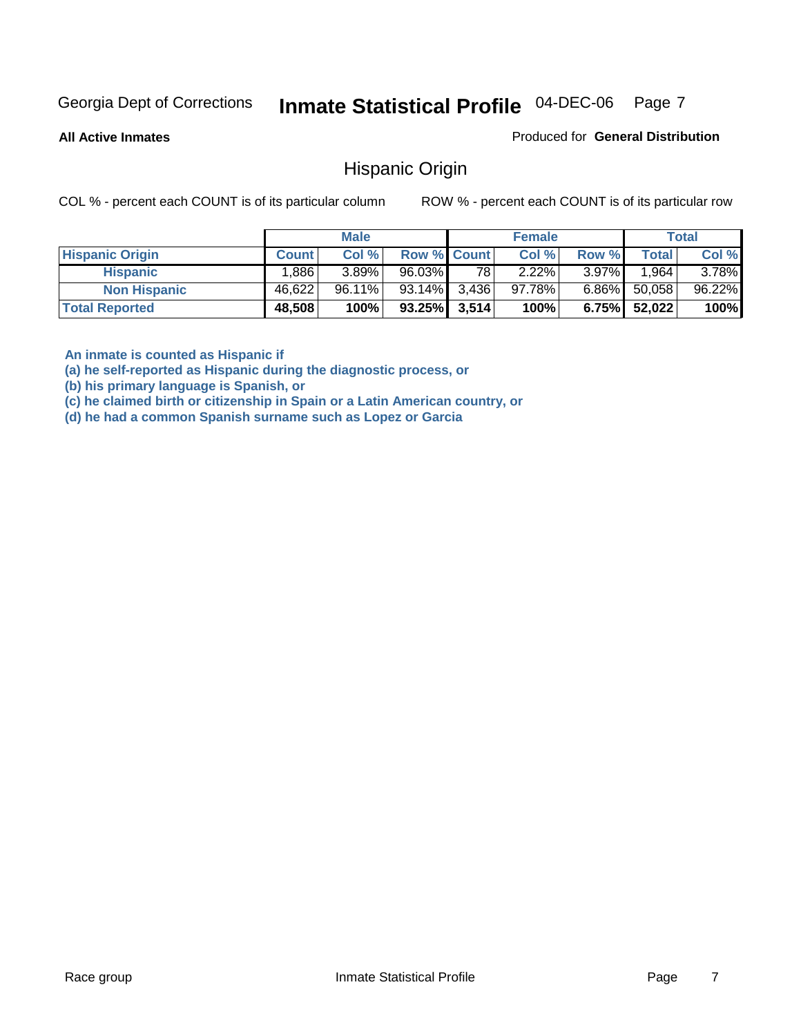Georgia Dept of Corrections **Inmate Statistical Profile** 04-DEC-06

**All Active Inmates**

Produced for **General Distribution**

## Hispanic Origin

COL % - percent each COUNT is of its particular column

ROW % - percent each COUNT is of its particular row

| | Male | | | Female | | | Total | |
|---|---|---|---|---|---|---|---|---|
| **Hispanic Origin** | **Count** | **Col %** | **Row %** | **Count** | **Col %** | **Row %** | **Total** | **Col %** |
| **Hispanic** | 1,886 | 3.89% | 96.03% | 78 | 2.22% | 3.97% | 1,964 | 3.78% |
| **Non Hispanic** | 46,622 | 96.11% | 93.14% | 3,436 | 97.78% | 6.86% | 50,058 | 96.22% |
| **Total Reported** | **48,508** | **100%** | **93.25%** | **3,514** | **100%** | **6.75%** | **52,022** | **100%** |

**An inmate is counted as Hispanic if**
**(a) he self-reported as Hispanic during the diagnostic process, or**
**(b) his primary language is Spanish, or**
**(c) he claimed birth or citizenship in Spain or a Latin American country, or**
**(d) he had a common Spanish surname such as Lopez or Garcia**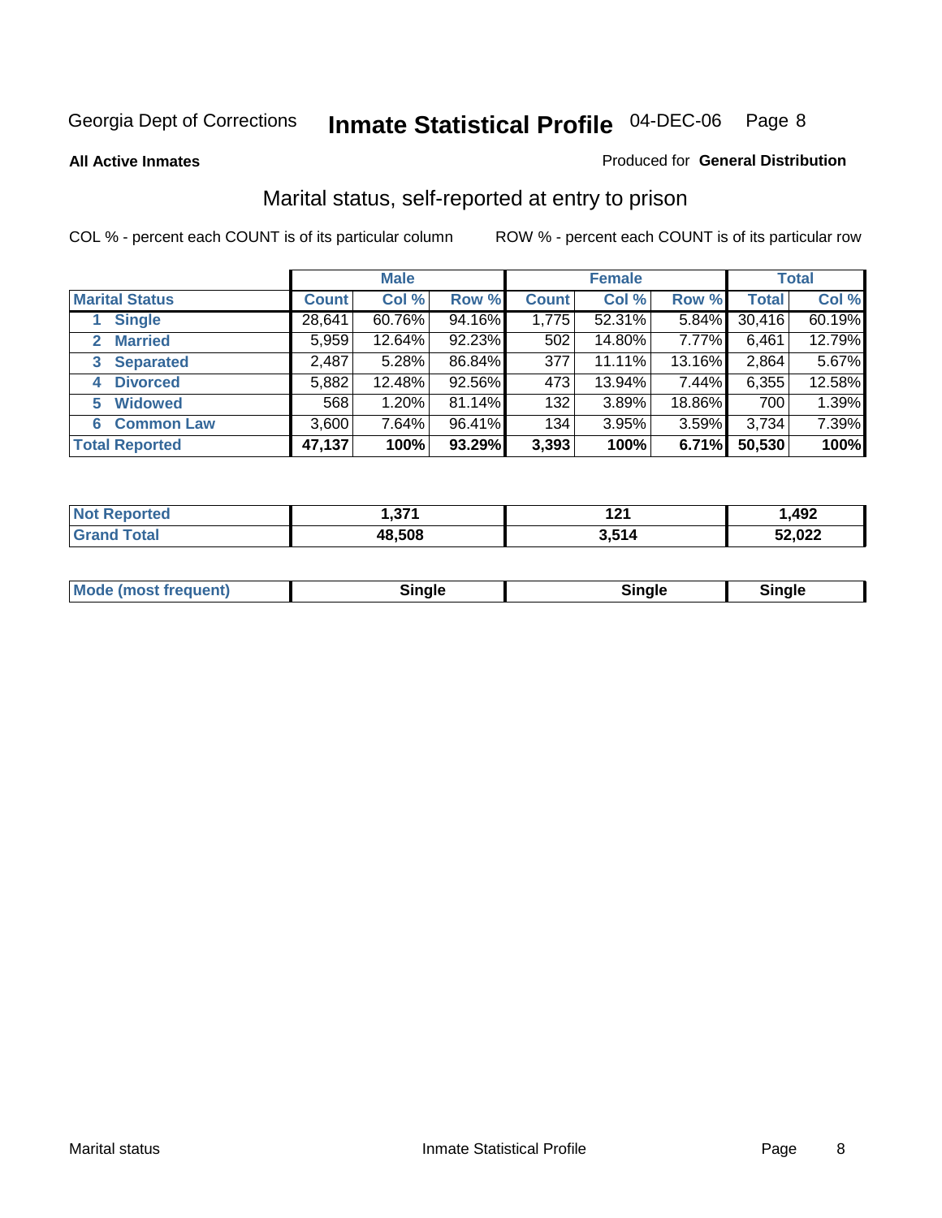Georgia Dept of Corrections **Inmate Statistical Profile** 04-DEC-06

**All Active Inmates**

Produced for **General Distribution**

## Marital status, self-reported at entry to prison

COL % - percent each COUNT is of its particular column

ROW % - percent each COUNT is of its particular row

| | Male | | | Female | | | Total | |
|---|---|---|---|---|---|---|---|---|
| **Marital Status** | **Count** | **Col %** | **Row %** | **Count** | **Col %** | **Row %** | **Total** | **Col %** |
| 1 Single | 28,641 | 60.76% | 94.16% | 1,775 | 52.31% | 5.84% | 30,416 | 60.19% |
| 2 Married | 5,959 | 12.64% | 92.23% | 502 | 14.80% | 7.77% | 6,461 | 12.79% |
| 3 Separated | 2,487 | 5.28% | 86.84% | 377 | 11.11% | 13.16% | 2,864 | 5.67% |
| 4 Divorced | 5,882 | 12.48% | 92.56% | 473 | 13.94% | 7.44% | 6,355 | 12.58% |
| 5 Widowed | 568 | 1.20% | 81.14% | 132 | 3.89% | 18.86% | 700 | 1.39% |
| 6 Common Law | 3,600 | 7.64% | 96.41% | 134 | 3.95% | 3.59% | 3,734 | 7.39% |
| **Total Reported** | **47,137** | **100%** | **93.29%** | **3,393** | **100%** | **6.71%** | **50,530** | **100%** |

| | Male | Female | Total |
|---|---|---|---|
| **Not Reported** | **1,371** | **121** | **1,492** |
| **Grand Total** | **48,508** | **3,514** | **52,022** |

| | Male | Female | Total |
|---|---|---|---|
| **Mode (most frequent)** | **Single** | **Single** | **Single** |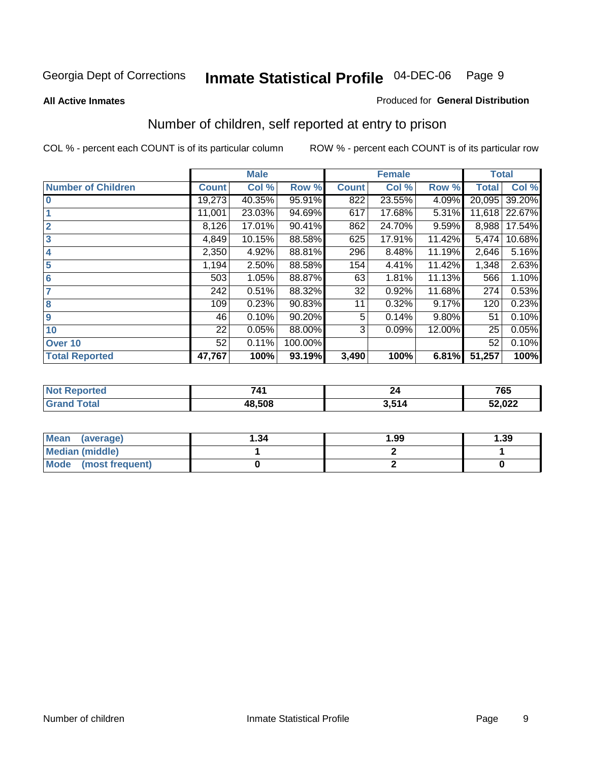Georgia Dept of Corrections **Inmate Statistical Profile** 04-DEC-06

**All Active Inmates**

Produced for **General Distribution**

## Number of children, self reported at entry to prison

COL % - percent each COUNT is of its particular column

ROW % - percent each COUNT is of its particular row

| | Male | | | Female | | | Total | |
|---|---|---|---|---|---|---|---|---|
| **Number of Children** | **Count** | **Col %** | **Row %** | **Count** | **Col %** | **Row %** | **Total** | **Col %** |
| **0** | 19,273 | 40.35% | 95.91% | 822 | 23.55% | 4.09% | 20,095 | 39.20% |
| **1** | 11,001 | 23.03% | 94.69% | 617 | 17.68% | 5.31% | 11,618 | 22.67% |
| **2** | 8,126 | 17.01% | 90.41% | 862 | 24.70% | 9.59% | 8,988 | 17.54% |
| **3** | 4,849 | 10.15% | 88.58% | 625 | 17.91% | 11.42% | 5,474 | 10.68% |
| **4** | 2,350 | 4.92% | 88.81% | 296 | 8.48% | 11.19% | 2,646 | 5.16% |
| **5** | 1,194 | 2.50% | 88.58% | 154 | 4.41% | 11.42% | 1,348 | 2.63% |
| **6** | 503 | 1.05% | 88.87% | 63 | 1.81% | 11.13% | 566 | 1.10% |
| **7** | 242 | 0.51% | 88.32% | 32 | 0.92% | 11.68% | 274 | 0.53% |
| **8** | 109 | 0.23% | 90.83% | 11 | 0.32% | 9.17% | 120 | 0.23% |
| **9** | 46 | 0.10% | 90.20% | 5 | 0.14% | 9.80% | 51 | 0.10% |
| **10** | 22 | 0.05% | 88.00% | 3 | 0.09% | 12.00% | 25 | 0.05% |
| **Over 10** | 52 | 0.11% | 100.00% | | | | 52 | 0.10% |
| **Total Reported** | **47,767** | **100%** | **93.19%** | **3,490** | **100%** | **6.81%** | **51,257** | **100%** |

| | Male | Female | Total |
|---|---|---|---|
| **Not Reported** | **741** | **24** | **765** |
| **Grand Total** | **48,508** | **3,514** | **52,022** |

| | Male | Female | Total |
|---|---|---|---|
| **Mean (average)** | **1.34** | **1.99** | **1.39** |
| **Median (middle)** | **1** | **2** | **1** |
| **Mode (most frequent)** | **0** | **2** | **0** |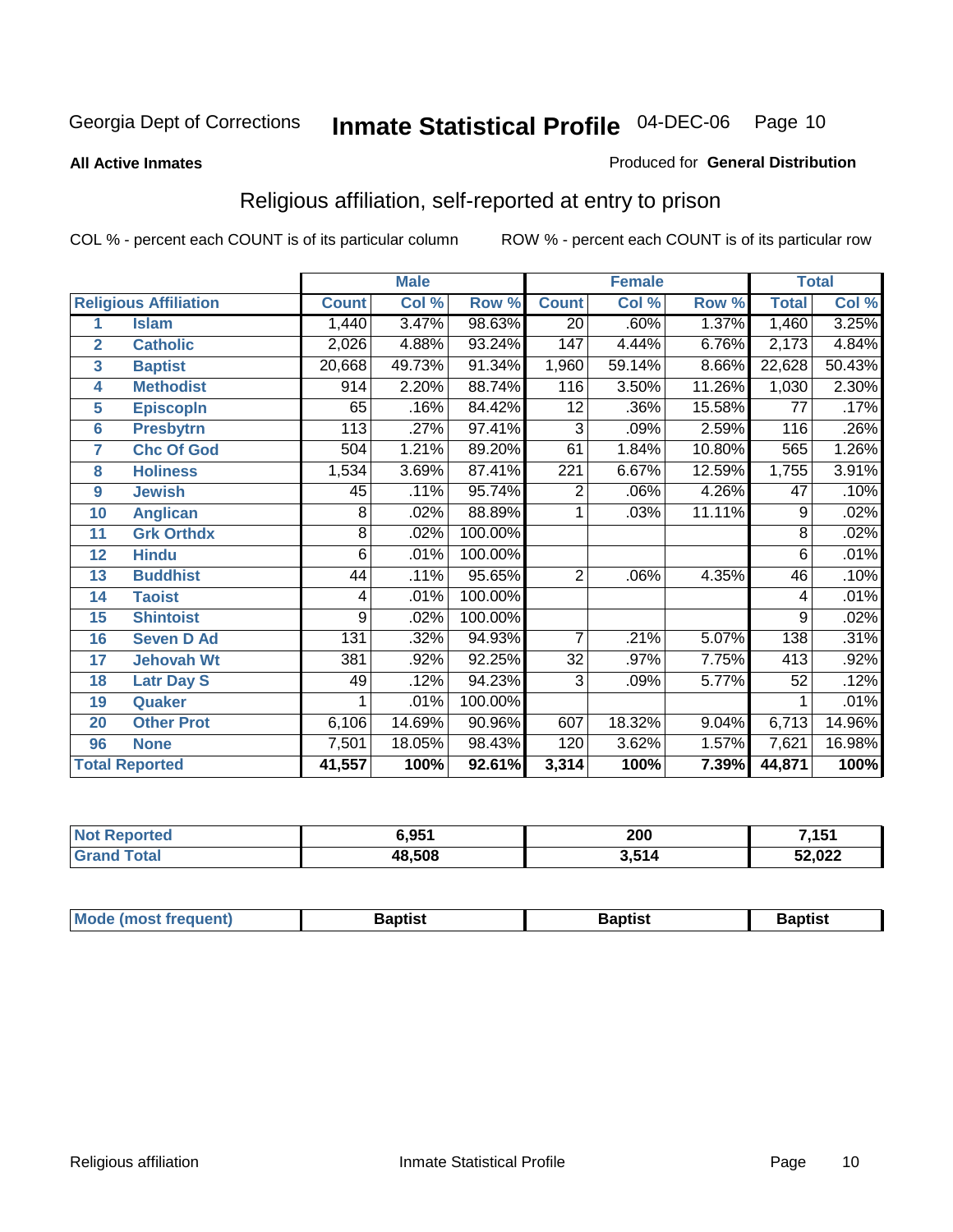Georgia Dept of Corrections **Inmate Statistical Profile** 04-DEC-06

**All Active Inmates**

Produced for **General Distribution**

## Religious affiliation, self-reported at entry to prison

COL % - percent each COUNT is of its particular column ROW % - percent each COUNT is of its particular row

| | | Male | | | Female | | | Total | |
|---|---|---|---|---|---|---|---|---|---|
| **Religious Affiliation** | | **Count** | **Col %** | **Row %** | **Count** | **Col %** | **Row %** | **Total** | **Col %** |
| 1 | Islam | 1,440 | 3.47% | 98.63% | 20 | .60% | 1.37% | 1,460 | 3.25% |
| 2 | Catholic | 2,026 | 4.88% | 93.24% | 147 | 4.44% | 6.76% | 2,173 | 4.84% |
| 3 | Baptist | 20,668 | 49.73% | 91.34% | 1,960 | 59.14% | 8.66% | 22,628 | 50.43% |
| 4 | Methodist | 914 | 2.20% | 88.74% | 116 | 3.50% | 11.26% | 1,030 | 2.30% |
| 5 | Episcopln | 65 | .16% | 84.42% | 12 | .36% | 15.58% | 77 | .17% |
| 6 | Presbytrn | 113 | .27% | 97.41% | 3 | .09% | 2.59% | 116 | .26% |
| 7 | Chc Of God | 504 | 1.21% | 89.20% | 61 | 1.84% | 10.80% | 565 | 1.26% |
| 8 | Holiness | 1,534 | 3.69% | 87.41% | 221 | 6.67% | 12.59% | 1,755 | 3.91% |
| 9 | Jewish | 45 | .11% | 95.74% | 2 | .06% | 4.26% | 47 | .10% |
| 10 | Anglican | 8 | .02% | 88.89% | 1 | .03% | 11.11% | 9 | .02% |
| 11 | Grk Orthdx | 8 | .02% | 100.00% | | | | 8 | .02% |
| 12 | Hindu | 6 | .01% | 100.00% | | | | 6 | .01% |
| 13 | Buddhist | 44 | .11% | 95.65% | 2 | .06% | 4.35% | 46 | .10% |
| 14 | Taoist | 4 | .01% | 100.00% | | | | 4 | .01% |
| 15 | Shintoist | 9 | .02% | 100.00% | | | | 9 | .02% |
| 16 | Seven D Ad | 131 | .32% | 94.93% | 7 | .21% | 5.07% | 138 | .31% |
| 17 | Jehovah Wt | 381 | .92% | 92.25% | 32 | .97% | 7.75% | 413 | .92% |
| 18 | Latr Day S | 49 | .12% | 94.23% | 3 | .09% | 5.77% | 52 | .12% |
| 19 | Quaker | 1 | .01% | 100.00% | | | | 1 | .01% |
| 20 | Other Prot | 6,106 | 14.69% | 90.96% | 607 | 18.32% | 9.04% | 6,713 | 14.96% |
| 96 | None | 7,501 | 18.05% | 98.43% | 120 | 3.62% | 1.57% | 7,621 | 16.98% |
| **Total Reported** | | **41,557** | **100%** | **92.61%** | **3,314** | **100%** | **7.39%** | **44,871** | **100%** |

| | Male | Female | Total |
|---|---|---|---|
| Not Reported | **6,951** | **200** | **7,151** |
| Grand Total | **48,508** | **3,514** | **52,022** |

| | Male | Female | Total |
|---|---|---|---|
| Mode (most frequent) | **Baptist** | **Baptist** | **Baptist** |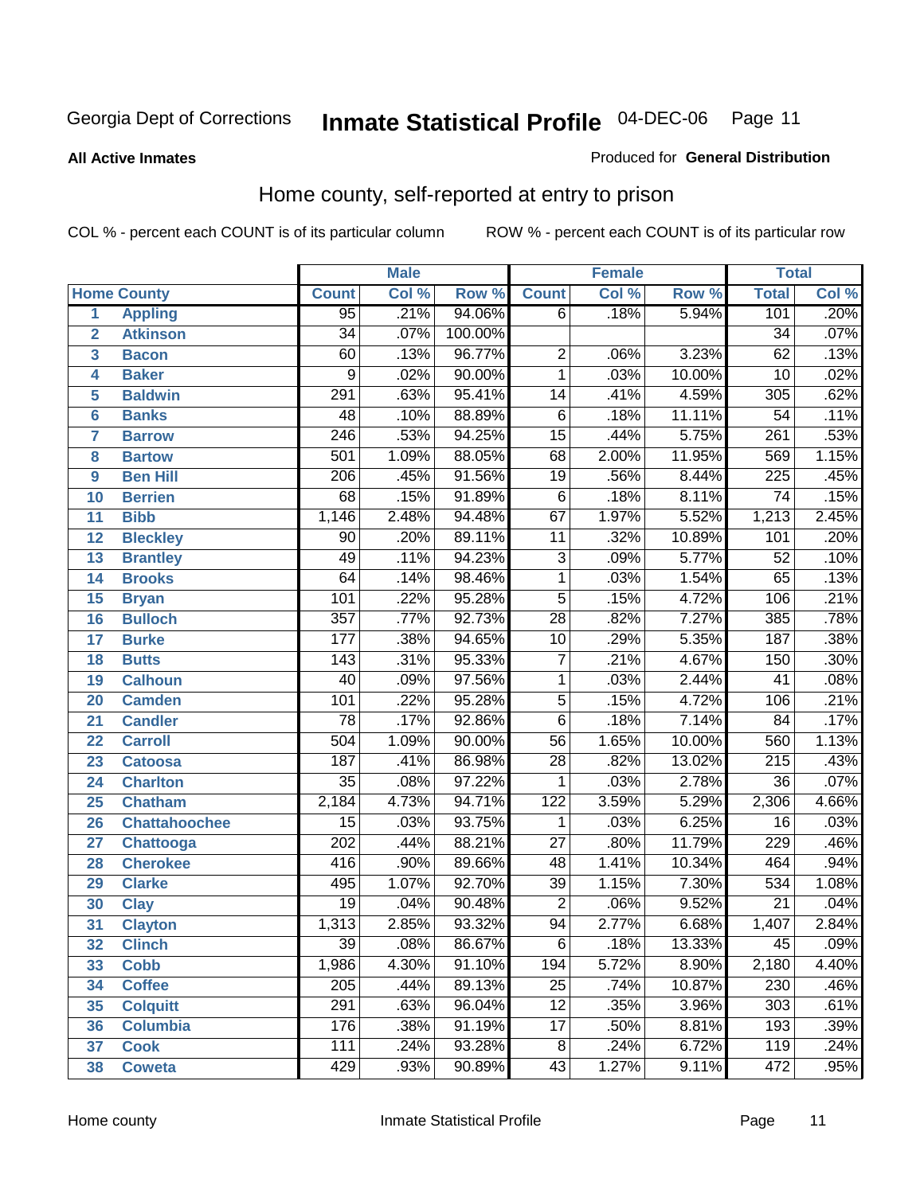Georgia Dept of Corrections **Inmate Statistical Profile** 04-DEC-06

**All Active Inmates**

Produced for **General Distribution**

## Home county, self-reported at entry to prison

COL % - percent each COUNT is of its particular column ROW % - percent each COUNT is of its particular row

| Home County | | Male | | | Female | | | Total | |
|---|---|---|---|---|---|---|---|---|---|
| | | Count | Col % | Row % | Count | Col % | Row % | Total | Col % |
| 1 | Appling | 95 | .21% | 94.06% | 6 | .18% | 5.94% | 101 | .20% |
| 2 | Atkinson | 34 | .07% | 100.00% | | | | 34 | .07% |
| 3 | Bacon | 60 | .13% | 96.77% | 2 | .06% | 3.23% | 62 | .13% |
| 4 | Baker | 9 | .02% | 90.00% | 1 | .03% | 10.00% | 10 | .02% |
| 5 | Baldwin | 291 | .63% | 95.41% | 14 | .41% | 4.59% | 305 | .62% |
| 6 | Banks | 48 | .10% | 88.89% | 6 | .18% | 11.11% | 54 | .11% |
| 7 | Barrow | 246 | .53% | 94.25% | 15 | .44% | 5.75% | 261 | .53% |
| 8 | Bartow | 501 | 1.09% | 88.05% | 68 | 2.00% | 11.95% | 569 | 1.15% |
| 9 | Ben Hill | 206 | .45% | 91.56% | 19 | .56% | 8.44% | 225 | .45% |
| 10 | Berrien | 68 | .15% | 91.89% | 6 | .18% | 8.11% | 74 | .15% |
| 11 | Bibb | 1,146 | 2.48% | 94.48% | 67 | 1.97% | 5.52% | 1,213 | 2.45% |
| 12 | Bleckley | 90 | .20% | 89.11% | 11 | .32% | 10.89% | 101 | .20% |
| 13 | Brantley | 49 | .11% | 94.23% | 3 | .09% | 5.77% | 52 | .10% |
| 14 | Brooks | 64 | .14% | 98.46% | 1 | .03% | 1.54% | 65 | .13% |
| 15 | Bryan | 101 | .22% | 95.28% | 5 | .15% | 4.72% | 106 | .21% |
| 16 | Bulloch | 357 | .77% | 92.73% | 28 | .82% | 7.27% | 385 | .78% |
| 17 | Burke | 177 | .38% | 94.65% | 10 | .29% | 5.35% | 187 | .38% |
| 18 | Butts | 143 | .31% | 95.33% | 7 | .21% | 4.67% | 150 | .30% |
| 19 | Calhoun | 40 | .09% | 97.56% | 1 | .03% | 2.44% | 41 | .08% |
| 20 | Camden | 101 | .22% | 95.28% | 5 | .15% | 4.72% | 106 | .21% |
| 21 | Candler | 78 | .17% | 92.86% | 6 | .18% | 7.14% | 84 | .17% |
| 22 | Carroll | 504 | 1.09% | 90.00% | 56 | 1.65% | 10.00% | 560 | 1.13% |
| 23 | Catoosa | 187 | .41% | 86.98% | 28 | .82% | 13.02% | 215 | .43% |
| 24 | Charlton | 35 | .08% | 97.22% | 1 | .03% | 2.78% | 36 | .07% |
| 25 | Chatham | 2,184 | 4.73% | 94.71% | 122 | 3.59% | 5.29% | 2,306 | 4.66% |
| 26 | Chattahoochee | 15 | .03% | 93.75% | 1 | .03% | 6.25% | 16 | .03% |
| 27 | Chattooga | 202 | .44% | 88.21% | 27 | .80% | 11.79% | 229 | .46% |
| 28 | Cherokee | 416 | .90% | 89.66% | 48 | 1.41% | 10.34% | 464 | .94% |
| 29 | Clarke | 495 | 1.07% | 92.70% | 39 | 1.15% | 7.30% | 534 | 1.08% |
| 30 | Clay | 19 | .04% | 90.48% | 2 | .06% | 9.52% | 21 | .04% |
| 31 | Clayton | 1,313 | 2.85% | 93.32% | 94 | 2.77% | 6.68% | 1,407 | 2.84% |
| 32 | Clinch | 39 | .08% | 86.67% | 6 | .18% | 13.33% | 45 | .09% |
| 33 | Cobb | 1,986 | 4.30% | 91.10% | 194 | 5.72% | 8.90% | 2,180 | 4.40% |
| 34 | Coffee | 205 | .44% | 89.13% | 25 | .74% | 10.87% | 230 | .46% |
| 35 | Colquitt | 291 | .63% | 96.04% | 12 | .35% | 3.96% | 303 | .61% |
| 36 | Columbia | 176 | .38% | 91.19% | 17 | .50% | 8.81% | 193 | .39% |
| 37 | Cook | 111 | .24% | 93.28% | 8 | .24% | 6.72% | 119 | .24% |
| 38 | Coweta | 429 | .93% | 90.89% | 43 | 1.27% | 9.11% | 472 | .95% |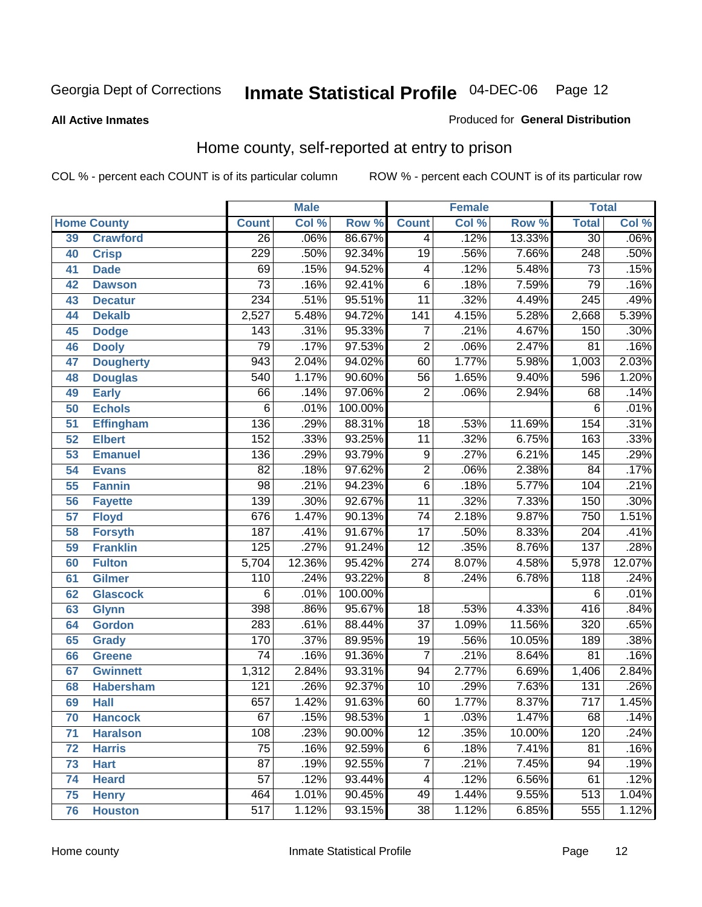Georgia Dept of Corrections **Inmate Statistical Profile** 04-DEC-06

**All Active Inmates**

Produced for **General Distribution**

## Home county, self-reported at entry to prison

COL % - percent each COUNT is of its particular column

ROW % - percent each COUNT is of its particular row

| Home County | | Male | | | Female | | | Total | |
|---|---|---|---|---|---|---|---|---|---|
| | | Count | Col % | Row % | Count | Col % | Row % | Total | Col % |
| 39 | Crawford | 26 | .06% | 86.67% | 4 | .12% | 13.33% | 30 | .06% |
| 40 | Crisp | 229 | .50% | 92.34% | 19 | .56% | 7.66% | 248 | .50% |
| 41 | Dade | 69 | .15% | 94.52% | 4 | .12% | 5.48% | 73 | .15% |
| 42 | Dawson | 73 | .16% | 92.41% | 6 | .18% | 7.59% | 79 | .16% |
| 43 | Decatur | 234 | .51% | 95.51% | 11 | .32% | 4.49% | 245 | .49% |
| 44 | Dekalb | 2,527 | 5.48% | 94.72% | 141 | 4.15% | 5.28% | 2,668 | 5.39% |
| 45 | Dodge | 143 | .31% | 95.33% | 7 | .21% | 4.67% | 150 | .30% |
| 46 | Dooly | 79 | .17% | 97.53% | 2 | .06% | 2.47% | 81 | .16% |
| 47 | Dougherty | 943 | 2.04% | 94.02% | 60 | 1.77% | 5.98% | 1,003 | 2.03% |
| 48 | Douglas | 540 | 1.17% | 90.60% | 56 | 1.65% | 9.40% | 596 | 1.20% |
| 49 | Early | 66 | .14% | 97.06% | 2 | .06% | 2.94% | 68 | .14% |
| 50 | Echols | 6 | .01% | 100.00% | | | | 6 | .01% |
| 51 | Effingham | 136 | .29% | 88.31% | 18 | .53% | 11.69% | 154 | .31% |
| 52 | Elbert | 152 | .33% | 93.25% | 11 | .32% | 6.75% | 163 | .33% |
| 53 | Emanuel | 136 | .29% | 93.79% | 9 | .27% | 6.21% | 145 | .29% |
| 54 | Evans | 82 | .18% | 97.62% | 2 | .06% | 2.38% | 84 | .17% |
| 55 | Fannin | 98 | .21% | 94.23% | 6 | .18% | 5.77% | 104 | .21% |
| 56 | Fayette | 139 | .30% | 92.67% | 11 | .32% | 7.33% | 150 | .30% |
| 57 | Floyd | 676 | 1.47% | 90.13% | 74 | 2.18% | 9.87% | 750 | 1.51% |
| 58 | Forsyth | 187 | .41% | 91.67% | 17 | .50% | 8.33% | 204 | .41% |
| 59 | Franklin | 125 | .27% | 91.24% | 12 | .35% | 8.76% | 137 | .28% |
| 60 | Fulton | 5,704 | 12.36% | 95.42% | 274 | 8.07% | 4.58% | 5,978 | 12.07% |
| 61 | Gilmer | 110 | .24% | 93.22% | 8 | .24% | 6.78% | 118 | .24% |
| 62 | Glascock | 6 | .01% | 100.00% | | | | 6 | .01% |
| 63 | Glynn | 398 | .86% | 95.67% | 18 | .53% | 4.33% | 416 | .84% |
| 64 | Gordon | 283 | .61% | 88.44% | 37 | 1.09% | 11.56% | 320 | .65% |
| 65 | Grady | 170 | .37% | 89.95% | 19 | .56% | 10.05% | 189 | .38% |
| 66 | Greene | 74 | .16% | 91.36% | 7 | .21% | 8.64% | 81 | .16% |
| 67 | Gwinnett | 1,312 | 2.84% | 93.31% | 94 | 2.77% | 6.69% | 1,406 | 2.84% |
| 68 | Habersham | 121 | .26% | 92.37% | 10 | .29% | 7.63% | 131 | .26% |
| 69 | Hall | 657 | 1.42% | 91.63% | 60 | 1.77% | 8.37% | 717 | 1.45% |
| 70 | Hancock | 67 | .15% | 98.53% | 1 | .03% | 1.47% | 68 | .14% |
| 71 | Haralson | 108 | .23% | 90.00% | 12 | .35% | 10.00% | 120 | .24% |
| 72 | Harris | 75 | .16% | 92.59% | 6 | .18% | 7.41% | 81 | .16% |
| 73 | Hart | 87 | .19% | 92.55% | 7 | .21% | 7.45% | 94 | .19% |
| 74 | Heard | 57 | .12% | 93.44% | 4 | .12% | 6.56% | 61 | .12% |
| 75 | Henry | 464 | 1.01% | 90.45% | 49 | 1.44% | 9.55% | 513 | 1.04% |
| 76 | Houston | 517 | 1.12% | 93.15% | 38 | 1.12% | 6.85% | 555 | 1.12% |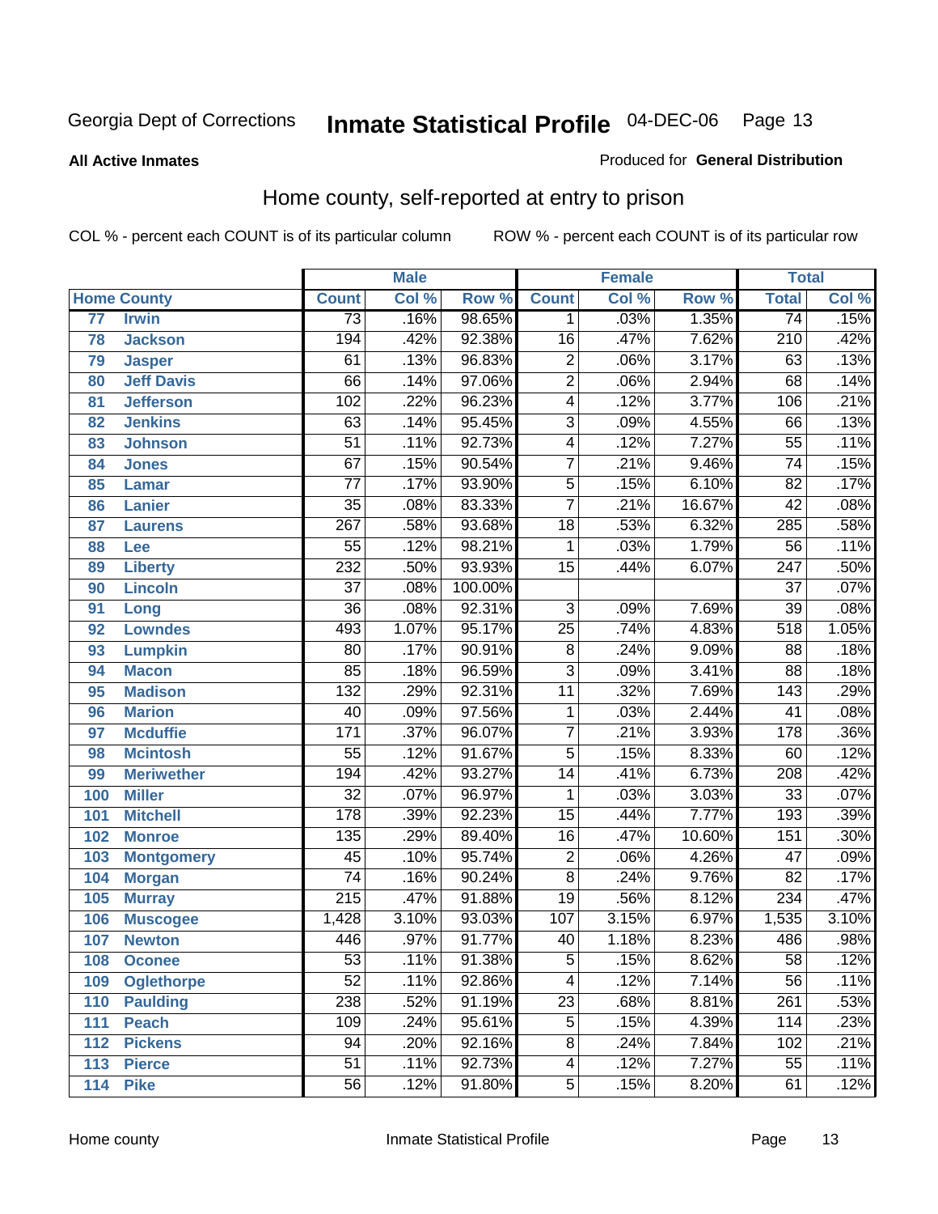Georgia Dept of Corrections **Inmate Statistical Profile** 04-DEC-06

**All Active Inmates** Produced for **General Distribution**

## Home county, self-reported at entry to prison

COL % - percent each COUNT is of its particular column ROW % - percent each COUNT is of its particular row

| Home County | | Male | | | Female | | | Total | |
|---|---|---|---|---|---|---|---|---|---|
| | | Count | Col % | Row % | Count | Col % | Row % | Total | Col % |
| 77 | Irwin | 73 | .16% | 98.65% | 1 | .03% | 1.35% | 74 | .15% |
| 78 | Jackson | 194 | .42% | 92.38% | 16 | .47% | 7.62% | 210 | .42% |
| 79 | Jasper | 61 | .13% | 96.83% | 2 | .06% | 3.17% | 63 | .13% |
| 80 | Jeff Davis | 66 | .14% | 97.06% | 2 | .06% | 2.94% | 68 | .14% |
| 81 | Jefferson | 102 | .22% | 96.23% | 4 | .12% | 3.77% | 106 | .21% |
| 82 | Jenkins | 63 | .14% | 95.45% | 3 | .09% | 4.55% | 66 | .13% |
| 83 | Johnson | 51 | .11% | 92.73% | 4 | .12% | 7.27% | 55 | .11% |
| 84 | Jones | 67 | .15% | 90.54% | 7 | .21% | 9.46% | 74 | .15% |
| 85 | Lamar | 77 | .17% | 93.90% | 5 | .15% | 6.10% | 82 | .17% |
| 86 | Lanier | 35 | .08% | 83.33% | 7 | .21% | 16.67% | 42 | .08% |
| 87 | Laurens | 267 | .58% | 93.68% | 18 | .53% | 6.32% | 285 | .58% |
| 88 | Lee | 55 | .12% | 98.21% | 1 | .03% | 1.79% | 56 | .11% |
| 89 | Liberty | 232 | .50% | 93.93% | 15 | .44% | 6.07% | 247 | .50% |
| 90 | Lincoln | 37 | .08% | 100.00% | | | | 37 | .07% |
| 91 | Long | 36 | .08% | 92.31% | 3 | .09% | 7.69% | 39 | .08% |
| 92 | Lowndes | 493 | 1.07% | 95.17% | 25 | .74% | 4.83% | 518 | 1.05% |
| 93 | Lumpkin | 80 | .17% | 90.91% | 8 | .24% | 9.09% | 88 | .18% |
| 94 | Macon | 85 | .18% | 96.59% | 3 | .09% | 3.41% | 88 | .18% |
| 95 | Madison | 132 | .29% | 92.31% | 11 | .32% | 7.69% | 143 | .29% |
| 96 | Marion | 40 | .09% | 97.56% | 1 | .03% | 2.44% | 41 | .08% |
| 97 | Mcduffie | 171 | .37% | 96.07% | 7 | .21% | 3.93% | 178 | .36% |
| 98 | Mcintosh | 55 | .12% | 91.67% | 5 | .15% | 8.33% | 60 | .12% |
| 99 | Meriwether | 194 | .42% | 93.27% | 14 | .41% | 6.73% | 208 | .42% |
| 100 | Miller | 32 | .07% | 96.97% | 1 | .03% | 3.03% | 33 | .07% |
| 101 | Mitchell | 178 | .39% | 92.23% | 15 | .44% | 7.77% | 193 | .39% |
| 102 | Monroe | 135 | .29% | 89.40% | 16 | .47% | 10.60% | 151 | .30% |
| 103 | Montgomery | 45 | .10% | 95.74% | 2 | .06% | 4.26% | 47 | .09% |
| 104 | Morgan | 74 | .16% | 90.24% | 8 | .24% | 9.76% | 82 | .17% |
| 105 | Murray | 215 | .47% | 91.88% | 19 | .56% | 8.12% | 234 | .47% |
| 106 | Muscogee | 1,428 | 3.10% | 93.03% | 107 | 3.15% | 6.97% | 1,535 | 3.10% |
| 107 | Newton | 446 | .97% | 91.77% | 40 | 1.18% | 8.23% | 486 | .98% |
| 108 | Oconee | 53 | .11% | 91.38% | 5 | .15% | 8.62% | 58 | .12% |
| 109 | Oglethorpe | 52 | .11% | 92.86% | 4 | .12% | 7.14% | 56 | .11% |
| 110 | Paulding | 238 | .52% | 91.19% | 23 | .68% | 8.81% | 261 | .53% |
| 111 | Peach | 109 | .24% | 95.61% | 5 | .15% | 4.39% | 114 | .23% |
| 112 | Pickens | 94 | .20% | 92.16% | 8 | .24% | 7.84% | 102 | .21% |
| 113 | Pierce | 51 | .11% | 92.73% | 4 | .12% | 7.27% | 55 | .11% |
| 114 | Pike | 56 | .12% | 91.80% | 5 | .15% | 8.20% | 61 | .12% |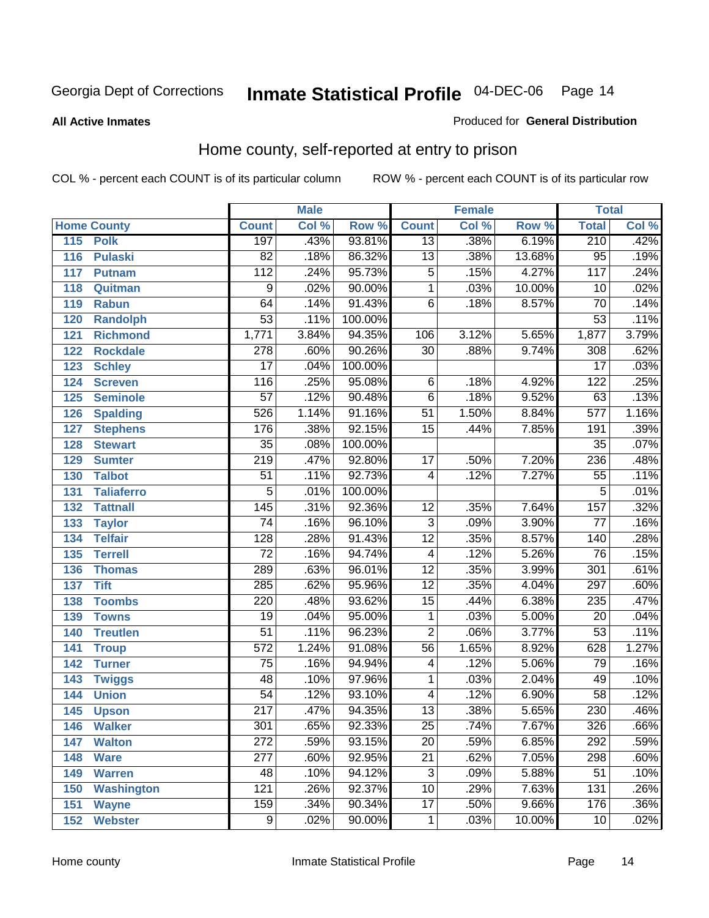Georgia Dept of Corrections **Inmate Statistical Profile** 04-DEC-06

**All Active Inmates**

Produced for **General Distribution**

## Home county, self-reported at entry to prison

COL % - percent each COUNT is of its particular column ROW % - percent each COUNT is of its particular row

| Home County | | Male | | | Female | | | Total | |
|---|---|---|---|---|---|---|---|---|---|
| | | Count | Col % | Row % | Count | Col % | Row % | Total | Col % |
| 115 | Polk | 197 | .43% | 93.81% | 13 | .38% | 6.19% | 210 | .42% |
| 116 | Pulaski | 82 | .18% | 86.32% | 13 | .38% | 13.68% | 95 | .19% |
| 117 | Putnam | 112 | .24% | 95.73% | 5 | .15% | 4.27% | 117 | .24% |
| 118 | Quitman | 9 | .02% | 90.00% | 1 | .03% | 10.00% | 10 | .02% |
| 119 | Rabun | 64 | .14% | 91.43% | 6 | .18% | 8.57% | 70 | .14% |
| 120 | Randolph | 53 | .11% | 100.00% | | | | 53 | .11% |
| 121 | Richmond | 1,771 | 3.84% | 94.35% | 106 | 3.12% | 5.65% | 1,877 | 3.79% |
| 122 | Rockdale | 278 | .60% | 90.26% | 30 | .88% | 9.74% | 308 | .62% |
| 123 | Schley | 17 | .04% | 100.00% | | | | 17 | .03% |
| 124 | Screven | 116 | .25% | 95.08% | 6 | .18% | 4.92% | 122 | .25% |
| 125 | Seminole | 57 | .12% | 90.48% | 6 | .18% | 9.52% | 63 | .13% |
| 126 | Spalding | 526 | 1.14% | 91.16% | 51 | 1.50% | 8.84% | 577 | 1.16% |
| 127 | Stephens | 176 | .38% | 92.15% | 15 | .44% | 7.85% | 191 | .39% |
| 128 | Stewart | 35 | .08% | 100.00% | | | | 35 | .07% |
| 129 | Sumter | 219 | .47% | 92.80% | 17 | .50% | 7.20% | 236 | .48% |
| 130 | Talbot | 51 | .11% | 92.73% | 4 | .12% | 7.27% | 55 | .11% |
| 131 | Taliaferro | 5 | .01% | 100.00% | | | | 5 | .01% |
| 132 | Tattnall | 145 | .31% | 92.36% | 12 | .35% | 7.64% | 157 | .32% |
| 133 | Taylor | 74 | .16% | 96.10% | 3 | .09% | 3.90% | 77 | .16% |
| 134 | Telfair | 128 | .28% | 91.43% | 12 | .35% | 8.57% | 140 | .28% |
| 135 | Terrell | 72 | .16% | 94.74% | 4 | .12% | 5.26% | 76 | .15% |
| 136 | Thomas | 289 | .63% | 96.01% | 12 | .35% | 3.99% | 301 | .61% |
| 137 | Tift | 285 | .62% | 95.96% | 12 | .35% | 4.04% | 297 | .60% |
| 138 | Toombs | 220 | .48% | 93.62% | 15 | .44% | 6.38% | 235 | .47% |
| 139 | Towns | 19 | .04% | 95.00% | 1 | .03% | 5.00% | 20 | .04% |
| 140 | Treutlen | 51 | .11% | 96.23% | 2 | .06% | 3.77% | 53 | .11% |
| 141 | Troup | 572 | 1.24% | 91.08% | 56 | 1.65% | 8.92% | 628 | 1.27% |
| 142 | Turner | 75 | .16% | 94.94% | 4 | .12% | 5.06% | 79 | .16% |
| 143 | Twiggs | 48 | .10% | 97.96% | 1 | .03% | 2.04% | 49 | .10% |
| 144 | Union | 54 | .12% | 93.10% | 4 | .12% | 6.90% | 58 | .12% |
| 145 | Upson | 217 | .47% | 94.35% | 13 | .38% | 5.65% | 230 | .46% |
| 146 | Walker | 301 | .65% | 92.33% | 25 | .74% | 7.67% | 326 | .66% |
| 147 | Walton | 272 | .59% | 93.15% | 20 | .59% | 6.85% | 292 | .59% |
| 148 | Ware | 277 | .60% | 92.95% | 21 | .62% | 7.05% | 298 | .60% |
| 149 | Warren | 48 | .10% | 94.12% | 3 | .09% | 5.88% | 51 | .10% |
| 150 | Washington | 121 | .26% | 92.37% | 10 | .29% | 7.63% | 131 | .26% |
| 151 | Wayne | 159 | .34% | 90.34% | 17 | .50% | 9.66% | 176 | .36% |
| 152 | Webster | 9 | .02% | 90.00% | 1 | .03% | 10.00% | 10 | .02% |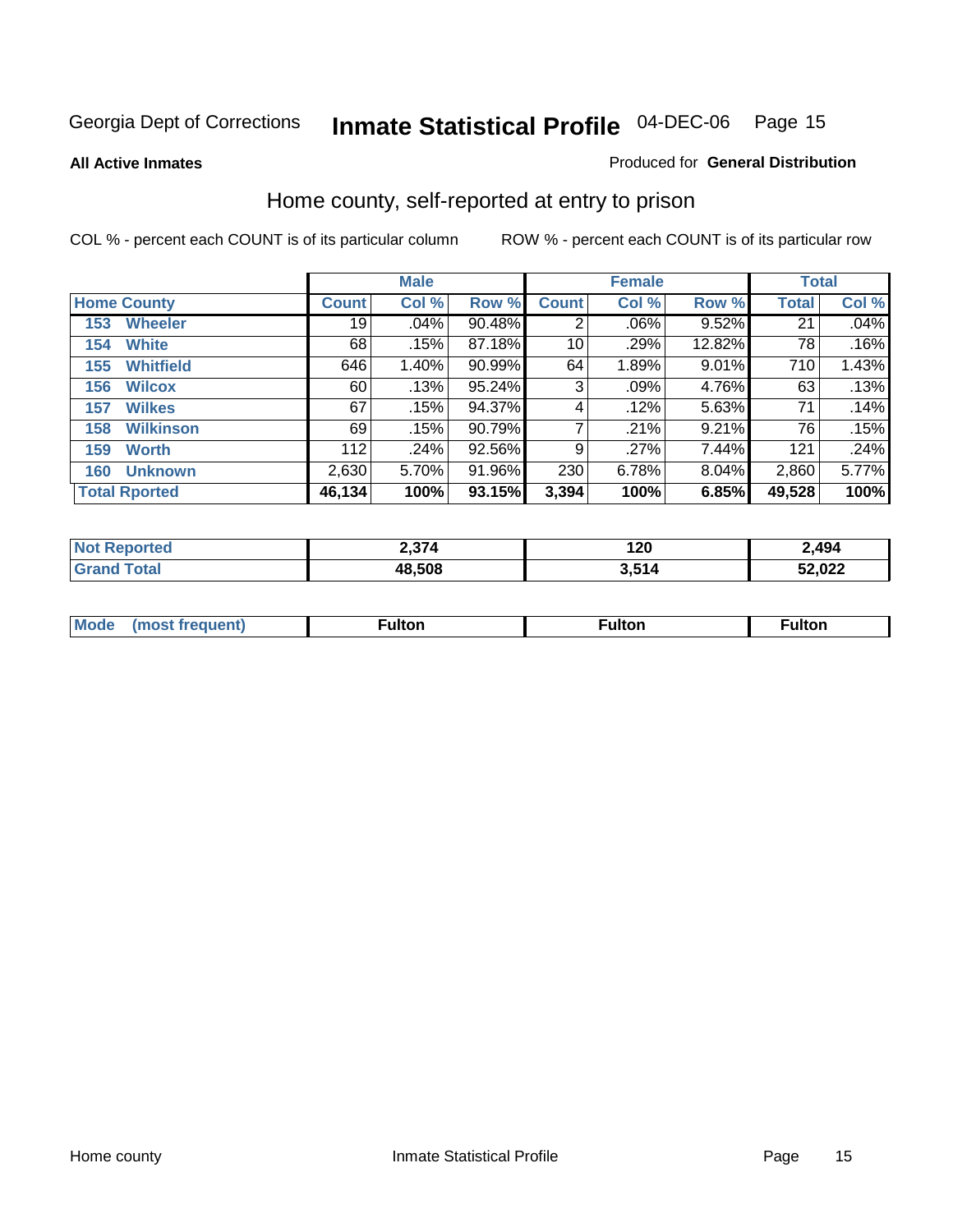Georgia Dept of Corrections **Inmate Statistical Profile** 04-DEC-06

**All Active Inmates**

Produced for **General Distribution**

## Home county, self-reported at entry to prison

COL % - percent each COUNT is of its particular column

ROW % - percent each COUNT is of its particular row

| Home County | Male | | | Female | | | Total | |
|---|---|---|---|---|---|---|---|---|
| | Count | Col % | Row % | Count | Col % | Row % | Total | Col % |
| 153 Wheeler | 19 | .04% | 90.48% | 2 | .06% | 9.52% | 21 | .04% |
| 154 White | 68 | .15% | 87.18% | 10 | .29% | 12.82% | 78 | .16% |
| 155 Whitfield | 646 | 1.40% | 90.99% | 64 | 1.89% | 9.01% | 710 | 1.43% |
| 156 Wilcox | 60 | .13% | 95.24% | 3 | .09% | 4.76% | 63 | .13% |
| 157 Wilkes | 67 | .15% | 94.37% | 4 | .12% | 5.63% | 71 | .14% |
| 158 Wilkinson | 69 | .15% | 90.79% | 7 | .21% | 9.21% | 76 | .15% |
| 159 Worth | 112 | .24% | 92.56% | 9 | .27% | 7.44% | 121 | .24% |
| 160 Unknown | 2,630 | 5.70% | 91.96% | 230 | 6.78% | 8.04% | 2,860 | 5.77% |
| **Total Rported** | **46,134** | **100%** | **93.15%** | **3,394** | **100%** | **6.85%** | **49,528** | **100%** |

| | Male | Female | Total |
|---|---|---|---|
| Not Reported | 2,374 | 120 | 2,494 |
| Grand Total | 48,508 | 3,514 | 52,022 |

| | Male | Female | Total |
|---|---|---|---|
| Mode (most frequent) | Fulton | Fulton | Fulton |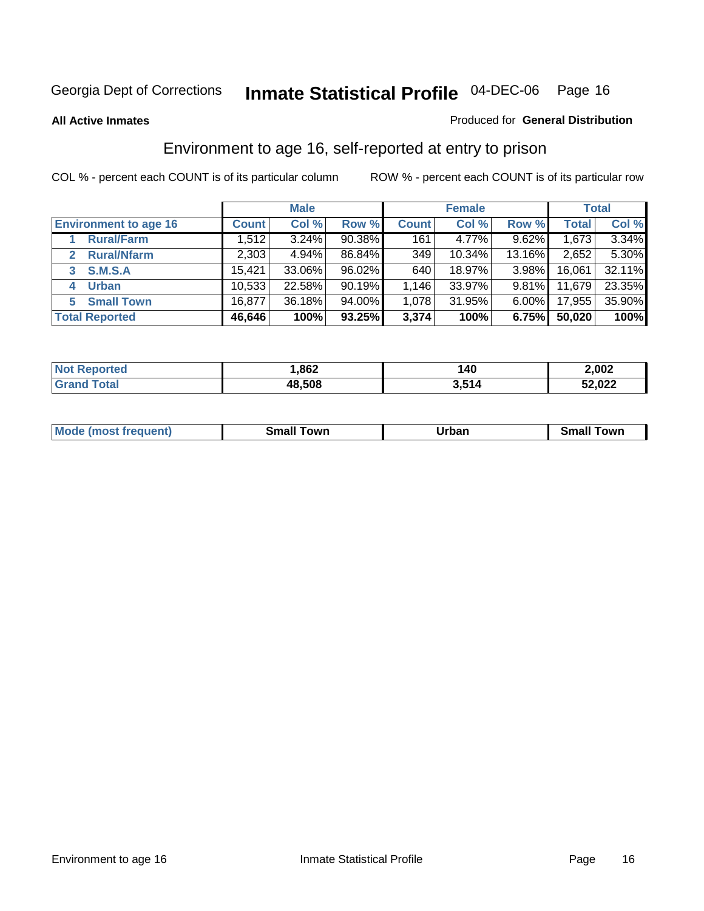Georgia Dept of Corrections **Inmate Statistical Profile** 04-DEC-06

**All Active Inmates**

Produced for **General Distribution**

## Environment to age 16, self-reported at entry to prison

COL % - percent each COUNT is of its particular column

ROW % - percent each COUNT is of its particular row

| | Male | | | Female | | | Total | |
|---|---|---|---|---|---|---|---|---|
| **Environment to age 16** | **Count** | **Col %** | **Row %** | **Count** | **Col %** | **Row %** | **Total** | **Col %** |
| 1 Rural/Farm | 1,512 | 3.24% | 90.38% | 161 | 4.77% | 9.62% | 1,673 | 3.34% |
| 2 Rural/Nfarm | 2,303 | 4.94% | 86.84% | 349 | 10.34% | 13.16% | 2,652 | 5.30% |
| 3 S.M.S.A | 15,421 | 33.06% | 96.02% | 640 | 18.97% | 3.98% | 16,061 | 32.11% |
| 4 Urban | 10,533 | 22.58% | 90.19% | 1,146 | 33.97% | 9.81% | 11,679 | 23.35% |
| 5 Small Town | 16,877 | 36.18% | 94.00% | 1,078 | 31.95% | 6.00% | 17,955 | 35.90% |
| **Total Reported** | **46,646** | **100%** | **93.25%** | **3,374** | **100%** | **6.75%** | **50,020** | **100%** |

| | Male | Female | Total |
|---|---|---|---|
| Not Reported | 1,862 | 140 | 2,002 |
| Grand Total | 48,508 | 3,514 | 52,022 |

| | Male | Female | Total |
|---|---|---|---|
| Mode (most frequent) | Small Town | Urban | Small Town |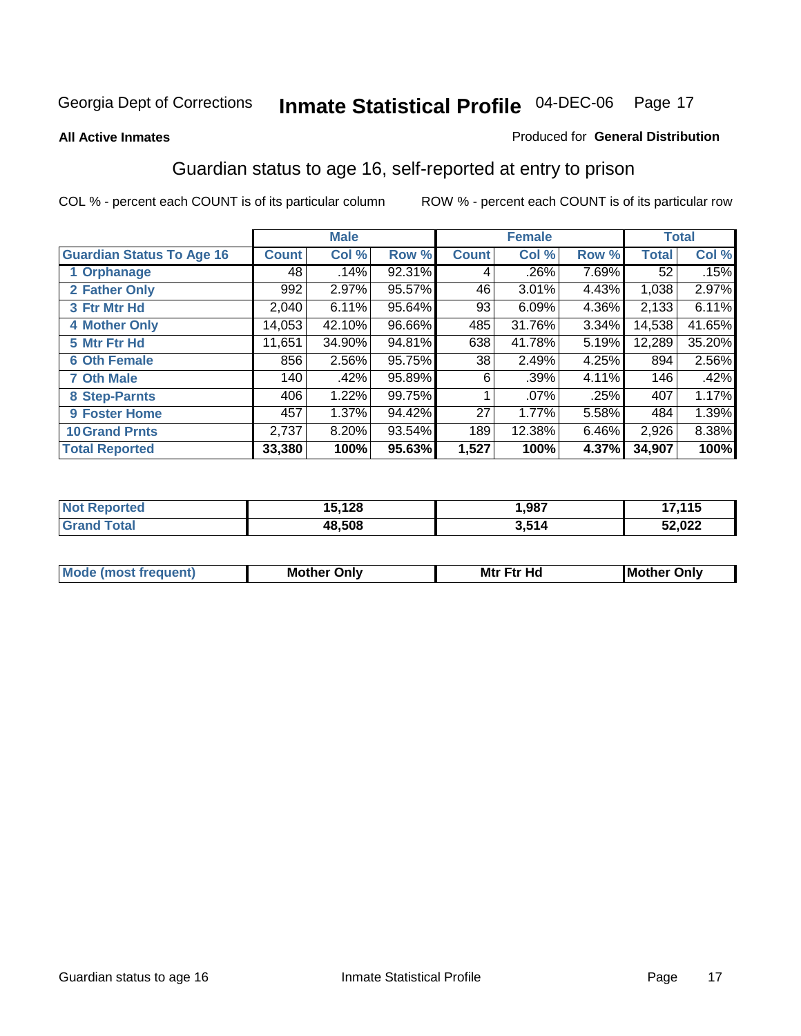Georgia Dept of Corrections **Inmate Statistical Profile** 04-DEC-06

**All Active Inmates**

Produced for **General Distribution**

## Guardian status to age 16, self-reported at entry to prison

COL % - percent each COUNT is of its particular column ROW % - percent each COUNT is of its particular row

| | Male | | | Female | | | Total | |
|---|---|---|---|---|---|---|---|---|
| **Guardian Status To Age 16** | **Count** | **Col %** | **Row %** | **Count** | **Col %** | **Row %** | **Total** | **Col %** |
| 1 Orphanage | 48 | .14% | 92.31% | 4 | .26% | 7.69% | 52 | .15% |
| 2 Father Only | 992 | 2.97% | 95.57% | 46 | 3.01% | 4.43% | 1,038 | 2.97% |
| 3 Ftr Mtr Hd | 2,040 | 6.11% | 95.64% | 93 | 6.09% | 4.36% | 2,133 | 6.11% |
| 4 Mother Only | 14,053 | 42.10% | 96.66% | 485 | 31.76% | 3.34% | 14,538 | 41.65% |
| 5 Mtr Ftr Hd | 11,651 | 34.90% | 94.81% | 638 | 41.78% | 5.19% | 12,289 | 35.20% |
| 6 Oth Female | 856 | 2.56% | 95.75% | 38 | 2.49% | 4.25% | 894 | 2.56% |
| 7 Oth Male | 140 | .42% | 95.89% | 6 | .39% | 4.11% | 146 | .42% |
| 8 Step-Parnts | 406 | 1.22% | 99.75% | 1 | .07% | .25% | 407 | 1.17% |
| 9 Foster Home | 457 | 1.37% | 94.42% | 27 | 1.77% | 5.58% | 484 | 1.39% |
| 10 Grand Prnts | 2,737 | 8.20% | 93.54% | 189 | 12.38% | 6.46% | 2,926 | 8.38% |
| **Total Reported** | **33,380** | **100%** | **95.63%** | **1,527** | **100%** | **4.37%** | **34,907** | **100%** |

| | Male | Female | Total |
|---|---|---|---|
| Not Reported | **15,128** | **1,987** | **17,115** |
| Grand Total | **48,508** | **3,514** | **52,022** |

| | Male | Female | Total |
|---|---|---|---|
| Mode (most frequent) | **Mother Only** | **Mtr Ftr Hd** | **Mother Only** |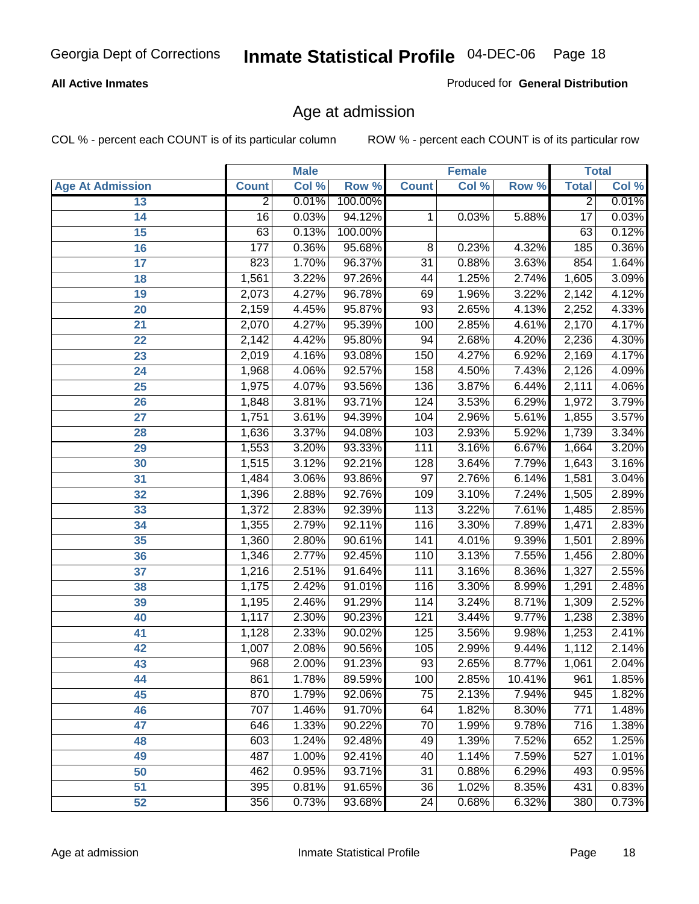**All Active Inmates**

Produced for **General Distribution**

## Age at admission

COL % - percent each COUNT is of its particular column

ROW % - percent each COUNT is of its particular row

| | Male | | | Female | | | Total | |
|---|---|---|---|---|---|---|---|---|
| Age At Admission | Count | Col % | Row % | Count | Col % | Row % | Total | Col % |
| 13 | 2 | 0.01% | 100.00% | | | | 2 | 0.01% |
| 14 | 16 | 0.03% | 94.12% | 1 | 0.03% | 5.88% | 17 | 0.03% |
| 15 | 63 | 0.13% | 100.00% | | | | 63 | 0.12% |
| 16 | 177 | 0.36% | 95.68% | 8 | 0.23% | 4.32% | 185 | 0.36% |
| 17 | 823 | 1.70% | 96.37% | 31 | 0.88% | 3.63% | 854 | 1.64% |
| 18 | 1,561 | 3.22% | 97.26% | 44 | 1.25% | 2.74% | 1,605 | 3.09% |
| 19 | 2,073 | 4.27% | 96.78% | 69 | 1.96% | 3.22% | 2,142 | 4.12% |
| 20 | 2,159 | 4.45% | 95.87% | 93 | 2.65% | 4.13% | 2,252 | 4.33% |
| 21 | 2,070 | 4.27% | 95.39% | 100 | 2.85% | 4.61% | 2,170 | 4.17% |
| 22 | 2,142 | 4.42% | 95.80% | 94 | 2.68% | 4.20% | 2,236 | 4.30% |
| 23 | 2,019 | 4.16% | 93.08% | 150 | 4.27% | 6.92% | 2,169 | 4.17% |
| 24 | 1,968 | 4.06% | 92.57% | 158 | 4.50% | 7.43% | 2,126 | 4.09% |
| 25 | 1,975 | 4.07% | 93.56% | 136 | 3.87% | 6.44% | 2,111 | 4.06% |
| 26 | 1,848 | 3.81% | 93.71% | 124 | 3.53% | 6.29% | 1,972 | 3.79% |
| 27 | 1,751 | 3.61% | 94.39% | 104 | 2.96% | 5.61% | 1,855 | 3.57% |
| 28 | 1,636 | 3.37% | 94.08% | 103 | 2.93% | 5.92% | 1,739 | 3.34% |
| 29 | 1,553 | 3.20% | 93.33% | 111 | 3.16% | 6.67% | 1,664 | 3.20% |
| 30 | 1,515 | 3.12% | 92.21% | 128 | 3.64% | 7.79% | 1,643 | 3.16% |
| 31 | 1,484 | 3.06% | 93.86% | 97 | 2.76% | 6.14% | 1,581 | 3.04% |
| 32 | 1,396 | 2.88% | 92.76% | 109 | 3.10% | 7.24% | 1,505 | 2.89% |
| 33 | 1,372 | 2.83% | 92.39% | 113 | 3.22% | 7.61% | 1,485 | 2.85% |
| 34 | 1,355 | 2.79% | 92.11% | 116 | 3.30% | 7.89% | 1,471 | 2.83% |
| 35 | 1,360 | 2.80% | 90.61% | 141 | 4.01% | 9.39% | 1,501 | 2.89% |
| 36 | 1,346 | 2.77% | 92.45% | 110 | 3.13% | 7.55% | 1,456 | 2.80% |
| 37 | 1,216 | 2.51% | 91.64% | 111 | 3.16% | 8.36% | 1,327 | 2.55% |
| 38 | 1,175 | 2.42% | 91.01% | 116 | 3.30% | 8.99% | 1,291 | 2.48% |
| 39 | 1,195 | 2.46% | 91.29% | 114 | 3.24% | 8.71% | 1,309 | 2.52% |
| 40 | 1,117 | 2.30% | 90.23% | 121 | 3.44% | 9.77% | 1,238 | 2.38% |
| 41 | 1,128 | 2.33% | 90.02% | 125 | 3.56% | 9.98% | 1,253 | 2.41% |
| 42 | 1,007 | 2.08% | 90.56% | 105 | 2.99% | 9.44% | 1,112 | 2.14% |
| 43 | 968 | 2.00% | 91.23% | 93 | 2.65% | 8.77% | 1,061 | 2.04% |
| 44 | 861 | 1.78% | 89.59% | 100 | 2.85% | 10.41% | 961 | 1.85% |
| 45 | 870 | 1.79% | 92.06% | 75 | 2.13% | 7.94% | 945 | 1.82% |
| 46 | 707 | 1.46% | 91.70% | 64 | 1.82% | 8.30% | 771 | 1.48% |
| 47 | 646 | 1.33% | 90.22% | 70 | 1.99% | 9.78% | 716 | 1.38% |
| 48 | 603 | 1.24% | 92.48% | 49 | 1.39% | 7.52% | 652 | 1.25% |
| 49 | 487 | 1.00% | 92.41% | 40 | 1.14% | 7.59% | 527 | 1.01% |
| 50 | 462 | 0.95% | 93.71% | 31 | 0.88% | 6.29% | 493 | 0.95% |
| 51 | 395 | 0.81% | 91.65% | 36 | 1.02% | 8.35% | 431 | 0.83% |
| 52 | 356 | 0.73% | 93.68% | 24 | 0.68% | 6.32% | 380 | 0.73% |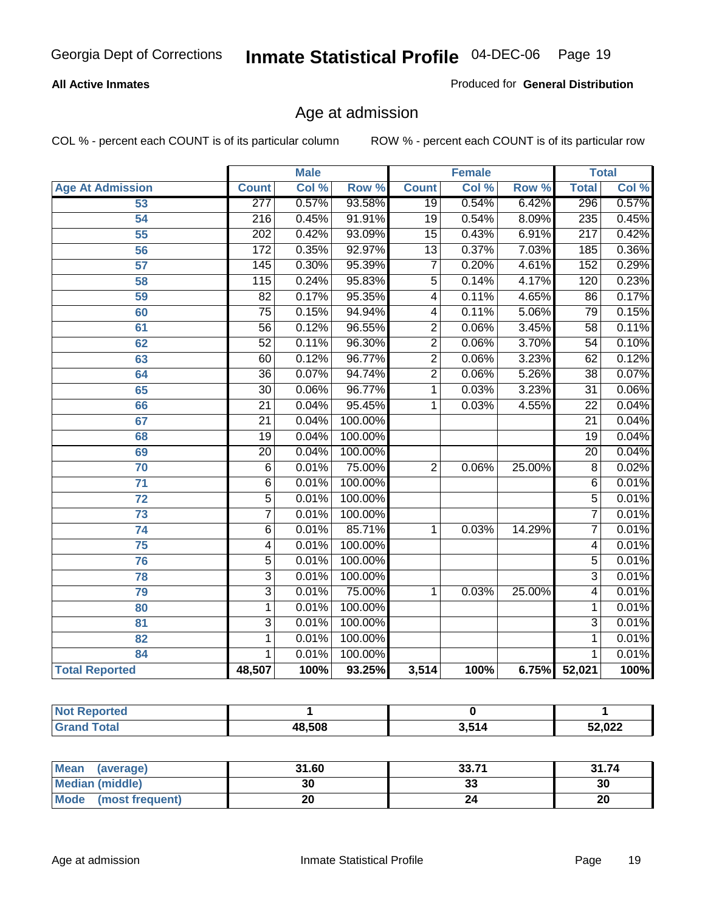**All Active Inmates**

Produced for **General Distribution**

## Age at admission

COL % - percent each COUNT is of its particular column

ROW % - percent each COUNT is of its particular row

| Age At Admission | Male | | | Female | | | Total | |
|---|---|---|---|---|---|---|---|---|
| | Count | Col % | Row % | Count | Col % | Row % | Total | Col % |
| 53 | 277 | 0.57% | 93.58% | 19 | 0.54% | 6.42% | 296 | 0.57% |
| 54 | 216 | 0.45% | 91.91% | 19 | 0.54% | 8.09% | 235 | 0.45% |
| 55 | 202 | 0.42% | 93.09% | 15 | 0.43% | 6.91% | 217 | 0.42% |
| 56 | 172 | 0.35% | 92.97% | 13 | 0.37% | 7.03% | 185 | 0.36% |
| 57 | 145 | 0.30% | 95.39% | 7 | 0.20% | 4.61% | 152 | 0.29% |
| 58 | 115 | 0.24% | 95.83% | 5 | 0.14% | 4.17% | 120 | 0.23% |
| 59 | 82 | 0.17% | 95.35% | 4 | 0.11% | 4.65% | 86 | 0.17% |
| 60 | 75 | 0.15% | 94.94% | 4 | 0.11% | 5.06% | 79 | 0.15% |
| 61 | 56 | 0.12% | 96.55% | 2 | 0.06% | 3.45% | 58 | 0.11% |
| 62 | 52 | 0.11% | 96.30% | 2 | 0.06% | 3.70% | 54 | 0.10% |
| 63 | 60 | 0.12% | 96.77% | 2 | 0.06% | 3.23% | 62 | 0.12% |
| 64 | 36 | 0.07% | 94.74% | 2 | 0.06% | 5.26% | 38 | 0.07% |
| 65 | 30 | 0.06% | 96.77% | 1 | 0.03% | 3.23% | 31 | 0.06% |
| 66 | 21 | 0.04% | 95.45% | 1 | 0.03% | 4.55% | 22 | 0.04% |
| 67 | 21 | 0.04% | 100.00% | | | | 21 | 0.04% |
| 68 | 19 | 0.04% | 100.00% | | | | 19 | 0.04% |
| 69 | 20 | 0.04% | 100.00% | | | | 20 | 0.04% |
| 70 | 6 | 0.01% | 75.00% | 2 | 0.06% | 25.00% | 8 | 0.02% |
| 71 | 6 | 0.01% | 100.00% | | | | 6 | 0.01% |
| 72 | 5 | 0.01% | 100.00% | | | | 5 | 0.01% |
| 73 | 7 | 0.01% | 100.00% | | | | 7 | 0.01% |
| 74 | 6 | 0.01% | 85.71% | 1 | 0.03% | 14.29% | 7 | 0.01% |
| 75 | 4 | 0.01% | 100.00% | | | | 4 | 0.01% |
| 76 | 5 | 0.01% | 100.00% | | | | 5 | 0.01% |
| 78 | 3 | 0.01% | 100.00% | | | | 3 | 0.01% |
| 79 | 3 | 0.01% | 75.00% | 1 | 0.03% | 25.00% | 4 | 0.01% |
| 80 | 1 | 0.01% | 100.00% | | | | 1 | 0.01% |
| 81 | 3 | 0.01% | 100.00% | | | | 3 | 0.01% |
| 82 | 1 | 0.01% | 100.00% | | | | 1 | 0.01% |
| 84 | 1 | 0.01% | 100.00% | | | | 1 | 0.01% |
| **Total Reported** | **48,507** | **100%** | **93.25%** | **3,514** | **100%** | **6.75%** | **52,021** | **100%** |

| | Male | Female | Total |
|---|---|---|---|
| Not Reported | 1 | 0 | 1 |
| Grand Total | 48,508 | 3,514 | 52,022 |

| | Male | Female | Total |
|---|---|---|---|
| Mean (average) | 31.60 | 33.71 | 31.74 |
| Median (middle) | 30 | 33 | 30 |
| Mode (most frequent) | 20 | 24 | 20 |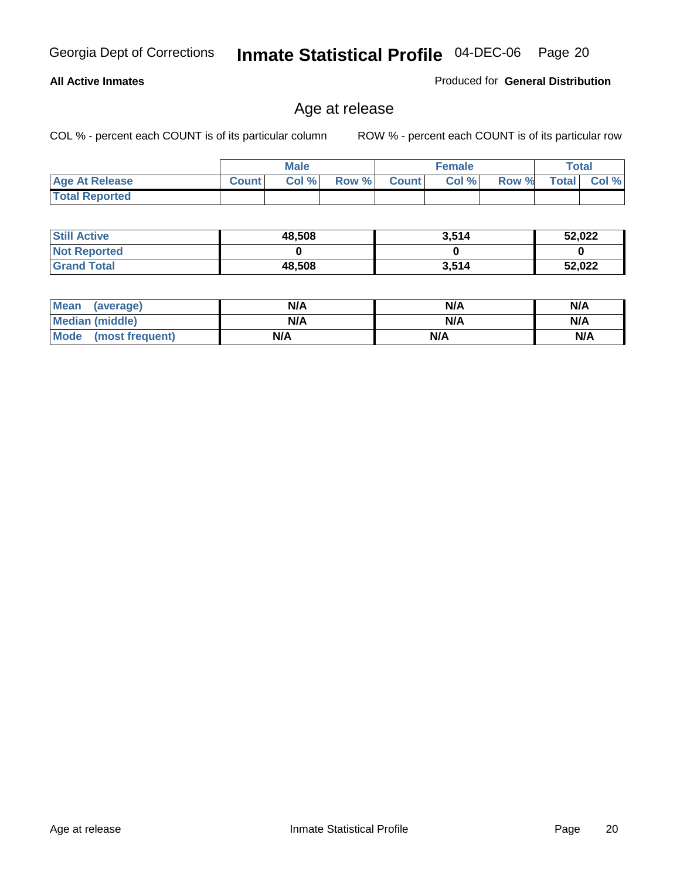Georgia Dept of Corrections **Inmate Statistical Profile** 04-DEC-06

**All Active Inmates**

Produced for **General Distribution**

## Age at release

COL % - percent each COUNT is of its particular column

ROW % - percent each COUNT is of its particular row

| | Male | | | Female | | | Total | |
|---|---|---|---|---|---|---|---|---|
| **Age At Release** | **Count** | **Col %** | **Row %** | **Count** | **Col %** | **Row %** | **Total** | **Col %** |
| **Total Reported** | | | | | | | | |

| | Male | Female | Total |
|---|---|---|---|
| **Still Active** | 48,508 | 3,514 | 52,022 |
| **Not Reported** | 0 | 0 | 0 |
| **Grand Total** | 48,508 | 3,514 | 52,022 |

| | Male | Female | Total |
|---|---|---|---|
| **Mean (average)** | N/A | N/A | N/A |
| **Median (middle)** | N/A | N/A | N/A |
| **Mode (most frequent)** | N/A | N/A | N/A |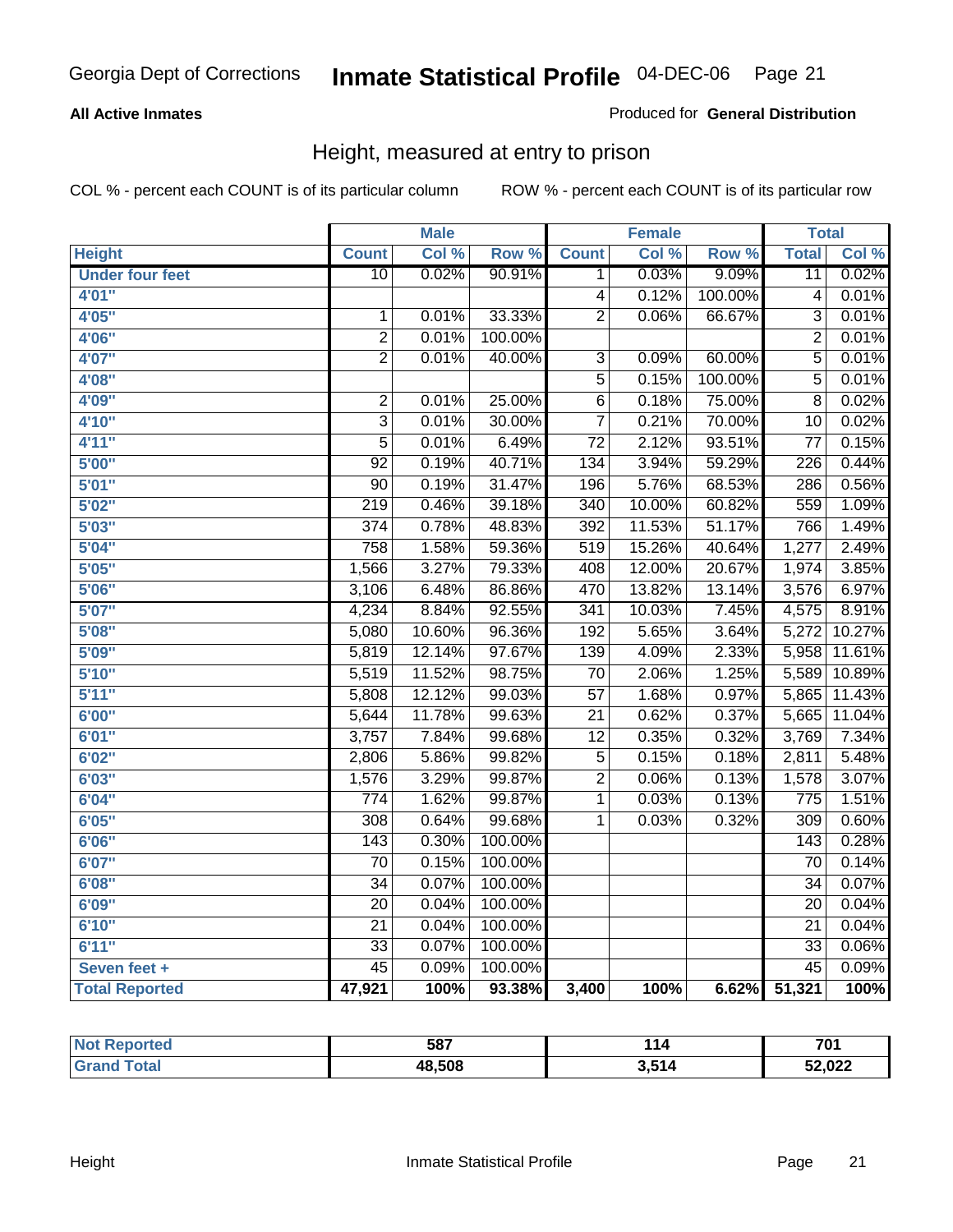Georgia Dept of Corrections **Inmate Statistical Profile** 04-DEC-06

**All Active Inmates**

Produced for **General Distribution**

## Height, measured at entry to prison

COL % - percent each COUNT is of its particular column  ROW % - percent each COUNT is of its particular row

| | Male | | | Female | | | Total | |
|---|---|---|---|---|---|---|---|---|
| **Height** | **Count** | **Col %** | **Row %** | **Count** | **Col %** | **Row %** | **Total** | **Col %** |
| **Under four feet** | 10 | 0.02% | 90.91% | 1 | 0.03% | 9.09% | 11 | 0.02% |
| **4'01"** | | | | 4 | 0.12% | 100.00% | 4 | 0.01% |
| **4'05"** | 1 | 0.01% | 33.33% | 2 | 0.06% | 66.67% | 3 | 0.01% |
| **4'06"** | 2 | 0.01% | 100.00% | | | | 2 | 0.01% |
| **4'07"** | 2 | 0.01% | 40.00% | 3 | 0.09% | 60.00% | 5 | 0.01% |
| **4'08"** | | | | 5 | 0.15% | 100.00% | 5 | 0.01% |
| **4'09"** | 2 | 0.01% | 25.00% | 6 | 0.18% | 75.00% | 8 | 0.02% |
| **4'10"** | 3 | 0.01% | 30.00% | 7 | 0.21% | 70.00% | 10 | 0.02% |
| **4'11"** | 5 | 0.01% | 6.49% | 72 | 2.12% | 93.51% | 77 | 0.15% |
| **5'00"** | 92 | 0.19% | 40.71% | 134 | 3.94% | 59.29% | 226 | 0.44% |
| **5'01"** | 90 | 0.19% | 31.47% | 196 | 5.76% | 68.53% | 286 | 0.56% |
| **5'02"** | 219 | 0.46% | 39.18% | 340 | 10.00% | 60.82% | 559 | 1.09% |
| **5'03"** | 374 | 0.78% | 48.83% | 392 | 11.53% | 51.17% | 766 | 1.49% |
| **5'04"** | 758 | 1.58% | 59.36% | 519 | 15.26% | 40.64% | 1,277 | 2.49% |
| **5'05"** | 1,566 | 3.27% | 79.33% | 408 | 12.00% | 20.67% | 1,974 | 3.85% |
| **5'06"** | 3,106 | 6.48% | 86.86% | 470 | 13.82% | 13.14% | 3,576 | 6.97% |
| **5'07"** | 4,234 | 8.84% | 92.55% | 341 | 10.03% | 7.45% | 4,575 | 8.91% |
| **5'08"** | 5,080 | 10.60% | 96.36% | 192 | 5.65% | 3.64% | 5,272 | 10.27% |
| **5'09"** | 5,819 | 12.14% | 97.67% | 139 | 4.09% | 2.33% | 5,958 | 11.61% |
| **5'10"** | 5,519 | 11.52% | 98.75% | 70 | 2.06% | 1.25% | 5,589 | 10.89% |
| **5'11"** | 5,808 | 12.12% | 99.03% | 57 | 1.68% | 0.97% | 5,865 | 11.43% |
| **6'00"** | 5,644 | 11.78% | 99.63% | 21 | 0.62% | 0.37% | 5,665 | 11.04% |
| **6'01"** | 3,757 | 7.84% | 99.68% | 12 | 0.35% | 0.32% | 3,769 | 7.34% |
| **6'02"** | 2,806 | 5.86% | 99.82% | 5 | 0.15% | 0.18% | 2,811 | 5.48% |
| **6'03"** | 1,576 | 3.29% | 99.87% | 2 | 0.06% | 0.13% | 1,578 | 3.07% |
| **6'04"** | 774 | 1.62% | 99.87% | 1 | 0.03% | 0.13% | 775 | 1.51% |
| **6'05"** | 308 | 0.64% | 99.68% | 1 | 0.03% | 0.32% | 309 | 0.60% |
| **6'06"** | 143 | 0.30% | 100.00% | | | | 143 | 0.28% |
| **6'07"** | 70 | 0.15% | 100.00% | | | | 70 | 0.14% |
| **6'08"** | 34 | 0.07% | 100.00% | | | | 34 | 0.07% |
| **6'09"** | 20 | 0.04% | 100.00% | | | | 20 | 0.04% |
| **6'10"** | 21 | 0.04% | 100.00% | | | | 21 | 0.04% |
| **6'11"** | 33 | 0.07% | 100.00% | | | | 33 | 0.06% |
| **Seven feet +** | 45 | 0.09% | 100.00% | | | | 45 | 0.09% |
| **Total Reported** | **47,921** | **100%** | **93.38%** | **3,400** | **100%** | **6.62%** | **51,321** | **100%** |

| | Male | Female | Total |
|---|---|---|---|
| **Not Reported** | **587** | **114** | **701** |
| **Grand Total** | **48,508** | **3,514** | **52,022** |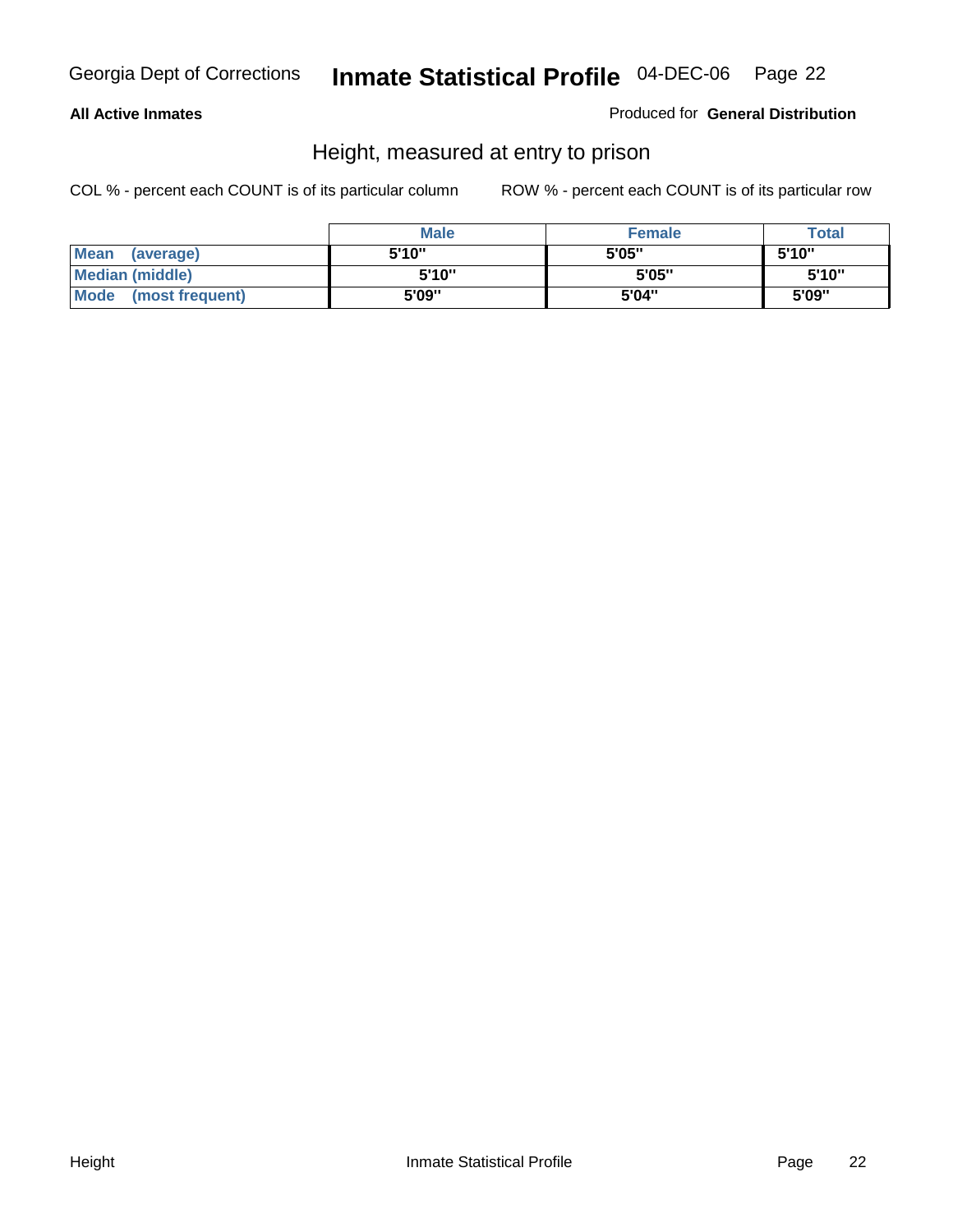**All Active Inmates** Produced for **General Distribution**

## Height, measured at entry to prison

COL % - percent each COUNT is of its particular column ROW % - percent each COUNT is of its particular row

| | Male | Female | Total |
|---|---|---|---|
| **Mean (average)** | 5'10" | 5'05" | 5'10" |
| **Median (middle)** | 5'10" | 5'05" | 5'10" |
| **Mode (most frequent)** | 5'09" | 5'04" | 5'09" |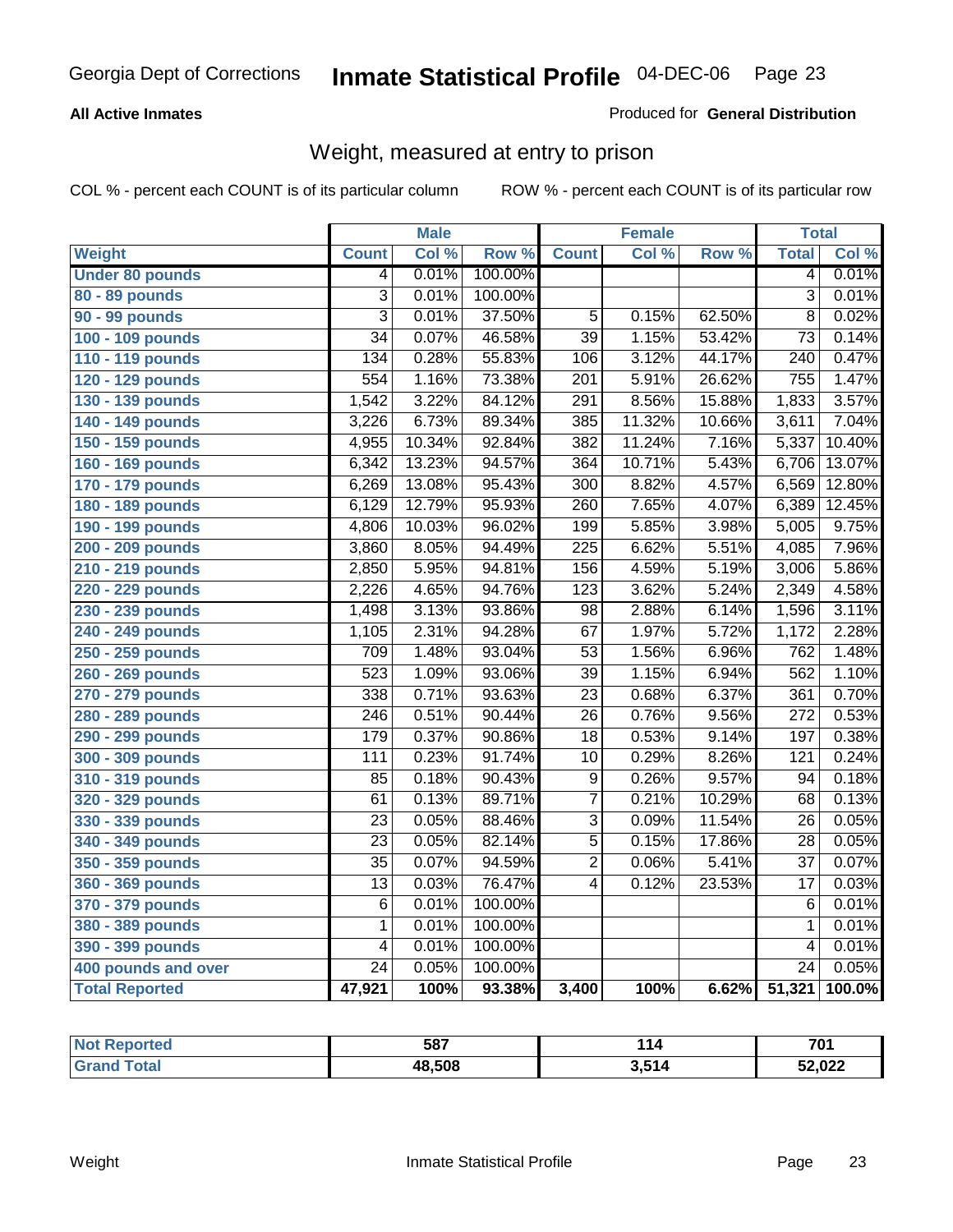Georgia Dept of Corrections **Inmate Statistical Profile** 04-DEC-06

**All Active Inmates**

Produced for **General Distribution**

## Weight, measured at entry to prison

COL % - percent each COUNT is of its particular column ROW % - percent each COUNT is of its particular row

| | Male | | | Female | | | Total | |
|---|---|---|---|---|---|---|---|---|
| **Weight** | **Count** | **Col %** | **Row %** | **Count** | **Col %** | **Row %** | **Total** | **Col %** |
| **Under 80 pounds** | 4 | 0.01% | 100.00% | | | | 4 | 0.01% |
| **80 - 89 pounds** | 3 | 0.01% | 100.00% | | | | 3 | 0.01% |
| **90 - 99 pounds** | 3 | 0.01% | 37.50% | 5 | 0.15% | 62.50% | 8 | 0.02% |
| **100 - 109 pounds** | 34 | 0.07% | 46.58% | 39 | 1.15% | 53.42% | 73 | 0.14% |
| **110 - 119 pounds** | 134 | 0.28% | 55.83% | 106 | 3.12% | 44.17% | 240 | 0.47% |
| **120 - 129 pounds** | 554 | 1.16% | 73.38% | 201 | 5.91% | 26.62% | 755 | 1.47% |
| **130 - 139 pounds** | 1,542 | 3.22% | 84.12% | 291 | 8.56% | 15.88% | 1,833 | 3.57% |
| **140 - 149 pounds** | 3,226 | 6.73% | 89.34% | 385 | 11.32% | 10.66% | 3,611 | 7.04% |
| **150 - 159 pounds** | 4,955 | 10.34% | 92.84% | 382 | 11.24% | 7.16% | 5,337 | 10.40% |
| **160 - 169 pounds** | 6,342 | 13.23% | 94.57% | 364 | 10.71% | 5.43% | 6,706 | 13.07% |
| **170 - 179 pounds** | 6,269 | 13.08% | 95.43% | 300 | 8.82% | 4.57% | 6,569 | 12.80% |
| **180 - 189 pounds** | 6,129 | 12.79% | 95.93% | 260 | 7.65% | 4.07% | 6,389 | 12.45% |
| **190 - 199 pounds** | 4,806 | 10.03% | 96.02% | 199 | 5.85% | 3.98% | 5,005 | 9.75% |
| **200 - 209 pounds** | 3,860 | 8.05% | 94.49% | 225 | 6.62% | 5.51% | 4,085 | 7.96% |
| **210 - 219 pounds** | 2,850 | 5.95% | 94.81% | 156 | 4.59% | 5.19% | 3,006 | 5.86% |
| **220 - 229 pounds** | 2,226 | 4.65% | 94.76% | 123 | 3.62% | 5.24% | 2,349 | 4.58% |
| **230 - 239 pounds** | 1,498 | 3.13% | 93.86% | 98 | 2.88% | 6.14% | 1,596 | 3.11% |
| **240 - 249 pounds** | 1,105 | 2.31% | 94.28% | 67 | 1.97% | 5.72% | 1,172 | 2.28% |
| **250 - 259 pounds** | 709 | 1.48% | 93.04% | 53 | 1.56% | 6.96% | 762 | 1.48% |
| **260 - 269 pounds** | 523 | 1.09% | 93.06% | 39 | 1.15% | 6.94% | 562 | 1.10% |
| **270 - 279 pounds** | 338 | 0.71% | 93.63% | 23 | 0.68% | 6.37% | 361 | 0.70% |
| **280 - 289 pounds** | 246 | 0.51% | 90.44% | 26 | 0.76% | 9.56% | 272 | 0.53% |
| **290 - 299 pounds** | 179 | 0.37% | 90.86% | 18 | 0.53% | 9.14% | 197 | 0.38% |
| **300 - 309 pounds** | 111 | 0.23% | 91.74% | 10 | 0.29% | 8.26% | 121 | 0.24% |
| **310 - 319 pounds** | 85 | 0.18% | 90.43% | 9 | 0.26% | 9.57% | 94 | 0.18% |
| **320 - 329 pounds** | 61 | 0.13% | 89.71% | 7 | 0.21% | 10.29% | 68 | 0.13% |
| **330 - 339 pounds** | 23 | 0.05% | 88.46% | 3 | 0.09% | 11.54% | 26 | 0.05% |
| **340 - 349 pounds** | 23 | 0.05% | 82.14% | 5 | 0.15% | 17.86% | 28 | 0.05% |
| **350 - 359 pounds** | 35 | 0.07% | 94.59% | 2 | 0.06% | 5.41% | 37 | 0.07% |
| **360 - 369 pounds** | 13 | 0.03% | 76.47% | 4 | 0.12% | 23.53% | 17 | 0.03% |
| **370 - 379 pounds** | 6 | 0.01% | 100.00% | | | | 6 | 0.01% |
| **380 - 389 pounds** | 1 | 0.01% | 100.00% | | | | 1 | 0.01% |
| **390 - 399 pounds** | 4 | 0.01% | 100.00% | | | | 4 | 0.01% |
| **400 pounds and over** | 24 | 0.05% | 100.00% | | | | 24 | 0.05% |
| **Total Reported** | **47,921** | **100%** | **93.38%** | **3,400** | **100%** | **6.62%** | **51,321** | **100.0%** |

| | Male | Female | Total |
|---|---|---|---|
| **Not Reported** | **587** | **114** | **701** |
| **Grand Total** | **48,508** | **3,514** | **52,022** |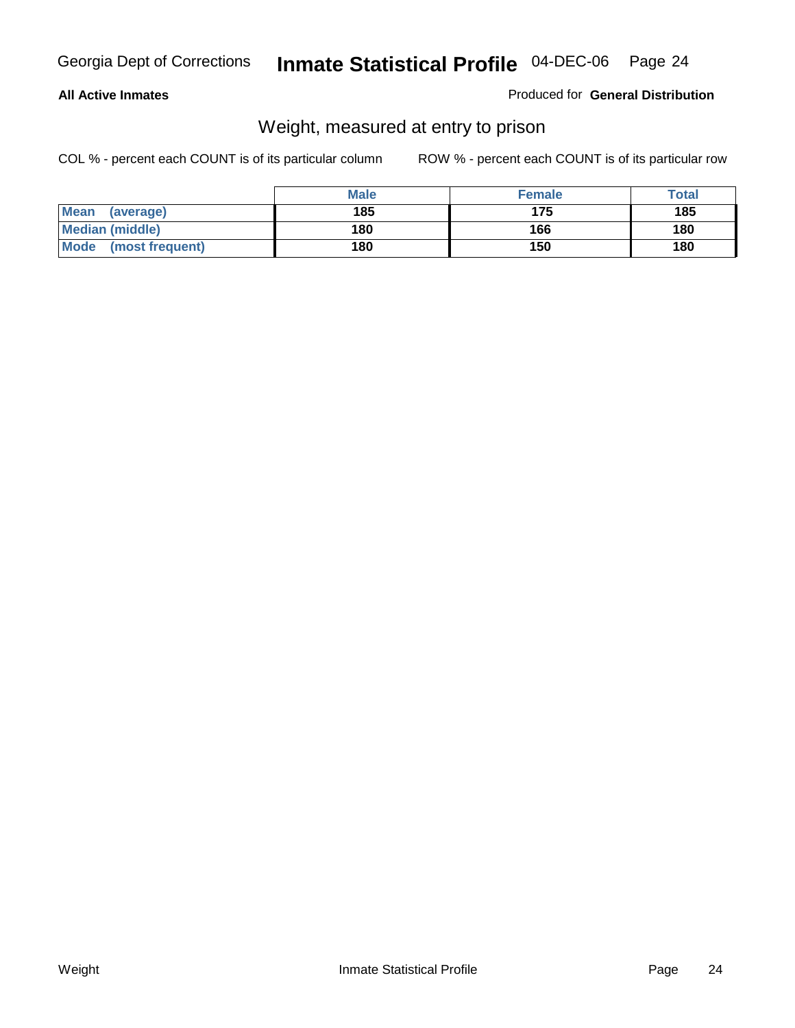**All Active Inmates**

Produced for **General Distribution**

## Weight, measured at entry to prison

COL % - percent each COUNT is of its particular column

ROW % - percent each COUNT is of its particular row

| | Male | Female | Total |
|---|---|---|---|
| **Mean (average)** | 185 | 175 | 185 |
| **Median (middle)** | 180 | 166 | 180 |
| **Mode (most frequent)** | 180 | 150 | 180 |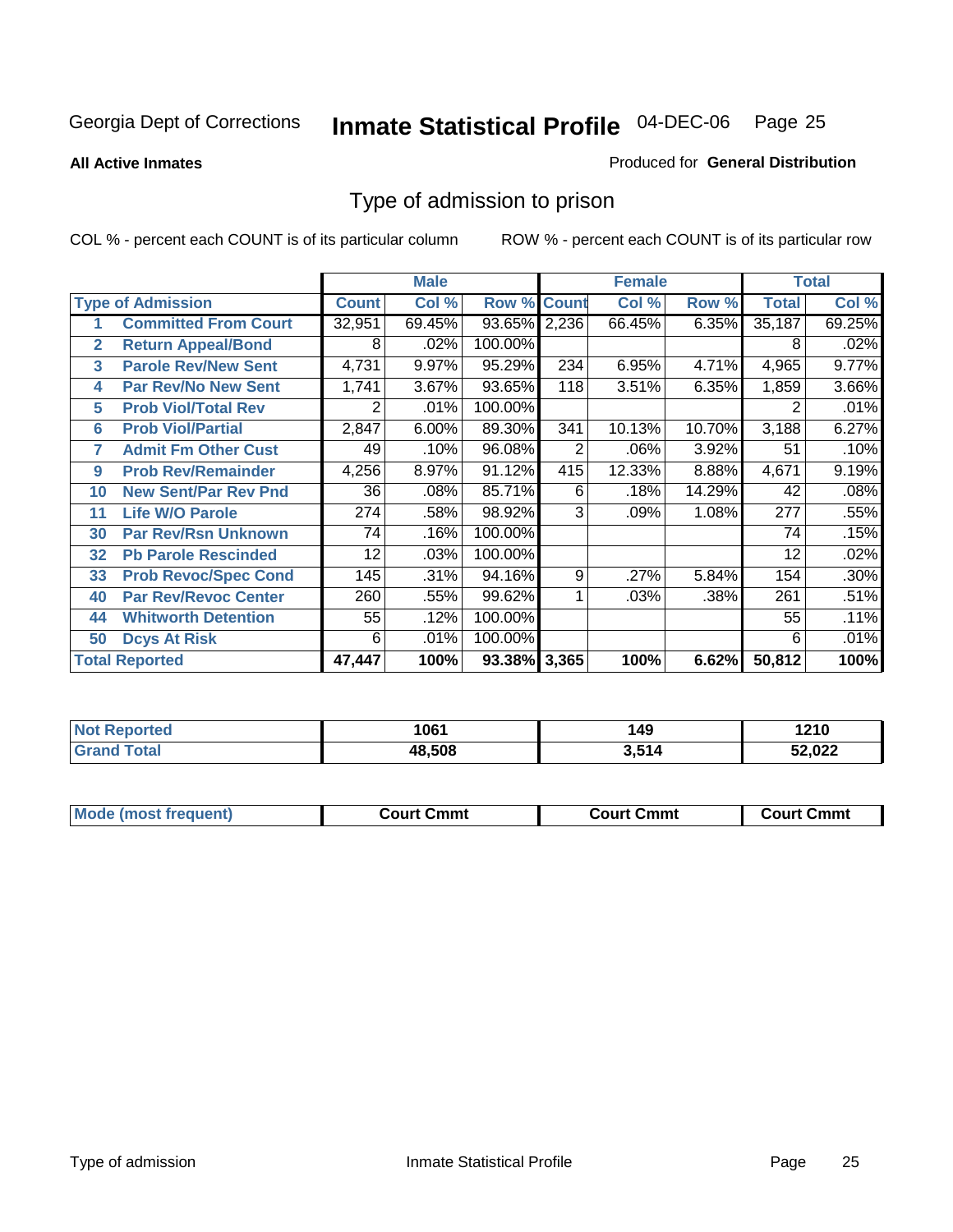Georgia Dept of Corrections

# Inmate Statistical Profile 04-DEC-06

**All Active Inmates**

Produced for **General Distribution**

## Type of admission to prison

COL % - percent each COUNT is of its particular column

ROW % - percent each COUNT is of its particular row

| | | Male | | | Female | | | Total | |
|---|---|---|---|---|---|---|---|---|---|
| **Type of Admission** | | **Count** | **Col %** | **Row %** | **Count** | **Col %** | **Row %** | **Total** | **Col %** |
| 1 | Committed From Court | 32,951 | 69.45% | 93.65% | 2,236 | 66.45% | 6.35% | 35,187 | 69.25% |
| 2 | Return Appeal/Bond | 8 | .02% | 100.00% | | | | 8 | .02% |
| 3 | Parole Rev/New Sent | 4,731 | 9.97% | 95.29% | 234 | 6.95% | 4.71% | 4,965 | 9.77% |
| 4 | Par Rev/No New Sent | 1,741 | 3.67% | 93.65% | 118 | 3.51% | 6.35% | 1,859 | 3.66% |
| 5 | Prob Viol/Total Rev | 2 | .01% | 100.00% | | | | 2 | .01% |
| 6 | Prob Viol/Partial | 2,847 | 6.00% | 89.30% | 341 | 10.13% | 10.70% | 3,188 | 6.27% |
| 7 | Admit Fm Other Cust | 49 | .10% | 96.08% | 2 | .06% | 3.92% | 51 | .10% |
| 9 | Prob Rev/Remainder | 4,256 | 8.97% | 91.12% | 415 | 12.33% | 8.88% | 4,671 | 9.19% |
| 10 | New Sent/Par Rev Pnd | 36 | .08% | 85.71% | 6 | .18% | 14.29% | 42 | .08% |
| 11 | Life W/O Parole | 274 | .58% | 98.92% | 3 | .09% | 1.08% | 277 | .55% |
| 30 | Par Rev/Rsn Unknown | 74 | .16% | 100.00% | | | | 74 | .15% |
| 32 | Pb Parole Rescinded | 12 | .03% | 100.00% | | | | 12 | .02% |
| 33 | Prob Revoc/Spec Cond | 145 | .31% | 94.16% | 9 | .27% | 5.84% | 154 | .30% |
| 40 | Par Rev/Revoc Center | 260 | .55% | 99.62% | 1 | .03% | .38% | 261 | .51% |
| 44 | Whitworth Detention | 55 | .12% | 100.00% | | | | 55 | .11% |
| 50 | Dcys At Risk | 6 | .01% | 100.00% | | | | 6 | .01% |
| **Total Reported** | | **47,447** | **100%** | **93.38%** | **3,365** | **100%** | **6.62%** | **50,812** | **100%** |

| | Male | Female | Total |
|---|---|---|---|
| Not Reported | 1061 | 149 | 1210 |
| Grand Total | 48,508 | 3,514 | 52,022 |

| | Male | Female | Total |
|---|---|---|---|
| Mode (most frequent) | Court Cmmt | Court Cmmt | Court Cmmt |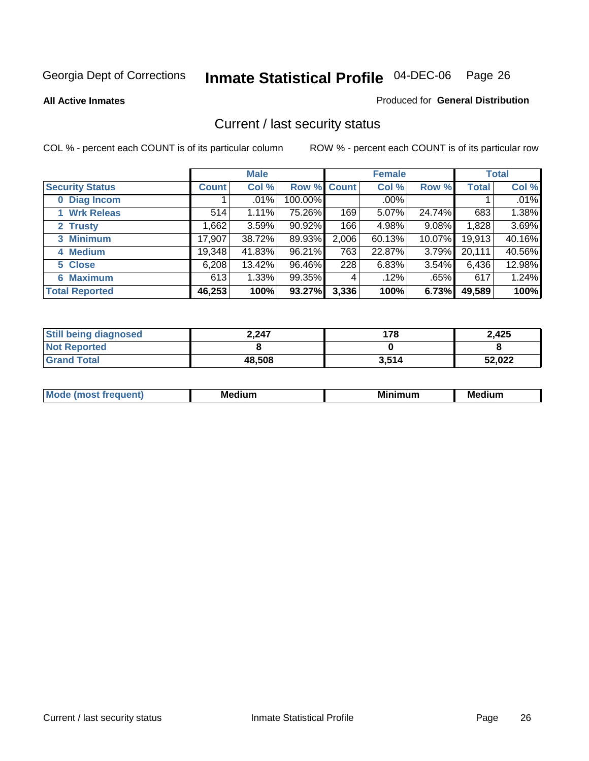Georgia Dept of Corrections **Inmate Statistical Profile** 04-DEC-06

**All Active Inmates**

Produced for **General Distribution**

## Current / last security status

COL % - percent each COUNT is of its particular column

ROW % - percent each COUNT is of its particular row

| | Male | | | Female | | | Total | |
|---|---|---|---|---|---|---|---|---|
| **Security Status** | **Count** | **Col %** | **Row %** | **Count** | **Col %** | **Row %** | **Total** | **Col %** |
| 0 Diag Incom | 1 | .01% | 100.00% | | .00% | | 1 | .01% |
| 1 Wrk Releas | 514 | 1.11% | 75.26% | 169 | 5.07% | 24.74% | 683 | 1.38% |
| 2 Trusty | 1,662 | 3.59% | 90.92% | 166 | 4.98% | 9.08% | 1,828 | 3.69% |
| 3 Minimum | 17,907 | 38.72% | 89.93% | 2,006 | 60.13% | 10.07% | 19,913 | 40.16% |
| 4 Medium | 19,348 | 41.83% | 96.21% | 763 | 22.87% | 3.79% | 20,111 | 40.56% |
| 5 Close | 6,208 | 13.42% | 96.46% | 228 | 6.83% | 3.54% | 6,436 | 12.98% |
| 6 Maximum | 613 | 1.33% | 99.35% | 4 | .12% | .65% | 617 | 1.24% |
| **Total Reported** | **46,253** | **100%** | **93.27%** | **3,336** | **100%** | **6.73%** | **49,589** | **100%** |

| | Male | Female | Total |
|---|---|---|---|
| Still being diagnosed | 2,247 | 178 | 2,425 |
| Not Reported | 8 | 0 | 8 |
| Grand Total | 48,508 | 3,514 | 52,022 |

| | Male | Female | Total |
|---|---|---|---|
| Mode (most frequent) | Medium | Minimum | Medium |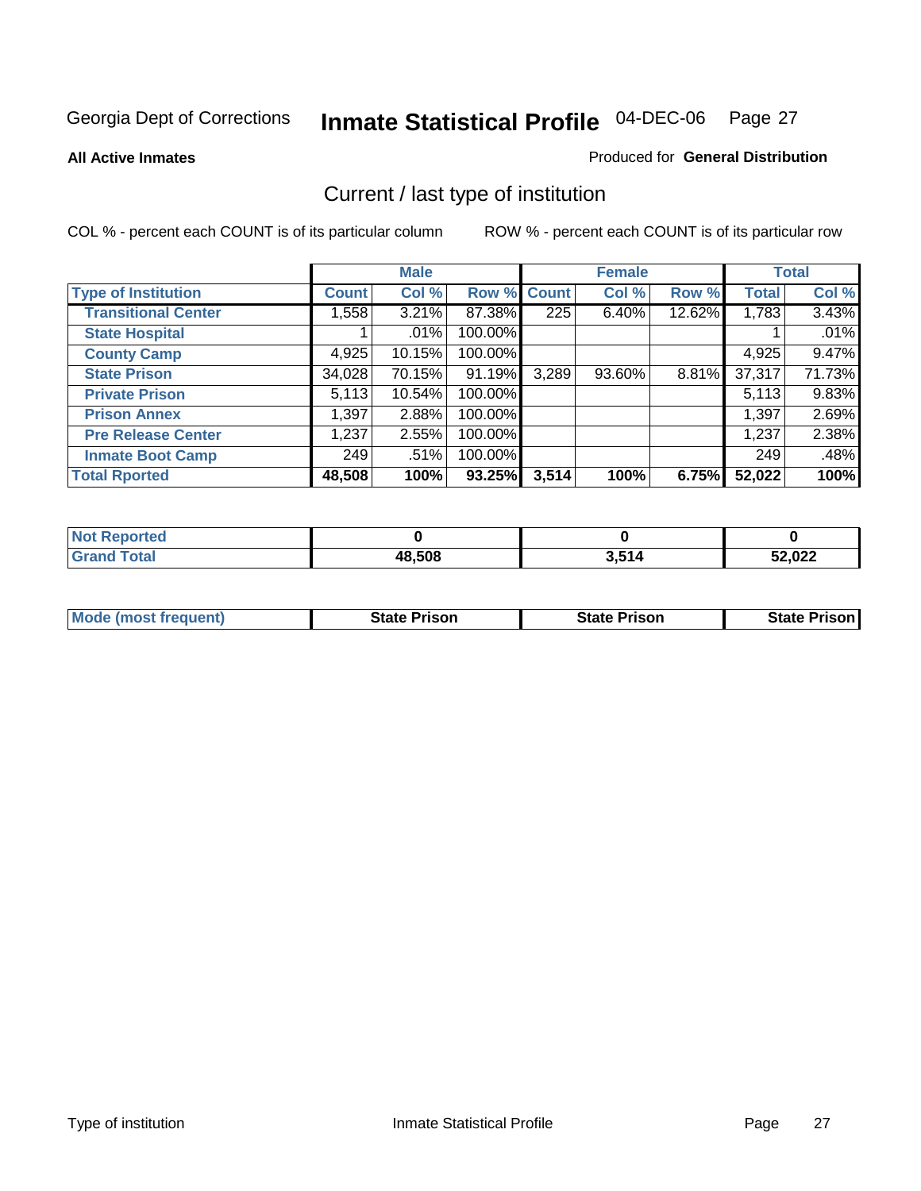Georgia Dept of Corrections

# Inmate Statistical Profile 04-DEC-06

**All Active Inmates**

Produced for **General Distribution**

## Current / last type of institution

COL % - percent each COUNT is of its particular column

ROW % - percent each COUNT is of its particular row

| | Male | | | Female | | | Total | |
|---|---|---|---|---|---|---|---|---|
| **Type of Institution** | **Count** | **Col %** | **Row %** | **Count** | **Col %** | **Row %** | **Total** | **Col %** |
| **Transitional Center** | 1,558 | 3.21% | 87.38% | 225 | 6.40% | 12.62% | 1,783 | 3.43% |
| **State Hospital** | 1 | .01% | 100.00% | | | | 1 | .01% |
| **County Camp** | 4,925 | 10.15% | 100.00% | | | | 4,925 | 9.47% |
| **State Prison** | 34,028 | 70.15% | 91.19% | 3,289 | 93.60% | 8.81% | 37,317 | 71.73% |
| **Private Prison** | 5,113 | 10.54% | 100.00% | | | | 5,113 | 9.83% |
| **Prison Annex** | 1,397 | 2.88% | 100.00% | | | | 1,397 | 2.69% |
| **Pre Release Center** | 1,237 | 2.55% | 100.00% | | | | 1,237 | 2.38% |
| **Inmate Boot Camp** | 249 | .51% | 100.00% | | | | 249 | .48% |
| **Total Rported** | **48,508** | **100%** | **93.25%** | **3,514** | **100%** | **6.75%** | **52,022** | **100%** |

| | Male | Female | Total |
|---|---|---|---|
| **Not Reported** | **0** | **0** | **0** |
| **Grand Total** | **48,508** | **3,514** | **52,022** |

| | Male | Female | Total |
|---|---|---|---|
| **Mode (most frequent)** | **State Prison** | **State Prison** | **State Prison** |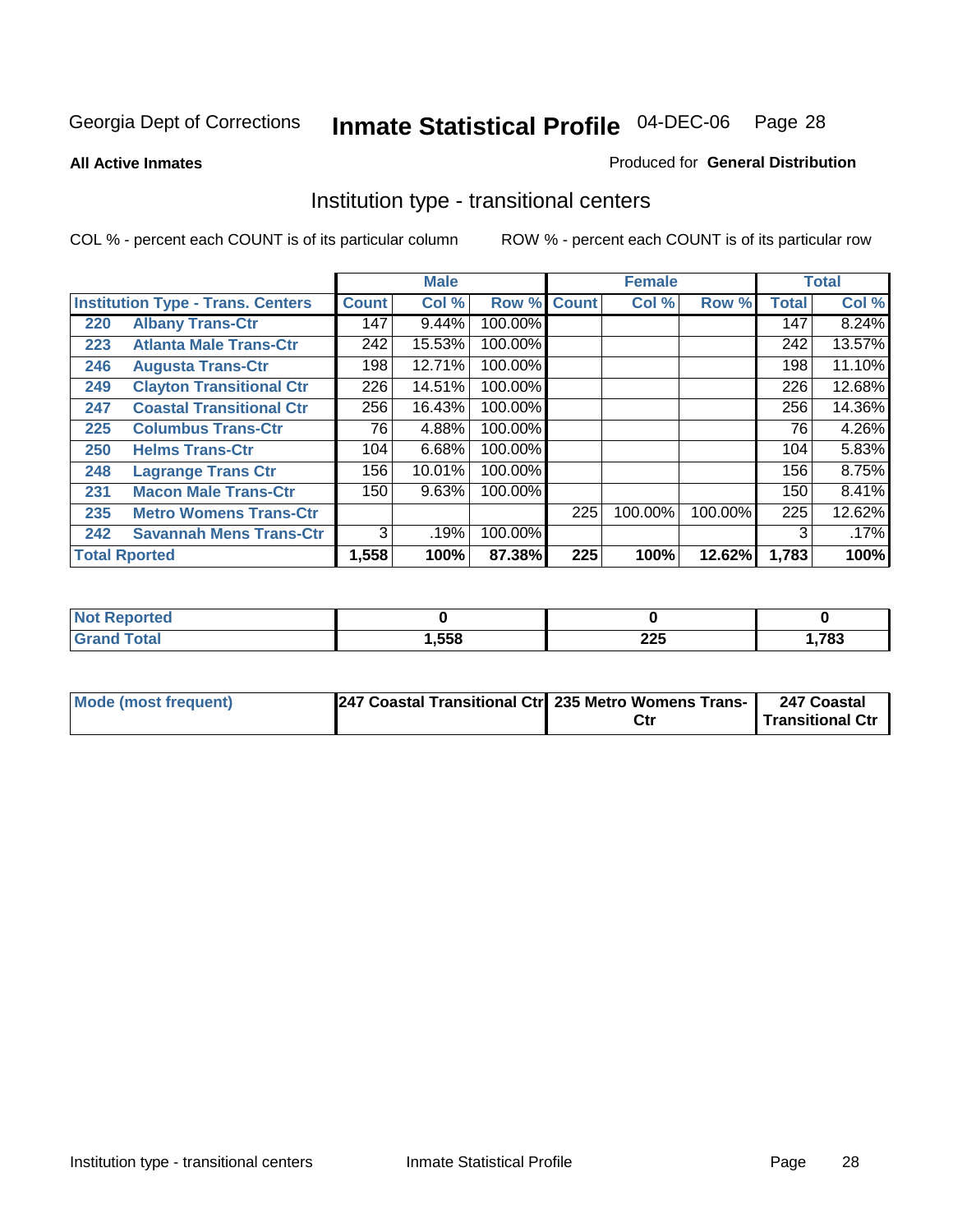Georgia Dept of Corrections **Inmate Statistical Profile** 04-DEC-06

**All Active Inmates**

Produced for **General Distribution**

## Institution type - transitional centers

COL % - percent each COUNT is of its particular column

ROW % - percent each COUNT is of its particular row

| Institution Type - Trans. Centers | | Male | | | Female | | | Total | |
|---|---|---|---|---|---|---|---|---|---|
| | | Count | Col % | Row % | Count | Col % | Row % | Total | Col % |
| 220 | Albany Trans-Ctr | 147 | 9.44% | 100.00% | | | | 147 | 8.24% |
| 223 | Atlanta Male Trans-Ctr | 242 | 15.53% | 100.00% | | | | 242 | 13.57% |
| 246 | Augusta Trans-Ctr | 198 | 12.71% | 100.00% | | | | 198 | 11.10% |
| 249 | Clayton Transitional Ctr | 226 | 14.51% | 100.00% | | | | 226 | 12.68% |
| 247 | Coastal Transitional Ctr | 256 | 16.43% | 100.00% | | | | 256 | 14.36% |
| 225 | Columbus Trans-Ctr | 76 | 4.88% | 100.00% | | | | 76 | 4.26% |
| 250 | Helms Trans-Ctr | 104 | 6.68% | 100.00% | | | | 104 | 5.83% |
| 248 | Lagrange Trans Ctr | 156 | 10.01% | 100.00% | | | | 156 | 8.75% |
| 231 | Macon Male Trans-Ctr | 150 | 9.63% | 100.00% | | | | 150 | 8.41% |
| 235 | Metro Womens Trans-Ctr | | | | 225 | 100.00% | 100.00% | 225 | 12.62% |
| 242 | Savannah Mens Trans-Ctr | 3 | .19% | 100.00% | | | | 3 | .17% |
| **Total Rported** | | **1,558** | **100%** | **87.38%** | **225** | **100%** | **12.62%** | **1,783** | **100%** |

| | Male | Female | Total |
|---|---|---|---|
| **Not Reported** | **0** | **0** | **0** |
| **Grand Total** | **1,558** | **225** | **1,783** |

| | Male | Female | Total |
|---|---|---|---|
| **Mode (most frequent)** | **247 Coastal Transitional Ctr** | **235 Metro Womens Trans-Ctr** | **247 Coastal Transitional Ctr** |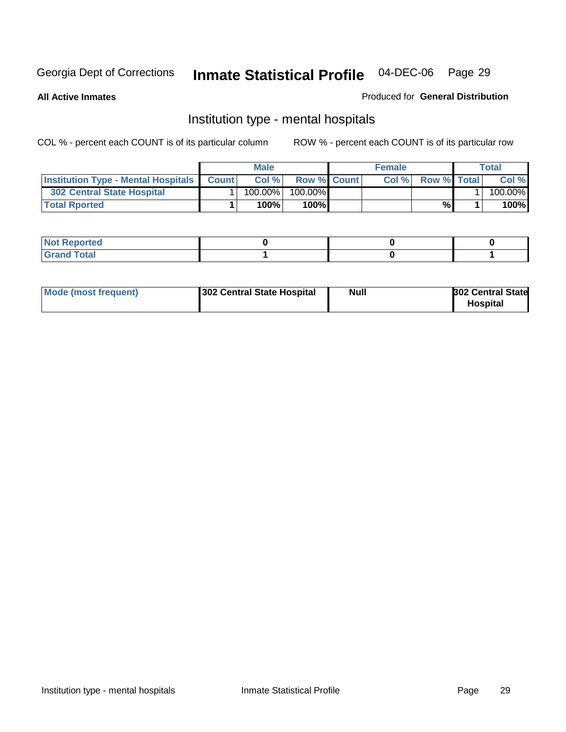Georgia Dept of Corrections **Inmate Statistical Profile** 04-DEC-06 Page 29

**All Active Inmates** Produced for **General Distribution**

## Institution type - mental hospitals

COL % - percent each COUNT is of its particular column ROW % - percent each COUNT is of its particular row

| | Male | | | Female | | | Total | |
|---|---|---|---|---|---|---|---|---|
| **Institution Type - Mental Hospitals** | **Count** | **Col %** | **Row %** | **Count** | **Col %** | **Row %** | **Total** | **Col %** |
| **302 Central State Hospital** | 1 | 100.00% | 100.00% | | | | 1 | 100.00% |
| **Total Rported** | **1** | **100%** | **100%** | | | **%** | **1** | **100%** |

| | Male | Female | Total |
|---|---|---|---|
| **Not Reported** | **0** | **0** | **0** |
| **Grand Total** | **1** | **0** | **1** |

| | Male | Female | Total |
|---|---|---|---|
| **Mode (most frequent)** | **302 Central State Hospital** | **Null** | **302 Central State Hospital** |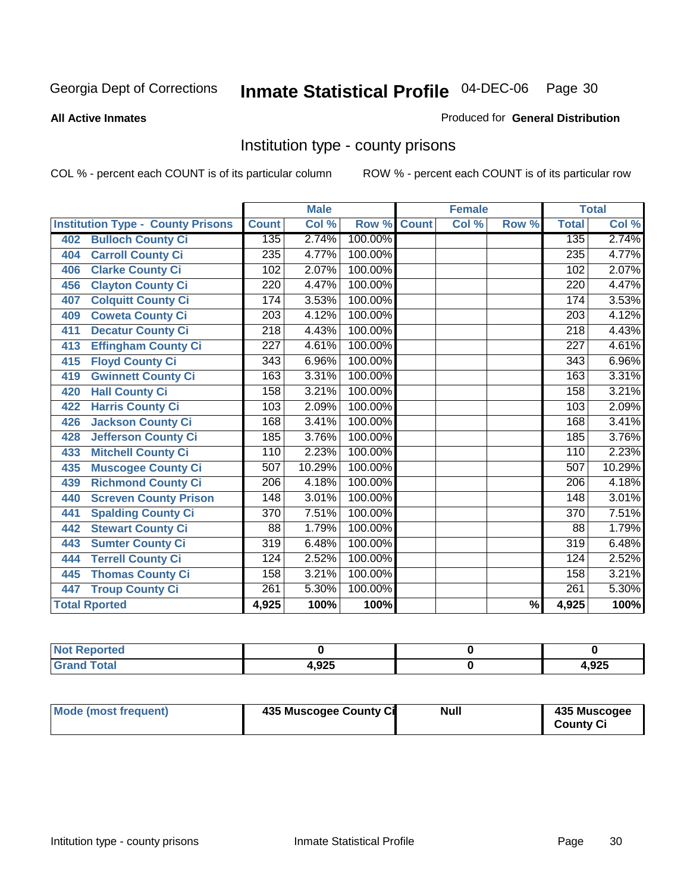Georgia Dept of Corrections **Inmate Statistical Profile** 04-DEC-06

**All Active Inmates**

Produced for **General Distribution**

## Institution type - county prisons

COL % - percent each COUNT is of its particular column ROW % - percent each COUNT is of its particular row

| Institution Type - County Prisons | Male | | | Female | | | Total | |
|---|---|---|---|---|---|---|---|---|
| | Count | Col % | Row % | Count | Col % | Row % | Total | Col % |
| 402 Bulloch County Ci | 135 | 2.74% | 100.00% | | | | 135 | 2.74% |
| 404 Carroll County Ci | 235 | 4.77% | 100.00% | | | | 235 | 4.77% |
| 406 Clarke County Ci | 102 | 2.07% | 100.00% | | | | 102 | 2.07% |
| 456 Clayton County Ci | 220 | 4.47% | 100.00% | | | | 220 | 4.47% |
| 407 Colquitt County Ci | 174 | 3.53% | 100.00% | | | | 174 | 3.53% |
| 409 Coweta County Ci | 203 | 4.12% | 100.00% | | | | 203 | 4.12% |
| 411 Decatur County Ci | 218 | 4.43% | 100.00% | | | | 218 | 4.43% |
| 413 Effingham County Ci | 227 | 4.61% | 100.00% | | | | 227 | 4.61% |
| 415 Floyd County Ci | 343 | 6.96% | 100.00% | | | | 343 | 6.96% |
| 419 Gwinnett County Ci | 163 | 3.31% | 100.00% | | | | 163 | 3.31% |
| 420 Hall County Ci | 158 | 3.21% | 100.00% | | | | 158 | 3.21% |
| 422 Harris County Ci | 103 | 2.09% | 100.00% | | | | 103 | 2.09% |
| 426 Jackson County Ci | 168 | 3.41% | 100.00% | | | | 168 | 3.41% |
| 428 Jefferson County Ci | 185 | 3.76% | 100.00% | | | | 185 | 3.76% |
| 433 Mitchell County Ci | 110 | 2.23% | 100.00% | | | | 110 | 2.23% |
| 435 Muscogee County Ci | 507 | 10.29% | 100.00% | | | | 507 | 10.29% |
| 439 Richmond County Ci | 206 | 4.18% | 100.00% | | | | 206 | 4.18% |
| 440 Screven County Prison | 148 | 3.01% | 100.00% | | | | 148 | 3.01% |
| 441 Spalding County Ci | 370 | 7.51% | 100.00% | | | | 370 | 7.51% |
| 442 Stewart County Ci | 88 | 1.79% | 100.00% | | | | 88 | 1.79% |
| 443 Sumter County Ci | 319 | 6.48% | 100.00% | | | | 319 | 6.48% |
| 444 Terrell County Ci | 124 | 2.52% | 100.00% | | | | 124 | 2.52% |
| 445 Thomas County Ci | 158 | 3.21% | 100.00% | | | | 158 | 3.21% |
| 447 Troup County Ci | 261 | 5.30% | 100.00% | | | | 261 | 5.30% |
| **Total Rported** | **4,925** | **100%** | **100%** | | | **%** | **4,925** | **100%** |

| | Male | Female | Total |
|---|---|---|---|
| Not Reported | **0** | **0** | **0** |
| Grand Total | **4,925** | **0** | **4,925** |

| | Male | Female | Total |
|---|---|---|---|
| Mode (most frequent) | **435 Muscogee County Ci** | **Null** | **435 Muscogee County Ci** |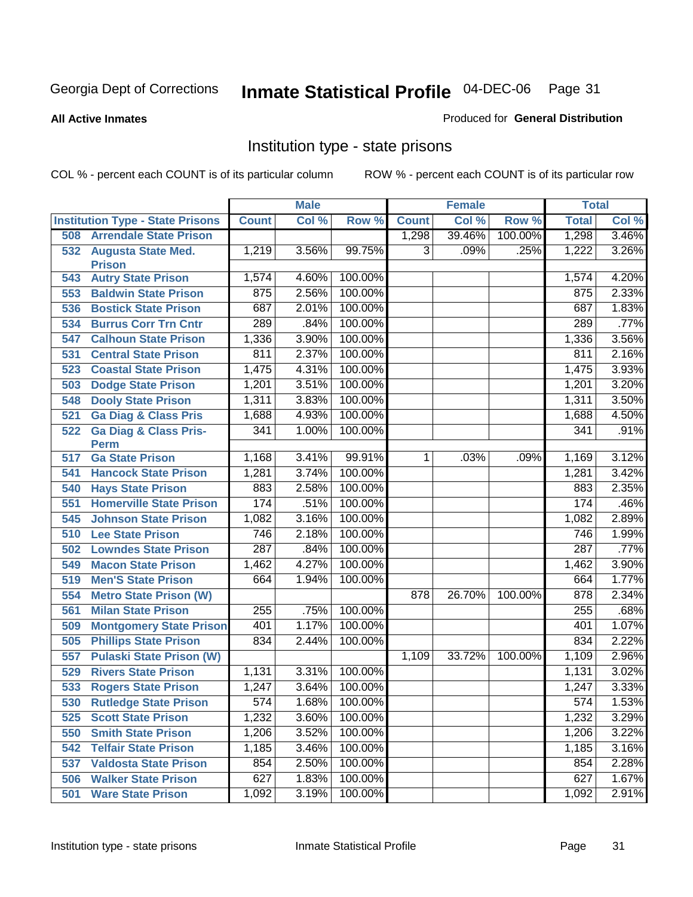Georgia Dept of Corrections **Inmate Statistical Profile** 04-DEC-06

**All Active Inmates** Produced for **General Distribution**

## Institution type - state prisons

COL % - percent each COUNT is of its particular column ROW % - percent each COUNT is of its particular row

| | Male | | | Female | | | Total | |
|---|---|---|---|---|---|---|---|---|
| **Institution Type - State Prisons** | **Count** | **Col %** | **Row %** | **Count** | **Col %** | **Row %** | **Total** | **Col %** |
| 508 Arrendale State Prison | | | | 1,298 | 39.46% | 100.00% | 1,298 | 3.46% |
| 532 Augusta State Med. Prison | 1,219 | 3.56% | 99.75% | 3 | .09% | .25% | 1,222 | 3.26% |
| 543 Autry State Prison | 1,574 | 4.60% | 100.00% | | | | 1,574 | 4.20% |
| 553 Baldwin State Prison | 875 | 2.56% | 100.00% | | | | 875 | 2.33% |
| 536 Bostick State Prison | 687 | 2.01% | 100.00% | | | | 687 | 1.83% |
| 534 Burrus Corr Trn Cntr | 289 | .84% | 100.00% | | | | 289 | .77% |
| 547 Calhoun State Prison | 1,336 | 3.90% | 100.00% | | | | 1,336 | 3.56% |
| 531 Central State Prison | 811 | 2.37% | 100.00% | | | | 811 | 2.16% |
| 523 Coastal State Prison | 1,475 | 4.31% | 100.00% | | | | 1,475 | 3.93% |
| 503 Dodge State Prison | 1,201 | 3.51% | 100.00% | | | | 1,201 | 3.20% |
| 548 Dooly State Prison | 1,311 | 3.83% | 100.00% | | | | 1,311 | 3.50% |
| 521 Ga Diag & Class Pris | 1,688 | 4.93% | 100.00% | | | | 1,688 | 4.50% |
| 522 Ga Diag & Class Pris-Perm | 341 | 1.00% | 100.00% | | | | 341 | .91% |
| 517 Ga State Prison | 1,168 | 3.41% | 99.91% | 1 | .03% | .09% | 1,169 | 3.12% |
| 541 Hancock State Prison | 1,281 | 3.74% | 100.00% | | | | 1,281 | 3.42% |
| 540 Hays State Prison | 883 | 2.58% | 100.00% | | | | 883 | 2.35% |
| 551 Homerville State Prison | 174 | .51% | 100.00% | | | | 174 | .46% |
| 545 Johnson State Prison | 1,082 | 3.16% | 100.00% | | | | 1,082 | 2.89% |
| 510 Lee State Prison | 746 | 2.18% | 100.00% | | | | 746 | 1.99% |
| 502 Lowndes State Prison | 287 | .84% | 100.00% | | | | 287 | .77% |
| 549 Macon State Prison | 1,462 | 4.27% | 100.00% | | | | 1,462 | 3.90% |
| 519 Men'S State Prison | 664 | 1.94% | 100.00% | | | | 664 | 1.77% |
| 554 Metro State Prison (W) | | | | 878 | 26.70% | 100.00% | 878 | 2.34% |
| 561 Milan State Prison | 255 | .75% | 100.00% | | | | 255 | .68% |
| 509 Montgomery State Prison | 401 | 1.17% | 100.00% | | | | 401 | 1.07% |
| 505 Phillips State Prison | 834 | 2.44% | 100.00% | | | | 834 | 2.22% |
| 557 Pulaski State Prison (W) | | | | 1,109 | 33.72% | 100.00% | 1,109 | 2.96% |
| 529 Rivers State Prison | 1,131 | 3.31% | 100.00% | | | | 1,131 | 3.02% |
| 533 Rogers State Prison | 1,247 | 3.64% | 100.00% | | | | 1,247 | 3.33% |
| 530 Rutledge State Prison | 574 | 1.68% | 100.00% | | | | 574 | 1.53% |
| 525 Scott State Prison | 1,232 | 3.60% | 100.00% | | | | 1,232 | 3.29% |
| 550 Smith State Prison | 1,206 | 3.52% | 100.00% | | | | 1,206 | 3.22% |
| 542 Telfair State Prison | 1,185 | 3.46% | 100.00% | | | | 1,185 | 3.16% |
| 537 Valdosta State Prison | 854 | 2.50% | 100.00% | | | | 854 | 2.28% |
| 506 Walker State Prison | 627 | 1.83% | 100.00% | | | | 627 | 1.67% |
| 501 Ware State Prison | 1,092 | 3.19% | 100.00% | | | | 1,092 | 2.91% |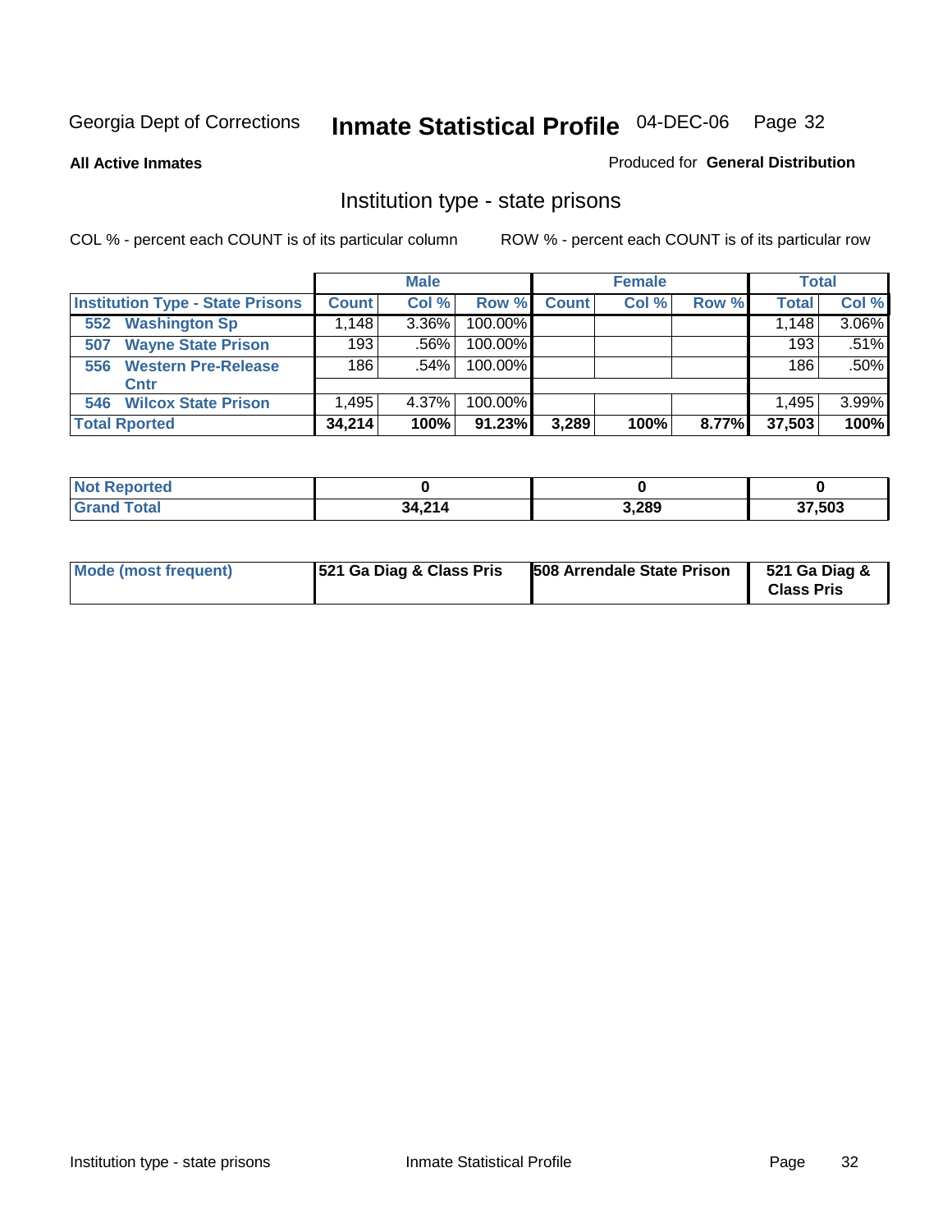Georgia Dept of Corrections **Inmate Statistical Profile** 04-DEC-06

**All Active Inmates**

Produced for **General Distribution**

## Institution type - state prisons

COL % - percent each COUNT is of its particular column

ROW % - percent each COUNT is of its particular row

| | Male | | | Female | | | Total | |
|---|---|---|---|---|---|---|---|---|
| **Institution Type - State Prisons** | **Count** | **Col %** | **Row %** | **Count** | **Col %** | **Row %** | **Total** | **Col %** |
| 552 Washington Sp | 1,148 | 3.36% | 100.00% | | | | 1,148 | 3.06% |
| 507 Wayne State Prison | 193 | .56% | 100.00% | | | | 193 | .51% |
| 556 Western Pre-Release Cntr | 186 | .54% | 100.00% | | | | 186 | .50% |
| 546 Wilcox State Prison | 1,495 | 4.37% | 100.00% | | | | 1,495 | 3.99% |
| **Total Rported** | **34,214** | **100%** | **91.23%** | **3,289** | **100%** | **8.77%** | **37,503** | **100%** |

| | Male | Female | Total |
|---|---|---|---|
| **Not Reported** | **0** | **0** | **0** |
| **Grand Total** | **34,214** | **3,289** | **37,503** |

| | Male | Female | Total |
|---|---|---|---|
| **Mode (most frequent)** | **521 Ga Diag & Class Pris** | **508 Arrendale State Prison** | **521 Ga Diag & Class Pris** |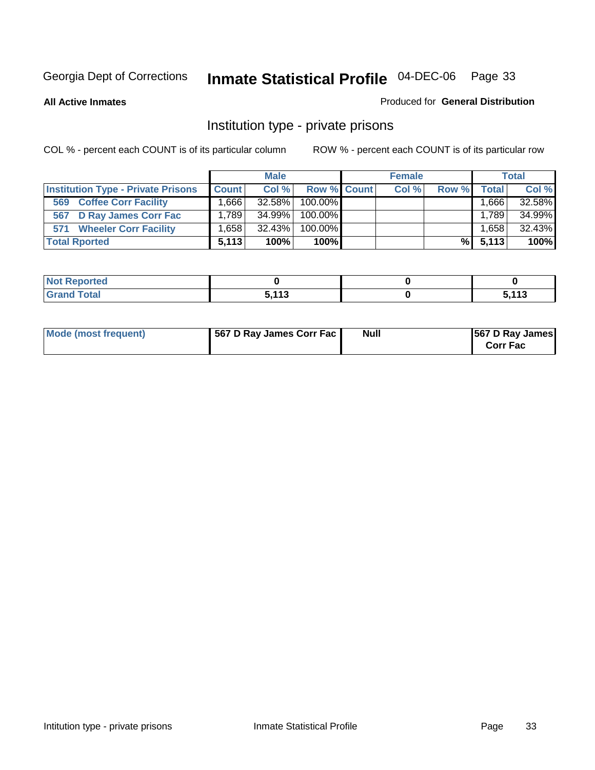Georgia Dept of Corrections **Inmate Statistical Profile** 04-DEC-06

**All Active Inmates**

Produced for **General Distribution**

## Institution type - private prisons

COL % - percent each COUNT is of its particular column

ROW % - percent each COUNT is of its particular row

| | Male | | | Female | | | Total | |
|---|---|---|---|---|---|---|---|---|
| **Institution Type - Private Prisons** | **Count** | **Col %** | **Row %** | **Count** | **Col %** | **Row %** | **Total** | **Col %** |
| 569 Coffee Corr Facility | 1,666 | 32.58% | 100.00% | | | | 1,666 | 32.58% |
| 567 D Ray James Corr Fac | 1,789 | 34.99% | 100.00% | | | | 1,789 | 34.99% |
| 571 Wheeler Corr Facility | 1,658 | 32.43% | 100.00% | | | | 1,658 | 32.43% |
| **Total Rported** | **5,113** | **100%** | **100%** | | | **%** | **5,113** | **100%** |

| | Male | Female | Total |
|---|---|---|---|
| **Not Reported** | **0** | **0** | **0** |
| **Grand Total** | **5,113** | **0** | **5,113** |

| | Male | Female | Total |
|---|---|---|---|
| **Mode (most frequent)** | **567 D Ray James Corr Fac** | **Null** | **567 D Ray James Corr Fac** |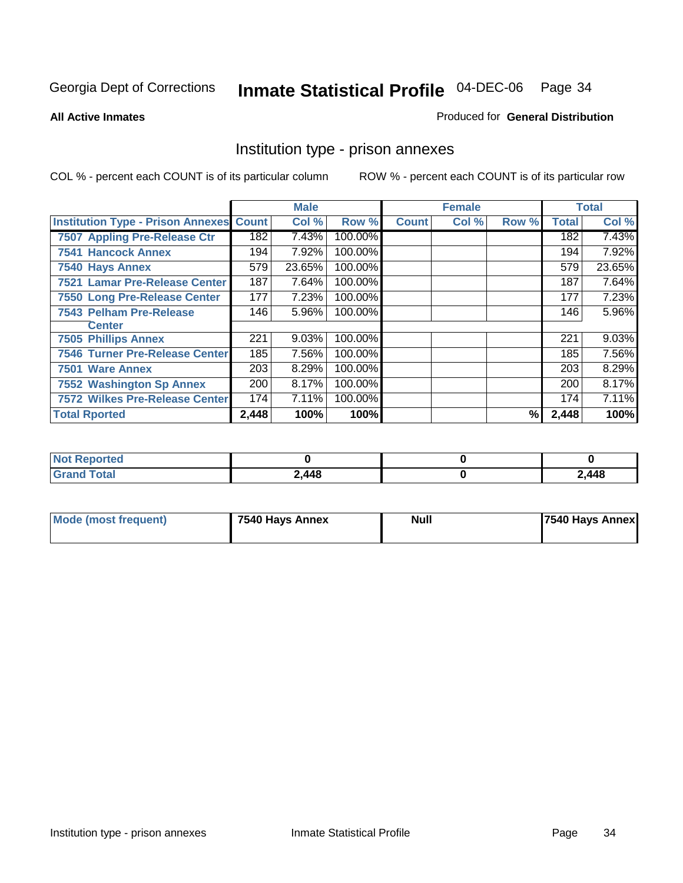Georgia Dept of Corrections **Inmate Statistical Profile** 04-DEC-06

**All Active Inmates**

Produced for **General Distribution**

## Institution type - prison annexes

COL % - percent each COUNT is of its particular column

ROW % - percent each COUNT is of its particular row

| | Male | | | Female | | | Total | |
|---|---|---|---|---|---|---|---|---|
| **Institution Type - Prison Annexes** | **Count** | **Col %** | **Row %** | **Count** | **Col %** | **Row %** | **Total** | **Col %** |
| 7507 Appling Pre-Release Ctr | 182 | 7.43% | 100.00% | | | | 182 | 7.43% |
| 7541 Hancock Annex | 194 | 7.92% | 100.00% | | | | 194 | 7.92% |
| 7540 Hays Annex | 579 | 23.65% | 100.00% | | | | 579 | 23.65% |
| 7521 Lamar Pre-Release Center | 187 | 7.64% | 100.00% | | | | 187 | 7.64% |
| 7550 Long Pre-Release Center | 177 | 7.23% | 100.00% | | | | 177 | 7.23% |
| 7543 Pelham Pre-Release Center | 146 | 5.96% | 100.00% | | | | 146 | 5.96% |
| 7505 Phillips Annex | 221 | 9.03% | 100.00% | | | | 221 | 9.03% |
| 7546 Turner Pre-Release Center | 185 | 7.56% | 100.00% | | | | 185 | 7.56% |
| 7501 Ware Annex | 203 | 8.29% | 100.00% | | | | 203 | 8.29% |
| 7552 Washington Sp Annex | 200 | 8.17% | 100.00% | | | | 200 | 8.17% |
| 7572 Wilkes Pre-Release Center | 174 | 7.11% | 100.00% | | | | 174 | 7.11% |
| **Total Rported** | **2,448** | **100%** | **100%** | | | **%** | **2,448** | **100%** |

| | Male | Female | Total |
|---|---|---|---|
| **Not Reported** | **0** | **0** | **0** |
| **Grand Total** | **2,448** | **0** | **2,448** |

| | Male | Female | Total |
|---|---|---|---|
| **Mode (most frequent)** | **7540 Hays Annex** | **Null** | **7540 Hays Annex** |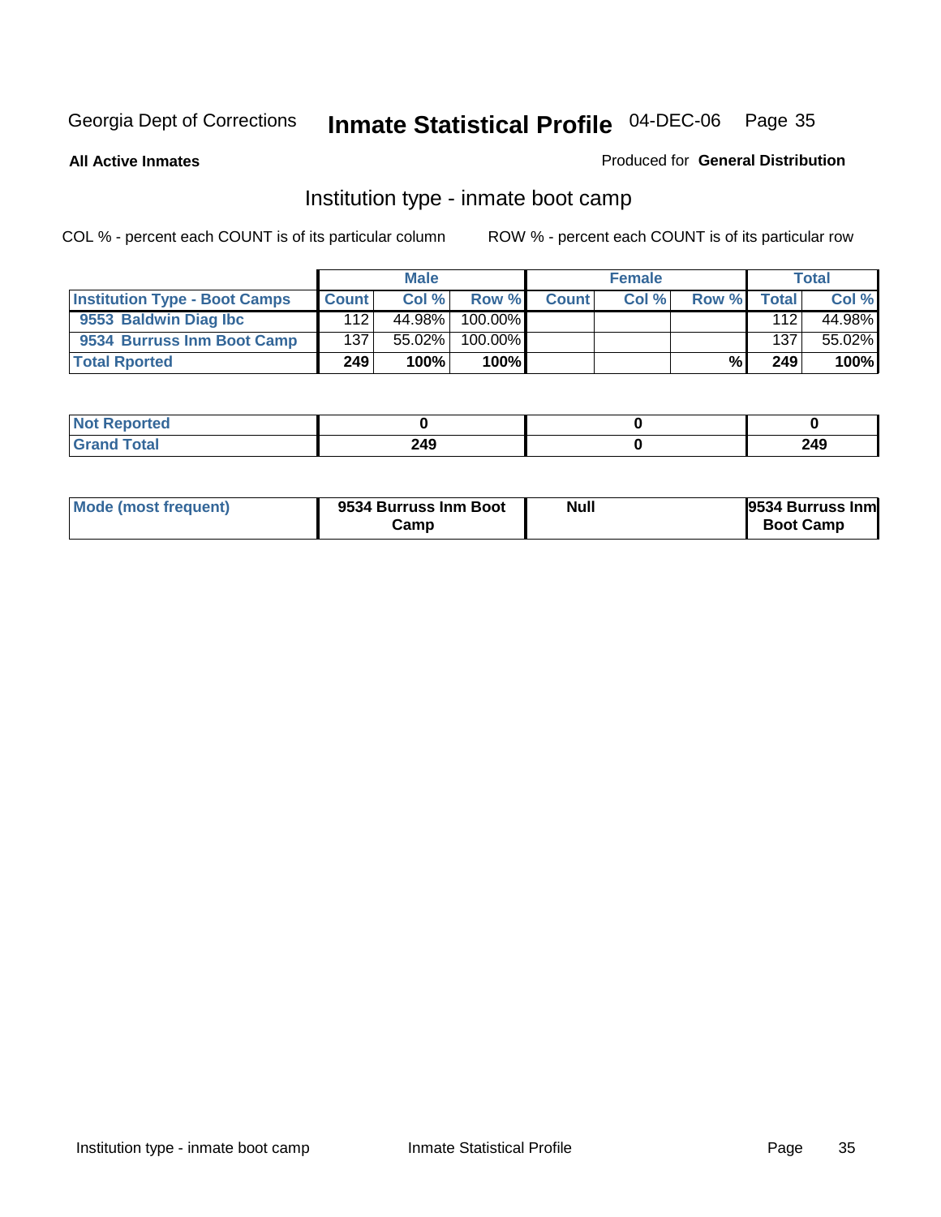Georgia Dept of Corrections **Inmate Statistical Profile** 04-DEC-06

**All Active Inmates**

Produced for **General Distribution**

## Institution type - inmate boot camp

COL % - percent each COUNT is of its particular column

ROW % - percent each COUNT is of its particular row

| | Male | | | Female | | | Total | |
|---|---|---|---|---|---|---|---|---|
| **Institution Type - Boot Camps** | **Count** | **Col %** | **Row %** | **Count** | **Col %** | **Row %** | **Total** | **Col %** |
| **9553 Baldwin Diag Ibc** | 112 | 44.98% | 100.00% | | | | 112 | 44.98% |
| **9534 Burruss Inm Boot Camp** | 137 | 55.02% | 100.00% | | | | 137 | 55.02% |
| **Total Rported** | **249** | **100%** | **100%** | | | **%** | **249** | **100%** |

| | Male | Female | Total |
|---|---|---|---|
| **Not Reported** | **0** | **0** | **0** |
| **Grand Total** | **249** | **0** | **249** |

| | Male | Female | Total |
|---|---|---|---|
| **Mode (most frequent)** | **9534 Burruss Inm Boot Camp** | **Null** | **9534 Burruss Inm Boot Camp** |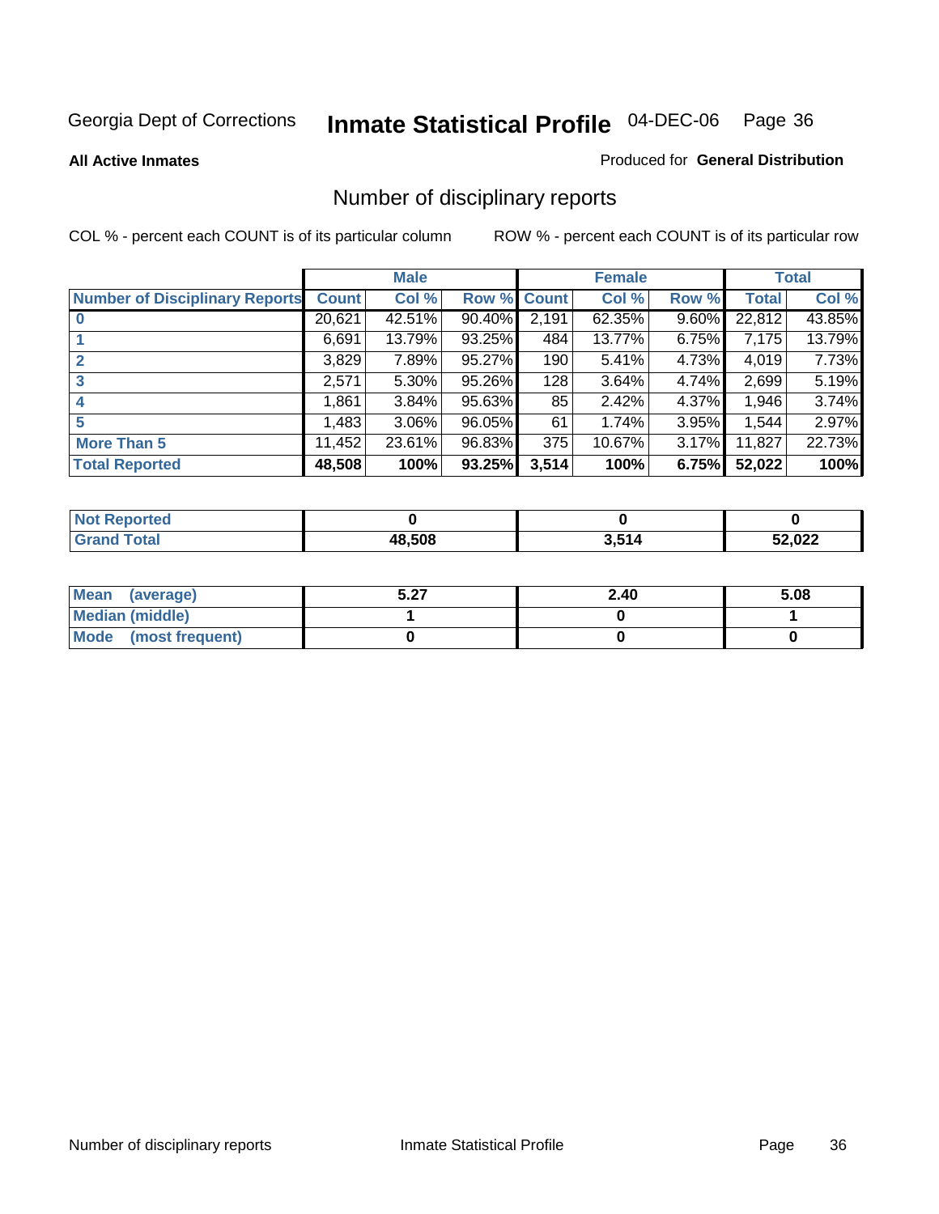Georgia Dept of Corrections **Inmate Statistical Profile** 04-DEC-06

**All Active Inmates** Produced for **General Distribution**

## Number of disciplinary reports

COL % - percent each COUNT is of its particular column ROW % - percent each COUNT is of its particular row

| | Male | | | Female | | | Total | |
|---|---|---|---|---|---|---|---|---|
| **Number of Disciplinary Reports** | **Count** | **Col %** | **Row %** | **Count** | **Col %** | **Row %** | **Total** | **Col %** |
| **0** | 20,621 | 42.51% | 90.40% | 2,191 | 62.35% | 9.60% | 22,812 | 43.85% |
| **1** | 6,691 | 13.79% | 93.25% | 484 | 13.77% | 6.75% | 7,175 | 13.79% |
| **2** | 3,829 | 7.89% | 95.27% | 190 | 5.41% | 4.73% | 4,019 | 7.73% |
| **3** | 2,571 | 5.30% | 95.26% | 128 | 3.64% | 4.74% | 2,699 | 5.19% |
| **4** | 1,861 | 3.84% | 95.63% | 85 | 2.42% | 4.37% | 1,946 | 3.74% |
| **5** | 1,483 | 3.06% | 96.05% | 61 | 1.74% | 3.95% | 1,544 | 2.97% |
| **More Than 5** | 11,452 | 23.61% | 96.83% | 375 | 10.67% | 3.17% | 11,827 | 22.73% |
| **Total Reported** | **48,508** | **100%** | **93.25%** | **3,514** | **100%** | **6.75%** | **52,022** | **100%** |

| | Male | Female | Total |
|---|---|---|---|
| **Not Reported** | **0** | **0** | **0** |
| **Grand Total** | **48,508** | **3,514** | **52,022** |

| | Male | Female | Total |
|---|---|---|---|
| **Mean (average)** | **5.27** | **2.40** | **5.08** |
| **Median (middle)** | **1** | **0** | **1** |
| **Mode (most frequent)** | **0** | **0** | **0** |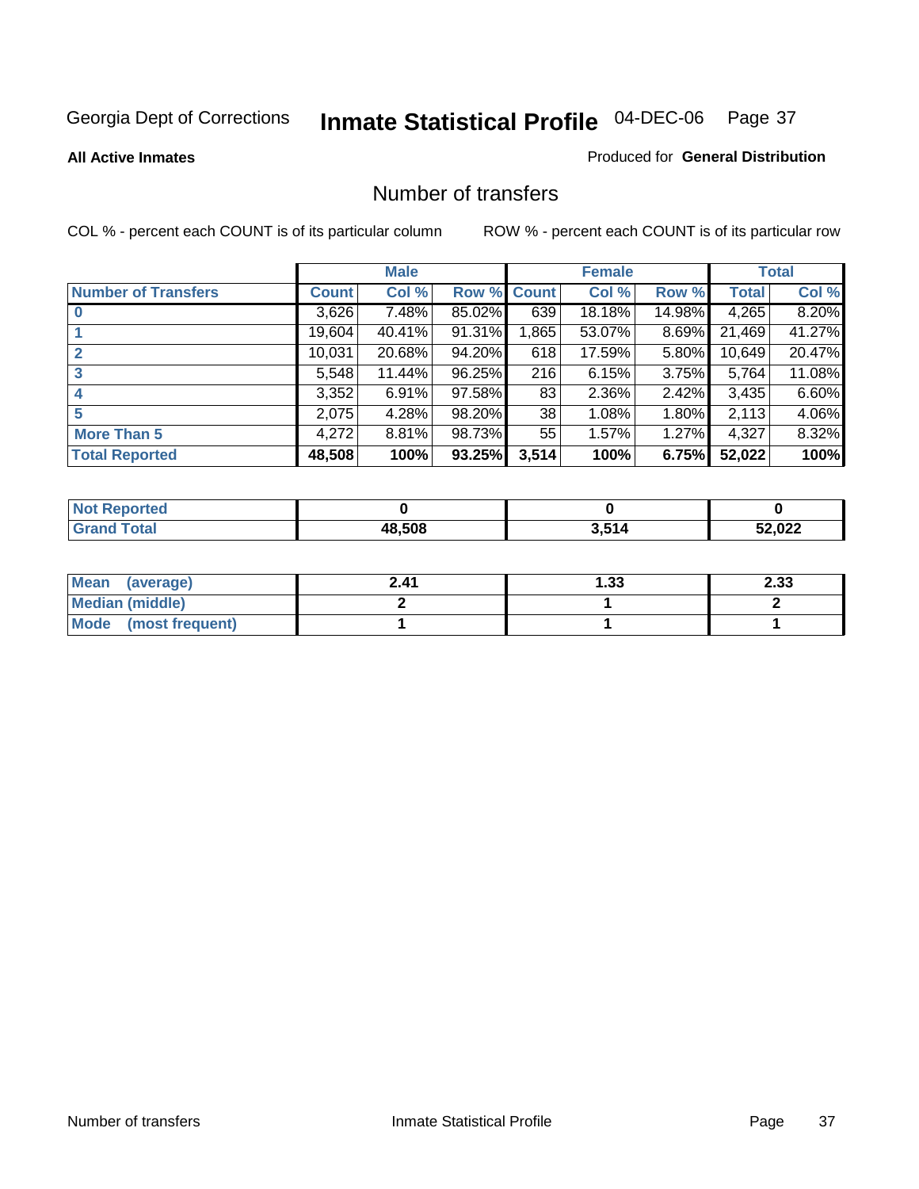Georgia Dept of Corrections **Inmate Statistical Profile** 04-DEC-06 Page 37

**All Active Inmates**

Produced for **General Distribution**

## Number of transfers

COL % - percent each COUNT is of its particular column

ROW % - percent each COUNT is of its particular row

| | Male | | | Female | | | Total | |
|---|---|---|---|---|---|---|---|---|
| **Number of Transfers** | **Count** | **Col %** | **Row %** | **Count** | **Col %** | **Row %** | **Total** | **Col %** |
| **0** | 3,626 | 7.48% | 85.02% | 639 | 18.18% | 14.98% | 4,265 | 8.20% |
| **1** | 19,604 | 40.41% | 91.31% | 1,865 | 53.07% | 8.69% | 21,469 | 41.27% |
| **2** | 10,031 | 20.68% | 94.20% | 618 | 17.59% | 5.80% | 10,649 | 20.47% |
| **3** | 5,548 | 11.44% | 96.25% | 216 | 6.15% | 3.75% | 5,764 | 11.08% |
| **4** | 3,352 | 6.91% | 97.58% | 83 | 2.36% | 2.42% | 3,435 | 6.60% |
| **5** | 2,075 | 4.28% | 98.20% | 38 | 1.08% | 1.80% | 2,113 | 4.06% |
| **More Than 5** | 4,272 | 8.81% | 98.73% | 55 | 1.57% | 1.27% | 4,327 | 8.32% |
| **Total Reported** | **48,508** | **100%** | **93.25%** | **3,514** | **100%** | **6.75%** | **52,022** | **100%** |

| | Male | Female | Total |
|---|---|---|---|
| **Not Reported** | **0** | **0** | **0** |
| **Grand Total** | **48,508** | **3,514** | **52,022** |

| | Male | Female | Total |
|---|---|---|---|
| **Mean (average)** | **2.41** | **1.33** | **2.33** |
| **Median (middle)** | **2** | **1** | **2** |
| **Mode (most frequent)** | **1** | **1** | **1** |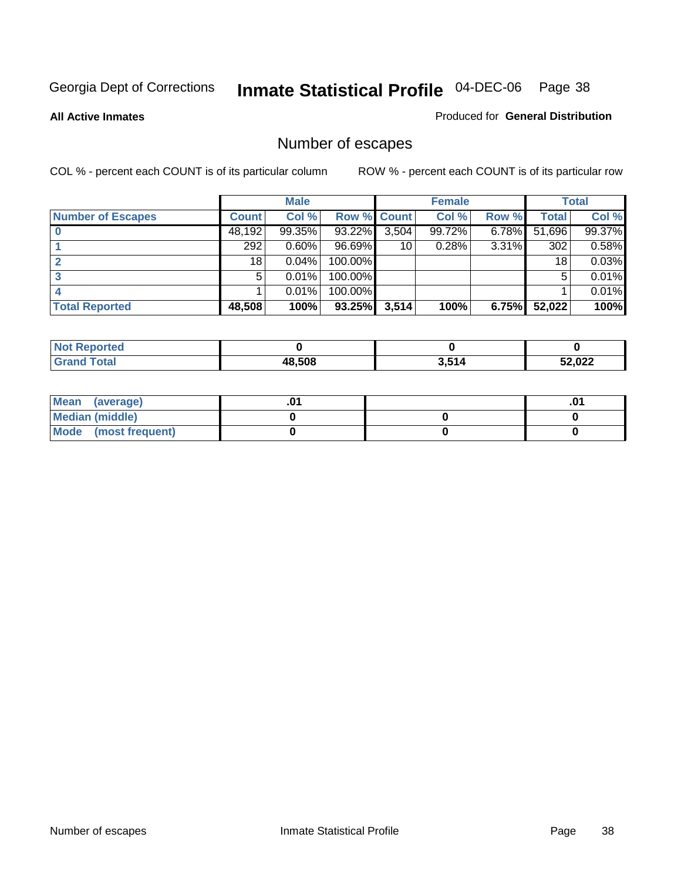Georgia Dept of Corrections **Inmate Statistical Profile** 04-DEC-06

**All Active Inmates**

Produced for **General Distribution**

## Number of escapes

COL % - percent each COUNT is of its particular column

ROW % - percent each COUNT is of its particular row

| | Male | | | Female | | | Total | |
|---|---|---|---|---|---|---|---|---|
| **Number of Escapes** | **Count** | **Col %** | **Row %** | **Count** | **Col %** | **Row %** | **Total** | **Col %** |
| **0** | 48,192 | 99.35% | 93.22% | 3,504 | 99.72% | 6.78% | 51,696 | 99.37% |
| **1** | 292 | 0.60% | 96.69% | 10 | 0.28% | 3.31% | 302 | 0.58% |
| **2** | 18 | 0.04% | 100.00% | | | | 18 | 0.03% |
| **3** | 5 | 0.01% | 100.00% | | | | 5 | 0.01% |
| **4** | 1 | 0.01% | 100.00% | | | | 1 | 0.01% |
| **Total Reported** | **48,508** | **100%** | **93.25%** | **3,514** | **100%** | **6.75%** | **52,022** | **100%** |

| | Male | Female | Total |
|---|---|---|---|
| **Not Reported** | **0** | **0** | **0** |
| **Grand Total** | **48,508** | **3,514** | **52,022** |

| | Male | Female | Total |
|---|---|---|---|
| **Mean (average)** | **.01** | | **.01** |
| **Median (middle)** | **0** | **0** | **0** |
| **Mode (most frequent)** | **0** | **0** | **0** |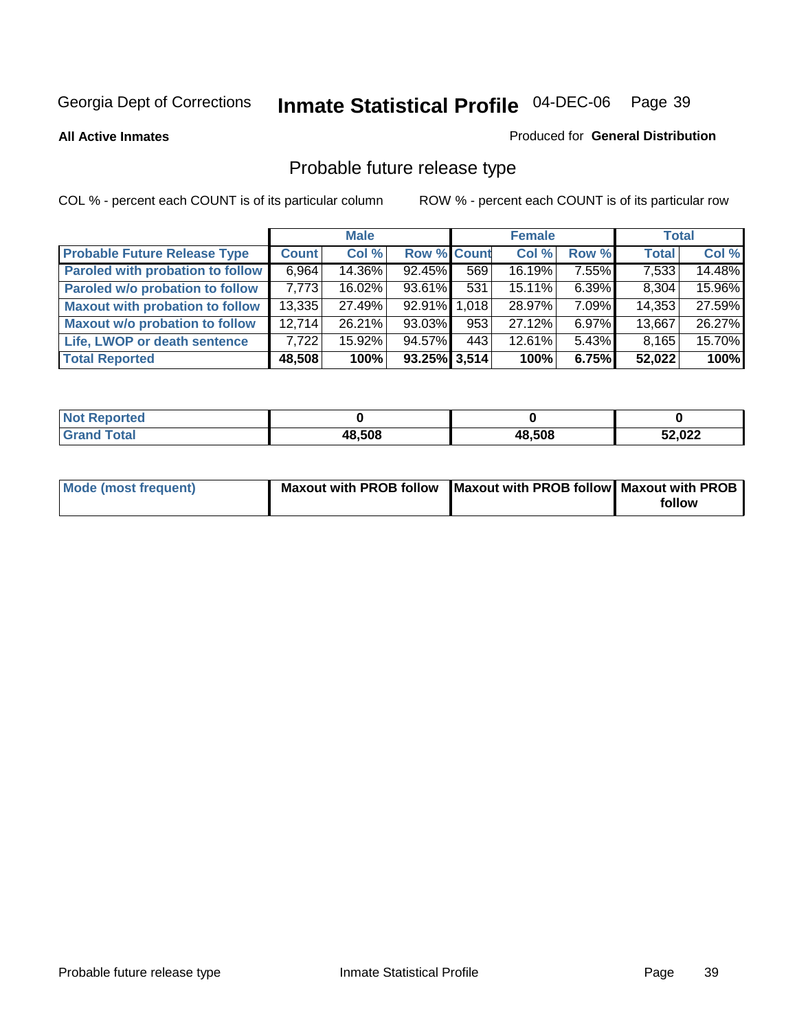Georgia Dept of Corrections **Inmate Statistical Profile** 04-DEC-06

**All Active Inmates**

Produced for **General Distribution**

## Probable future release type

COL % - percent each COUNT is of its particular column

ROW % - percent each COUNT is of its particular row

| | Male | | | Female | | | Total | |
|---|---|---|---|---|---|---|---|---|
| **Probable Future Release Type** | **Count** | **Col %** | **Row %** | **Count** | **Col %** | **Row %** | **Total** | **Col %** |
| **Paroled with probation to follow** | 6,964 | 14.36% | 92.45% | 569 | 16.19% | 7.55% | 7,533 | 14.48% |
| **Paroled w/o probation to follow** | 7,773 | 16.02% | 93.61% | 531 | 15.11% | 6.39% | 8,304 | 15.96% |
| **Maxout with probation to follow** | 13,335 | 27.49% | 92.91% | 1,018 | 28.97% | 7.09% | 14,353 | 27.59% |
| **Maxout w/o probation to follow** | 12,714 | 26.21% | 93.03% | 953 | 27.12% | 6.97% | 13,667 | 26.27% |
| **Life, LWOP or death sentence** | 7,722 | 15.92% | 94.57% | 443 | 12.61% | 5.43% | 8,165 | 15.70% |
| **Total Reported** | **48,508** | **100%** | **93.25%** | **3,514** | **100%** | **6.75%** | **52,022** | **100%** |

| | Male | Female | Total |
|---|---|---|---|
| **Not Reported** | **0** | **0** | **0** |
| **Grand Total** | **48,508** | **48,508** | **52,022** |

| | Male | Female | Total |
|---|---|---|---|
| **Mode (most frequent)** | **Maxout with PROB follow** | **Maxout with PROB follow** | **Maxout with PROB follow** |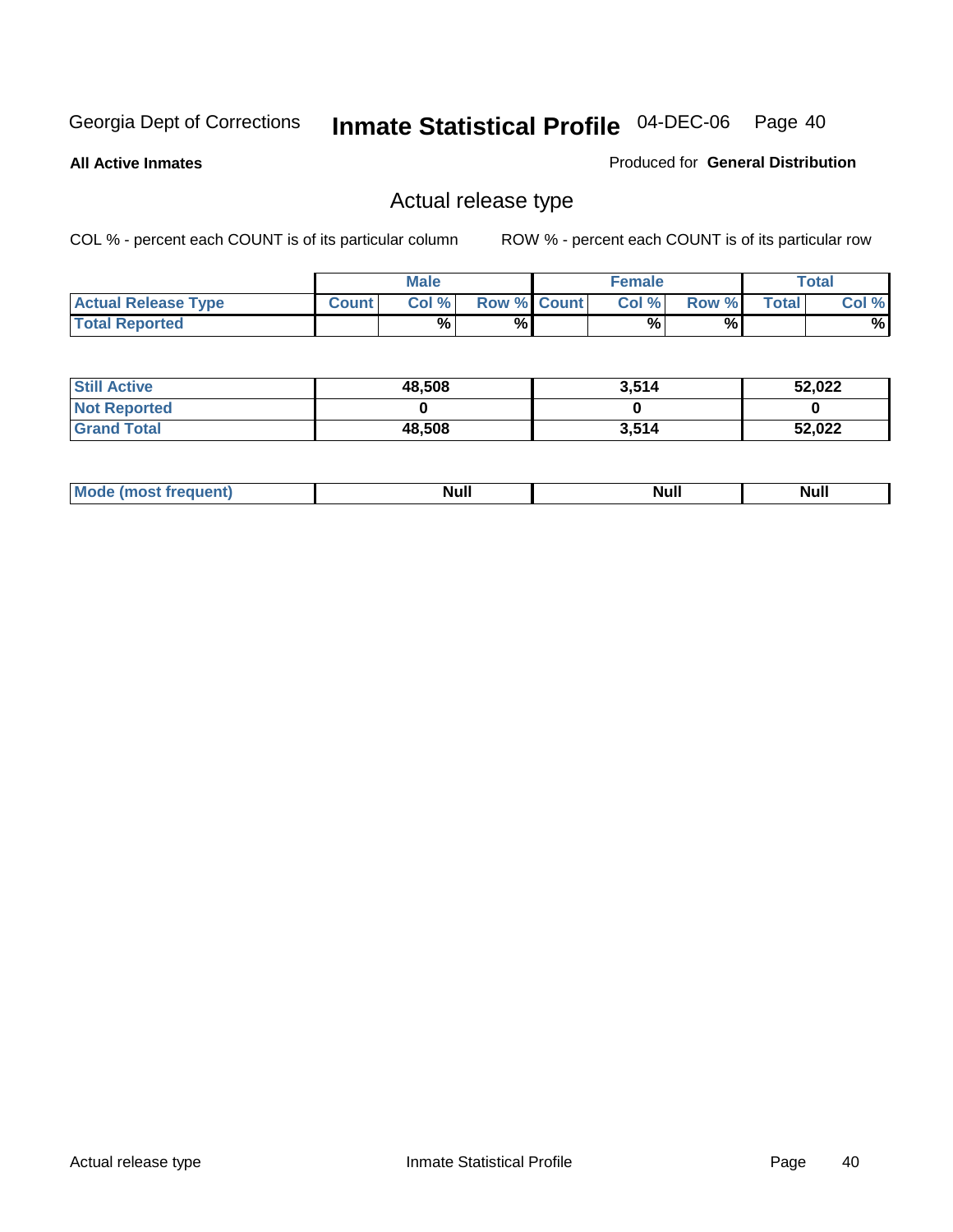Georgia Dept of Corrections **Inmate Statistical Profile** 04-DEC-06

**All Active Inmates**

Produced for **General Distribution**

## Actual release type

COL % - percent each COUNT is of its particular column     ROW % - percent each COUNT is of its particular row

| | Male | | | Female | | | Total | |
|---|---|---|---|---|---|---|---|---|
| **Actual Release Type** | **Count** | **Col %** | **Row %** | **Count** | **Col %** | **Row %** | **Total** | **Col %** |
| **Total Reported** | | **%** | **%** | | **%** | **%** | | **%** |

| | Male | Female | Total |
|---|---|---|---|
| **Still Active** | **48,508** | **3,514** | **52,022** |
| **Not Reported** | **0** | **0** | **0** |
| **Grand Total** | **48,508** | **3,514** | **52,022** |

| | Male | Female | Total |
|---|---|---|---|
| **Mode (most frequent)** | **Null** | **Null** | **Null** |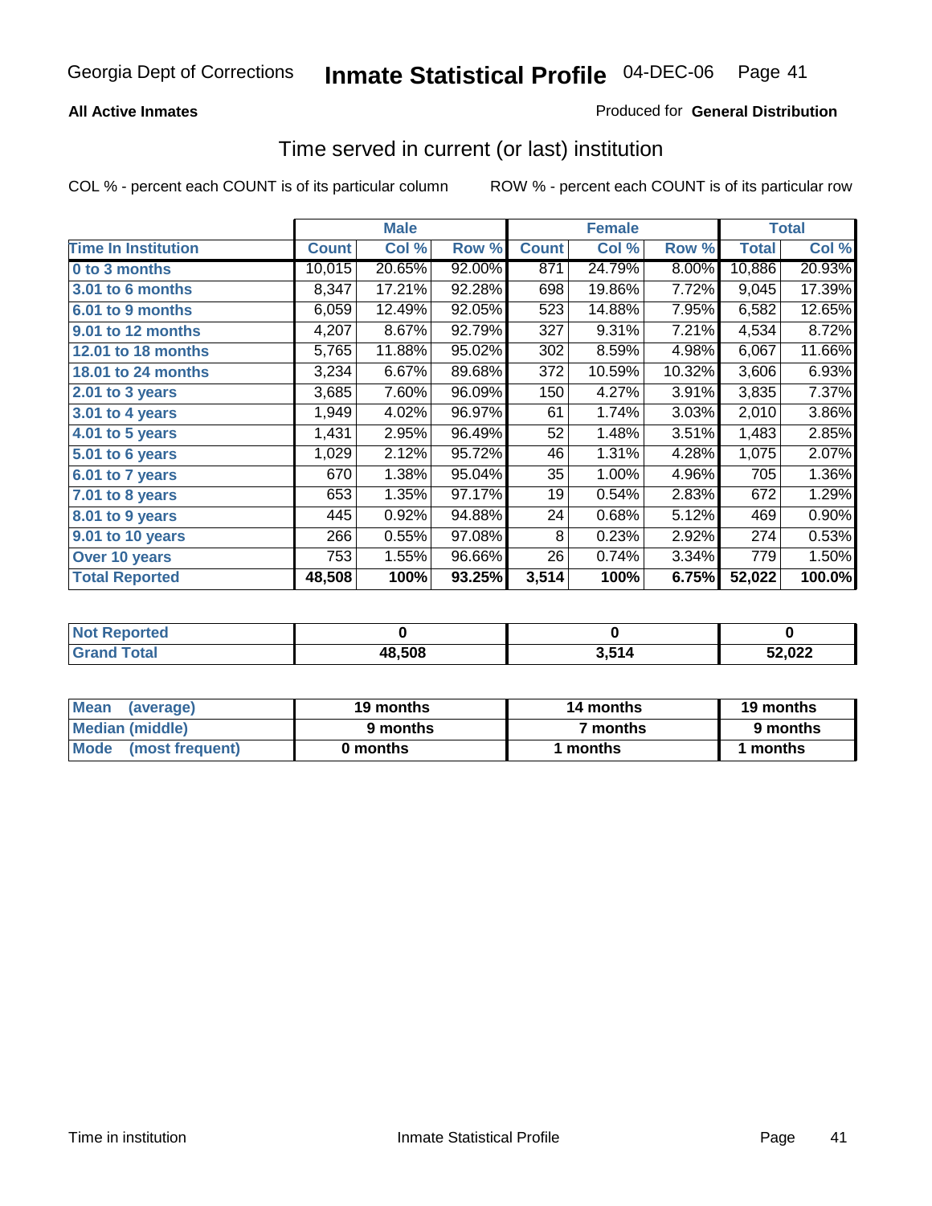Georgia Dept of Corrections **Inmate Statistical Profile** 04-DEC-06

**All Active Inmates**

Produced for **General Distribution**

## Time served in current (or last) institution

COL % - percent each COUNT is of its particular column

ROW % - percent each COUNT is of its particular row

| | Male | | | Female | | | Total | |
|---|---|---|---|---|---|---|---|---|
| **Time In Institution** | **Count** | **Col %** | **Row %** | **Count** | **Col %** | **Row %** | **Total** | **Col %** |
| **0 to 3 months** | 10,015 | 20.65% | 92.00% | 871 | 24.79% | 8.00% | 10,886 | 20.93% |
| **3.01 to 6 months** | 8,347 | 17.21% | 92.28% | 698 | 19.86% | 7.72% | 9,045 | 17.39% |
| **6.01 to 9 months** | 6,059 | 12.49% | 92.05% | 523 | 14.88% | 7.95% | 6,582 | 12.65% |
| **9.01 to 12 months** | 4,207 | 8.67% | 92.79% | 327 | 9.31% | 7.21% | 4,534 | 8.72% |
| **12.01 to 18 months** | 5,765 | 11.88% | 95.02% | 302 | 8.59% | 4.98% | 6,067 | 11.66% |
| **18.01 to 24 months** | 3,234 | 6.67% | 89.68% | 372 | 10.59% | 10.32% | 3,606 | 6.93% |
| **2.01 to 3 years** | 3,685 | 7.60% | 96.09% | 150 | 4.27% | 3.91% | 3,835 | 7.37% |
| **3.01 to 4 years** | 1,949 | 4.02% | 96.97% | 61 | 1.74% | 3.03% | 2,010 | 3.86% |
| **4.01 to 5 years** | 1,431 | 2.95% | 96.49% | 52 | 1.48% | 3.51% | 1,483 | 2.85% |
| **5.01 to 6 years** | 1,029 | 2.12% | 95.72% | 46 | 1.31% | 4.28% | 1,075 | 2.07% |
| **6.01 to 7 years** | 670 | 1.38% | 95.04% | 35 | 1.00% | 4.96% | 705 | 1.36% |
| **7.01 to 8 years** | 653 | 1.35% | 97.17% | 19 | 0.54% | 2.83% | 672 | 1.29% |
| **8.01 to 9 years** | 445 | 0.92% | 94.88% | 24 | 0.68% | 5.12% | 469 | 0.90% |
| **9.01 to 10 years** | 266 | 0.55% | 97.08% | 8 | 0.23% | 2.92% | 274 | 0.53% |
| **Over 10 years** | 753 | 1.55% | 96.66% | 26 | 0.74% | 3.34% | 779 | 1.50% |
| **Total Reported** | **48,508** | **100%** | **93.25%** | **3,514** | **100%** | **6.75%** | **52,022** | **100.0%** |

| | Male | Female | Total |
|---|---|---|---|
| **Not Reported** | **0** | **0** | **0** |
| **Grand Total** | **48,508** | **3,514** | **52,022** |

| | Male | Female | Total |
|---|---|---|---|
| **Mean (average)** | **19 months** | **14 months** | **19 months** |
| **Median (middle)** | **9 months** | **7 months** | **9 months** |
| **Mode (most frequent)** | **0 months** | **1 months** | **1 months** |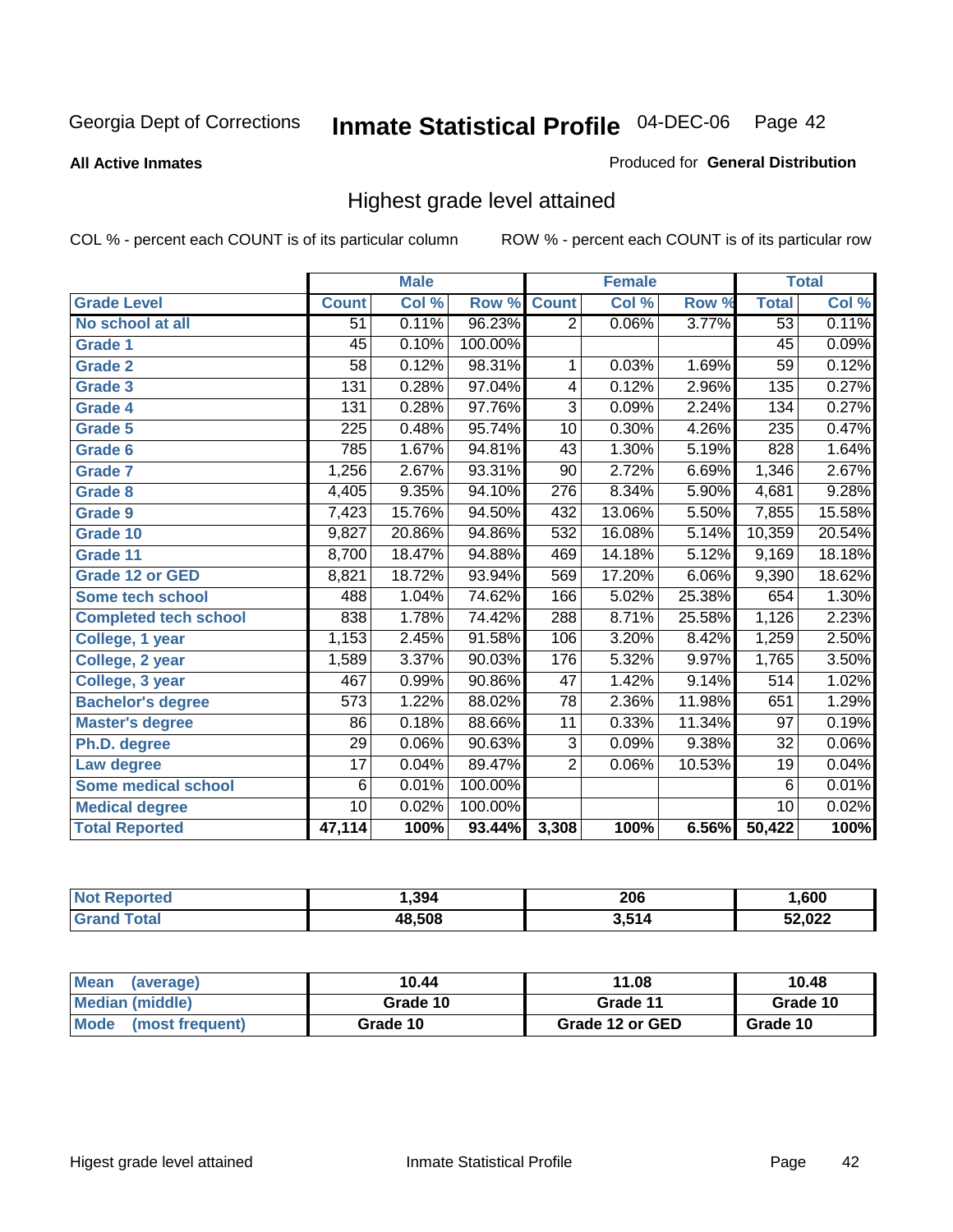Georgia Dept of Corrections **Inmate Statistical Profile** 04-DEC-06

**All Active Inmates**

Produced for **General Distribution**

## Highest grade level attained

COL % - percent each COUNT is of its particular column

ROW % - percent each COUNT is of its particular row

| | Male | | | Female | | | Total | |
|---|---|---|---|---|---|---|---|---|
| **Grade Level** | **Count** | **Col %** | **Row %** | **Count** | **Col %** | **Row %** | **Total** | **Col %** |
| No school at all | 51 | 0.11% | 96.23% | 2 | 0.06% | 3.77% | 53 | 0.11% |
| Grade 1 | 45 | 0.10% | 100.00% | | | | 45 | 0.09% |
| Grade 2 | 58 | 0.12% | 98.31% | 1 | 0.03% | 1.69% | 59 | 0.12% |
| Grade 3 | 131 | 0.28% | 97.04% | 4 | 0.12% | 2.96% | 135 | 0.27% |
| Grade 4 | 131 | 0.28% | 97.76% | 3 | 0.09% | 2.24% | 134 | 0.27% |
| Grade 5 | 225 | 0.48% | 95.74% | 10 | 0.30% | 4.26% | 235 | 0.47% |
| Grade 6 | 785 | 1.67% | 94.81% | 43 | 1.30% | 5.19% | 828 | 1.64% |
| Grade 7 | 1,256 | 2.67% | 93.31% | 90 | 2.72% | 6.69% | 1,346 | 2.67% |
| Grade 8 | 4,405 | 9.35% | 94.10% | 276 | 8.34% | 5.90% | 4,681 | 9.28% |
| Grade 9 | 7,423 | 15.76% | 94.50% | 432 | 13.06% | 5.50% | 7,855 | 15.58% |
| Grade 10 | 9,827 | 20.86% | 94.86% | 532 | 16.08% | 5.14% | 10,359 | 20.54% |
| Grade 11 | 8,700 | 18.47% | 94.88% | 469 | 14.18% | 5.12% | 9,169 | 18.18% |
| Grade 12 or GED | 8,821 | 18.72% | 93.94% | 569 | 17.20% | 6.06% | 9,390 | 18.62% |
| Some tech school | 488 | 1.04% | 74.62% | 166 | 5.02% | 25.38% | 654 | 1.30% |
| Completed tech school | 838 | 1.78% | 74.42% | 288 | 8.71% | 25.58% | 1,126 | 2.23% |
| College, 1 year | 1,153 | 2.45% | 91.58% | 106 | 3.20% | 8.42% | 1,259 | 2.50% |
| College, 2 year | 1,589 | 3.37% | 90.03% | 176 | 5.32% | 9.97% | 1,765 | 3.50% |
| College, 3 year | 467 | 0.99% | 90.86% | 47 | 1.42% | 9.14% | 514 | 1.02% |
| Bachelor's degree | 573 | 1.22% | 88.02% | 78 | 2.36% | 11.98% | 651 | 1.29% |
| Master's degree | 86 | 0.18% | 88.66% | 11 | 0.33% | 11.34% | 97 | 0.19% |
| Ph.D. degree | 29 | 0.06% | 90.63% | 3 | 0.09% | 9.38% | 32 | 0.06% |
| Law degree | 17 | 0.04% | 89.47% | 2 | 0.06% | 10.53% | 19 | 0.04% |
| Some medical school | 6 | 0.01% | 100.00% | | | | 6 | 0.01% |
| Medical degree | 10 | 0.02% | 100.00% | | | | 10 | 0.02% |
| **Total Reported** | **47,114** | **100%** | **93.44%** | **3,308** | **100%** | **6.56%** | **50,422** | **100%** |

| | Male | Female | Total |
|---|---|---|---|
| Not Reported | 1,394 | 206 | 1,600 |
| Grand Total | 48,508 | 3,514 | 52,022 |

| | Male | Female | Total |
|---|---|---|---|
| Mean (average) | 10.44 | 11.08 | 10.48 |
| Median (middle) | Grade 10 | Grade 11 | Grade 10 |
| Mode (most frequent) | Grade 10 | Grade 12 or GED | Grade 10 |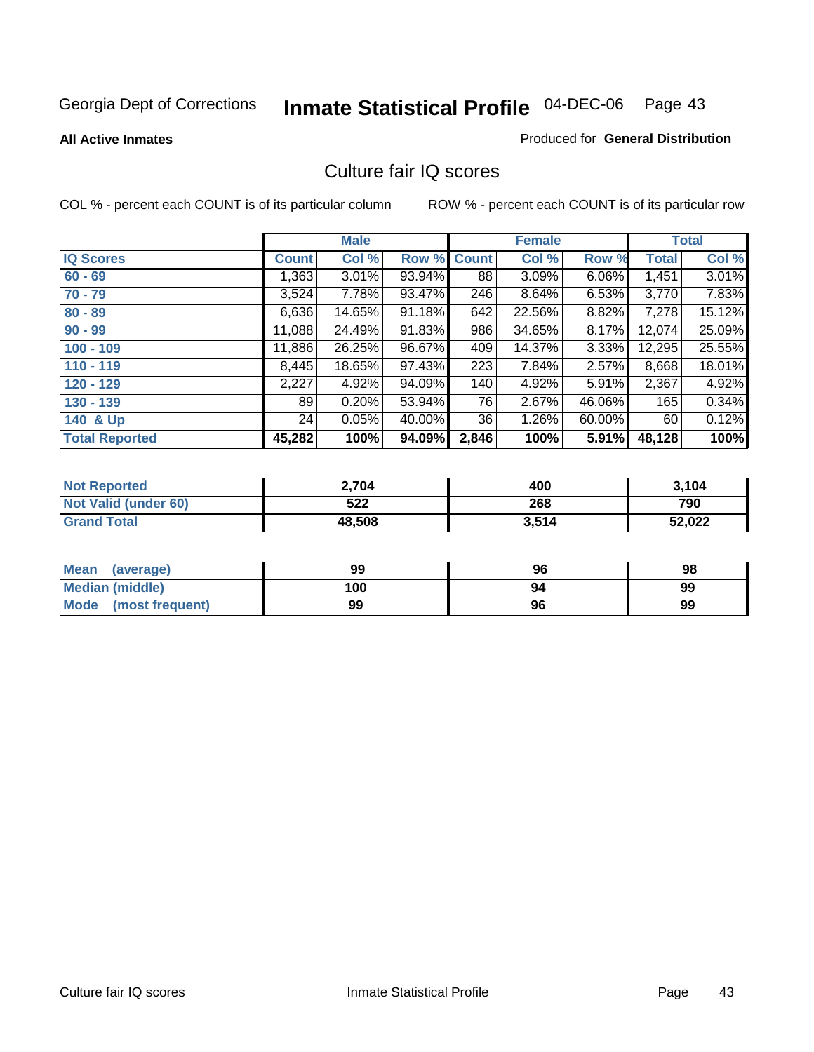Georgia Dept of Corrections **Inmate Statistical Profile** 04-DEC-06

**All Active Inmates**

Produced for **General Distribution**

## Culture fair IQ scores

COL % - percent each COUNT is of its particular column

ROW % - percent each COUNT is of its particular row

| | Male | | | Female | | | Total | |
|---|---|---|---|---|---|---|---|---|
| **IQ Scores** | **Count** | **Col %** | **Row %** | **Count** | **Col %** | **Row %** | **Total** | **Col %** |
| **60 - 69** | 1,363 | 3.01% | 93.94% | 88 | 3.09% | 6.06% | 1,451 | 3.01% |
| **70 - 79** | 3,524 | 7.78% | 93.47% | 246 | 8.64% | 6.53% | 3,770 | 7.83% |
| **80 - 89** | 6,636 | 14.65% | 91.18% | 642 | 22.56% | 8.82% | 7,278 | 15.12% |
| **90 - 99** | 11,088 | 24.49% | 91.83% | 986 | 34.65% | 8.17% | 12,074 | 25.09% |
| **100 - 109** | 11,886 | 26.25% | 96.67% | 409 | 14.37% | 3.33% | 12,295 | 25.55% |
| **110 - 119** | 8,445 | 18.65% | 97.43% | 223 | 7.84% | 2.57% | 8,668 | 18.01% |
| **120 - 129** | 2,227 | 4.92% | 94.09% | 140 | 4.92% | 5.91% | 2,367 | 4.92% |
| **130 - 139** | 89 | 0.20% | 53.94% | 76 | 2.67% | 46.06% | 165 | 0.34% |
| **140 & Up** | 24 | 0.05% | 40.00% | 36 | 1.26% | 60.00% | 60 | 0.12% |
| **Total Reported** | **45,282** | **100%** | **94.09%** | **2,846** | **100%** | **5.91%** | **48,128** | **100%** |

| | Male | Female | Total |
|---|---|---|---|
| **Not Reported** | **2,704** | **400** | **3,104** |
| **Not Valid (under 60)** | **522** | **268** | **790** |
| **Grand Total** | **48,508** | **3,514** | **52,022** |

| | Male | Female | Total |
|---|---|---|---|
| **Mean (average)** | **99** | **96** | **98** |
| **Median (middle)** | **100** | **94** | **99** |
| **Mode (most frequent)** | **99** | **96** | **99** |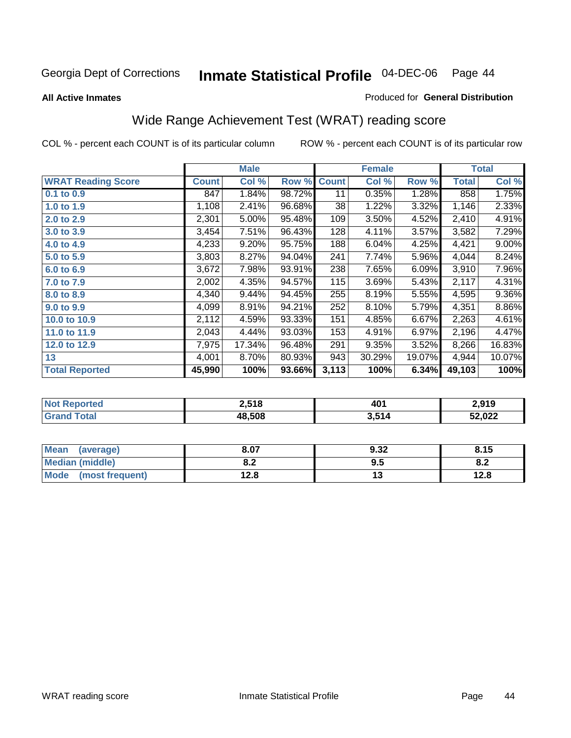Georgia Dept of Corrections **Inmate Statistical Profile** 04-DEC-06

**All Active Inmates**

Produced for **General Distribution**

## Wide Range Achievement Test (WRAT) reading score

COL % - percent each COUNT is of its particular column ROW % - percent each COUNT is of its particular row

| | Male | | | Female | | | Total | |
|---|---|---|---|---|---|---|---|---|
| **WRAT Reading Score** | **Count** | **Col %** | **Row %** | **Count** | **Col %** | **Row %** | **Total** | **Col %** |
| **0.1 to 0.9** | 847 | 1.84% | 98.72% | 11 | 0.35% | 1.28% | 858 | 1.75% |
| **1.0 to 1.9** | 1,108 | 2.41% | 96.68% | 38 | 1.22% | 3.32% | 1,146 | 2.33% |
| **2.0 to 2.9** | 2,301 | 5.00% | 95.48% | 109 | 3.50% | 4.52% | 2,410 | 4.91% |
| **3.0 to 3.9** | 3,454 | 7.51% | 96.43% | 128 | 4.11% | 3.57% | 3,582 | 7.29% |
| **4.0 to 4.9** | 4,233 | 9.20% | 95.75% | 188 | 6.04% | 4.25% | 4,421 | 9.00% |
| **5.0 to 5.9** | 3,803 | 8.27% | 94.04% | 241 | 7.74% | 5.96% | 4,044 | 8.24% |
| **6.0 to 6.9** | 3,672 | 7.98% | 93.91% | 238 | 7.65% | 6.09% | 3,910 | 7.96% |
| **7.0 to 7.9** | 2,002 | 4.35% | 94.57% | 115 | 3.69% | 5.43% | 2,117 | 4.31% |
| **8.0 to 8.9** | 4,340 | 9.44% | 94.45% | 255 | 8.19% | 5.55% | 4,595 | 9.36% |
| **9.0 to 9.9** | 4,099 | 8.91% | 94.21% | 252 | 8.10% | 5.79% | 4,351 | 8.86% |
| **10.0 to 10.9** | 2,112 | 4.59% | 93.33% | 151 | 4.85% | 6.67% | 2,263 | 4.61% |
| **11.0 to 11.9** | 2,043 | 4.44% | 93.03% | 153 | 4.91% | 6.97% | 2,196 | 4.47% |
| **12.0 to 12.9** | 7,975 | 17.34% | 96.48% | 291 | 9.35% | 3.52% | 8,266 | 16.83% |
| **13** | 4,001 | 8.70% | 80.93% | 943 | 30.29% | 19.07% | 4,944 | 10.07% |
| **Total Reported** | **45,990** | **100%** | **93.66%** | **3,113** | **100%** | **6.34%** | **49,103** | **100%** |

| | Male | Female | Total |
|---|---|---|---|
| **Not Reported** | **2,518** | **401** | **2,919** |
| **Grand Total** | **48,508** | **3,514** | **52,022** |

| | Male | Female | Total |
|---|---|---|---|
| **Mean (average)** | **8.07** | **9.32** | **8.15** |
| **Median (middle)** | **8.2** | **9.5** | **8.2** |
| **Mode (most frequent)** | **12.8** | **13** | **12.8** |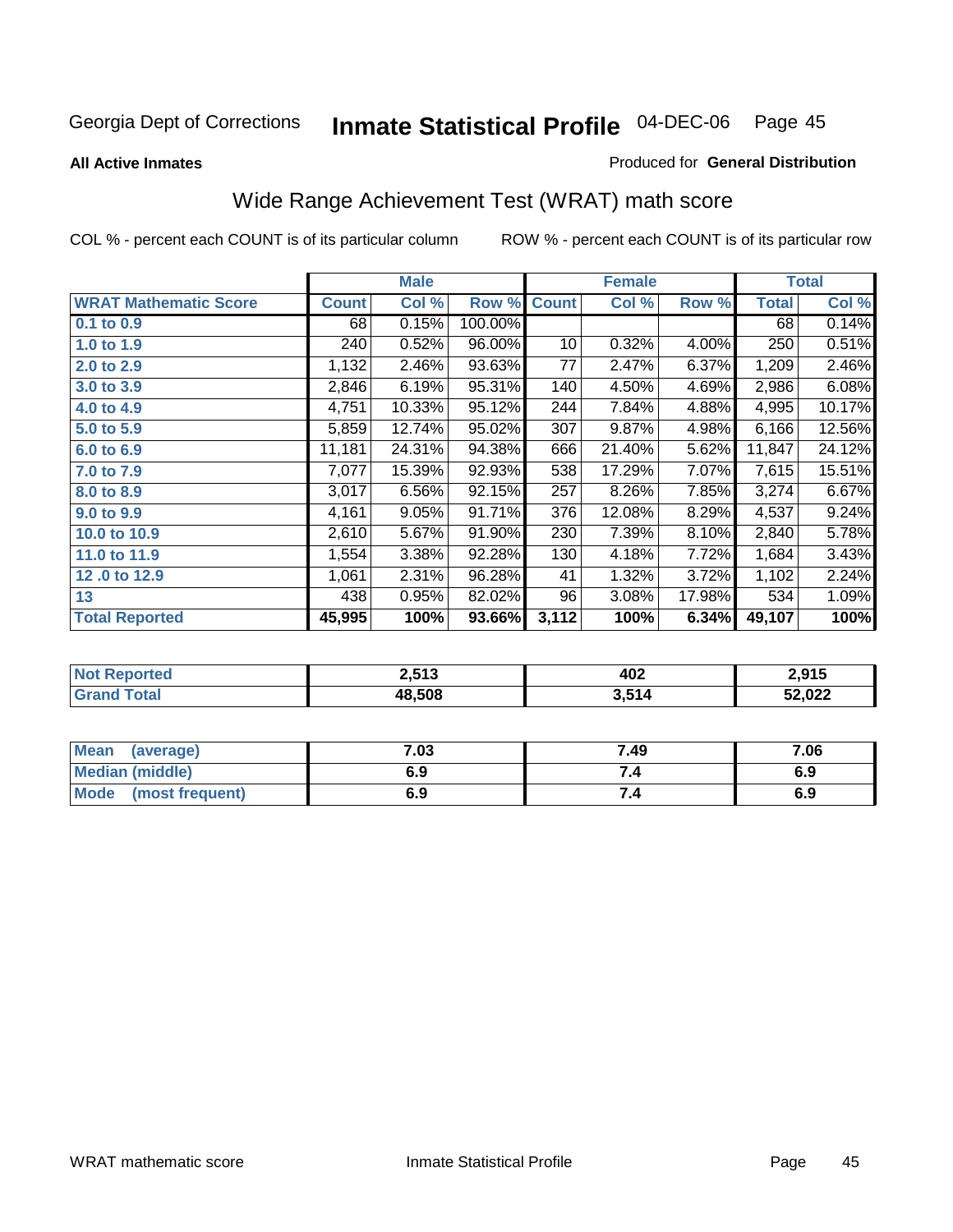Georgia Dept of Corrections **Inmate Statistical Profile** 04-DEC-06

**All Active Inmates**

Produced for **General Distribution**

## Wide Range Achievement Test (WRAT) math score

COL % - percent each COUNT is of its particular column

ROW % - percent each COUNT is of its particular row

| WRAT Mathematic Score | Male | | | Female | | | Total | |
|---|---|---|---|---|---|---|---|---|
| | Count | Col % | Row % | Count | Col % | Row % | Total | Col % |
| 0.1 to 0.9 | 68 | 0.15% | 100.00% | | | | 68 | 0.14% |
| 1.0 to 1.9 | 240 | 0.52% | 96.00% | 10 | 0.32% | 4.00% | 250 | 0.51% |
| 2.0 to 2.9 | 1,132 | 2.46% | 93.63% | 77 | 2.47% | 6.37% | 1,209 | 2.46% |
| 3.0 to 3.9 | 2,846 | 6.19% | 95.31% | 140 | 4.50% | 4.69% | 2,986 | 6.08% |
| 4.0 to 4.9 | 4,751 | 10.33% | 95.12% | 244 | 7.84% | 4.88% | 4,995 | 10.17% |
| 5.0 to 5.9 | 5,859 | 12.74% | 95.02% | 307 | 9.87% | 4.98% | 6,166 | 12.56% |
| 6.0 to 6.9 | 11,181 | 24.31% | 94.38% | 666 | 21.40% | 5.62% | 11,847 | 24.12% |
| 7.0 to 7.9 | 7,077 | 15.39% | 92.93% | 538 | 17.29% | 7.07% | 7,615 | 15.51% |
| 8.0 to 8.9 | 3,017 | 6.56% | 92.15% | 257 | 8.26% | 7.85% | 3,274 | 6.67% |
| 9.0 to 9.9 | 4,161 | 9.05% | 91.71% | 376 | 12.08% | 8.29% | 4,537 | 9.24% |
| 10.0 to 10.9 | 2,610 | 5.67% | 91.90% | 230 | 7.39% | 8.10% | 2,840 | 5.78% |
| 11.0 to 11.9 | 1,554 | 3.38% | 92.28% | 130 | 4.18% | 7.72% | 1,684 | 3.43% |
| 12 .0 to 12.9 | 1,061 | 2.31% | 96.28% | 41 | 1.32% | 3.72% | 1,102 | 2.24% |
| 13 | 438 | 0.95% | 82.02% | 96 | 3.08% | 17.98% | 534 | 1.09% |
| **Total Reported** | **45,995** | **100%** | **93.66%** | **3,112** | **100%** | **6.34%** | **49,107** | **100%** |

| | Male | Female | Total |
|---|---|---|---|
| Not Reported | 2,513 | 402 | 2,915 |
| Grand Total | 48,508 | 3,514 | 52,022 |

| | Male | Female | Total |
|---|---|---|---|
| Mean (average) | 7.03 | 7.49 | 7.06 |
| Median (middle) | 6.9 | 7.4 | 6.9 |
| Mode (most frequent) | 6.9 | 7.4 | 6.9 |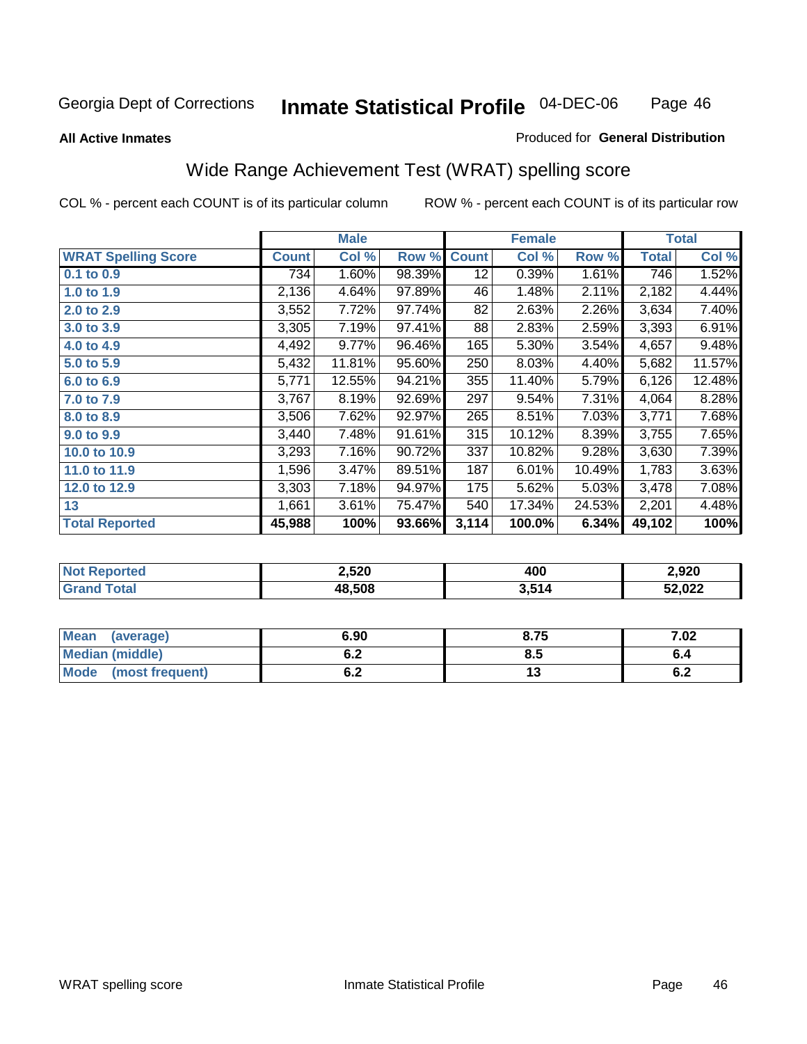Georgia Dept of Corrections

# Inmate Statistical Profile 04-DEC-06

**All Active Inmates**

Produced for **General Distribution**

## Wide Range Achievement Test (WRAT) spelling score

COL % - percent each COUNT is of its particular column

ROW % - percent each COUNT is of its particular row

| | Male | | | Female | | | Total | |
|---|---|---|---|---|---|---|---|---|
| **WRAT Spelling Score** | **Count** | **Col %** | **Row %** | **Count** | **Col %** | **Row %** | **Total** | **Col %** |
| **0.1 to 0.9** | 734 | 1.60% | 98.39% | 12 | 0.39% | 1.61% | 746 | 1.52% |
| **1.0 to 1.9** | 2,136 | 4.64% | 97.89% | 46 | 1.48% | 2.11% | 2,182 | 4.44% |
| **2.0 to 2.9** | 3,552 | 7.72% | 97.74% | 82 | 2.63% | 2.26% | 3,634 | 7.40% |
| **3.0 to 3.9** | 3,305 | 7.19% | 97.41% | 88 | 2.83% | 2.59% | 3,393 | 6.91% |
| **4.0 to 4.9** | 4,492 | 9.77% | 96.46% | 165 | 5.30% | 3.54% | 4,657 | 9.48% |
| **5.0 to 5.9** | 5,432 | 11.81% | 95.60% | 250 | 8.03% | 4.40% | 5,682 | 11.57% |
| **6.0 to 6.9** | 5,771 | 12.55% | 94.21% | 355 | 11.40% | 5.79% | 6,126 | 12.48% |
| **7.0 to 7.9** | 3,767 | 8.19% | 92.69% | 297 | 9.54% | 7.31% | 4,064 | 8.28% |
| **8.0 to 8.9** | 3,506 | 7.62% | 92.97% | 265 | 8.51% | 7.03% | 3,771 | 7.68% |
| **9.0 to 9.9** | 3,440 | 7.48% | 91.61% | 315 | 10.12% | 8.39% | 3,755 | 7.65% |
| **10.0 to 10.9** | 3,293 | 7.16% | 90.72% | 337 | 10.82% | 9.28% | 3,630 | 7.39% |
| **11.0 to 11.9** | 1,596 | 3.47% | 89.51% | 187 | 6.01% | 10.49% | 1,783 | 3.63% |
| **12.0 to 12.9** | 3,303 | 7.18% | 94.97% | 175 | 5.62% | 5.03% | 3,478 | 7.08% |
| **13** | 1,661 | 3.61% | 75.47% | 540 | 17.34% | 24.53% | 2,201 | 4.48% |
| **Total Reported** | **45,988** | **100%** | **93.66%** | **3,114** | **100.0%** | **6.34%** | **49,102** | **100%** |

| | Male | Female | Total |
|---|---|---|---|
| **Not Reported** | **2,520** | **400** | **2,920** |
| **Grand Total** | **48,508** | **3,514** | **52,022** |

| | Male | Female | Total |
|---|---|---|---|
| **Mean (average)** | **6.90** | **8.75** | **7.02** |
| **Median (middle)** | **6.2** | **8.5** | **6.4** |
| **Mode (most frequent)** | **6.2** | **13** | **6.2** |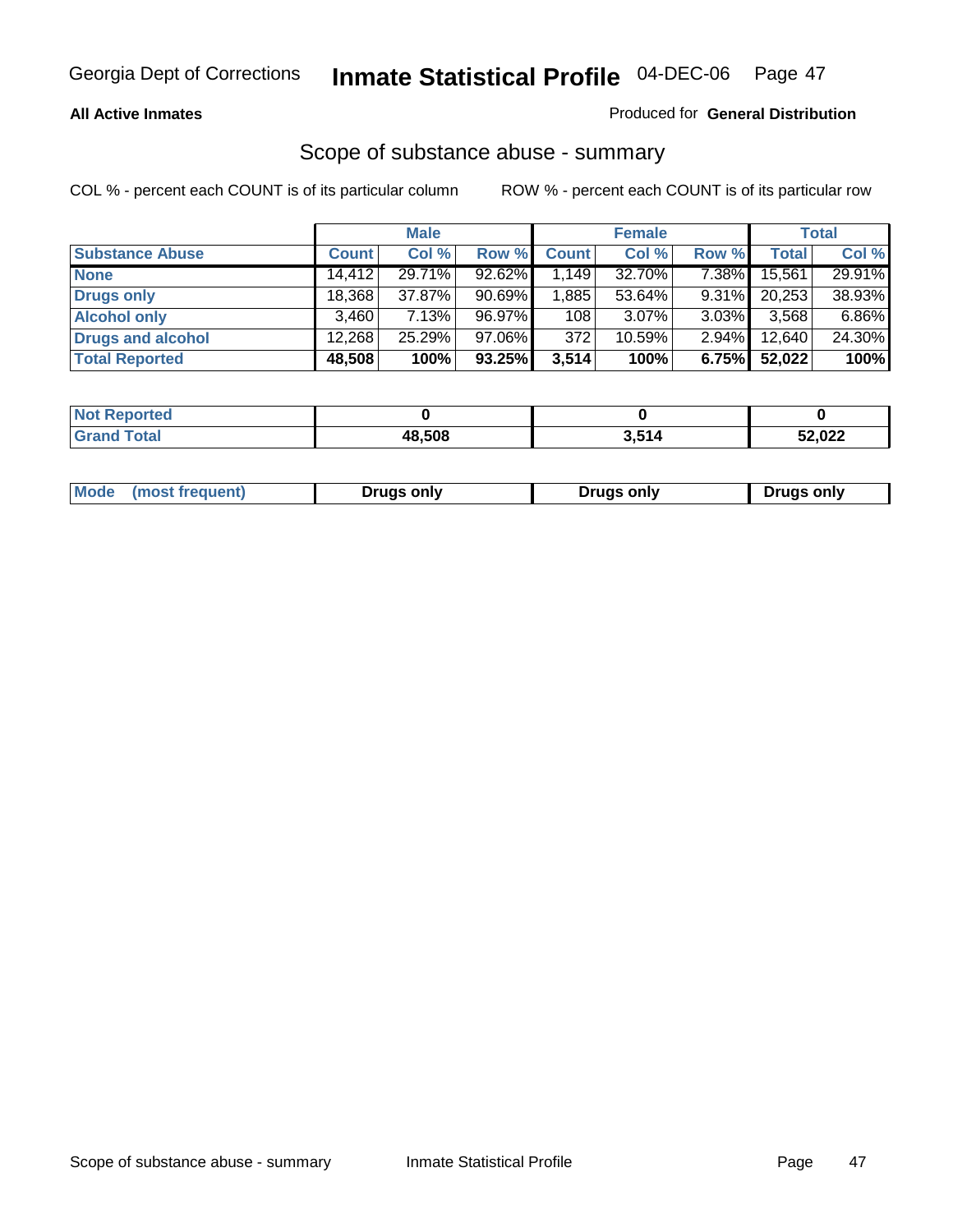Georgia Dept of Corrections **Inmate Statistical Profile** 04-DEC-06

**All Active Inmates**

Produced for **General Distribution**

## Scope of substance abuse - summary

COL % - percent each COUNT is of its particular column ROW % - percent each COUNT is of its particular row

| | Male | | | Female | | | Total | |
|---|---|---|---|---|---|---|---|---|
| **Substance Abuse** | **Count** | **Col %** | **Row %** | **Count** | **Col %** | **Row %** | **Total** | **Col %** |
| **None** | 14,412 | 29.71% | 92.62% | 1,149 | 32.70% | 7.38% | 15,561 | 29.91% |
| **Drugs only** | 18,368 | 37.87% | 90.69% | 1,885 | 53.64% | 9.31% | 20,253 | 38.93% |
| **Alcohol only** | 3,460 | 7.13% | 96.97% | 108 | 3.07% | 3.03% | 3,568 | 6.86% |
| **Drugs and alcohol** | 12,268 | 25.29% | 97.06% | 372 | 10.59% | 2.94% | 12,640 | 24.30% |
| **Total Reported** | **48,508** | **100%** | **93.25%** | **3,514** | **100%** | **6.75%** | **52,022** | **100%** |

| | Male | Female | Total |
|---|---|---|---|
| **Not Reported** | **0** | **0** | **0** |
| **Grand Total** | **48,508** | **3,514** | **52,022** |

| | Male | Female | Total |
|---|---|---|---|
| **Mode (most frequent)** | **Drugs only** | **Drugs only** | **Drugs only** |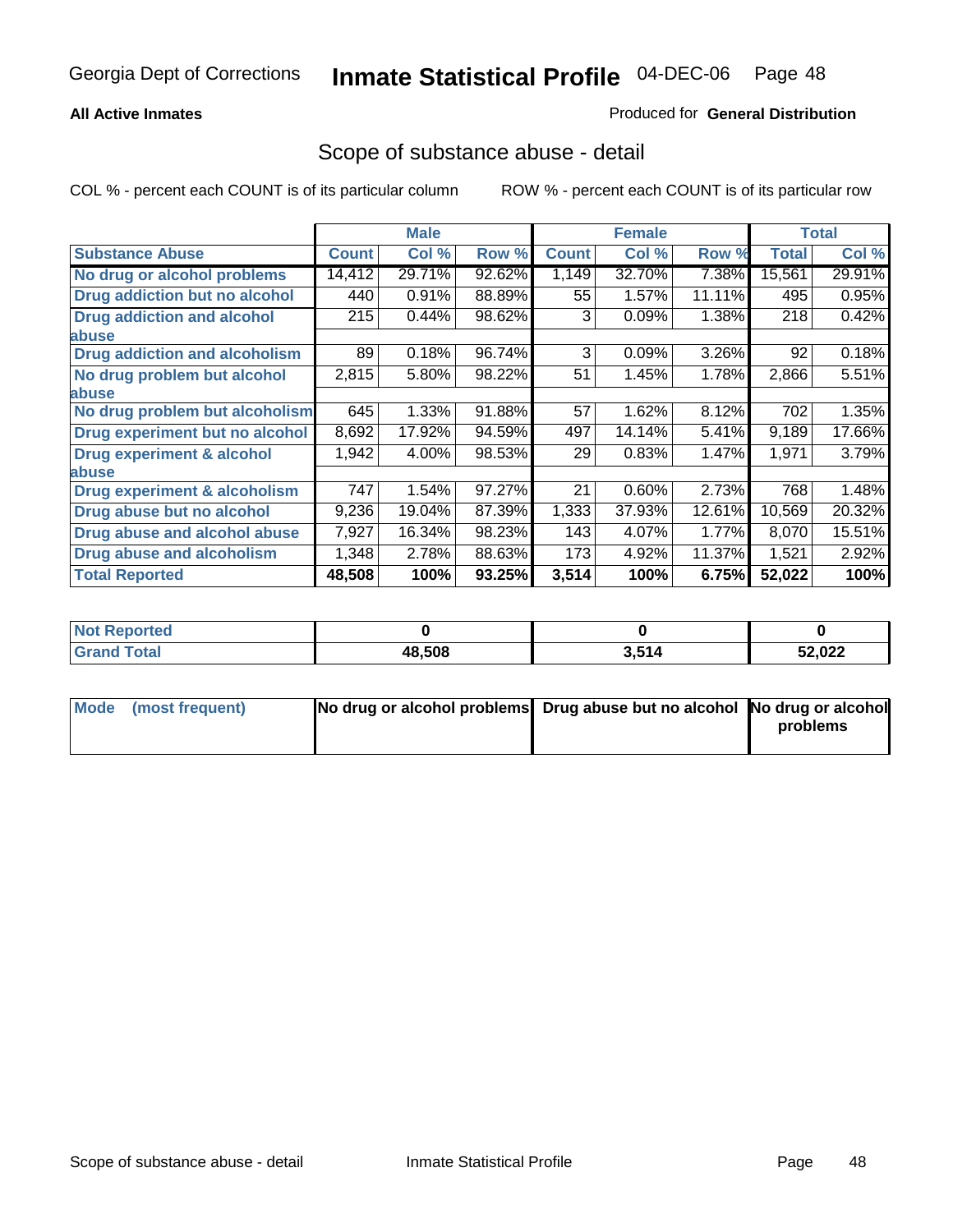**All Active Inmates**

Produced for **General Distribution**

## Scope of substance abuse - detail

COL % - percent each COUNT is of its particular column

ROW % - percent each COUNT is of its particular row

| | Male | | | Female | | | Total | |
|---|---|---|---|---|---|---|---|---|
| **Substance Abuse** | **Count** | **Col %** | **Row %** | **Count** | **Col %** | **Row %** | **Total** | **Col %** |
| **No drug or alcohol problems** | 14,412 | 29.71% | 92.62% | 1,149 | 32.70% | 7.38% | 15,561 | 29.91% |
| **Drug addiction but no alcohol** | 440 | 0.91% | 88.89% | 55 | 1.57% | 11.11% | 495 | 0.95% |
| **Drug addiction and alcohol abuse** | 215 | 0.44% | 98.62% | 3 | 0.09% | 1.38% | 218 | 0.42% |
| **Drug addiction and alcoholism** | 89 | 0.18% | 96.74% | 3 | 0.09% | 3.26% | 92 | 0.18% |
| **No drug problem but alcohol abuse** | 2,815 | 5.80% | 98.22% | 51 | 1.45% | 1.78% | 2,866 | 5.51% |
| **No drug problem but alcoholism** | 645 | 1.33% | 91.88% | 57 | 1.62% | 8.12% | 702 | 1.35% |
| **Drug experiment but no alcohol** | 8,692 | 17.92% | 94.59% | 497 | 14.14% | 5.41% | 9,189 | 17.66% |
| **Drug experiment & alcohol abuse** | 1,942 | 4.00% | 98.53% | 29 | 0.83% | 1.47% | 1,971 | 3.79% |
| **Drug experiment & alcoholism** | 747 | 1.54% | 97.27% | 21 | 0.60% | 2.73% | 768 | 1.48% |
| **Drug abuse but no alcohol** | 9,236 | 19.04% | 87.39% | 1,333 | 37.93% | 12.61% | 10,569 | 20.32% |
| **Drug abuse and alcohol abuse** | 7,927 | 16.34% | 98.23% | 143 | 4.07% | 1.77% | 8,070 | 15.51% |
| **Drug abuse and alcoholism** | 1,348 | 2.78% | 88.63% | 173 | 4.92% | 11.37% | 1,521 | 2.92% |
| **Total Reported** | **48,508** | **100%** | **93.25%** | **3,514** | **100%** | **6.75%** | **52,022** | **100%** |

| | Male | Female | Total |
|---|---|---|---|
| **Not Reported** | **0** | **0** | **0** |
| **Grand Total** | **48,508** | **3,514** | **52,022** |

| | Male | Female | Total |
|---|---|---|---|
| **Mode (most frequent)** | **No drug or alcohol problems** | **Drug abuse but no alcohol** | **No drug or alcohol problems** |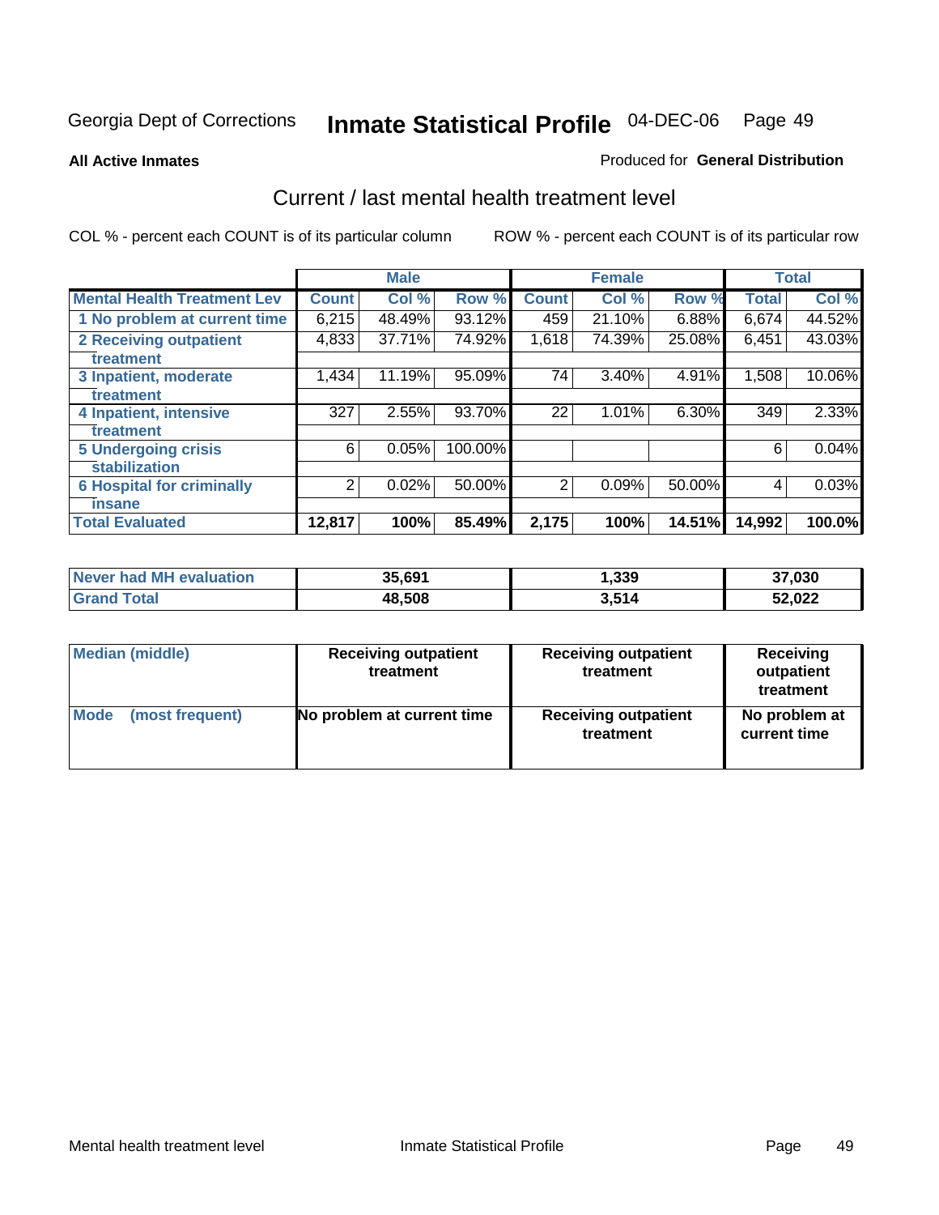Georgia Dept of Corrections **Inmate Statistical Profile** 04-DEC-06

**All Active Inmates**

Produced for **General Distribution**

## Current / last mental health treatment level

COL % - percent each COUNT is of its particular column

ROW % - percent each COUNT is of its particular row

| | Male | | | Female | | | Total | |
|---|---|---|---|---|---|---|---|---|
| **Mental Health Treatment Lev** | **Count** | **Col %** | **Row %** | **Count** | **Col %** | **Row %** | **Total** | **Col %** |
| 1 No problem at current time | 6,215 | 48.49% | 93.12% | 459 | 21.10% | 6.88% | 6,674 | 44.52% |
| 2 Receiving outpatient treatment | 4,833 | 37.71% | 74.92% | 1,618 | 74.39% | 25.08% | 6,451 | 43.03% |
| 3 Inpatient, moderate treatment | 1,434 | 11.19% | 95.09% | 74 | 3.40% | 4.91% | 1,508 | 10.06% |
| 4 Inpatient, intensive treatment | 327 | 2.55% | 93.70% | 22 | 1.01% | 6.30% | 349 | 2.33% |
| 5 Undergoing crisis stabilization | 6 | 0.05% | 100.00% | | | | 6 | 0.04% |
| 6 Hospital for criminally insane | 2 | 0.02% | 50.00% | 2 | 0.09% | 50.00% | 4 | 0.03% |
| **Total Evaluated** | **12,817** | **100%** | **85.49%** | **2,175** | **100%** | **14.51%** | **14,992** | **100.0%** |

| | Male | Female | Total |
|---|---|---|---|
| Never had MH evaluation | 35,691 | 1,339 | 37,030 |
| Grand Total | 48,508 | 3,514 | 52,022 |

| | Male | Female | Total |
|---|---|---|---|
| Median (middle) | Receiving outpatient treatment | Receiving outpatient treatment | Receiving outpatient treatment |
| Mode (most frequent) | No problem at current time | Receiving outpatient treatment | No problem at current time |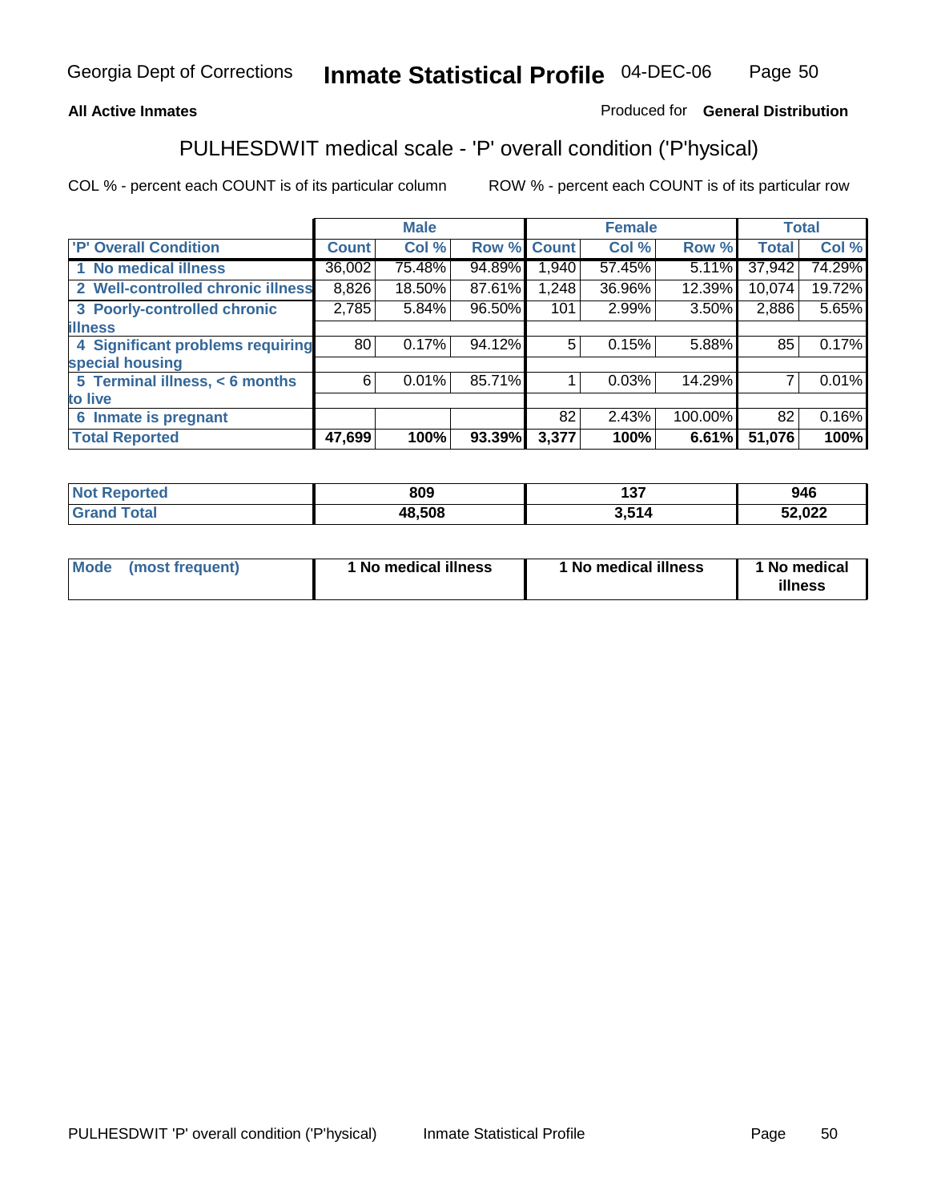Georgia Dept of Corrections **Inmate Statistical Profile** 04-DEC-06

**All Active Inmates** Produced for **General Distribution**

## PULHESDWIT medical scale - 'P' overall condition ('P'hysical)

COL % - percent each COUNT is of its particular column ROW % - percent each COUNT is of its particular row

| | Male | | | Female | | | Total | |
|---|---|---|---|---|---|---|---|---|
| 'P' Overall Condition | Count | Col % | Row % | Count | Col % | Row % | Total | Col % |
| 1 No medical illness | 36,002 | 75.48% | 94.89% | 1,940 | 57.45% | 5.11% | 37,942 | 74.29% |
| 2 Well-controlled chronic illness | 8,826 | 18.50% | 87.61% | 1,248 | 36.96% | 12.39% | 10,074 | 19.72% |
| 3 Poorly-controlled chronic illness | 2,785 | 5.84% | 96.50% | 101 | 2.99% | 3.50% | 2,886 | 5.65% |
| 4 Significant problems requiring special housing | 80 | 0.17% | 94.12% | 5 | 0.15% | 5.88% | 85 | 0.17% |
| 5 Terminal illness, < 6 months to live | 6 | 0.01% | 85.71% | 1 | 0.03% | 14.29% | 7 | 0.01% |
| 6 Inmate is pregnant | | | | 82 | 2.43% | 100.00% | 82 | 0.16% |
| **Total Reported** | **47,699** | **100%** | **93.39%** | **3,377** | **100%** | **6.61%** | **51,076** | **100%** |

| | Male | Female | Total |
|---|---|---|---|
| Not Reported | 809 | 137 | 946 |
| Grand Total | 48,508 | 3,514 | 52,022 |

| | Male | Female | Total |
|---|---|---|---|
| Mode (most frequent) | 1 No medical illness | 1 No medical illness | 1 No medical illness |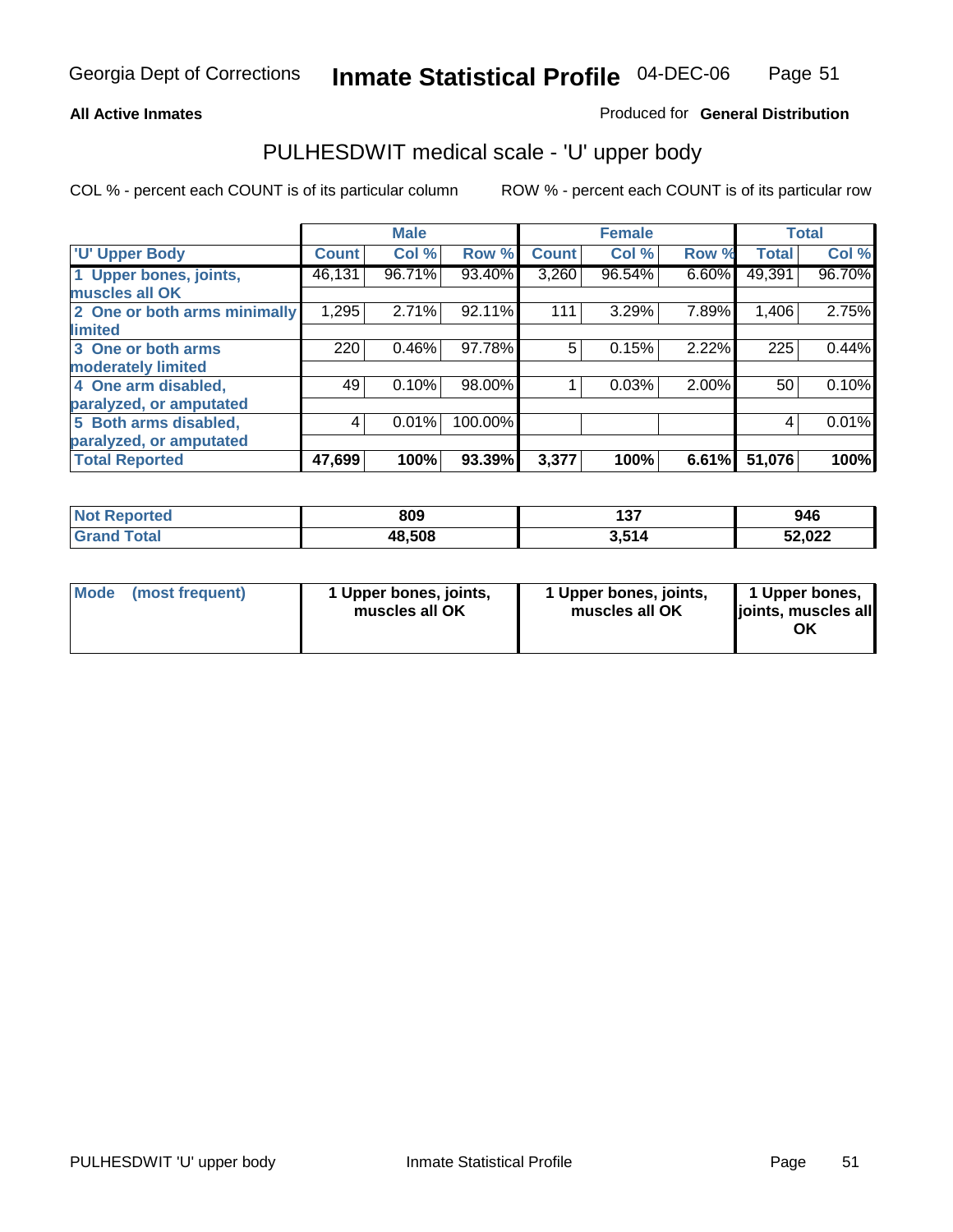**All Active Inmates**

Produced for **General Distribution**

## PULHESDWIT medical scale - 'U' upper body

COL % - percent each COUNT is of its particular column

ROW % - percent each COUNT is of its particular row

| | Male | | | Female | | | Total | |
|---|---|---|---|---|---|---|---|---|
| 'U' Upper Body | Count | Col % | Row % | Count | Col % | Row % | Total | Col % |
| 1 Upper bones, joints, muscles all OK | 46,131 | 96.71% | 93.40% | 3,260 | 96.54% | 6.60% | 49,391 | 96.70% |
| 2 One or both arms minimally limited | 1,295 | 2.71% | 92.11% | 111 | 3.29% | 7.89% | 1,406 | 2.75% |
| 3 One or both arms moderately limited | 220 | 0.46% | 97.78% | 5 | 0.15% | 2.22% | 225 | 0.44% |
| 4 One arm disabled, paralyzed, or amputated | 49 | 0.10% | 98.00% | 1 | 0.03% | 2.00% | 50 | 0.10% |
| 5 Both arms disabled, paralyzed, or amputated | 4 | 0.01% | 100.00% | | | | 4 | 0.01% |
| **Total Reported** | **47,699** | **100%** | **93.39%** | **3,377** | **100%** | **6.61%** | **51,076** | **100%** |

| | Male | Female | Total |
|---|---|---|---|
| Not Reported | 809 | 137 | 946 |
| Grand Total | 48,508 | 3,514 | 52,022 |

| | Male | Female | Total |
|---|---|---|---|
| Mode (most frequent) | 1 Upper bones, joints, muscles all OK | 1 Upper bones, joints, muscles all OK | 1 Upper bones, joints, muscles all OK |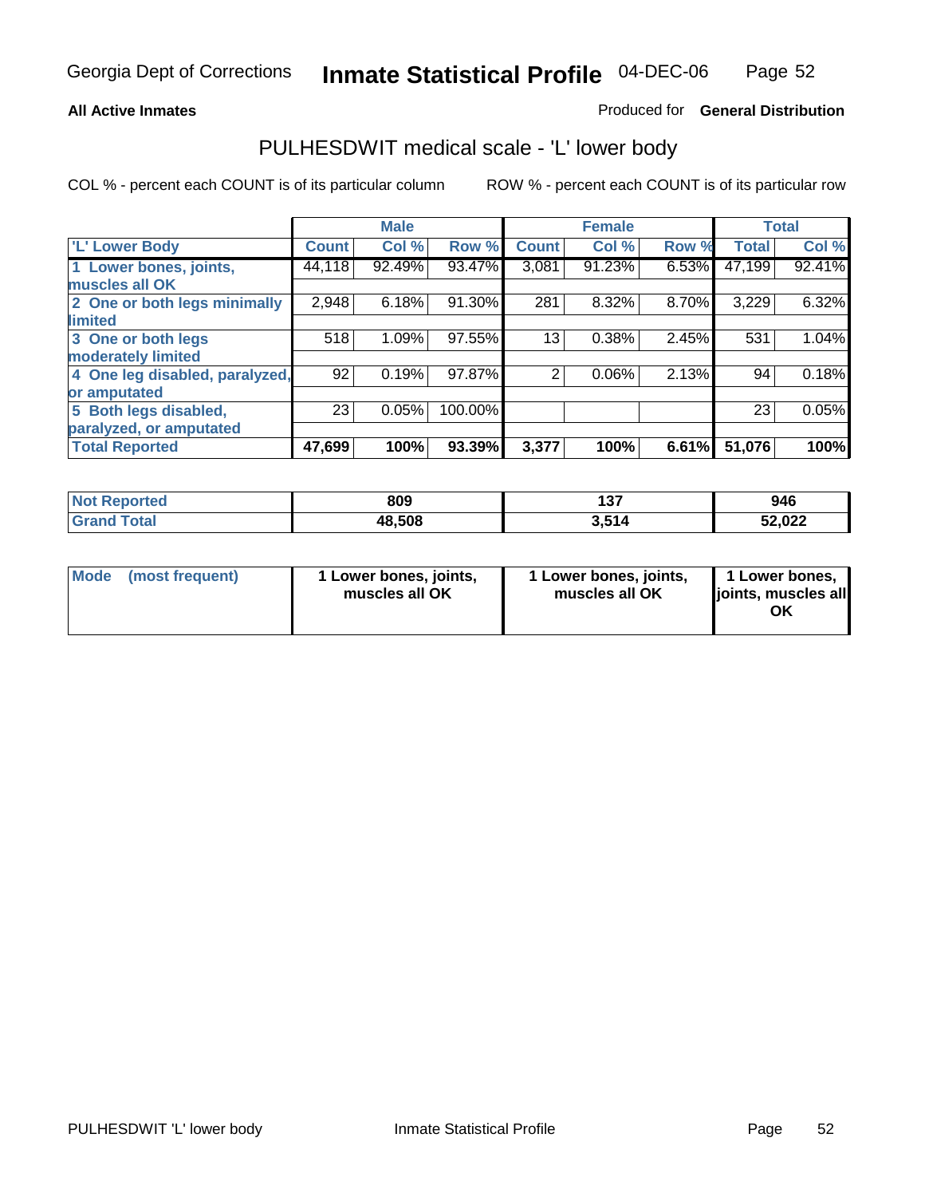Georgia Dept of Corrections **Inmate Statistical Profile** 04-DEC-06

**All Active Inmates**

Produced for **General Distribution**

## PULHESDWIT medical scale - 'L' lower body

COL % - percent each COUNT is of its particular column

ROW % - percent each COUNT is of its particular row

| | Male | | | Female | | | Total | |
|---|---|---|---|---|---|---|---|---|
| 'L' Lower Body | Count | Col % | Row % | Count | Col % | Row % | Total | Col % |
| 1 Lower bones, joints, muscles all OK | 44,118 | 92.49% | 93.47% | 3,081 | 91.23% | 6.53% | 47,199 | 92.41% |
| 2 One or both legs minimally limited | 2,948 | 6.18% | 91.30% | 281 | 8.32% | 8.70% | 3,229 | 6.32% |
| 3 One or both legs moderately limited | 518 | 1.09% | 97.55% | 13 | 0.38% | 2.45% | 531 | 1.04% |
| 4 One leg disabled, paralyzed, or amputated | 92 | 0.19% | 97.87% | 2 | 0.06% | 2.13% | 94 | 0.18% |
| 5 Both legs disabled, paralyzed, or amputated | 23 | 0.05% | 100.00% | | | | 23 | 0.05% |
| **Total Reported** | **47,699** | **100%** | **93.39%** | **3,377** | **100%** | **6.61%** | **51,076** | **100%** |

| | Male | Female | Total |
|---|---|---|---|
| Not Reported | 809 | 137 | 946 |
| Grand Total | 48,508 | 3,514 | 52,022 |

| | Male | Female | Total |
|---|---|---|---|
| Mode (most frequent) | 1 Lower bones, joints, muscles all OK | 1 Lower bones, joints, muscles all OK | 1 Lower bones, joints, muscles all OK |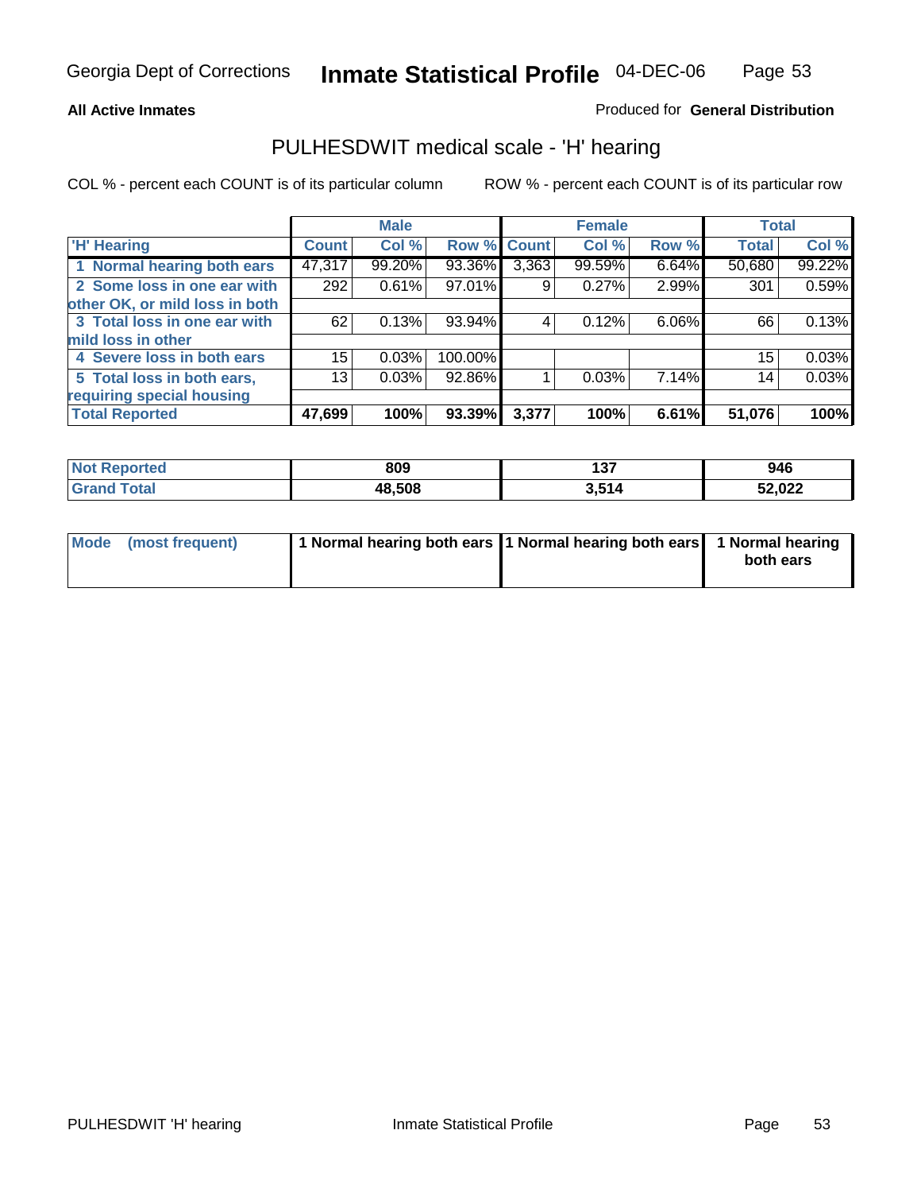Georgia Dept of Corrections **Inmate Statistical Profile** 04-DEC-06

**All Active Inmates**

Produced for **General Distribution**

## PULHESDWIT medical scale - 'H' hearing

COL % - percent each COUNT is of its particular column

ROW % - percent each COUNT is of its particular row

| | Male | | | Female | | | Total | |
|---|---|---|---|---|---|---|---|---|
| 'H' Hearing | Count | Col % | Row % | Count | Col % | Row % | Total | Col % |
| 1 Normal hearing both ears | 47,317 | 99.20% | 93.36% | 3,363 | 99.59% | 6.64% | 50,680 | 99.22% |
| 2 Some loss in one ear with other OK, or mild loss in both | 292 | 0.61% | 97.01% | 9 | 0.27% | 2.99% | 301 | 0.59% |
| 3 Total loss in one ear with mild loss in other | 62 | 0.13% | 93.94% | 4 | 0.12% | 6.06% | 66 | 0.13% |
| 4 Severe loss in both ears | 15 | 0.03% | 100.00% | | | | 15 | 0.03% |
| 5 Total loss in both ears, requiring special housing | 13 | 0.03% | 92.86% | 1 | 0.03% | 7.14% | 14 | 0.03% |
| **Total Reported** | **47,699** | **100%** | **93.39%** | **3,377** | **100%** | **6.61%** | **51,076** | **100%** |

| | Male | Female | Total |
|---|---|---|---|
| **Not Reported** | **809** | **137** | **946** |
| **Grand Total** | **48,508** | **3,514** | **52,022** |

| | Male | Female | Total |
|---|---|---|---|
| **Mode (most frequent)** | **1 Normal hearing both ears** | **1 Normal hearing both ears** | **1 Normal hearing both ears** |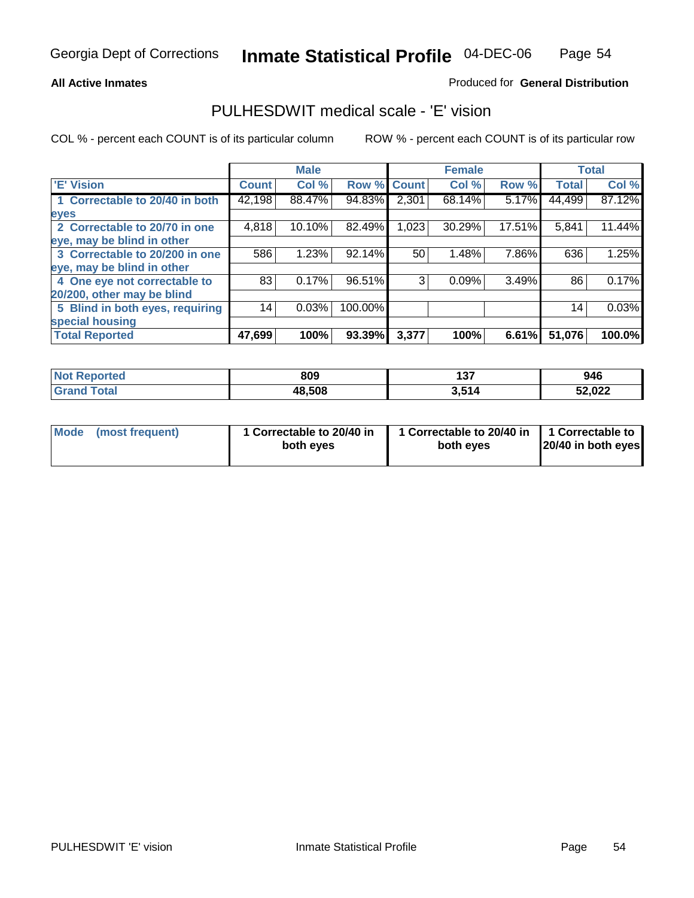Georgia Dept of Corrections **Inmate Statistical Profile** 04-DEC-06

**All Active Inmates**

Produced for **General Distribution**

## PULHESDWIT medical scale - 'E' vision

COL % - percent each COUNT is of its particular column

ROW % - percent each COUNT is of its particular row

| | Male | | | Female | | | Total | |
|---|---|---|---|---|---|---|---|---|
| 'E' Vision | Count | Col % | Row % | Count | Col % | Row % | Total | Col % |
| 1 Correctable to 20/40 in both eyes | 42,198 | 88.47% | 94.83% | 2,301 | 68.14% | 5.17% | 44,499 | 87.12% |
| 2 Correctable to 20/70 in one eye, may be blind in other | 4,818 | 10.10% | 82.49% | 1,023 | 30.29% | 17.51% | 5,841 | 11.44% |
| 3 Correctable to 20/200 in one eye, may be blind in other | 586 | 1.23% | 92.14% | 50 | 1.48% | 7.86% | 636 | 1.25% |
| 4 One eye not correctable to 20/200, other may be blind | 83 | 0.17% | 96.51% | 3 | 0.09% | 3.49% | 86 | 0.17% |
| 5 Blind in both eyes, requiring special housing | 14 | 0.03% | 100.00% | | | | 14 | 0.03% |
| **Total Reported** | **47,699** | **100%** | **93.39%** | **3,377** | **100%** | **6.61%** | **51,076** | **100.0%** |

| | Male | Female | Total |
|---|---|---|---|
| Not Reported | **809** | **137** | **946** |
| Grand Total | **48,508** | **3,514** | **52,022** |

| | Male | Female | Total |
|---|---|---|---|
| Mode (most frequent) | **1 Correctable to 20/40 in both eyes** | **1 Correctable to 20/40 in both eyes** | **1 Correctable to 20/40 in both eyes** |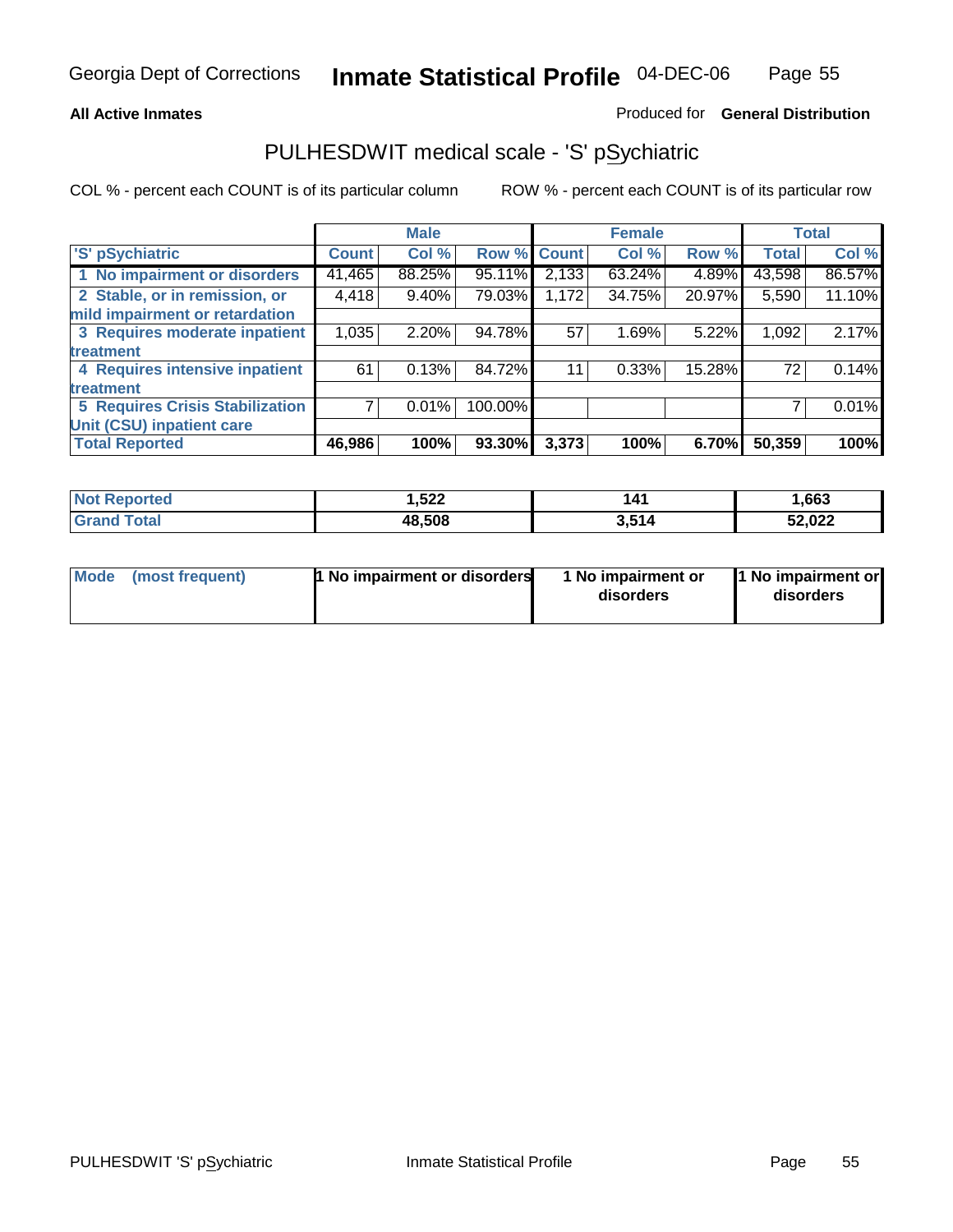**All Active Inmates** Produced for **General Distribution**

## PULHESDWIT medical scale - 'S' pSychiatric

COL % - percent each COUNT is of its particular column ROW % - percent each COUNT is of its particular row

| | Male | | | Female | | | Total | |
|---|---|---|---|---|---|---|---|---|
| 'S' pSychiatric | Count | Col % | Row % | Count | Col % | Row % | Total | Col % |
| 1 No impairment or disorders | 41,465 | 88.25% | 95.11% | 2,133 | 63.24% | 4.89% | 43,598 | 86.57% |
| 2 Stable, or in remission, or mild impairment or retardation | 4,418 | 9.40% | 79.03% | 1,172 | 34.75% | 20.97% | 5,590 | 11.10% |
| 3 Requires moderate inpatient treatment | 1,035 | 2.20% | 94.78% | 57 | 1.69% | 5.22% | 1,092 | 2.17% |
| 4 Requires intensive inpatient treatment | 61 | 0.13% | 84.72% | 11 | 0.33% | 15.28% | 72 | 0.14% |
| 5 Requires Crisis Stabilization Unit (CSU) inpatient care | 7 | 0.01% | 100.00% | | | | 7 | 0.01% |
| **Total Reported** | **46,986** | **100%** | **93.30%** | **3,373** | **100%** | **6.70%** | **50,359** | **100%** |

| | Male | Female | Total |
|---|---|---|---|
| Not Reported | 1,522 | 141 | 1,663 |
| Grand Total | 48,508 | 3,514 | 52,022 |

| | Male | Female | Total |
|---|---|---|---|
| Mode (most frequent) | 1 No impairment or disorders | 1 No impairment or disorders | 1 No impairment or disorders |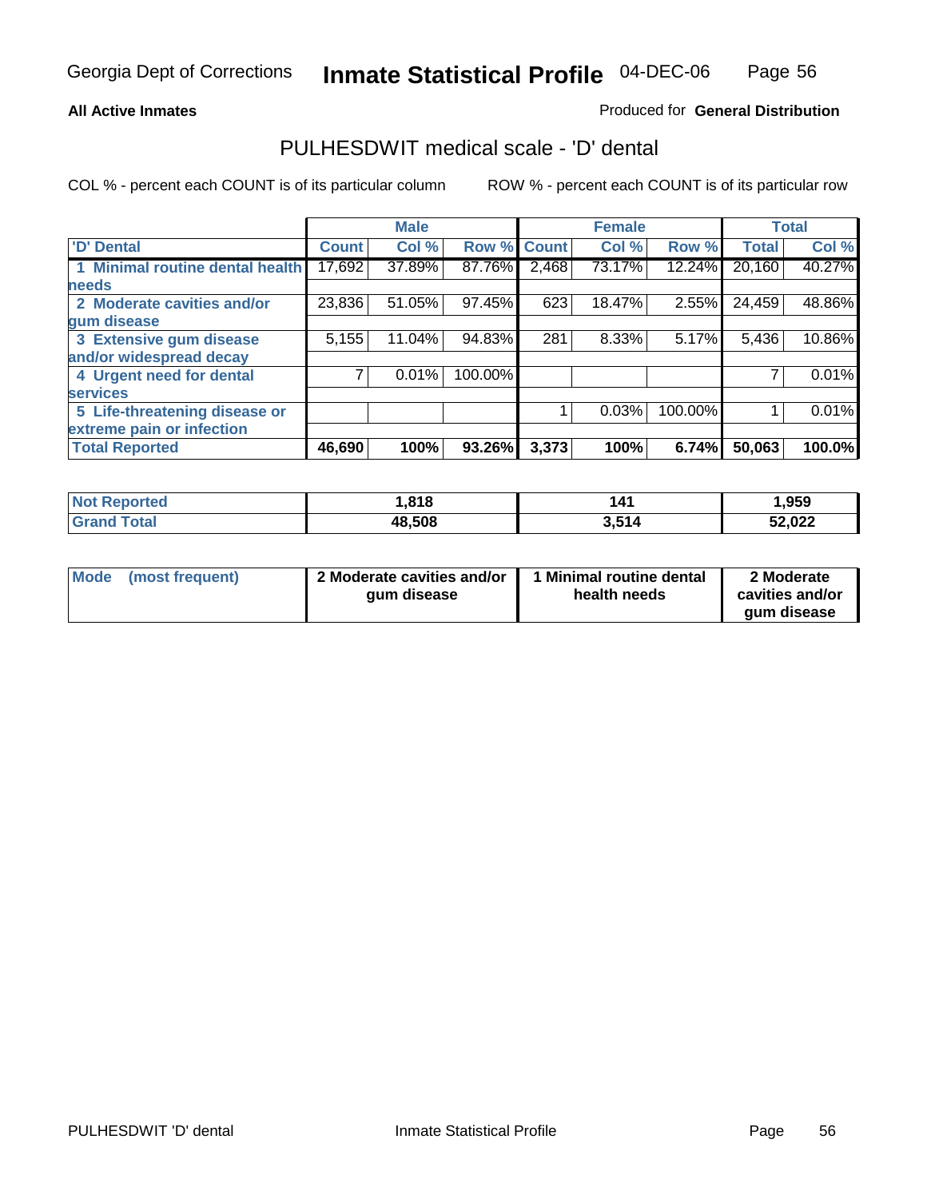Georgia Dept of Corrections **Inmate Statistical Profile** 04-DEC-06

**All Active Inmates** Produced for **General Distribution**

## PULHESDWIT medical scale - 'D' dental

COL % - percent each COUNT is of its particular column ROW % - percent each COUNT is of its particular row

| | Male | | | Female | | | Total | |
|---|---|---|---|---|---|---|---|---|
| 'D' Dental | Count | Col % | Row % | Count | Col % | Row % | Total | Col % |
| 1 Minimal routine dental health needs | 17,692 | 37.89% | 87.76% | 2,468 | 73.17% | 12.24% | 20,160 | 40.27% |
| 2 Moderate cavities and/or gum disease | 23,836 | 51.05% | 97.45% | 623 | 18.47% | 2.55% | 24,459 | 48.86% |
| 3 Extensive gum disease and/or widespread decay | 5,155 | 11.04% | 94.83% | 281 | 8.33% | 5.17% | 5,436 | 10.86% |
| 4 Urgent need for dental services | 7 | 0.01% | 100.00% | | | | 7 | 0.01% |
| 5 Life-threatening disease or extreme pain or infection | | | | 1 | 0.03% | 100.00% | 1 | 0.01% |
| **Total Reported** | **46,690** | **100%** | **93.26%** | **3,373** | **100%** | **6.74%** | **50,063** | **100.0%** |

| | Male | Female | Total |
|---|---|---|---|
| Not Reported | 1,818 | 141 | 1,959 |
| Grand Total | 48,508 | 3,514 | 52,022 |

| | Male | Female | Total |
|---|---|---|---|
| Mode (most frequent) | 2 Moderate cavities and/or gum disease | 1 Minimal routine dental health needs | 2 Moderate cavities and/or gum disease |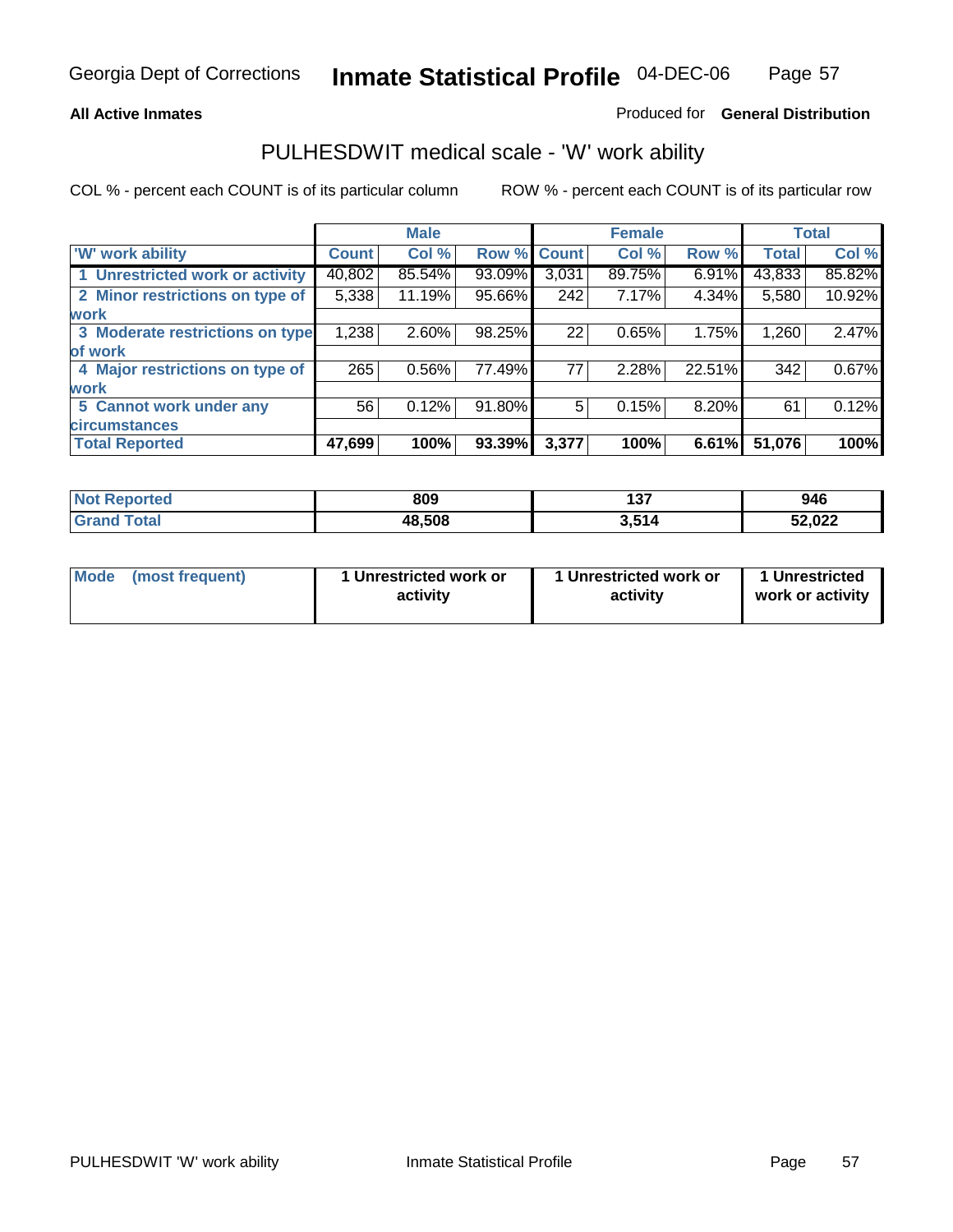Georgia Dept of Corrections **Inmate Statistical Profile** 04-DEC-06

**All Active Inmates**

Produced for **General Distribution**

## PULHESDWIT medical scale - 'W' work ability

COL % - percent each COUNT is of its particular column

ROW % - percent each COUNT is of its particular row

| | Male | | | Female | | | Total | |
|---|---|---|---|---|---|---|---|---|
| 'W' work ability | Count | Col % | Row % | Count | Col % | Row % | Total | Col % |
| 1 Unrestricted work or activity | 40,802 | 85.54% | 93.09% | 3,031 | 89.75% | 6.91% | 43,833 | 85.82% |
| 2 Minor restrictions on type of work | 5,338 | 11.19% | 95.66% | 242 | 7.17% | 4.34% | 5,580 | 10.92% |
| 3 Moderate restrictions on type of work | 1,238 | 2.60% | 98.25% | 22 | 0.65% | 1.75% | 1,260 | 2.47% |
| 4 Major restrictions on type of work | 265 | 0.56% | 77.49% | 77 | 2.28% | 22.51% | 342 | 0.67% |
| 5 Cannot work under any circumstances | 56 | 0.12% | 91.80% | 5 | 0.15% | 8.20% | 61 | 0.12% |
| **Total Reported** | **47,699** | **100%** | **93.39%** | **3,377** | **100%** | **6.61%** | **51,076** | **100%** |

| | Male | Female | Total |
|---|---|---|---|
| Not Reported | 809 | 137 | 946 |
| Grand Total | 48,508 | 3,514 | 52,022 |

| | Male | Female | Total |
|---|---|---|---|
| Mode (most frequent) | 1 Unrestricted work or activity | 1 Unrestricted work or activity | 1 Unrestricted work or activity |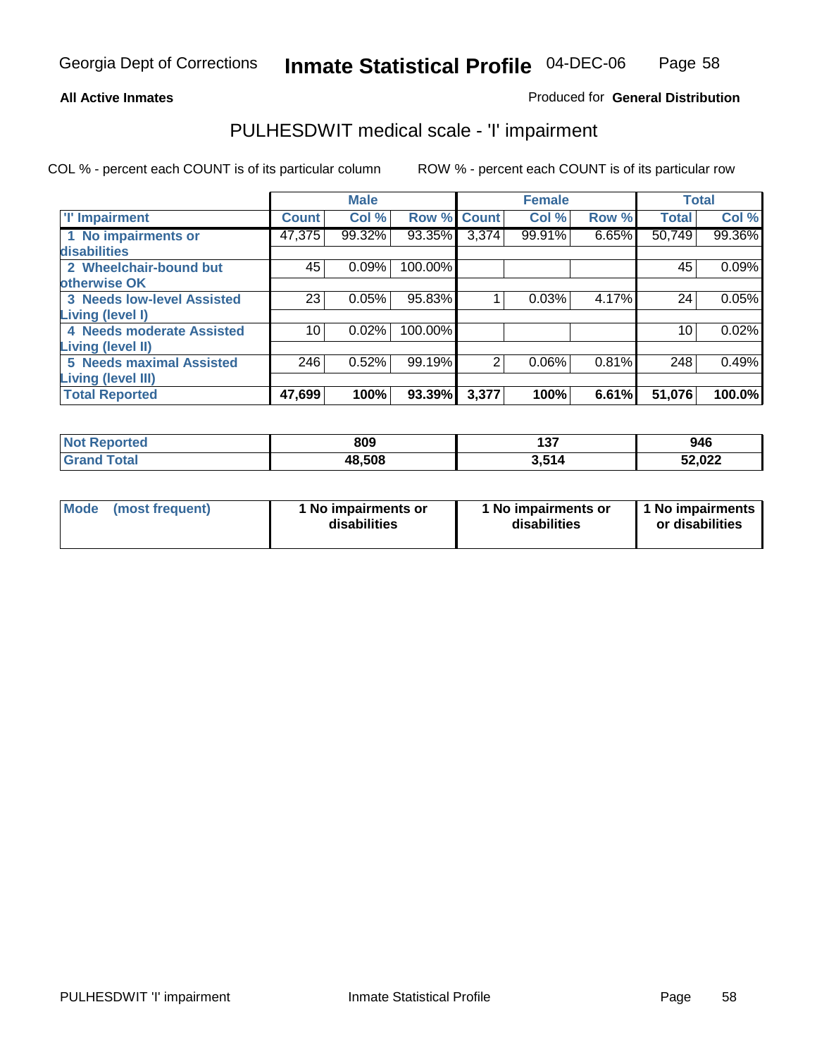Georgia Dept of Corrections **Inmate Statistical Profile** 04-DEC-06

**All Active Inmates**

Produced for **General Distribution**

## PULHESDWIT medical scale - 'I' impairment

COL % - percent each COUNT is of its particular column ROW % - percent each COUNT is of its particular row

| | Male | | | Female | | | Total | |
|---|---|---|---|---|---|---|---|---|
| 'I' Impairment | Count | Col % | Row % | Count | Col % | Row % | Total | Col % |
| 1 No impairments or disabilities | 47,375 | 99.32% | 93.35% | 3,374 | 99.91% | 6.65% | 50,749 | 99.36% |
| 2 Wheelchair-bound but otherwise OK | 45 | 0.09% | 100.00% | | | | 45 | 0.09% |
| 3 Needs low-level Assisted Living (level I) | 23 | 0.05% | 95.83% | 1 | 0.03% | 4.17% | 24 | 0.05% |
| 4 Needs moderate Assisted Living (level II) | 10 | 0.02% | 100.00% | | | | 10 | 0.02% |
| 5 Needs maximal Assisted Living (level III) | 246 | 0.52% | 99.19% | 2 | 0.06% | 0.81% | 248 | 0.49% |
| **Total Reported** | **47,699** | **100%** | **93.39%** | **3,377** | **100%** | **6.61%** | **51,076** | **100.0%** |

| | Male | Female | Total |
|---|---|---|---|
| Not Reported | 809 | 137 | 946 |
| Grand Total | 48,508 | 3,514 | 52,022 |

| | Male | Female | Total |
|---|---|---|---|
| Mode (most frequent) | 1 No impairments or disabilities | 1 No impairments or disabilities | 1 No impairments or disabilities |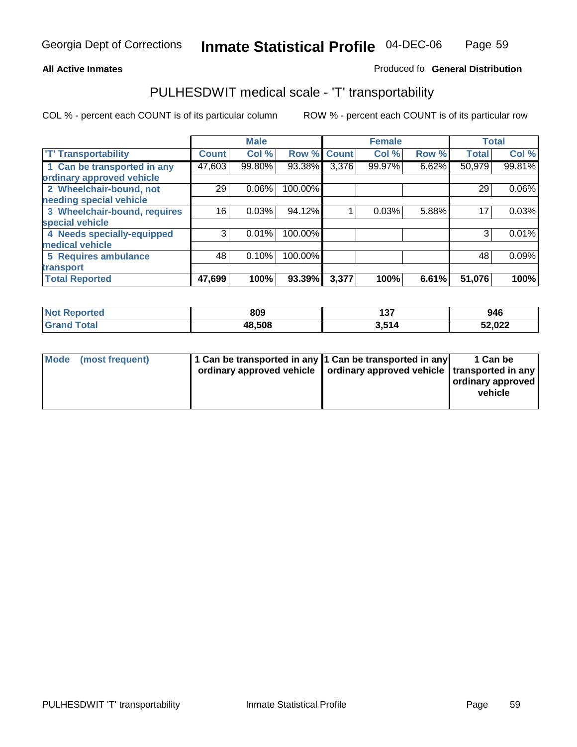Georgia Dept of Corrections **Inmate Statistical Profile** 04-DEC-06

**All Active Inmates**

Produced fo **General Distribution**

## PULHESDWIT medical scale - 'T' transportability

COL % - percent each COUNT is of its particular column     ROW % - percent each COUNT is of its particular row

| | Male | | | Female | | | Total | |
|---|---|---|---|---|---|---|---|---|
| 'T' Transportability | Count | Col % | Row % | Count | Col % | Row % | Total | Col % |
| 1 Can be transported in any ordinary approved vehicle | 47,603 | 99.80% | 93.38% | 3,376 | 99.97% | 6.62% | 50,979 | 99.81% |
| 2 Wheelchair-bound, not needing special vehicle | 29 | 0.06% | 100.00% | | | | 29 | 0.06% |
| 3 Wheelchair-bound, requires special vehicle | 16 | 0.03% | 94.12% | 1 | 0.03% | 5.88% | 17 | 0.03% |
| 4 Needs specially-equipped medical vehicle | 3 | 0.01% | 100.00% | | | | 3 | 0.01% |
| 5 Requires ambulance transport | 48 | 0.10% | 100.00% | | | | 48 | 0.09% |
| **Total Reported** | **47,699** | **100%** | **93.39%** | **3,377** | **100%** | **6.61%** | **51,076** | **100%** |

| | Male | Female | Total |
|---|---|---|---|
| **Not Reported** | **809** | **137** | **946** |
| **Grand Total** | **48,508** | **3,514** | **52,022** |

| | Male | Female | Total |
|---|---|---|---|
| **Mode (most frequent)** | **1 Can be transported in any ordinary approved vehicle** | **1 Can be transported in any ordinary approved vehicle** | **1 Can be transported in any ordinary approved vehicle** |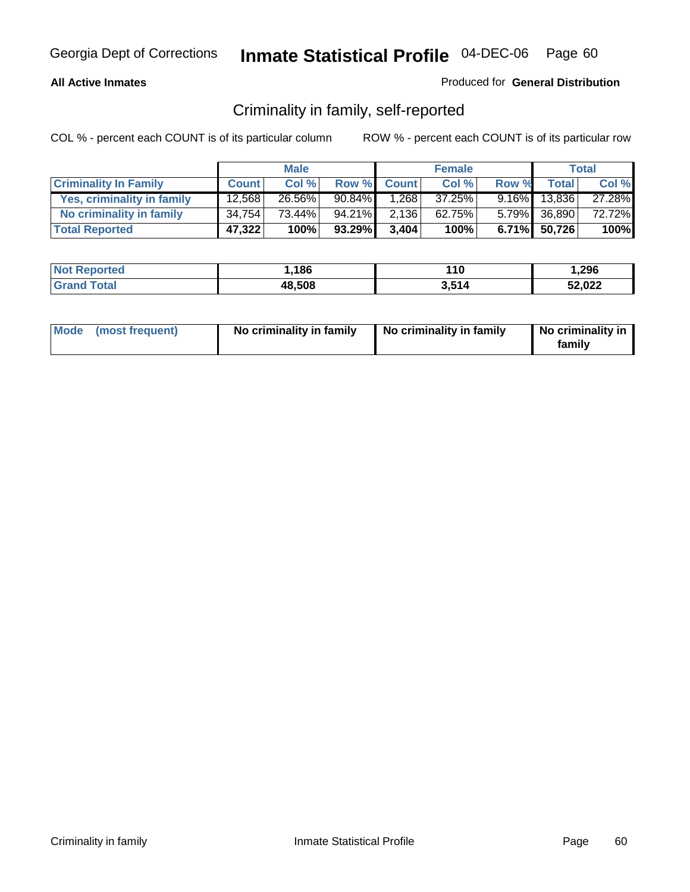Georgia Dept of Corrections **Inmate Statistical Profile** 04-DEC-06

**All Active Inmates**

Produced for **General Distribution**

## Criminality in family, self-reported

COL % - percent each COUNT is of its particular column ROW % - percent each COUNT is of its particular row

| | Male | | | Female | | | Total | |
|---|---|---|---|---|---|---|---|---|
| **Criminality In Family** | **Count** | **Col %** | **Row %** | **Count** | **Col %** | **Row %** | **Total** | **Col %** |
| **Yes, criminality in family** | 12,568 | 26.56% | 90.84% | 1,268 | 37.25% | 9.16% | 13,836 | 27.28% |
| **No criminality in family** | 34,754 | 73.44% | 94.21% | 2,136 | 62.75% | 5.79% | 36,890 | 72.72% |
| **Total Reported** | **47,322** | **100%** | **93.29%** | **3,404** | **100%** | **6.71%** | **50,726** | **100%** |

| | Male | Female | Total |
|---|---|---|---|
| **Not Reported** | **1,186** | **110** | **1,296** |
| **Grand Total** | **48,508** | **3,514** | **52,022** |

| | Male | Female | Total |
|---|---|---|---|
| **Mode (most frequent)** | **No criminality in family** | **No criminality in family** | **No criminality in family** |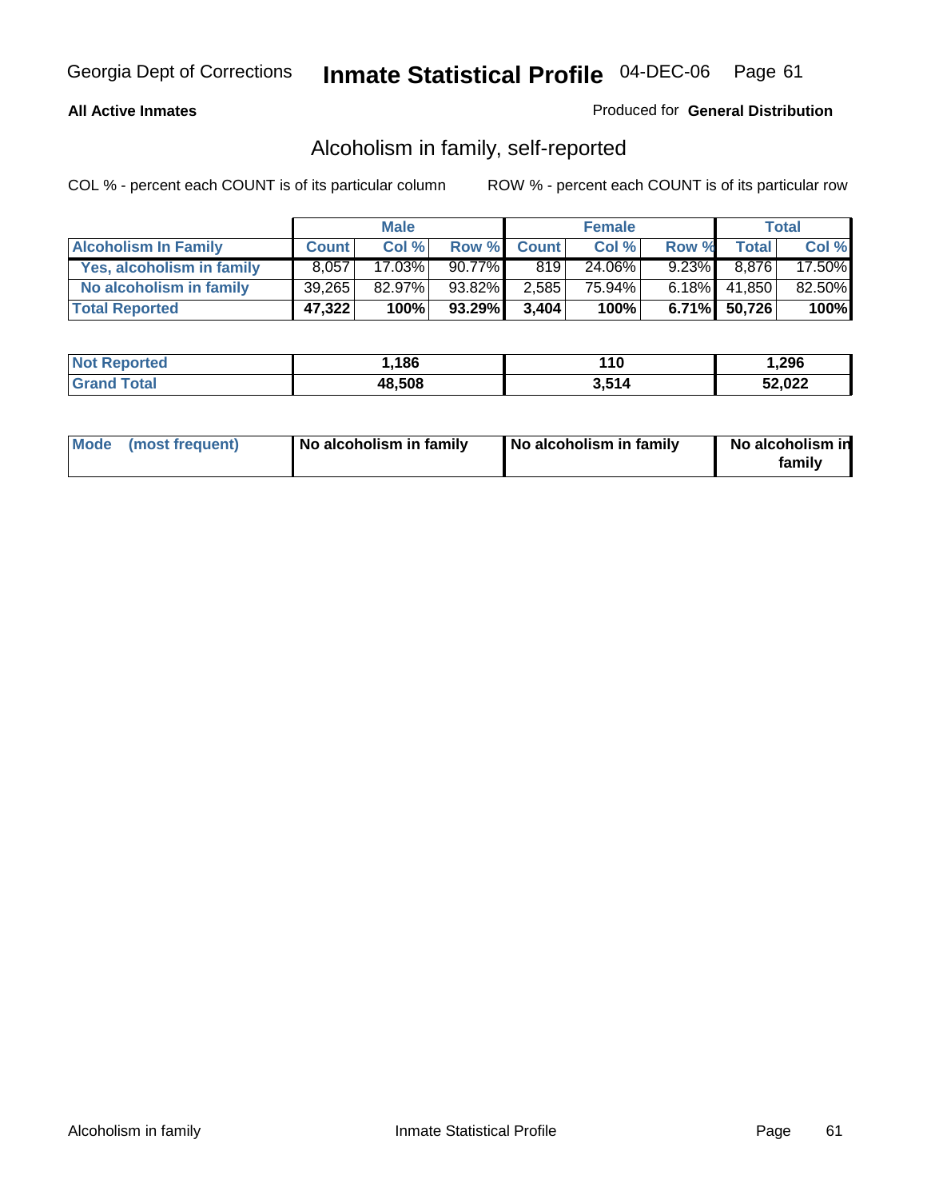**All Active Inmates**

Produced for **General Distribution**

## Alcoholism in family, self-reported

COL % - percent each COUNT is of its particular column

ROW % - percent each COUNT is of its particular row

| | Male | | | Female | | | Total | |
|---|---|---|---|---|---|---|---|---|
| **Alcoholism In Family** | **Count** | **Col %** | **Row %** | **Count** | **Col %** | **Row %** | **Total** | **Col %** |
| **Yes, alcoholism in family** | 8,057 | 17.03% | 90.77% | 819 | 24.06% | 9.23% | 8,876 | 17.50% |
| **No alcoholism in family** | 39,265 | 82.97% | 93.82% | 2,585 | 75.94% | 6.18% | 41,850 | 82.50% |
| **Total Reported** | **47,322** | **100%** | **93.29%** | **3,404** | **100%** | **6.71%** | **50,726** | **100%** |

| | Male | Female | Total |
|---|---|---|---|
| **Not Reported** | **1,186** | **110** | **1,296** |
| **Grand Total** | **48,508** | **3,514** | **52,022** |

| | Male | Female | Total |
|---|---|---|---|
| **Mode (most frequent)** | **No alcoholism in family** | **No alcoholism in family** | **No alcoholism in family** |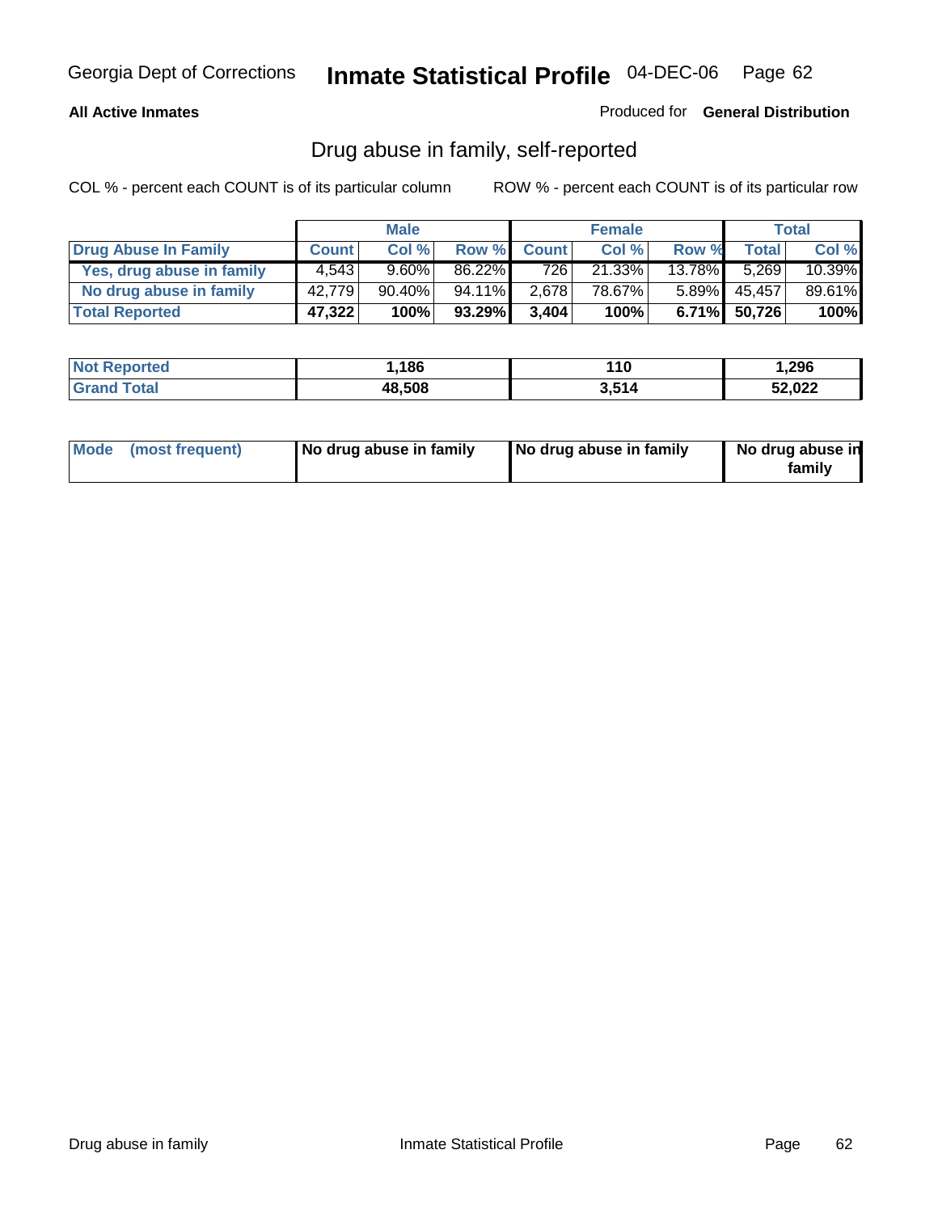**All Active Inmates**

Produced for **General Distribution**

## Drug abuse in family, self-reported

COL % - percent each COUNT is of its particular column

ROW % - percent each COUNT is of its particular row

| | Male | | | Female | | | Total | |
|---|---|---|---|---|---|---|---|---|
| **Drug Abuse In Family** | **Count** | **Col %** | **Row %** | **Count** | **Col %** | **Row %** | **Total** | **Col %** |
| **Yes, drug abuse in family** | 4,543 | 9.60% | 86.22% | 726 | 21.33% | 13.78% | 5,269 | 10.39% |
| **No drug abuse in family** | 42,779 | 90.40% | 94.11% | 2,678 | 78.67% | 5.89% | 45,457 | 89.61% |
| **Total Reported** | **47,322** | **100%** | **93.29%** | **3,404** | **100%** | **6.71%** | **50,726** | **100%** |

| | Male | Female | Total |
|---|---|---|---|
| **Not Reported** | 1,186 | 110 | 1,296 |
| **Grand Total** | 48,508 | 3,514 | 52,022 |

| | Male | Female | Total |
|---|---|---|---|
| **Mode (most frequent)** | No drug abuse in family | No drug abuse in family | No drug abuse in family |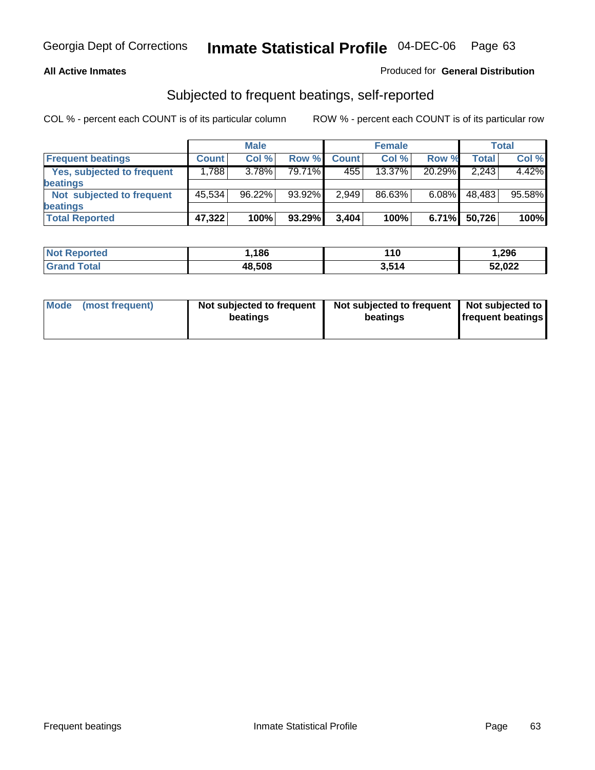Georgia Dept of Corrections **Inmate Statistical Profile** 04-DEC-06

**All Active Inmates**

Produced for **General Distribution**

## Subjected to frequent beatings, self-reported

COL % - percent each COUNT is of its particular column

ROW % - percent each COUNT is of its particular row

| | Male | | | Female | | | Total | |
|---|---|---|---|---|---|---|---|---|
| **Frequent beatings** | **Count** | **Col %** | **Row %** | **Count** | **Col %** | **Row %** | **Total** | **Col %** |
| **Yes, subjected to frequent beatings** | 1,788 | 3.78% | 79.71% | 455 | 13.37% | 20.29% | 2,243 | 4.42% |
| **Not subjected to frequent beatings** | 45,534 | 96.22% | 93.92% | 2,949 | 86.63% | 6.08% | 48,483 | 95.58% |
| **Total Reported** | **47,322** | **100%** | **93.29%** | **3,404** | **100%** | **6.71%** | **50,726** | **100%** |

| | Male | Female | Total |
|---|---|---|---|
| **Not Reported** | **1,186** | **110** | **1,296** |
| **Grand Total** | **48,508** | **3,514** | **52,022** |

| | Male | Female | Total |
|---|---|---|---|
| **Mode (most frequent)** | **Not subjected to frequent beatings** | **Not subjected to frequent beatings** | **Not subjected to frequent beatings** |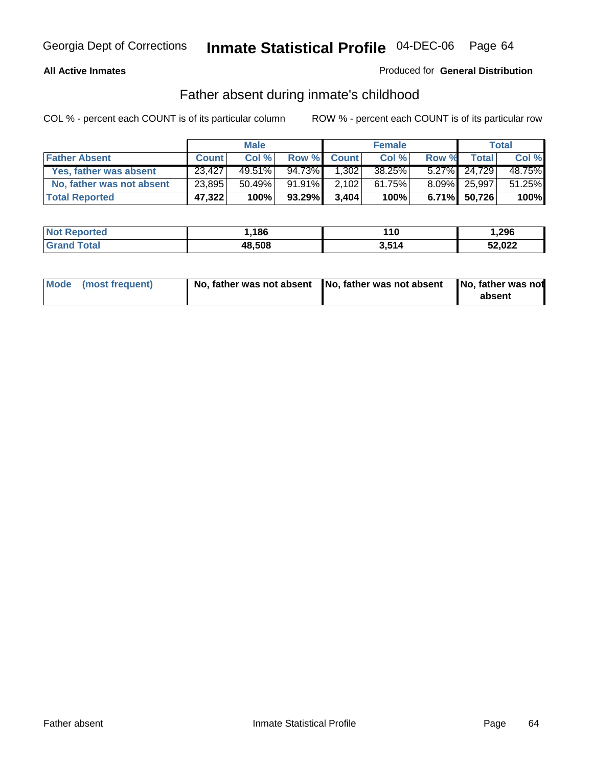Georgia Dept of Corrections **Inmate Statistical Profile** 04-DEC-06

**All Active Inmates**

Produced for **General Distribution**

## Father absent during inmate's childhood

COL % - percent each COUNT is of its particular column    ROW % - percent each COUNT is of its particular row

| | Male | | | Female | | | Total | |
|---|---|---|---|---|---|---|---|---|
| **Father Absent** | **Count** | **Col %** | **Row %** | **Count** | **Col %** | **Row %** | **Total** | **Col %** |
| Yes, father was absent | 23,427 | 49.51% | 94.73% | 1,302 | 38.25% | 5.27% | 24,729 | 48.75% |
| No, father was not absent | 23,895 | 50.49% | 91.91% | 2,102 | 61.75% | 8.09% | 25,997 | 51.25% |
| **Total Reported** | **47,322** | **100%** | **93.29%** | **3,404** | **100%** | **6.71%** | **50,726** | **100%** |

| | Male | Female | Total |
|---|---|---|---|
| **Not Reported** | **1,186** | **110** | **1,296** |
| **Grand Total** | **48,508** | **3,514** | **52,022** |

| | Male | Female | Total |
|---|---|---|---|
| **Mode (most frequent)** | **No, father was not absent** | **No, father was not absent** | **No, father was not absent** |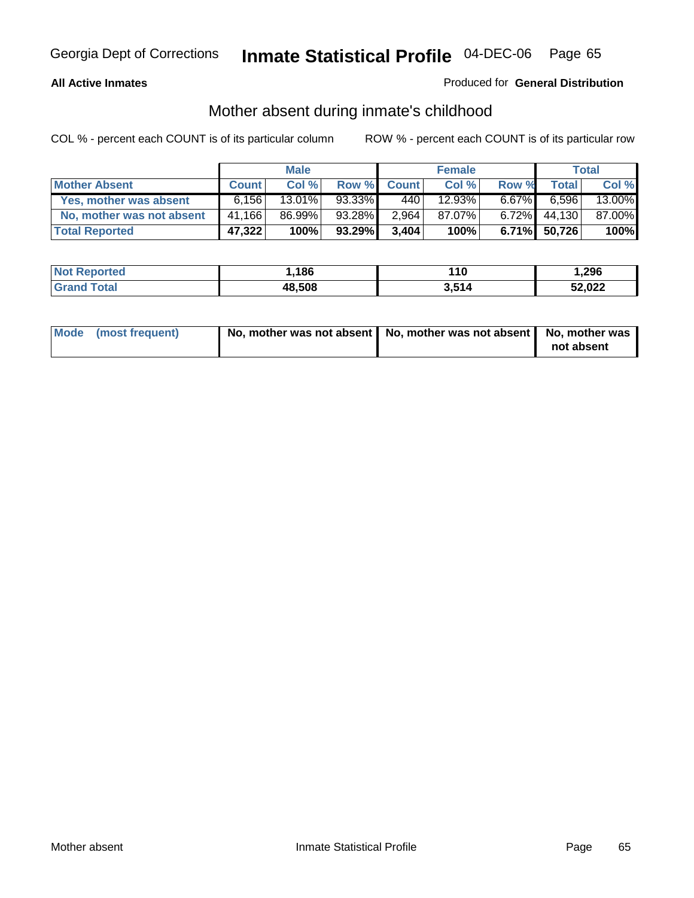**All Active Inmates**

Produced for **General Distribution**

## Mother absent during inmate's childhood

COL % - percent each COUNT is of its particular column

ROW % - percent each COUNT is of its particular row

| | Male | | | Female | | | Total | |
|---|---|---|---|---|---|---|---|---|
| **Mother Absent** | **Count** | **Col %** | **Row %** | **Count** | **Col %** | **Row %** | **Total** | **Col %** |
| **Yes, mother was absent** | 6,156 | 13.01% | 93.33% | 440 | 12.93% | 6.67% | 6,596 | 13.00% |
| **No, mother was not absent** | 41,166 | 86.99% | 93.28% | 2,964 | 87.07% | 6.72% | 44,130 | 87.00% |
| **Total Reported** | **47,322** | **100%** | **93.29%** | **3,404** | **100%** | **6.71%** | **50,726** | **100%** |

| | Male | Female | Total |
|---|---|---|---|
| **Not Reported** | **1,186** | **110** | **1,296** |
| **Grand Total** | **48,508** | **3,514** | **52,022** |

| | Male | Female | Total |
|---|---|---|---|
| **Mode (most frequent)** | **No, mother was not absent** | **No, mother was not absent** | **No, mother was not absent** |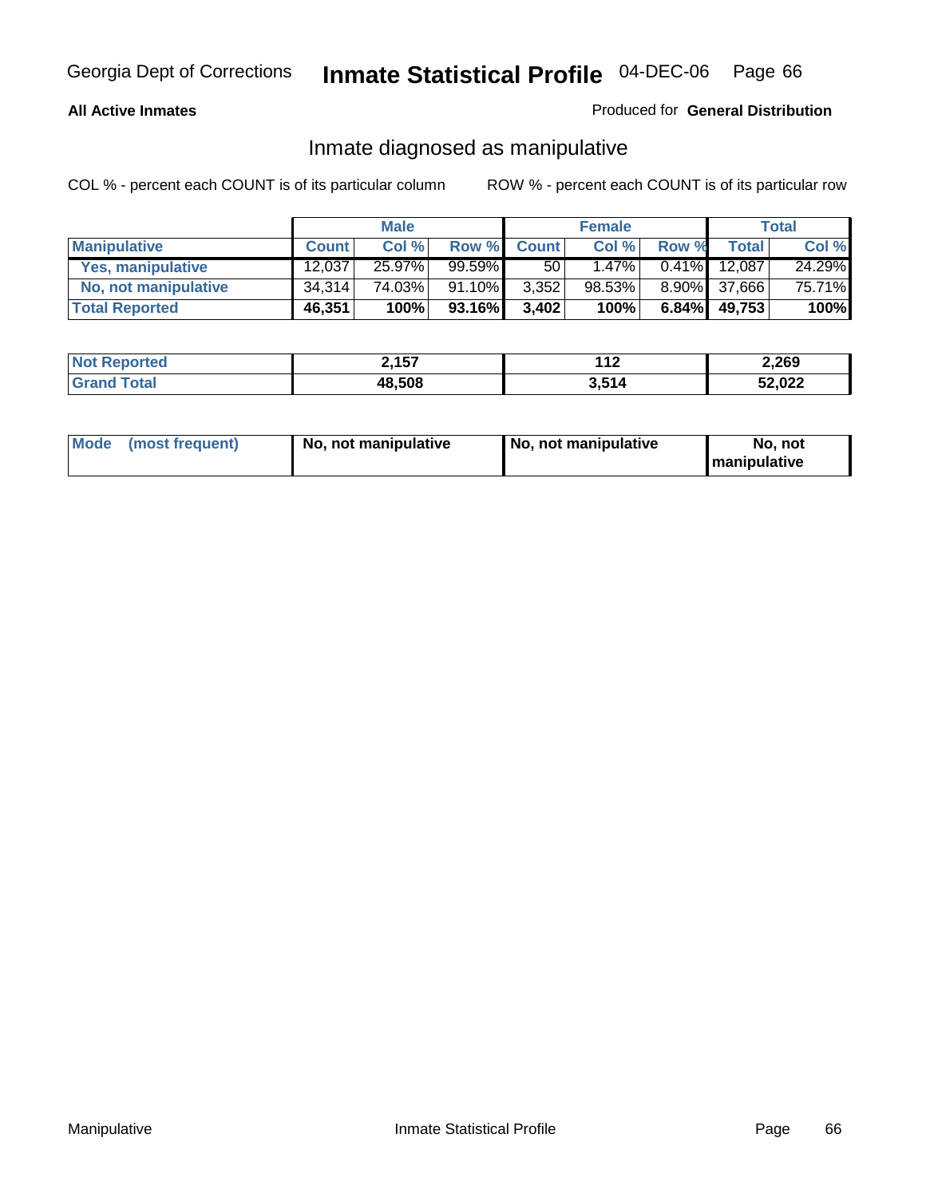Georgia Dept of Corrections **Inmate Statistical Profile** 04-DEC-06

**All Active Inmates**

Produced for **General Distribution**

## Inmate diagnosed as manipulative

COL % - percent each COUNT is of its particular column ROW % - percent each COUNT is of its particular row

| | Male | | | Female | | | Total | |
|---|---|---|---|---|---|---|---|---|
| **Manipulative** | **Count** | **Col %** | **Row %** | **Count** | **Col %** | **Row %** | **Total** | **Col %** |
| **Yes, manipulative** | 12,037 | 25.97% | 99.59% | 50 | 1.47% | 0.41% | 12,087 | 24.29% |
| **No, not manipulative** | 34,314 | 74.03% | 91.10% | 3,352 | 98.53% | 8.90% | 37,666 | 75.71% |
| **Total Reported** | **46,351** | **100%** | **93.16%** | **3,402** | **100%** | **6.84%** | **49,753** | **100%** |

| | Male | Female | Total |
|---|---|---|---|
| **Not Reported** | **2,157** | **112** | **2,269** |
| **Grand Total** | **48,508** | **3,514** | **52,022** |

| | Male | Female | Total |
|---|---|---|---|
| **Mode (most frequent)** | **No, not manipulative** | **No, not manipulative** | **No, not manipulative** |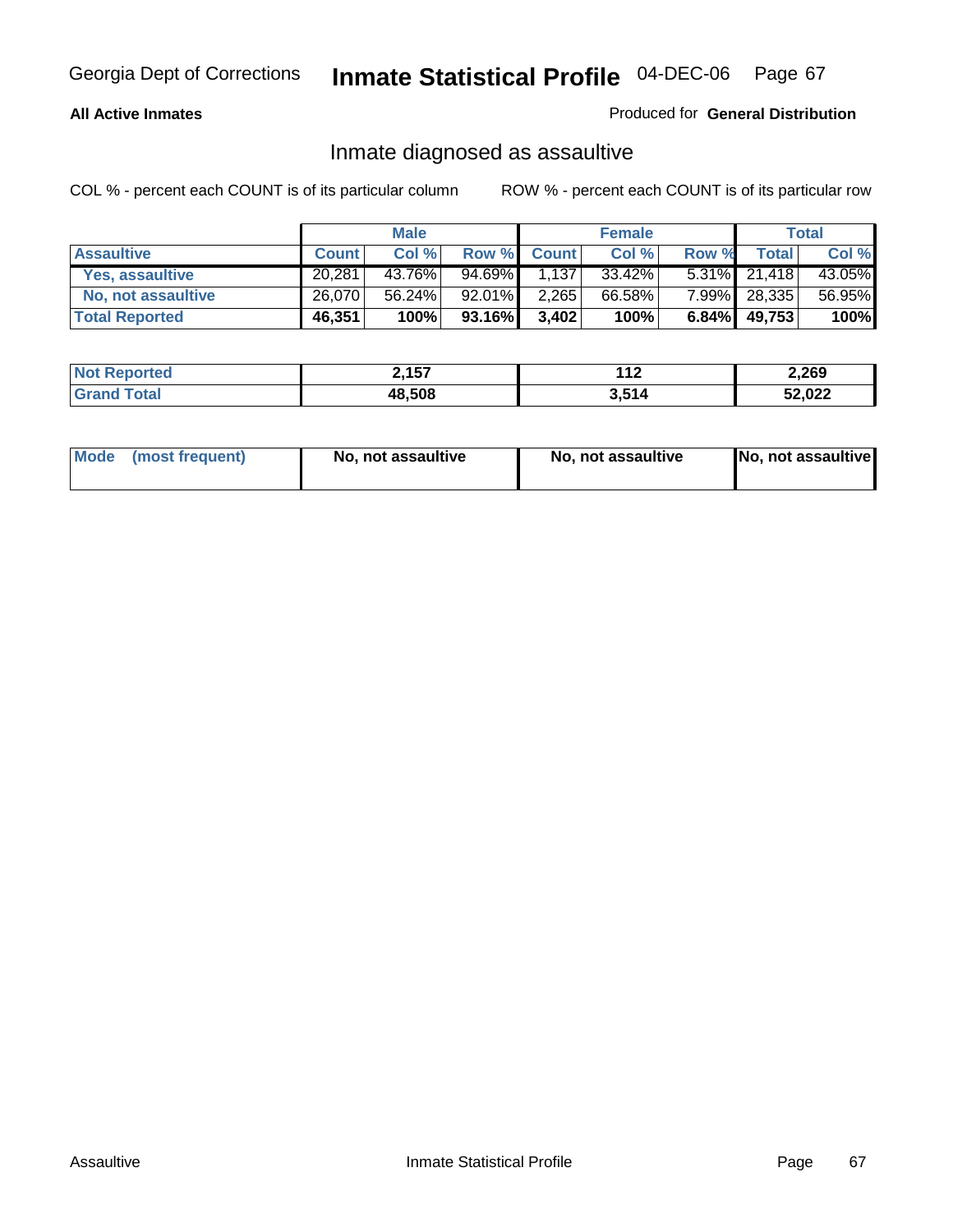Georgia Dept of Corrections **Inmate Statistical Profile** 04-DEC-06

**All Active Inmates**

Produced for **General Distribution**

## Inmate diagnosed as assaultive

COL % - percent each COUNT is of its particular column

ROW % - percent each COUNT is of its particular row

| | Male | | | Female | | | Total | |
|---|---|---|---|---|---|---|---|---|
| **Assaultive** | **Count** | **Col %** | **Row %** | **Count** | **Col %** | **Row %** | **Total** | **Col %** |
| **Yes, assaultive** | 20,281 | 43.76% | 94.69% | 1,137 | 33.42% | 5.31% | 21,418 | 43.05% |
| **No, not assaultive** | 26,070 | 56.24% | 92.01% | 2,265 | 66.58% | 7.99% | 28,335 | 56.95% |
| **Total Reported** | **46,351** | **100%** | **93.16%** | **3,402** | **100%** | **6.84%** | **49,753** | **100%** |

| | Male | Female | Total |
|---|---|---|---|
| **Not Reported** | **2,157** | **112** | **2,269** |
| **Grand Total** | **48,508** | **3,514** | **52,022** |

| | Male | Female | Total |
|---|---|---|---|
| **Mode (most frequent)** | **No, not assaultive** | **No, not assaultive** | **No, not assaultive** |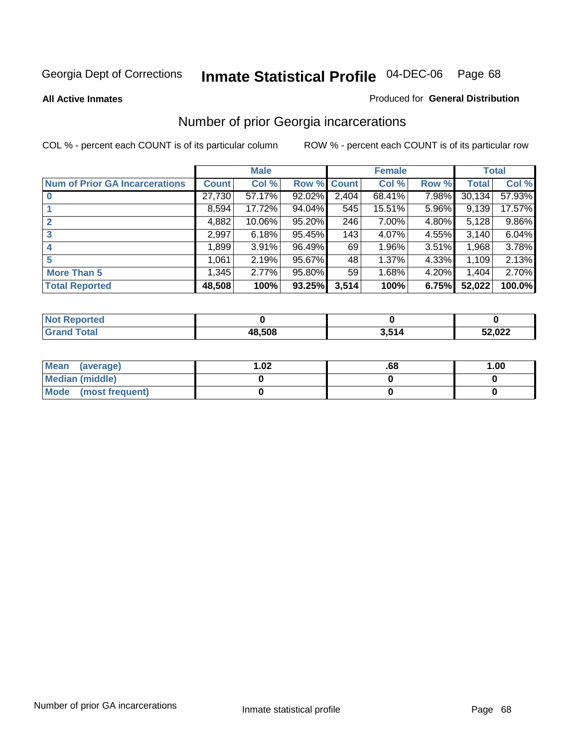Georgia Dept of Corrections **Inmate Statistical Profile** 04-DEC-06

**All Active Inmates**

Produced for **General Distribution**

## Number of prior Georgia incarcerations

COL % - percent each COUNT is of its particular column

ROW % - percent each COUNT is of its particular row

| | Male | | | Female | | | Total | |
|---|---|---|---|---|---|---|---|---|
| **Num of Prior GA Incarcerations** | **Count** | **Col %** | **Row %** | **Count** | **Col %** | **Row %** | **Total** | **Col %** |
| **0** | 27,730 | 57.17% | 92.02% | 2,404 | 68.41% | 7.98% | 30,134 | 57.93% |
| **1** | 8,594 | 17.72% | 94.04% | 545 | 15.51% | 5.96% | 9,139 | 17.57% |
| **2** | 4,882 | 10.06% | 95.20% | 246 | 7.00% | 4.80% | 5,128 | 9.86% |
| **3** | 2,997 | 6.18% | 95.45% | 143 | 4.07% | 4.55% | 3,140 | 6.04% |
| **4** | 1,899 | 3.91% | 96.49% | 69 | 1.96% | 3.51% | 1,968 | 3.78% |
| **5** | 1,061 | 2.19% | 95.67% | 48 | 1.37% | 4.33% | 1,109 | 2.13% |
| **More Than 5** | 1,345 | 2.77% | 95.80% | 59 | 1.68% | 4.20% | 1,404 | 2.70% |
| **Total Reported** | **48,508** | **100%** | **93.25%** | **3,514** | **100%** | **6.75%** | **52,022** | **100.0%** |

| | Male | Female | Total |
|---|---|---|---|
| **Not Reported** | **0** | **0** | **0** |
| **Grand Total** | **48,508** | **3,514** | **52,022** |

| | Male | Female | Total |
|---|---|---|---|
| **Mean (average)** | **1.02** | **.68** | **1.00** |
| **Median (middle)** | **0** | **0** | **0** |
| **Mode (most frequent)** | **0** | **0** | **0** |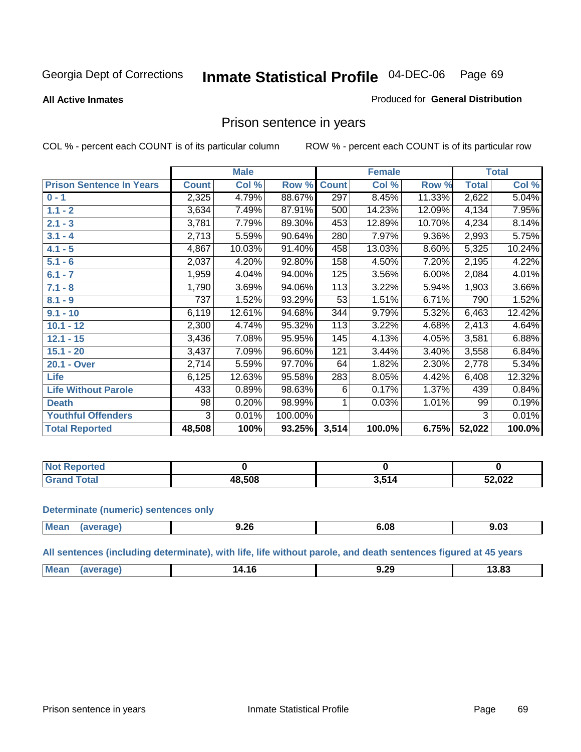Georgia Dept of Corrections **Inmate Statistical Profile** 04-DEC-06

**All Active Inmates**

Produced for **General Distribution**

## Prison sentence in years

COL % - percent each COUNT is of its particular column ROW % - percent each COUNT is of its particular row

| | Male | | | Female | | | Total | |
|---|---|---|---|---|---|---|---|---|
| **Prison Sentence In Years** | **Count** | **Col %** | **Row %** | **Count** | **Col %** | **Row %** | **Total** | **Col %** |
| 0 - 1 | 2,325 | 4.79% | 88.67% | 297 | 8.45% | 11.33% | 2,622 | 5.04% |
| 1.1 - 2 | 3,634 | 7.49% | 87.91% | 500 | 14.23% | 12.09% | 4,134 | 7.95% |
| 2.1 - 3 | 3,781 | 7.79% | 89.30% | 453 | 12.89% | 10.70% | 4,234 | 8.14% |
| 3.1 - 4 | 2,713 | 5.59% | 90.64% | 280 | 7.97% | 9.36% | 2,993 | 5.75% |
| 4.1 - 5 | 4,867 | 10.03% | 91.40% | 458 | 13.03% | 8.60% | 5,325 | 10.24% |
| 5.1 - 6 | 2,037 | 4.20% | 92.80% | 158 | 4.50% | 7.20% | 2,195 | 4.22% |
| 6.1 - 7 | 1,959 | 4.04% | 94.00% | 125 | 3.56% | 6.00% | 2,084 | 4.01% |
| 7.1 - 8 | 1,790 | 3.69% | 94.06% | 113 | 3.22% | 5.94% | 1,903 | 3.66% |
| 8.1 - 9 | 737 | 1.52% | 93.29% | 53 | 1.51% | 6.71% | 790 | 1.52% |
| 9.1 - 10 | 6,119 | 12.61% | 94.68% | 344 | 9.79% | 5.32% | 6,463 | 12.42% |
| 10.1 - 12 | 2,300 | 4.74% | 95.32% | 113 | 3.22% | 4.68% | 2,413 | 4.64% |
| 12.1 - 15 | 3,436 | 7.08% | 95.95% | 145 | 4.13% | 4.05% | 3,581 | 6.88% |
| 15.1 - 20 | 3,437 | 7.09% | 96.60% | 121 | 3.44% | 3.40% | 3,558 | 6.84% |
| 20.1 - Over | 2,714 | 5.59% | 97.70% | 64 | 1.82% | 2.30% | 2,778 | 5.34% |
| Life | 6,125 | 12.63% | 95.58% | 283 | 8.05% | 4.42% | 6,408 | 12.32% |
| Life Without Parole | 433 | 0.89% | 98.63% | 6 | 0.17% | 1.37% | 439 | 0.84% |
| Death | 98 | 0.20% | 98.99% | 1 | 0.03% | 1.01% | 99 | 0.19% |
| Youthful Offenders | 3 | 0.01% | 100.00% | | | | 3 | 0.01% |
| **Total Reported** | **48,508** | **100%** | **93.25%** | **3,514** | **100.0%** | **6.75%** | **52,022** | **100.0%** |

| | Male | Female | Total |
|---|---|---|---|
| Not Reported | 0 | 0 | 0 |
| Grand Total | 48,508 | 3,514 | 52,022 |

**Determinate (numeric) sentences only**

| | Male | Female | Total |
|---|---|---|---|
| Mean (average) | 9.26 | 6.08 | 9.03 |

**All sentences (including determinate), with life, life without parole, and death sentences figured at 45 years**

| | Male | Female | Total |
|---|---|---|---|
| Mean (average) | 14.16 | 9.29 | 13.83 |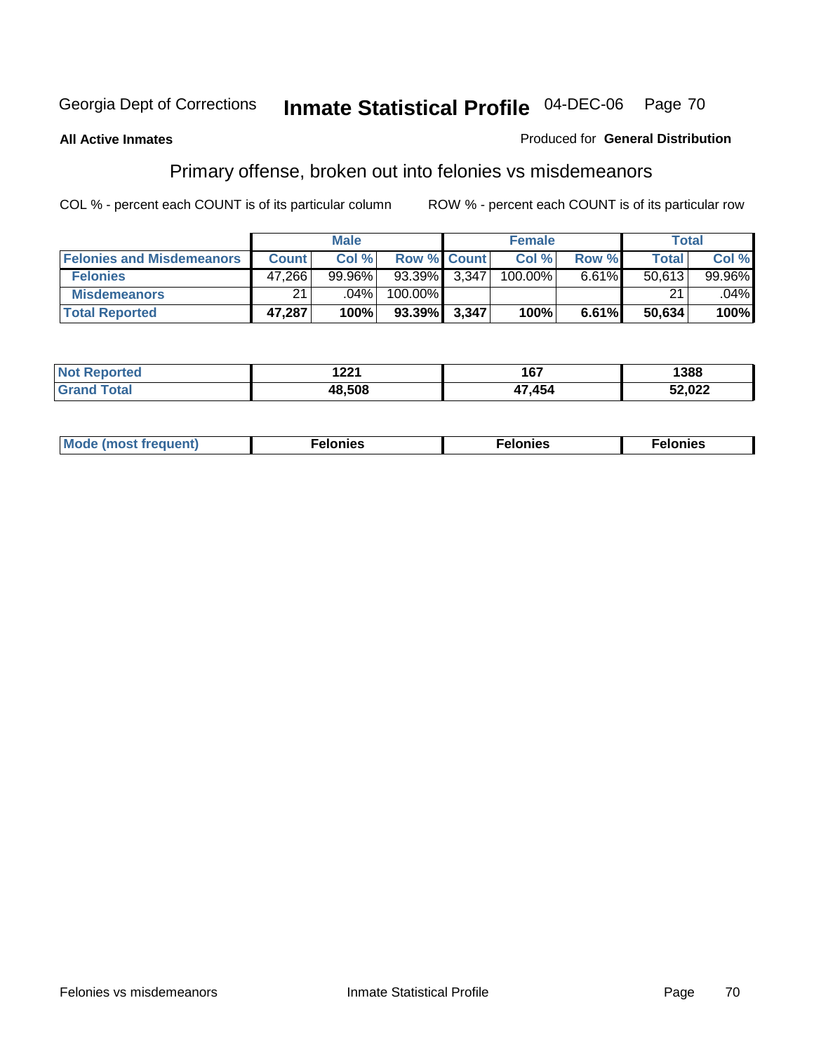Georgia Dept of Corrections **Inmate Statistical Profile** 04-DEC-06

**All Active Inmates**

Produced for **General Distribution**

## Primary offense, broken out into felonies vs misdemeanors

COL % - percent each COUNT is of its particular column

ROW % - percent each COUNT is of its particular row

| | Male | | | Female | | | Total | |
|---|---|---|---|---|---|---|---|---|
| **Felonies and Misdemeanors** | **Count** | **Col %** | **Row %** | **Count** | **Col %** | **Row %** | **Total** | **Col %** |
| **Felonies** | 47,266 | 99.96% | 93.39% | 3,347 | 100.00% | 6.61% | 50,613 | 99.96% |
| **Misdemeanors** | 21 | .04% | 100.00% | | | | 21 | .04% |
| **Total Reported** | **47,287** | **100%** | **93.39%** | **3,347** | **100%** | **6.61%** | **50,634** | **100%** |

| | Male | Female | Total |
|---|---|---|---|
| **Not Reported** | **1221** | **167** | **1388** |
| **Grand Total** | **48,508** | **47,454** | **52,022** |

| | Male | Female | Total |
|---|---|---|---|
| **Mode (most frequent)** | **Felonies** | **Felonies** | **Felonies** |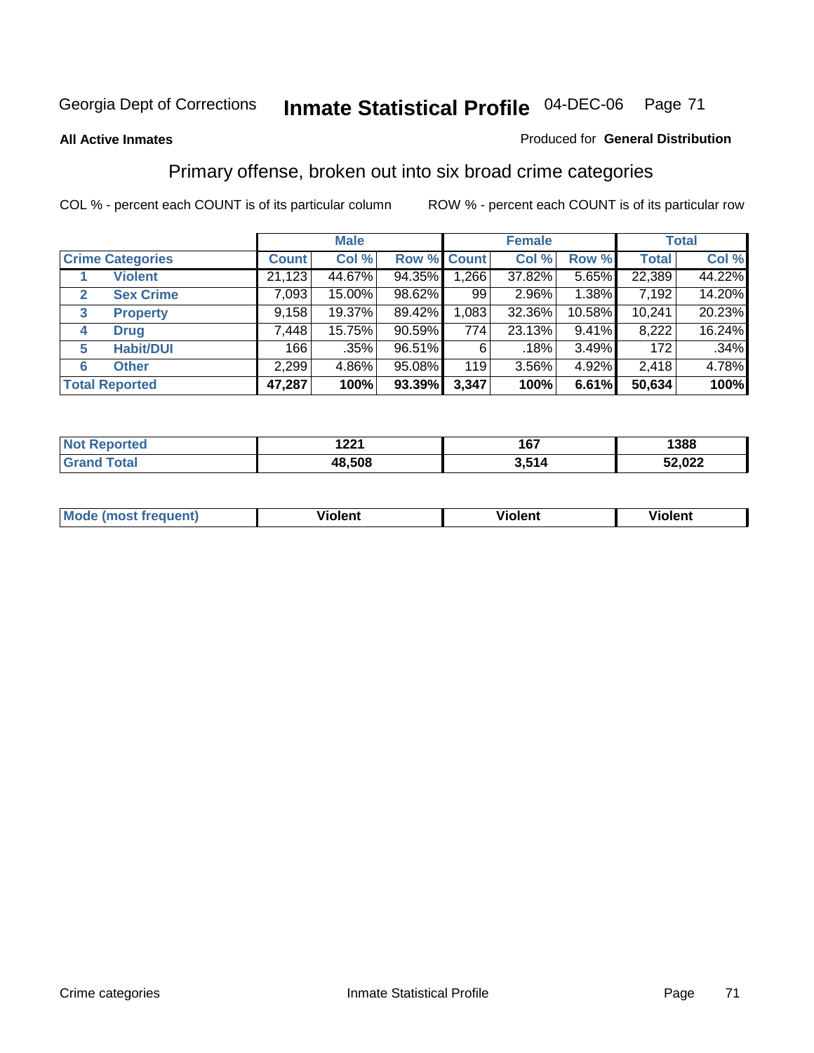Georgia Dept of Corrections **Inmate Statistical Profile** 04-DEC-06

**All Active Inmates**

Produced for **General Distribution**

## Primary offense, broken out into six broad crime categories

COL % - percent each COUNT is of its particular column

ROW % - percent each COUNT is of its particular row

| | | Male | | | Female | | | Total | |
|---|---|---|---|---|---|---|---|---|---|
| **Crime Categories** | | **Count** | **Col %** | **Row %** | **Count** | **Col %** | **Row %** | **Total** | **Col %** |
| 1 | **Violent** | 21,123 | 44.67% | 94.35% | 1,266 | 37.82% | 5.65% | 22,389 | 44.22% |
| 2 | **Sex Crime** | 7,093 | 15.00% | 98.62% | 99 | 2.96% | 1.38% | 7,192 | 14.20% |
| 3 | **Property** | 9,158 | 19.37% | 89.42% | 1,083 | 32.36% | 10.58% | 10,241 | 20.23% |
| 4 | **Drug** | 7,448 | 15.75% | 90.59% | 774 | 23.13% | 9.41% | 8,222 | 16.24% |
| 5 | **Habit/DUI** | 166 | .35% | 96.51% | 6 | .18% | 3.49% | 172 | .34% |
| 6 | **Other** | 2,299 | 4.86% | 95.08% | 119 | 3.56% | 4.92% | 2,418 | 4.78% |
| **Total Reported** | | **47,287** | **100%** | **93.39%** | **3,347** | **100%** | **6.61%** | **50,634** | **100%** |

| | Male | Female | Total |
|---|---|---|---|
| **Not Reported** | **1221** | **167** | **1388** |
| **Grand Total** | **48,508** | **3,514** | **52,022** |

| | Male | Female | Total |
|---|---|---|---|
| **Mode (most frequent)** | **Violent** | **Violent** | **Violent** |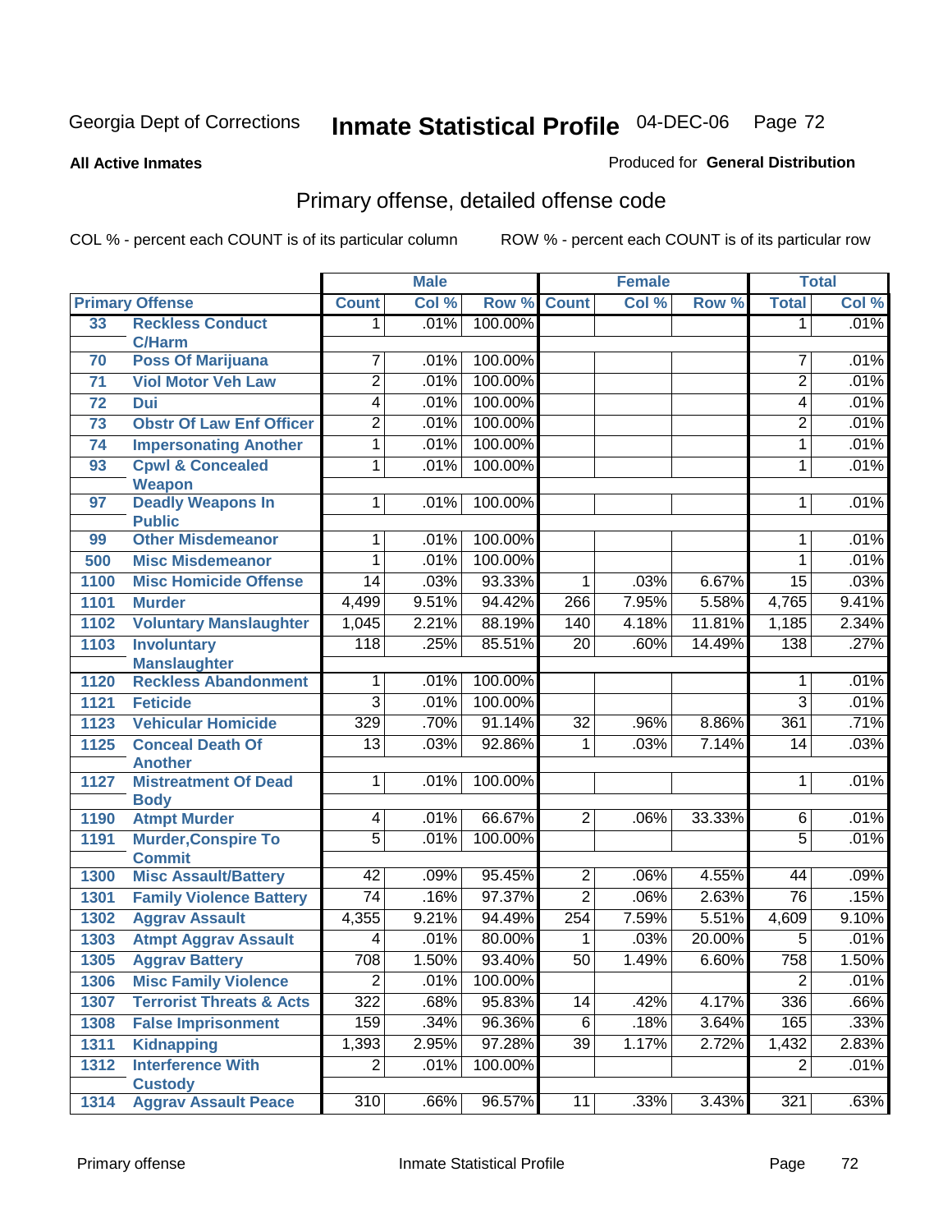Georgia Dept of Corrections

# Inmate Statistical Profile 04-DEC-06

**All Active Inmates**

Produced for **General Distribution**

## Primary offense, detailed offense code

COL % - percent each COUNT is of its particular column

ROW % - percent each COUNT is of its particular row

| Primary Offense | | Male | | | Female | | | Total | |
|---|---|---|---|---|---|---|---|---|---|
| | | Count | Col % | Row % | Count | Col % | Row % | Total | Col % |
| 33 | Reckless Conduct C/Harm | 1 | .01% | 100.00% | | | | 1 | .01% |
| 70 | Poss Of Marijuana | 7 | .01% | 100.00% | | | | 7 | .01% |
| 71 | Viol Motor Veh Law | 2 | .01% | 100.00% | | | | 2 | .01% |
| 72 | Dui | 4 | .01% | 100.00% | | | | 4 | .01% |
| 73 | Obstr Of Law Enf Officer | 2 | .01% | 100.00% | | | | 2 | .01% |
| 74 | Impersonating Another | 1 | .01% | 100.00% | | | | 1 | .01% |
| 93 | Cpwl & Concealed Weapon | 1 | .01% | 100.00% | | | | 1 | .01% |
| 97 | Deadly Weapons In Public | 1 | .01% | 100.00% | | | | 1 | .01% |
| 99 | Other Misdemeanor | 1 | .01% | 100.00% | | | | 1 | .01% |
| 500 | Misc Misdemeanor | 1 | .01% | 100.00% | | | | 1 | .01% |
| 1100 | Misc Homicide Offense | 14 | .03% | 93.33% | 1 | .03% | 6.67% | 15 | .03% |
| 1101 | Murder | 4,499 | 9.51% | 94.42% | 266 | 7.95% | 5.58% | 4,765 | 9.41% |
| 1102 | Voluntary Manslaughter | 1,045 | 2.21% | 88.19% | 140 | 4.18% | 11.81% | 1,185 | 2.34% |
| 1103 | Involuntary Manslaughter | 118 | .25% | 85.51% | 20 | .60% | 14.49% | 138 | .27% |
| 1120 | Reckless Abandonment | 1 | .01% | 100.00% | | | | 1 | .01% |
| 1121 | Feticide | 3 | .01% | 100.00% | | | | 3 | .01% |
| 1123 | Vehicular Homicide | 329 | .70% | 91.14% | 32 | .96% | 8.86% | 361 | .71% |
| 1125 | Conceal Death Of Another | 13 | .03% | 92.86% | 1 | .03% | 7.14% | 14 | .03% |
| 1127 | Mistreatment Of Dead Body | 1 | .01% | 100.00% | | | | 1 | .01% |
| 1190 | Atmpt Murder | 4 | .01% | 66.67% | 2 | .06% | 33.33% | 6 | .01% |
| 1191 | Murder,Conspire To Commit | 5 | .01% | 100.00% | | | | 5 | .01% |
| 1300 | Misc Assault/Battery | 42 | .09% | 95.45% | 2 | .06% | 4.55% | 44 | .09% |
| 1301 | Family Violence Battery | 74 | .16% | 97.37% | 2 | .06% | 2.63% | 76 | .15% |
| 1302 | Aggrav Assault | 4,355 | 9.21% | 94.49% | 254 | 7.59% | 5.51% | 4,609 | 9.10% |
| 1303 | Atmpt Aggrav Assault | 4 | .01% | 80.00% | 1 | .03% | 20.00% | 5 | .01% |
| 1305 | Aggrav Battery | 708 | 1.50% | 93.40% | 50 | 1.49% | 6.60% | 758 | 1.50% |
| 1306 | Misc Family Violence | 2 | .01% | 100.00% | | | | 2 | .01% |
| 1307 | Terrorist Threats & Acts | 322 | .68% | 95.83% | 14 | .42% | 4.17% | 336 | .66% |
| 1308 | False Imprisonment | 159 | .34% | 96.36% | 6 | .18% | 3.64% | 165 | .33% |
| 1311 | Kidnapping | 1,393 | 2.95% | 97.28% | 39 | 1.17% | 2.72% | 1,432 | 2.83% |
| 1312 | Interference With Custody | 2 | .01% | 100.00% | | | | 2 | .01% |
| 1314 | Aggrav Assault Peace | 310 | .66% | 96.57% | 11 | .33% | 3.43% | 321 | .63% |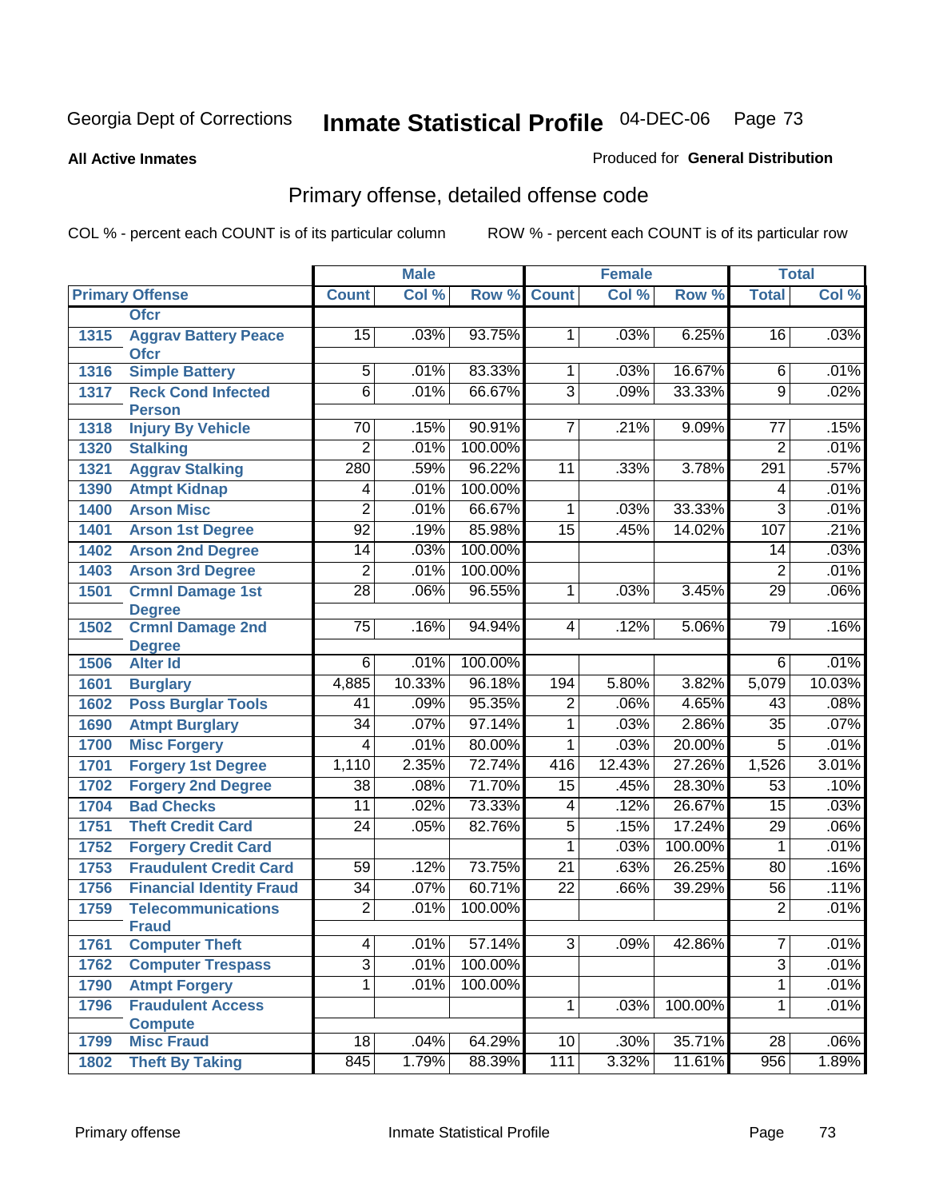Georgia Dept of Corrections

# Inmate Statistical Profile

04-DEC-06

**All Active Inmates**

Produced for **General Distribution**

## Primary offense, detailed offense code

COL % - percent each COUNT is of its particular column

ROW % - percent each COUNT is of its particular row

| Primary Offense | | Male | | | Female | | | Total | |
|---|---|---|---|---|---|---|---|---|---|
| | | Count | Col % | Row % | Count | Col % | Row % | Total | Col % |
| | Ofcr | | | | | | | | |
| 1315 | Aggrav Battery Peace Ofcr | 15 | .03% | 93.75% | 1 | .03% | 6.25% | 16 | .03% |
| 1316 | Simple Battery | 5 | .01% | 83.33% | 1 | .03% | 16.67% | 6 | .01% |
| 1317 | Reck Cond Infected Person | 6 | .01% | 66.67% | 3 | .09% | 33.33% | 9 | .02% |
| 1318 | Injury By Vehicle | 70 | .15% | 90.91% | 7 | .21% | 9.09% | 77 | .15% |
| 1320 | Stalking | 2 | .01% | 100.00% | | | | 2 | .01% |
| 1321 | Aggrav Stalking | 280 | .59% | 96.22% | 11 | .33% | 3.78% | 291 | .57% |
| 1390 | Atmpt Kidnap | 4 | .01% | 100.00% | | | | 4 | .01% |
| 1400 | Arson Misc | 2 | .01% | 66.67% | 1 | .03% | 33.33% | 3 | .01% |
| 1401 | Arson 1st Degree | 92 | .19% | 85.98% | 15 | .45% | 14.02% | 107 | .21% |
| 1402 | Arson 2nd Degree | 14 | .03% | 100.00% | | | | 14 | .03% |
| 1403 | Arson 3rd Degree | 2 | .01% | 100.00% | | | | 2 | .01% |
| 1501 | Crmnl Damage 1st Degree | 28 | .06% | 96.55% | 1 | .03% | 3.45% | 29 | .06% |
| 1502 | Crmnl Damage 2nd Degree | 75 | .16% | 94.94% | 4 | .12% | 5.06% | 79 | .16% |
| 1506 | Alter Id | 6 | .01% | 100.00% | | | | 6 | .01% |
| 1601 | Burglary | 4,885 | 10.33% | 96.18% | 194 | 5.80% | 3.82% | 5,079 | 10.03% |
| 1602 | Poss Burglar Tools | 41 | .09% | 95.35% | 2 | .06% | 4.65% | 43 | .08% |
| 1690 | Atmpt Burglary | 34 | .07% | 97.14% | 1 | .03% | 2.86% | 35 | .07% |
| 1700 | Misc Forgery | 4 | .01% | 80.00% | 1 | .03% | 20.00% | 5 | .01% |
| 1701 | Forgery 1st Degree | 1,110 | 2.35% | 72.74% | 416 | 12.43% | 27.26% | 1,526 | 3.01% |
| 1702 | Forgery 2nd Degree | 38 | .08% | 71.70% | 15 | .45% | 28.30% | 53 | .10% |
| 1704 | Bad Checks | 11 | .02% | 73.33% | 4 | .12% | 26.67% | 15 | .03% |
| 1751 | Theft Credit Card | 24 | .05% | 82.76% | 5 | .15% | 17.24% | 29 | .06% |
| 1752 | Forgery Credit Card | | | | 1 | .03% | 100.00% | 1 | .01% |
| 1753 | Fraudulent Credit Card | 59 | .12% | 73.75% | 21 | .63% | 26.25% | 80 | .16% |
| 1756 | Financial Identity Fraud | 34 | .07% | 60.71% | 22 | .66% | 39.29% | 56 | .11% |
| 1759 | Telecommunications Fraud | 2 | .01% | 100.00% | | | | 2 | .01% |
| 1761 | Computer Theft | 4 | .01% | 57.14% | 3 | .09% | 42.86% | 7 | .01% |
| 1762 | Computer Trespass | 3 | .01% | 100.00% | | | | 3 | .01% |
| 1790 | Atmpt Forgery | 1 | .01% | 100.00% | | | | 1 | .01% |
| 1796 | Fraudulent Access Compute | | | | 1 | .03% | 100.00% | 1 | .01% |
| 1799 | Misc Fraud | 18 | .04% | 64.29% | 10 | .30% | 35.71% | 28 | .06% |
| 1802 | Theft By Taking | 845 | 1.79% | 88.39% | 111 | 3.32% | 11.61% | 956 | 1.89% |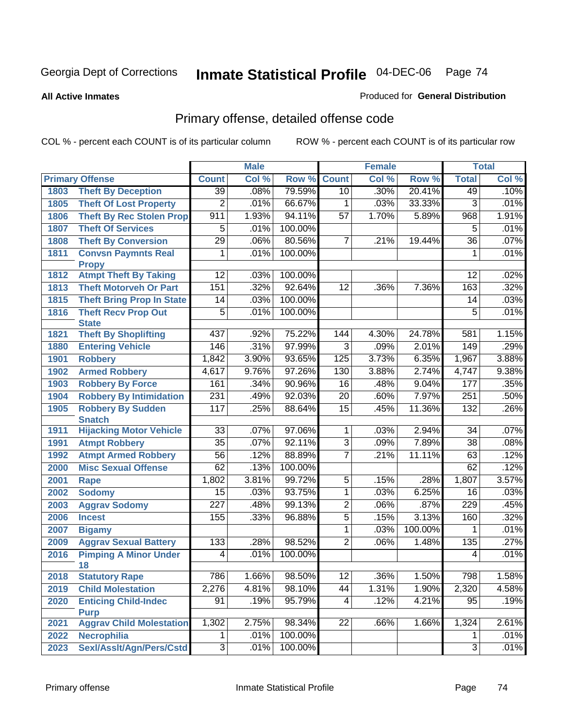Georgia Dept of Corrections **Inmate Statistical Profile** 04-DEC-06

**All Active Inmates**

Produced for **General Distribution**

## Primary offense, detailed offense code

COL % - percent each COUNT is of its particular column ROW % - percent each COUNT is of its particular row

| Primary Offense | | Male | | | Female | | | Total | |
|---|---|---|---|---|---|---|---|---|---|
| | | Count | Col % | Row % | Count | Col % | Row % | Total | Col % |
| 1803 | Theft By Deception | 39 | .08% | 79.59% | 10 | .30% | 20.41% | 49 | .10% |
| 1805 | Theft Of Lost Property | 2 | .01% | 66.67% | 1 | .03% | 33.33% | 3 | .01% |
| 1806 | Theft By Rec Stolen Prop | 911 | 1.93% | 94.11% | 57 | 1.70% | 5.89% | 968 | 1.91% |
| 1807 | Theft Of Services | 5 | .01% | 100.00% | | | | 5 | .01% |
| 1808 | Theft By Conversion | 29 | .06% | 80.56% | 7 | .21% | 19.44% | 36 | .07% |
| 1811 | Convsn Paymnts Real Propy | 1 | .01% | 100.00% | | | | 1 | .01% |
| 1812 | Atmpt Theft By Taking | 12 | .03% | 100.00% | | | | 12 | .02% |
| 1813 | Theft Motorveh Or Part | 151 | .32% | 92.64% | 12 | .36% | 7.36% | 163 | .32% |
| 1815 | Theft Bring Prop In State | 14 | .03% | 100.00% | | | | 14 | .03% |
| 1816 | Theft Recv Prop Out State | 5 | .01% | 100.00% | | | | 5 | .01% |
| 1821 | Theft By Shoplifting | 437 | .92% | 75.22% | 144 | 4.30% | 24.78% | 581 | 1.15% |
| 1880 | Entering Vehicle | 146 | .31% | 97.99% | 3 | .09% | 2.01% | 149 | .29% |
| 1901 | Robbery | 1,842 | 3.90% | 93.65% | 125 | 3.73% | 6.35% | 1,967 | 3.88% |
| 1902 | Armed Robbery | 4,617 | 9.76% | 97.26% | 130 | 3.88% | 2.74% | 4,747 | 9.38% |
| 1903 | Robbery By Force | 161 | .34% | 90.96% | 16 | .48% | 9.04% | 177 | .35% |
| 1904 | Robbery By Intimidation | 231 | .49% | 92.03% | 20 | .60% | 7.97% | 251 | .50% |
| 1905 | Robbery By Sudden Snatch | 117 | .25% | 88.64% | 15 | .45% | 11.36% | 132 | .26% |
| 1911 | Hijacking Motor Vehicle | 33 | .07% | 97.06% | 1 | .03% | 2.94% | 34 | .07% |
| 1991 | Atmpt Robbery | 35 | .07% | 92.11% | 3 | .09% | 7.89% | 38 | .08% |
| 1992 | Atmpt Armed Robbery | 56 | .12% | 88.89% | 7 | .21% | 11.11% | 63 | .12% |
| 2000 | Misc Sexual Offense | 62 | .13% | 100.00% | | | | 62 | .12% |
| 2001 | Rape | 1,802 | 3.81% | 99.72% | 5 | .15% | .28% | 1,807 | 3.57% |
| 2002 | Sodomy | 15 | .03% | 93.75% | 1 | .03% | 6.25% | 16 | .03% |
| 2003 | Aggrav Sodomy | 227 | .48% | 99.13% | 2 | .06% | .87% | 229 | .45% |
| 2006 | Incest | 155 | .33% | 96.88% | 5 | .15% | 3.13% | 160 | .32% |
| 2007 | Bigamy | | | | 1 | .03% | 100.00% | 1 | .01% |
| 2009 | Aggrav Sexual Battery | 133 | .28% | 98.52% | 2 | .06% | 1.48% | 135 | .27% |
| 2016 | Pimping A Minor Under 18 | 4 | .01% | 100.00% | | | | 4 | .01% |
| 2018 | Statutory Rape | 786 | 1.66% | 98.50% | 12 | .36% | 1.50% | 798 | 1.58% |
| 2019 | Child Molestation | 2,276 | 4.81% | 98.10% | 44 | 1.31% | 1.90% | 2,320 | 4.58% |
| 2020 | Enticing Child-Indec Purp | 91 | .19% | 95.79% | 4 | .12% | 4.21% | 95 | .19% |
| 2021 | Aggrav Child Molestation | 1,302 | 2.75% | 98.34% | 22 | .66% | 1.66% | 1,324 | 2.61% |
| 2022 | Necrophilia | 1 | .01% | 100.00% | | | | 1 | .01% |
| 2023 | Sexl/Asslt/Agn/Pers/Cstd | 3 | .01% | 100.00% | | | | 3 | .01% |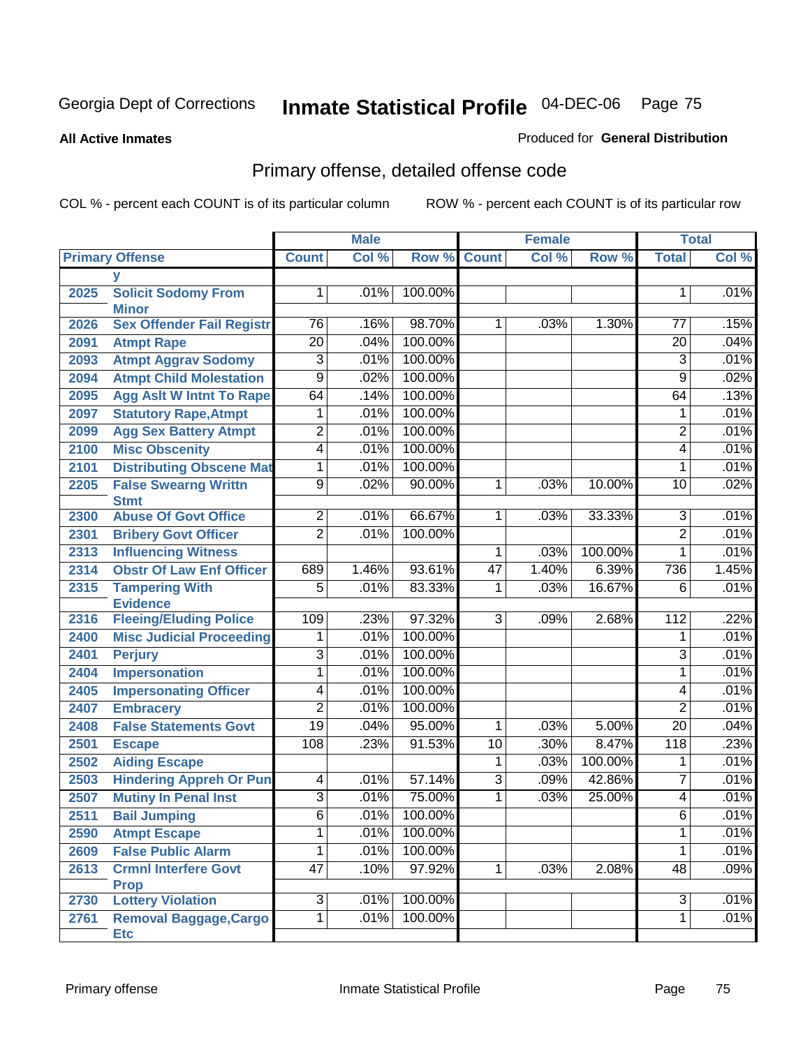Georgia Dept of Corrections **Inmate Statistical Profile** 04-DEC-06

**All Active Inmates**

Produced for **General Distribution**

## Primary offense, detailed offense code

COL % - percent each COUNT is of its particular column

ROW % - percent each COUNT is of its particular row

| | | Male | | | Female | | | Total | |
|---|---|---|---|---|---|---|---|---|---|
| Primary Offense | | Count | Col % | Row % | Count | Col % | Row % | Total | Col % |
| | y | | | | | | | | |
| 2025 | Solicit Sodomy From Minor | 1 | .01% | 100.00% | | | | 1 | .01% |
| 2026 | Sex Offender Fail Registr | 76 | .16% | 98.70% | 1 | .03% | 1.30% | 77 | .15% |
| 2091 | Atmpt Rape | 20 | .04% | 100.00% | | | | 20 | .04% |
| 2093 | Atmpt Aggrav Sodomy | 3 | .01% | 100.00% | | | | 3 | .01% |
| 2094 | Atmpt Child Molestation | 9 | .02% | 100.00% | | | | 9 | .02% |
| 2095 | Agg Aslt W Intnt To Rape | 64 | .14% | 100.00% | | | | 64 | .13% |
| 2097 | Statutory Rape,Atmpt | 1 | .01% | 100.00% | | | | 1 | .01% |
| 2099 | Agg Sex Battery Atmpt | 2 | .01% | 100.00% | | | | 2 | .01% |
| 2100 | Misc Obscenity | 4 | .01% | 100.00% | | | | 4 | .01% |
| 2101 | Distributing Obscene Mat | 1 | .01% | 100.00% | | | | 1 | .01% |
| 2205 | False Swearng Writtn Stmt | 9 | .02% | 90.00% | 1 | .03% | 10.00% | 10 | .02% |
| 2300 | Abuse Of Govt Office | 2 | .01% | 66.67% | 1 | .03% | 33.33% | 3 | .01% |
| 2301 | Bribery Govt Officer | 2 | .01% | 100.00% | | | | 2 | .01% |
| 2313 | Influencing Witness | | | | 1 | .03% | 100.00% | 1 | .01% |
| 2314 | Obstr Of Law Enf Officer | 689 | 1.46% | 93.61% | 47 | 1.40% | 6.39% | 736 | 1.45% |
| 2315 | Tampering With Evidence | 5 | .01% | 83.33% | 1 | .03% | 16.67% | 6 | .01% |
| 2316 | Fleeing/Eluding Police | 109 | .23% | 97.32% | 3 | .09% | 2.68% | 112 | .22% |
| 2400 | Misc Judicial Proceeding | 1 | .01% | 100.00% | | | | 1 | .01% |
| 2401 | Perjury | 3 | .01% | 100.00% | | | | 3 | .01% |
| 2404 | Impersonation | 1 | .01% | 100.00% | | | | 1 | .01% |
| 2405 | Impersonating Officer | 4 | .01% | 100.00% | | | | 4 | .01% |
| 2407 | Embracery | 2 | .01% | 100.00% | | | | 2 | .01% |
| 2408 | False Statements Govt | 19 | .04% | 95.00% | 1 | .03% | 5.00% | 20 | .04% |
| 2501 | Escape | 108 | .23% | 91.53% | 10 | .30% | 8.47% | 118 | .23% |
| 2502 | Aiding Escape | | | | 1 | .03% | 100.00% | 1 | .01% |
| 2503 | Hindering Appreh Or Pun | 4 | .01% | 57.14% | 3 | .09% | 42.86% | 7 | .01% |
| 2507 | Mutiny In Penal Inst | 3 | .01% | 75.00% | 1 | .03% | 25.00% | 4 | .01% |
| 2511 | Bail Jumping | 6 | .01% | 100.00% | | | | 6 | .01% |
| 2590 | Atmpt Escape | 1 | .01% | 100.00% | | | | 1 | .01% |
| 2609 | False Public Alarm | 1 | .01% | 100.00% | | | | 1 | .01% |
| 2613 | Crmnl Interfere Govt Prop | 47 | .10% | 97.92% | 1 | .03% | 2.08% | 48 | .09% |
| 2730 | Lottery Violation | 3 | .01% | 100.00% | | | | 3 | .01% |
| 2761 | Removal Baggage,Cargo Etc | 1 | .01% | 100.00% | | | | 1 | .01% |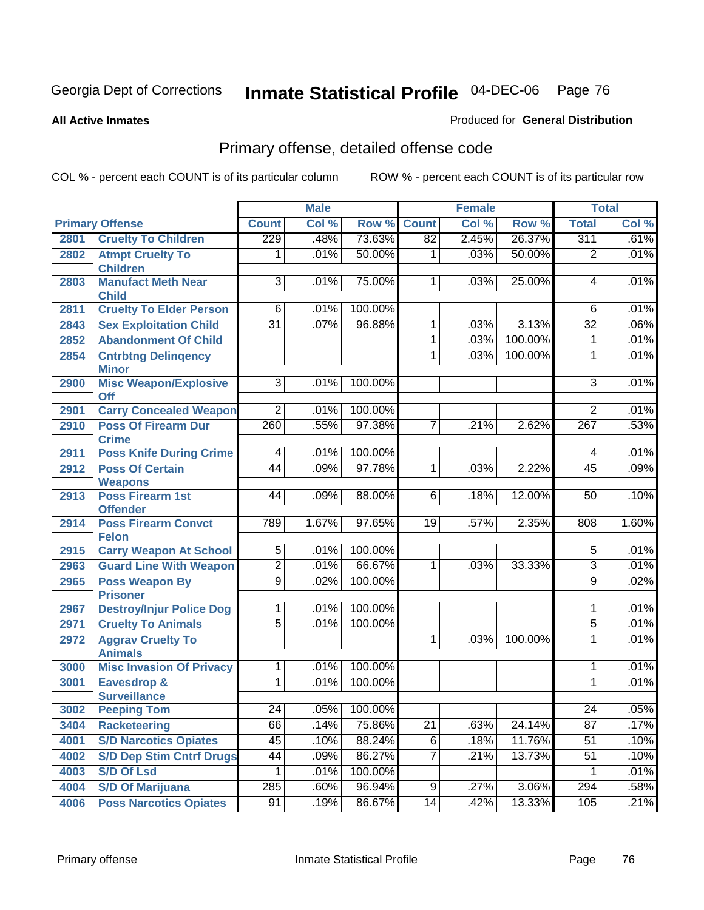Georgia Dept of Corrections **Inmate Statistical Profile** 04-DEC-06

**All Active Inmates**

Produced for **General Distribution**

## Primary offense, detailed offense code

COL % - percent each COUNT is of its particular column

ROW % - percent each COUNT is of its particular row

| Primary Offense | | Male | | | Female | | | Total | |
|---|---|---|---|---|---|---|---|---|---|
| | | Count | Col % | Row % | Count | Col % | Row % | Total | Col % |
| 2801 | Cruelty To Children | 229 | .48% | 73.63% | 82 | 2.45% | 26.37% | 311 | .61% |
| 2802 | Atmpt Cruelty To Children | 1 | .01% | 50.00% | 1 | .03% | 50.00% | 2 | .01% |
| 2803 | Manufact Meth Near Child | 3 | .01% | 75.00% | 1 | .03% | 25.00% | 4 | .01% |
| 2811 | Cruelty To Elder Person | 6 | .01% | 100.00% | | | | 6 | .01% |
| 2843 | Sex Exploitation Child | 31 | .07% | 96.88% | 1 | .03% | 3.13% | 32 | .06% |
| 2852 | Abandonment Of Child | | | | 1 | .03% | 100.00% | 1 | .01% |
| 2854 | Cntrbtng Delinqency Minor | | | | 1 | .03% | 100.00% | 1 | .01% |
| 2900 | Misc Weapon/Explosive Off | 3 | .01% | 100.00% | | | | 3 | .01% |
| 2901 | Carry Concealed Weapon | 2 | .01% | 100.00% | | | | 2 | .01% |
| 2910 | Poss Of Firearm Dur Crime | 260 | .55% | 97.38% | 7 | .21% | 2.62% | 267 | .53% |
| 2911 | Poss Knife During Crime | 4 | .01% | 100.00% | | | | 4 | .01% |
| 2912 | Poss Of Certain Weapons | 44 | .09% | 97.78% | 1 | .03% | 2.22% | 45 | .09% |
| 2913 | Poss Firearm 1st Offender | 44 | .09% | 88.00% | 6 | .18% | 12.00% | 50 | .10% |
| 2914 | Poss Firearm Convct Felon | 789 | 1.67% | 97.65% | 19 | .57% | 2.35% | 808 | 1.60% |
| 2915 | Carry Weapon At School | 5 | .01% | 100.00% | | | | 5 | .01% |
| 2963 | Guard Line With Weapon | 2 | .01% | 66.67% | 1 | .03% | 33.33% | 3 | .01% |
| 2965 | Poss Weapon By Prisoner | 9 | .02% | 100.00% | | | | 9 | .02% |
| 2967 | Destroy/Injur Police Dog | 1 | .01% | 100.00% | | | | 1 | .01% |
| 2971 | Cruelty To Animals | 5 | .01% | 100.00% | | | | 5 | .01% |
| 2972 | Aggrav Cruelty To Animals | | | | 1 | .03% | 100.00% | 1 | .01% |
| 3000 | Misc Invasion Of Privacy | 1 | .01% | 100.00% | | | | 1 | .01% |
| 3001 | Eavesdrop & Surveillance | 1 | .01% | 100.00% | | | | 1 | .01% |
| 3002 | Peeping Tom | 24 | .05% | 100.00% | | | | 24 | .05% |
| 3404 | Racketeering | 66 | .14% | 75.86% | 21 | .63% | 24.14% | 87 | .17% |
| 4001 | S/D Narcotics Opiates | 45 | .10% | 88.24% | 6 | .18% | 11.76% | 51 | .10% |
| 4002 | S/D Dep Stim Cntrf Drugs | 44 | .09% | 86.27% | 7 | .21% | 13.73% | 51 | .10% |
| 4003 | S/D Of Lsd | 1 | .01% | 100.00% | | | | 1 | .01% |
| 4004 | S/D Of Marijuana | 285 | .60% | 96.94% | 9 | .27% | 3.06% | 294 | .58% |
| 4006 | Poss Narcotics Opiates | 91 | .19% | 86.67% | 14 | .42% | 13.33% | 105 | .21% |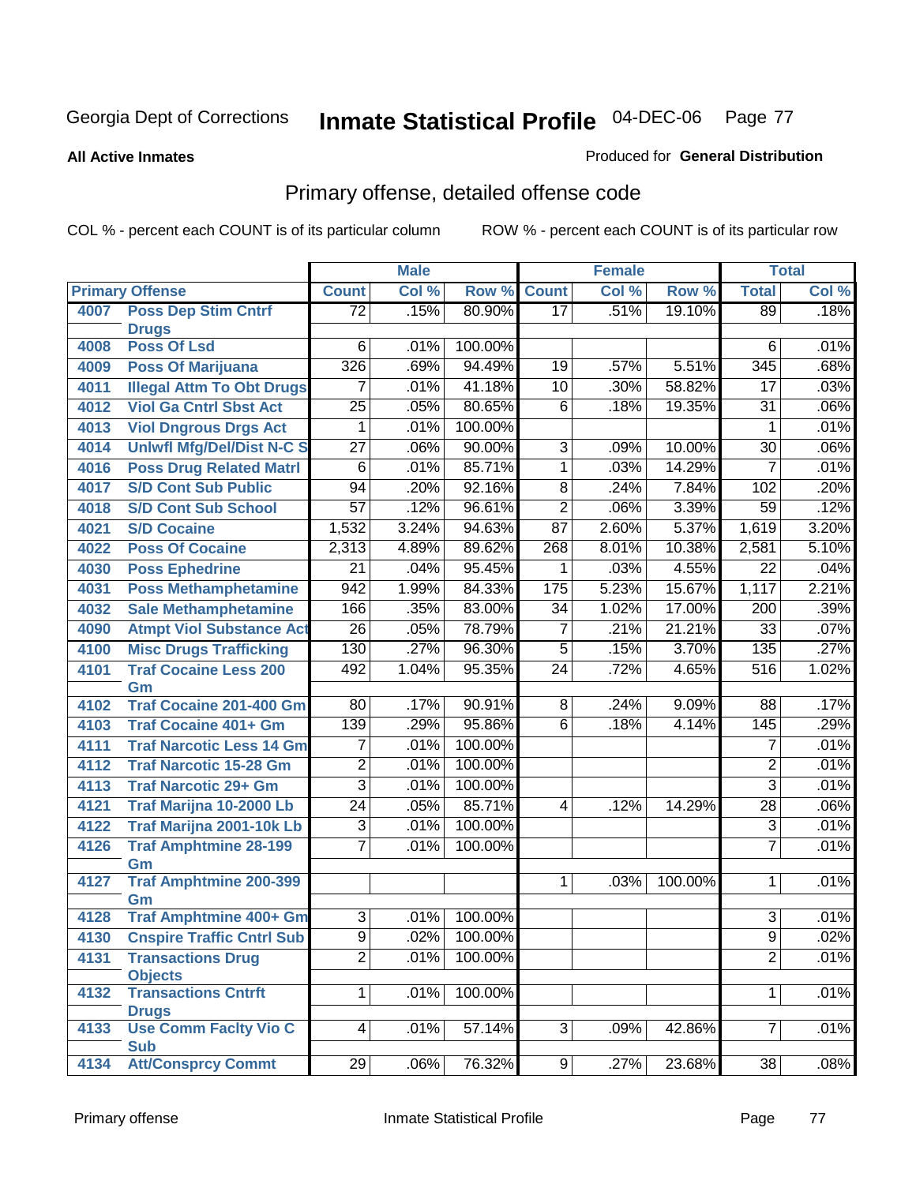Georgia Dept of Corrections **Inmate Statistical Profile** 04-DEC-06

**All Active Inmates**

Produced for **General Distribution**

## Primary offense, detailed offense code

COL % - percent each COUNT is of its particular column ROW % - percent each COUNT is of its particular row

| Primary Offense | | Male | | | Female | | | Total | |
|---|---|---|---|---|---|---|---|---|---|
| | | Count | Col % | Row % | Count | Col % | Row % | Total | Col % |
| 4007 | Poss Dep Stim Cntrf Drugs | 72 | .15% | 80.90% | 17 | .51% | 19.10% | 89 | .18% |
| 4008 | Poss Of Lsd | 6 | .01% | 100.00% | | | | 6 | .01% |
| 4009 | Poss Of Marijuana | 326 | .69% | 94.49% | 19 | .57% | 5.51% | 345 | .68% |
| 4011 | Illegal Attm To Obt Drugs | 7 | .01% | 41.18% | 10 | .30% | 58.82% | 17 | .03% |
| 4012 | Viol Ga Cntrl Sbst Act | 25 | .05% | 80.65% | 6 | .18% | 19.35% | 31 | .06% |
| 4013 | Viol Dngrous Drgs Act | 1 | .01% | 100.00% | | | | 1 | .01% |
| 4014 | Unlwfl Mfg/Del/Dist N-C S | 27 | .06% | 90.00% | 3 | .09% | 10.00% | 30 | .06% |
| 4016 | Poss Drug Related Matrl | 6 | .01% | 85.71% | 1 | .03% | 14.29% | 7 | .01% |
| 4017 | S/D Cont Sub Public | 94 | .20% | 92.16% | 8 | .24% | 7.84% | 102 | .20% |
| 4018 | S/D Cont Sub School | 57 | .12% | 96.61% | 2 | .06% | 3.39% | 59 | .12% |
| 4021 | S/D Cocaine | 1,532 | 3.24% | 94.63% | 87 | 2.60% | 5.37% | 1,619 | 3.20% |
| 4022 | Poss Of Cocaine | 2,313 | 4.89% | 89.62% | 268 | 8.01% | 10.38% | 2,581 | 5.10% |
| 4030 | Poss Ephedrine | 21 | .04% | 95.45% | 1 | .03% | 4.55% | 22 | .04% |
| 4031 | Poss Methamphetamine | 942 | 1.99% | 84.33% | 175 | 5.23% | 15.67% | 1,117 | 2.21% |
| 4032 | Sale Methamphetamine | 166 | .35% | 83.00% | 34 | 1.02% | 17.00% | 200 | .39% |
| 4090 | Atmpt Viol Substance Act | 26 | .05% | 78.79% | 7 | .21% | 21.21% | 33 | .07% |
| 4100 | Misc Drugs Trafficking | 130 | .27% | 96.30% | 5 | .15% | 3.70% | 135 | .27% |
| 4101 | Traf Cocaine Less 200 Gm | 492 | 1.04% | 95.35% | 24 | .72% | 4.65% | 516 | 1.02% |
| 4102 | Traf Cocaine 201-400 Gm | 80 | .17% | 90.91% | 8 | .24% | 9.09% | 88 | .17% |
| 4103 | Traf Cocaine 401+ Gm | 139 | .29% | 95.86% | 6 | .18% | 4.14% | 145 | .29% |
| 4111 | Traf Narcotic Less 14 Gm | 7 | .01% | 100.00% | | | | 7 | .01% |
| 4112 | Traf Narcotic 15-28 Gm | 2 | .01% | 100.00% | | | | 2 | .01% |
| 4113 | Traf Narcotic 29+ Gm | 3 | .01% | 100.00% | | | | 3 | .01% |
| 4121 | Traf Marijna 10-2000 Lb | 24 | .05% | 85.71% | 4 | .12% | 14.29% | 28 | .06% |
| 4122 | Traf Marijna 2001-10k Lb | 3 | .01% | 100.00% | | | | 3 | .01% |
| 4126 | Traf Amphtmine 28-199 Gm | 7 | .01% | 100.00% | | | | 7 | .01% |
| 4127 | Traf Amphtmine 200-399 Gm | | | | 1 | .03% | 100.00% | 1 | .01% |
| 4128 | Traf Amphtmine 400+ Gm | 3 | .01% | 100.00% | | | | 3 | .01% |
| 4130 | Cnspire Traffic Cntrl Sub | 9 | .02% | 100.00% | | | | 9 | .02% |
| 4131 | Transactions Drug Objects | 2 | .01% | 100.00% | | | | 2 | .01% |
| 4132 | Transactions Cntrft Drugs | 1 | .01% | 100.00% | | | | 1 | .01% |
| 4133 | Use Comm Faclty Vio C Sub | 4 | .01% | 57.14% | 3 | .09% | 42.86% | 7 | .01% |
| 4134 | Att/Consprcy Commt | 29 | .06% | 76.32% | 9 | .27% | 23.68% | 38 | .08% |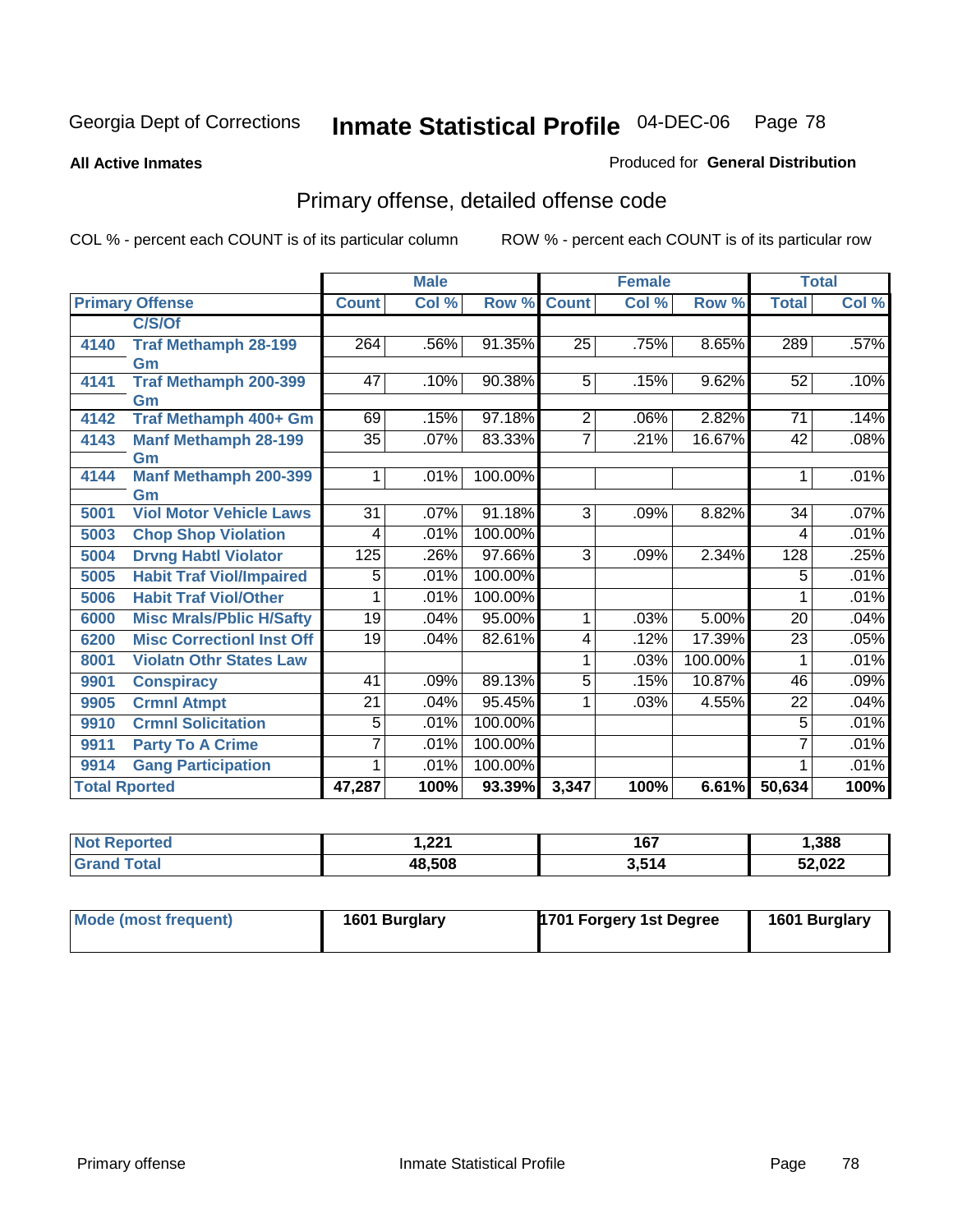Georgia Dept of Corrections **Inmate Statistical Profile** 04-DEC-06

**All Active Inmates**

Produced for **General Distribution**

## Primary offense, detailed offense code

COL % - percent each COUNT is of its particular column

ROW % - percent each COUNT is of its particular row

| Primary Offense | | Male | | | Female | | | Total | |
|---|---|---|---|---|---|---|---|---|---|
| | | Count | Col % | Row % | Count | Col % | Row % | Total | Col % |
| | C/S/Of | | | | | | | | |
| 4140 | Traf Methamph 28-199 Gm | 264 | .56% | 91.35% | 25 | .75% | 8.65% | 289 | .57% |
| 4141 | Traf Methamph 200-399 Gm | 47 | .10% | 90.38% | 5 | .15% | 9.62% | 52 | .10% |
| 4142 | Traf Methamph 400+ Gm | 69 | .15% | 97.18% | 2 | .06% | 2.82% | 71 | .14% |
| 4143 | Manf Methamph 28-199 Gm | 35 | .07% | 83.33% | 7 | .21% | 16.67% | 42 | .08% |
| 4144 | Manf Methamph 200-399 Gm | 1 | .01% | 100.00% | | | | 1 | .01% |
| 5001 | Viol Motor Vehicle Laws | 31 | .07% | 91.18% | 3 | .09% | 8.82% | 34 | .07% |
| 5003 | Chop Shop Violation | 4 | .01% | 100.00% | | | | 4 | .01% |
| 5004 | Drvng Habtl Violator | 125 | .26% | 97.66% | 3 | .09% | 2.34% | 128 | .25% |
| 5005 | Habit Traf Viol/Impaired | 5 | .01% | 100.00% | | | | 5 | .01% |
| 5006 | Habit Traf Viol/Other | 1 | .01% | 100.00% | | | | 1 | .01% |
| 6000 | Misc Mrals/Pblic H/Safty | 19 | .04% | 95.00% | 1 | .03% | 5.00% | 20 | .04% |
| 6200 | Misc Correctionl Inst Off | 19 | .04% | 82.61% | 4 | .12% | 17.39% | 23 | .05% |
| 8001 | Violatn Othr States Law | | | | 1 | .03% | 100.00% | 1 | .01% |
| 9901 | Conspiracy | 41 | .09% | 89.13% | 5 | .15% | 10.87% | 46 | .09% |
| 9905 | Crmnl Atmpt | 21 | .04% | 95.45% | 1 | .03% | 4.55% | 22 | .04% |
| 9910 | Crmnl Solicitation | 5 | .01% | 100.00% | | | | 5 | .01% |
| 9911 | Party To A Crime | 7 | .01% | 100.00% | | | | 7 | .01% |
| 9914 | Gang Participation | 1 | .01% | 100.00% | | | | 1 | .01% |
| Total Rported | | 47,287 | 100% | 93.39% | 3,347 | 100% | 6.61% | 50,634 | 100% |

| | Male | Female | Total |
|---|---|---|---|
| Not Reported | 1,221 | 167 | 1,388 |
| Grand Total | 48,508 | 3,514 | 52,022 |

| | Male | Female | Total |
|---|---|---|---|
| Mode (most frequent) | 1601 Burglary | 1701 Forgery 1st Degree | 1601 Burglary |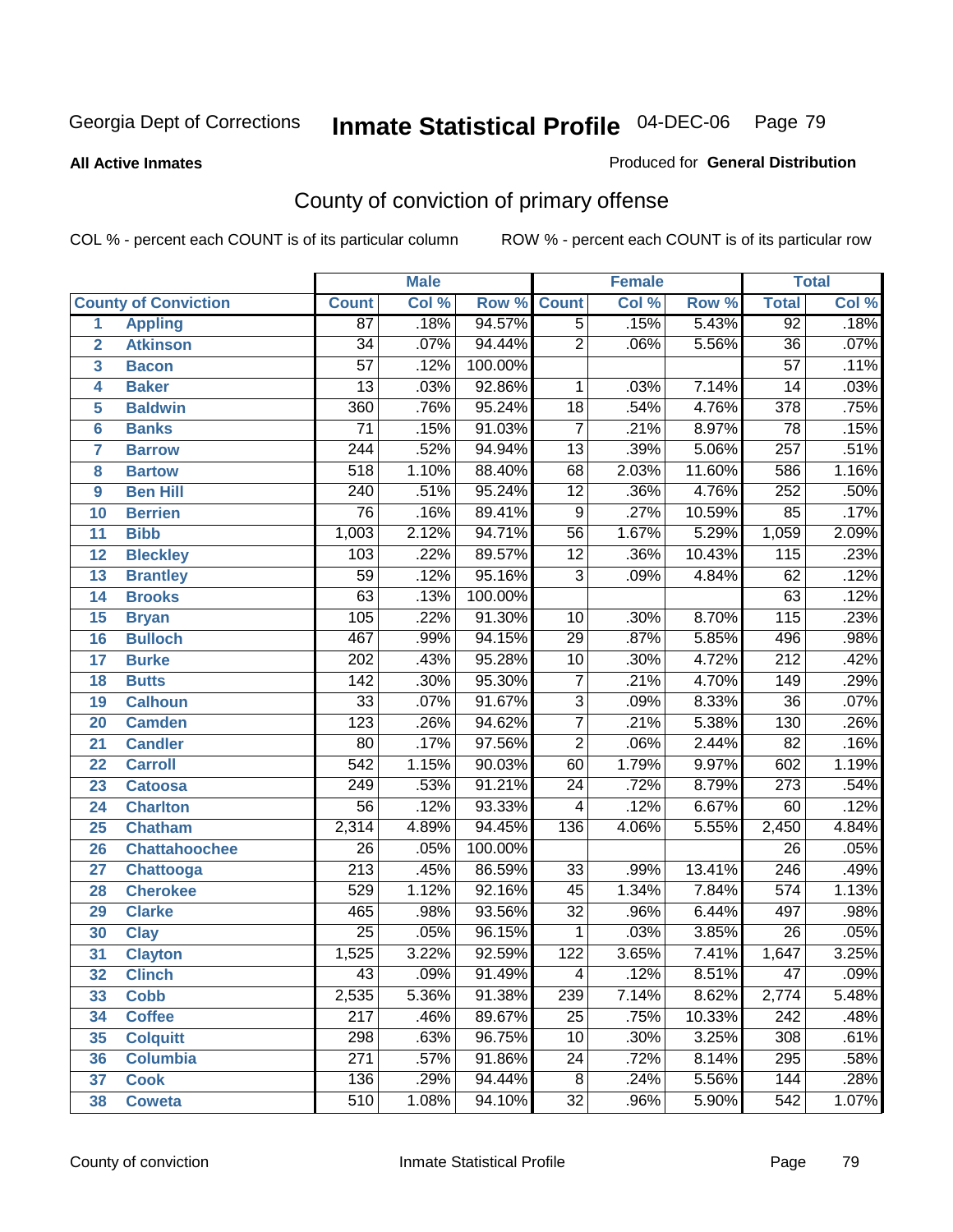Georgia Dept of Corrections **Inmate Statistical Profile** 04-DEC-06

**All Active Inmates**

Produced for **General Distribution**

## County of conviction of primary offense

COL % - percent each COUNT is of its particular column

ROW % - percent each COUNT is of its particular row

| | | Male | | | Female | | | Total | |
|---|---|---|---|---|---|---|---|---|---|
| **County of Conviction** | | **Count** | **Col %** | **Row %** | **Count** | **Col %** | **Row %** | **Total** | **Col %** |
| 1 | Appling | 87 | .18% | 94.57% | 5 | .15% | 5.43% | 92 | .18% |
| 2 | Atkinson | 34 | .07% | 94.44% | 2 | .06% | 5.56% | 36 | .07% |
| 3 | Bacon | 57 | .12% | 100.00% | | | | 57 | .11% |
| 4 | Baker | 13 | .03% | 92.86% | 1 | .03% | 7.14% | 14 | .03% |
| 5 | Baldwin | 360 | .76% | 95.24% | 18 | .54% | 4.76% | 378 | .75% |
| 6 | Banks | 71 | .15% | 91.03% | 7 | .21% | 8.97% | 78 | .15% |
| 7 | Barrow | 244 | .52% | 94.94% | 13 | .39% | 5.06% | 257 | .51% |
| 8 | Bartow | 518 | 1.10% | 88.40% | 68 | 2.03% | 11.60% | 586 | 1.16% |
| 9 | Ben Hill | 240 | .51% | 95.24% | 12 | .36% | 4.76% | 252 | .50% |
| 10 | Berrien | 76 | .16% | 89.41% | 9 | .27% | 10.59% | 85 | .17% |
| 11 | Bibb | 1,003 | 2.12% | 94.71% | 56 | 1.67% | 5.29% | 1,059 | 2.09% |
| 12 | Bleckley | 103 | .22% | 89.57% | 12 | .36% | 10.43% | 115 | .23% |
| 13 | Brantley | 59 | .12% | 95.16% | 3 | .09% | 4.84% | 62 | .12% |
| 14 | Brooks | 63 | .13% | 100.00% | | | | 63 | .12% |
| 15 | Bryan | 105 | .22% | 91.30% | 10 | .30% | 8.70% | 115 | .23% |
| 16 | Bulloch | 467 | .99% | 94.15% | 29 | .87% | 5.85% | 496 | .98% |
| 17 | Burke | 202 | .43% | 95.28% | 10 | .30% | 4.72% | 212 | .42% |
| 18 | Butts | 142 | .30% | 95.30% | 7 | .21% | 4.70% | 149 | .29% |
| 19 | Calhoun | 33 | .07% | 91.67% | 3 | .09% | 8.33% | 36 | .07% |
| 20 | Camden | 123 | .26% | 94.62% | 7 | .21% | 5.38% | 130 | .26% |
| 21 | Candler | 80 | .17% | 97.56% | 2 | .06% | 2.44% | 82 | .16% |
| 22 | Carroll | 542 | 1.15% | 90.03% | 60 | 1.79% | 9.97% | 602 | 1.19% |
| 23 | Catoosa | 249 | .53% | 91.21% | 24 | .72% | 8.79% | 273 | .54% |
| 24 | Charlton | 56 | .12% | 93.33% | 4 | .12% | 6.67% | 60 | .12% |
| 25 | Chatham | 2,314 | 4.89% | 94.45% | 136 | 4.06% | 5.55% | 2,450 | 4.84% |
| 26 | Chattahoochee | 26 | .05% | 100.00% | | | | 26 | .05% |
| 27 | Chattooga | 213 | .45% | 86.59% | 33 | .99% | 13.41% | 246 | .49% |
| 28 | Cherokee | 529 | 1.12% | 92.16% | 45 | 1.34% | 7.84% | 574 | 1.13% |
| 29 | Clarke | 465 | .98% | 93.56% | 32 | .96% | 6.44% | 497 | .98% |
| 30 | Clay | 25 | .05% | 96.15% | 1 | .03% | 3.85% | 26 | .05% |
| 31 | Clayton | 1,525 | 3.22% | 92.59% | 122 | 3.65% | 7.41% | 1,647 | 3.25% |
| 32 | Clinch | 43 | .09% | 91.49% | 4 | .12% | 8.51% | 47 | .09% |
| 33 | Cobb | 2,535 | 5.36% | 91.38% | 239 | 7.14% | 8.62% | 2,774 | 5.48% |
| 34 | Coffee | 217 | .46% | 89.67% | 25 | .75% | 10.33% | 242 | .48% |
| 35 | Colquitt | 298 | .63% | 96.75% | 10 | .30% | 3.25% | 308 | .61% |
| 36 | Columbia | 271 | .57% | 91.86% | 24 | .72% | 8.14% | 295 | .58% |
| 37 | Cook | 136 | .29% | 94.44% | 8 | .24% | 5.56% | 144 | .28% |
| 38 | Coweta | 510 | 1.08% | 94.10% | 32 | .96% | 5.90% | 542 | 1.07% |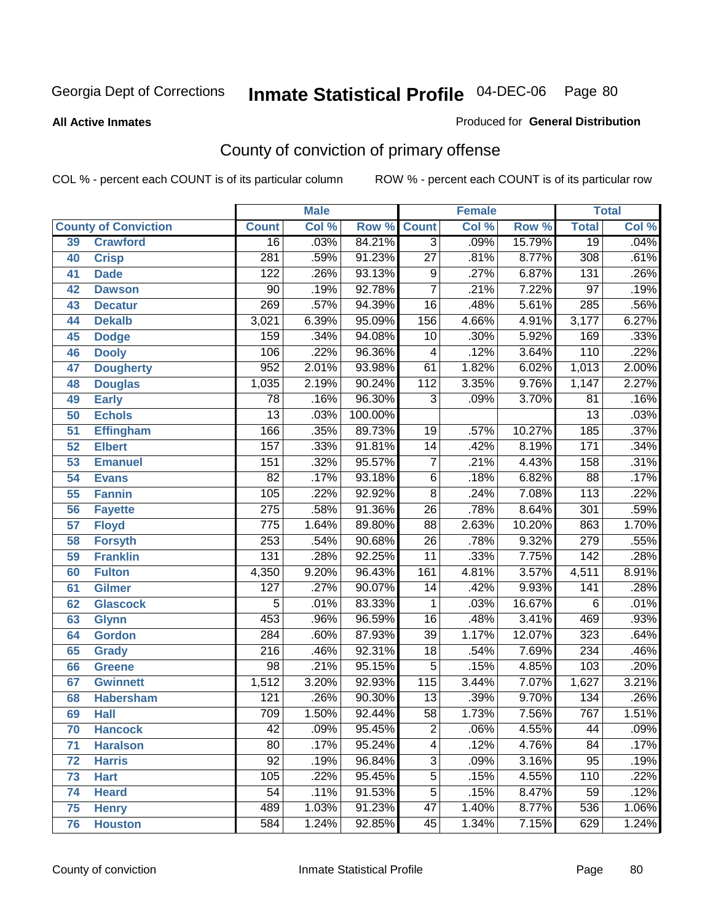Georgia Dept of Corrections **Inmate Statistical Profile** 04-DEC-06

**All Active Inmates**

Produced for **General Distribution**

## County of conviction of primary offense

COL % - percent each COUNT is of its particular column

ROW % - percent each COUNT is of its particular row

| County of Conviction | | Male | | | Female | | | Total | |
|---|---|---|---|---|---|---|---|---|---|
| | | Count | Col % | Row % | Count | Col % | Row % | Total | Col % |
| 39 | Crawford | 16 | .03% | 84.21% | 3 | .09% | 15.79% | 19 | .04% |
| 40 | Crisp | 281 | .59% | 91.23% | 27 | .81% | 8.77% | 308 | .61% |
| 41 | Dade | 122 | .26% | 93.13% | 9 | .27% | 6.87% | 131 | .26% |
| 42 | Dawson | 90 | .19% | 92.78% | 7 | .21% | 7.22% | 97 | .19% |
| 43 | Decatur | 269 | .57% | 94.39% | 16 | .48% | 5.61% | 285 | .56% |
| 44 | Dekalb | 3,021 | 6.39% | 95.09% | 156 | 4.66% | 4.91% | 3,177 | 6.27% |
| 45 | Dodge | 159 | .34% | 94.08% | 10 | .30% | 5.92% | 169 | .33% |
| 46 | Dooly | 106 | .22% | 96.36% | 4 | .12% | 3.64% | 110 | .22% |
| 47 | Dougherty | 952 | 2.01% | 93.98% | 61 | 1.82% | 6.02% | 1,013 | 2.00% |
| 48 | Douglas | 1,035 | 2.19% | 90.24% | 112 | 3.35% | 9.76% | 1,147 | 2.27% |
| 49 | Early | 78 | .16% | 96.30% | 3 | .09% | 3.70% | 81 | .16% |
| 50 | Echols | 13 | .03% | 100.00% | | | | 13 | .03% |
| 51 | Effingham | 166 | .35% | 89.73% | 19 | .57% | 10.27% | 185 | .37% |
| 52 | Elbert | 157 | .33% | 91.81% | 14 | .42% | 8.19% | 171 | .34% |
| 53 | Emanuel | 151 | .32% | 95.57% | 7 | .21% | 4.43% | 158 | .31% |
| 54 | Evans | 82 | .17% | 93.18% | 6 | .18% | 6.82% | 88 | .17% |
| 55 | Fannin | 105 | .22% | 92.92% | 8 | .24% | 7.08% | 113 | .22% |
| 56 | Fayette | 275 | .58% | 91.36% | 26 | .78% | 8.64% | 301 | .59% |
| 57 | Floyd | 775 | 1.64% | 89.80% | 88 | 2.63% | 10.20% | 863 | 1.70% |
| 58 | Forsyth | 253 | .54% | 90.68% | 26 | .78% | 9.32% | 279 | .55% |
| 59 | Franklin | 131 | .28% | 92.25% | 11 | .33% | 7.75% | 142 | .28% |
| 60 | Fulton | 4,350 | 9.20% | 96.43% | 161 | 4.81% | 3.57% | 4,511 | 8.91% |
| 61 | Gilmer | 127 | .27% | 90.07% | 14 | .42% | 9.93% | 141 | .28% |
| 62 | Glascock | 5 | .01% | 83.33% | 1 | .03% | 16.67% | 6 | .01% |
| 63 | Glynn | 453 | .96% | 96.59% | 16 | .48% | 3.41% | 469 | .93% |
| 64 | Gordon | 284 | .60% | 87.93% | 39 | 1.17% | 12.07% | 323 | .64% |
| 65 | Grady | 216 | .46% | 92.31% | 18 | .54% | 7.69% | 234 | .46% |
| 66 | Greene | 98 | .21% | 95.15% | 5 | .15% | 4.85% | 103 | .20% |
| 67 | Gwinnett | 1,512 | 3.20% | 92.93% | 115 | 3.44% | 7.07% | 1,627 | 3.21% |
| 68 | Habersham | 121 | .26% | 90.30% | 13 | .39% | 9.70% | 134 | .26% |
| 69 | Hall | 709 | 1.50% | 92.44% | 58 | 1.73% | 7.56% | 767 | 1.51% |
| 70 | Hancock | 42 | .09% | 95.45% | 2 | .06% | 4.55% | 44 | .09% |
| 71 | Haralson | 80 | .17% | 95.24% | 4 | .12% | 4.76% | 84 | .17% |
| 72 | Harris | 92 | .19% | 96.84% | 3 | .09% | 3.16% | 95 | .19% |
| 73 | Hart | 105 | .22% | 95.45% | 5 | .15% | 4.55% | 110 | .22% |
| 74 | Heard | 54 | .11% | 91.53% | 5 | .15% | 8.47% | 59 | .12% |
| 75 | Henry | 489 | 1.03% | 91.23% | 47 | 1.40% | 8.77% | 536 | 1.06% |
| 76 | Houston | 584 | 1.24% | 92.85% | 45 | 1.34% | 7.15% | 629 | 1.24% |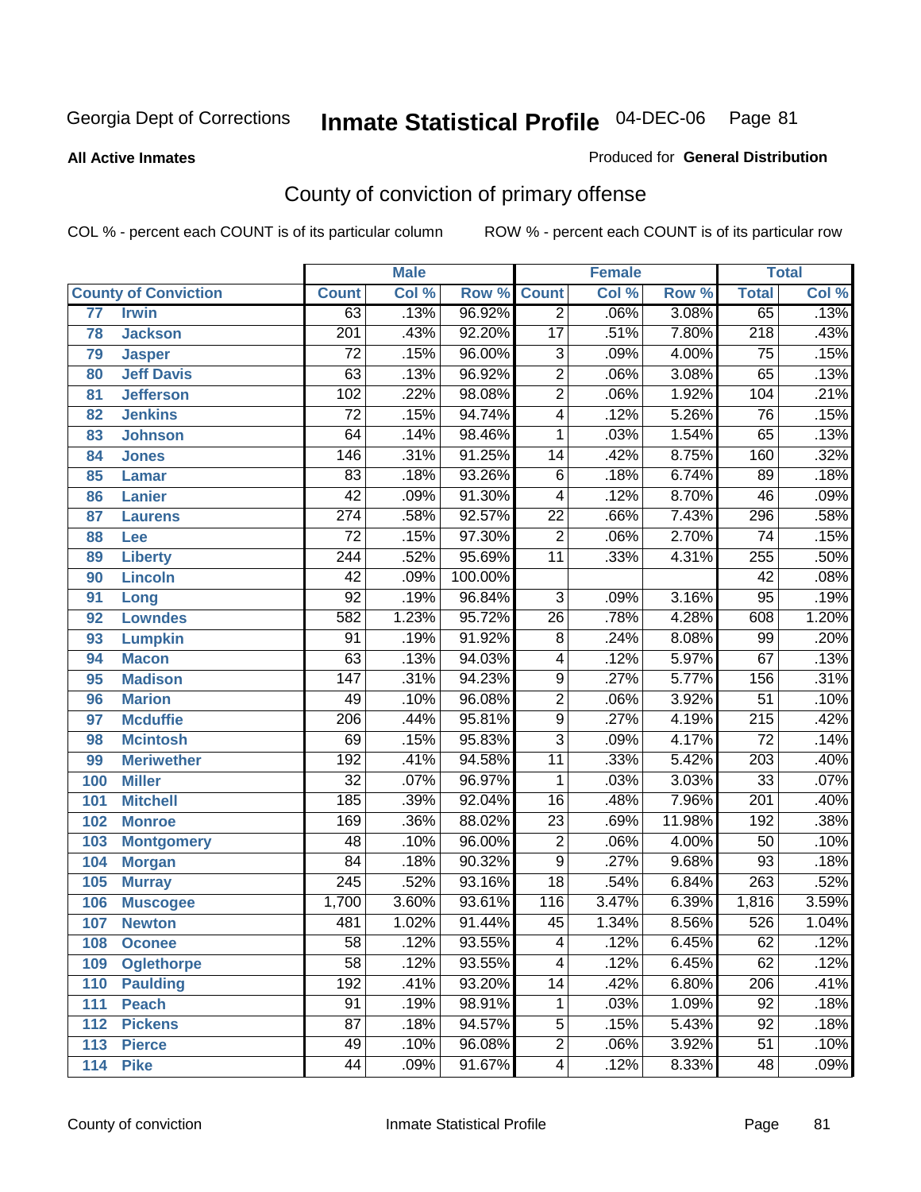Georgia Dept of Corrections **Inmate Statistical Profile** 04-DEC-06

**All Active Inmates**

Produced for **General Distribution**

## County of conviction of primary offense

COL % - percent each COUNT is of its particular column ROW % - percent each COUNT is of its particular row

| County of Conviction | | Male | | | Female | | | Total | |
|---|---|---|---|---|---|---|---|---|---|
| | | Count | Col % | Row % | Count | Col % | Row % | Total | Col % |
| 77 | Irwin | 63 | .13% | 96.92% | 2 | .06% | 3.08% | 65 | .13% |
| 78 | Jackson | 201 | .43% | 92.20% | 17 | .51% | 7.80% | 218 | .43% |
| 79 | Jasper | 72 | .15% | 96.00% | 3 | .09% | 4.00% | 75 | .15% |
| 80 | Jeff Davis | 63 | .13% | 96.92% | 2 | .06% | 3.08% | 65 | .13% |
| 81 | Jefferson | 102 | .22% | 98.08% | 2 | .06% | 1.92% | 104 | .21% |
| 82 | Jenkins | 72 | .15% | 94.74% | 4 | .12% | 5.26% | 76 | .15% |
| 83 | Johnson | 64 | .14% | 98.46% | 1 | .03% | 1.54% | 65 | .13% |
| 84 | Jones | 146 | .31% | 91.25% | 14 | .42% | 8.75% | 160 | .32% |
| 85 | Lamar | 83 | .18% | 93.26% | 6 | .18% | 6.74% | 89 | .18% |
| 86 | Lanier | 42 | .09% | 91.30% | 4 | .12% | 8.70% | 46 | .09% |
| 87 | Laurens | 274 | .58% | 92.57% | 22 | .66% | 7.43% | 296 | .58% |
| 88 | Lee | 72 | .15% | 97.30% | 2 | .06% | 2.70% | 74 | .15% |
| 89 | Liberty | 244 | .52% | 95.69% | 11 | .33% | 4.31% | 255 | .50% |
| 90 | Lincoln | 42 | .09% | 100.00% | | | | 42 | .08% |
| 91 | Long | 92 | .19% | 96.84% | 3 | .09% | 3.16% | 95 | .19% |
| 92 | Lowndes | 582 | 1.23% | 95.72% | 26 | .78% | 4.28% | 608 | 1.20% |
| 93 | Lumpkin | 91 | .19% | 91.92% | 8 | .24% | 8.08% | 99 | .20% |
| 94 | Macon | 63 | .13% | 94.03% | 4 | .12% | 5.97% | 67 | .13% |
| 95 | Madison | 147 | .31% | 94.23% | 9 | .27% | 5.77% | 156 | .31% |
| 96 | Marion | 49 | .10% | 96.08% | 2 | .06% | 3.92% | 51 | .10% |
| 97 | Mcduffie | 206 | .44% | 95.81% | 9 | .27% | 4.19% | 215 | .42% |
| 98 | Mcintosh | 69 | .15% | 95.83% | 3 | .09% | 4.17% | 72 | .14% |
| 99 | Meriwether | 192 | .41% | 94.58% | 11 | .33% | 5.42% | 203 | .40% |
| 100 | Miller | 32 | .07% | 96.97% | 1 | .03% | 3.03% | 33 | .07% |
| 101 | Mitchell | 185 | .39% | 92.04% | 16 | .48% | 7.96% | 201 | .40% |
| 102 | Monroe | 169 | .36% | 88.02% | 23 | .69% | 11.98% | 192 | .38% |
| 103 | Montgomery | 48 | .10% | 96.00% | 2 | .06% | 4.00% | 50 | .10% |
| 104 | Morgan | 84 | .18% | 90.32% | 9 | .27% | 9.68% | 93 | .18% |
| 105 | Murray | 245 | .52% | 93.16% | 18 | .54% | 6.84% | 263 | .52% |
| 106 | Muscogee | 1,700 | 3.60% | 93.61% | 116 | 3.47% | 6.39% | 1,816 | 3.59% |
| 107 | Newton | 481 | 1.02% | 91.44% | 45 | 1.34% | 8.56% | 526 | 1.04% |
| 108 | Oconee | 58 | .12% | 93.55% | 4 | .12% | 6.45% | 62 | .12% |
| 109 | Oglethorpe | 58 | .12% | 93.55% | 4 | .12% | 6.45% | 62 | .12% |
| 110 | Paulding | 192 | .41% | 93.20% | 14 | .42% | 6.80% | 206 | .41% |
| 111 | Peach | 91 | .19% | 98.91% | 1 | .03% | 1.09% | 92 | .18% |
| 112 | Pickens | 87 | .18% | 94.57% | 5 | .15% | 5.43% | 92 | .18% |
| 113 | Pierce | 49 | .10% | 96.08% | 2 | .06% | 3.92% | 51 | .10% |
| 114 | Pike | 44 | .09% | 91.67% | 4 | .12% | 8.33% | 48 | .09% |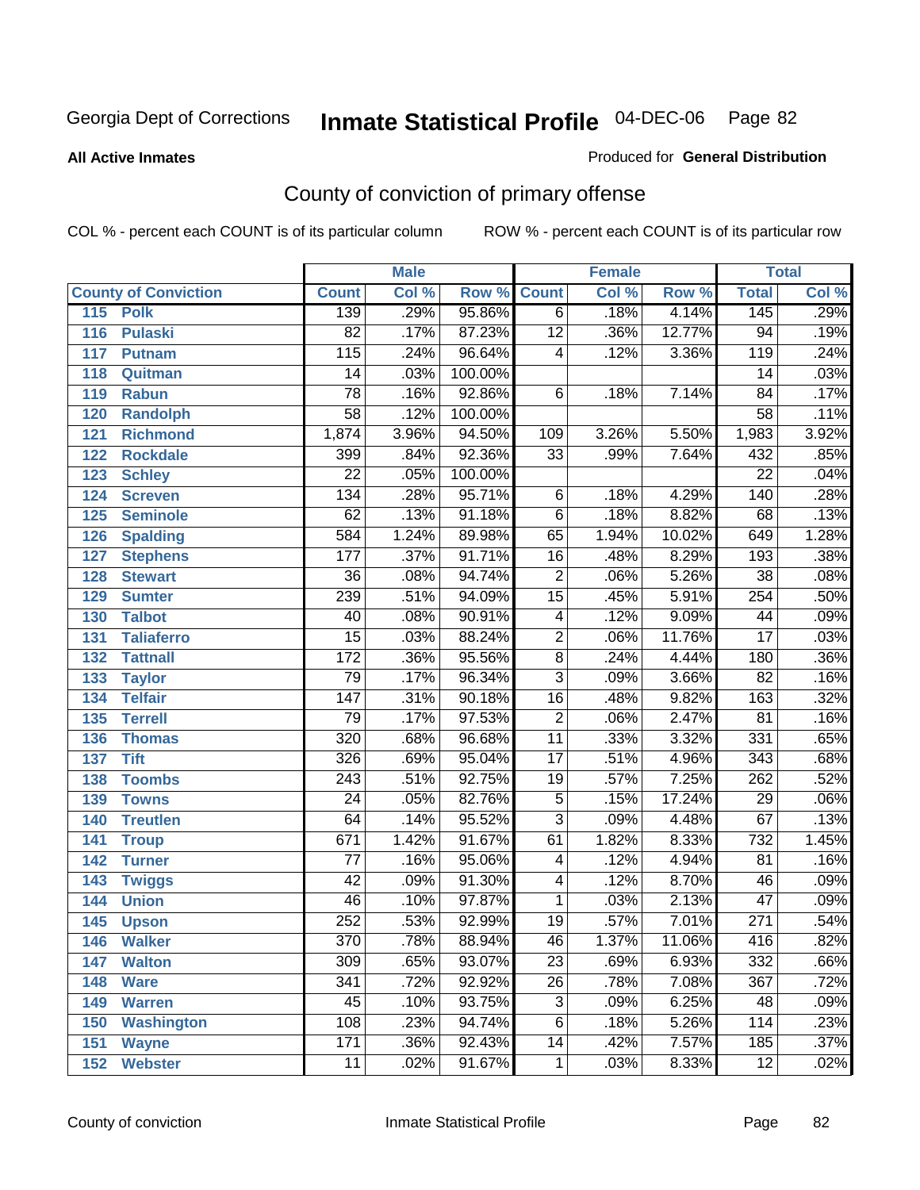Georgia Dept of Corrections **Inmate Statistical Profile** 04-DEC-06

**All Active Inmates**

Produced for **General Distribution**

## County of conviction of primary offense

COL % - percent each COUNT is of its particular column ROW % - percent each COUNT is of its particular row

| County of Conviction | Male | | | Female | | | Total | |
|---|---|---|---|---|---|---|---|---|
| | Count | Col % | Row % | Count | Col % | Row % | Total | Col % |
| 115 Polk | 139 | .29% | 95.86% | 6 | .18% | 4.14% | 145 | .29% |
| 116 Pulaski | 82 | .17% | 87.23% | 12 | .36% | 12.77% | 94 | .19% |
| 117 Putnam | 115 | .24% | 96.64% | 4 | .12% | 3.36% | 119 | .24% |
| 118 Quitman | 14 | .03% | 100.00% | | | | 14 | .03% |
| 119 Rabun | 78 | .16% | 92.86% | 6 | .18% | 7.14% | 84 | .17% |
| 120 Randolph | 58 | .12% | 100.00% | | | | 58 | .11% |
| 121 Richmond | 1,874 | 3.96% | 94.50% | 109 | 3.26% | 5.50% | 1,983 | 3.92% |
| 122 Rockdale | 399 | .84% | 92.36% | 33 | .99% | 7.64% | 432 | .85% |
| 123 Schley | 22 | .05% | 100.00% | | | | 22 | .04% |
| 124 Screven | 134 | .28% | 95.71% | 6 | .18% | 4.29% | 140 | .28% |
| 125 Seminole | 62 | .13% | 91.18% | 6 | .18% | 8.82% | 68 | .13% |
| 126 Spalding | 584 | 1.24% | 89.98% | 65 | 1.94% | 10.02% | 649 | 1.28% |
| 127 Stephens | 177 | .37% | 91.71% | 16 | .48% | 8.29% | 193 | .38% |
| 128 Stewart | 36 | .08% | 94.74% | 2 | .06% | 5.26% | 38 | .08% |
| 129 Sumter | 239 | .51% | 94.09% | 15 | .45% | 5.91% | 254 | .50% |
| 130 Talbot | 40 | .08% | 90.91% | 4 | .12% | 9.09% | 44 | .09% |
| 131 Taliaferro | 15 | .03% | 88.24% | 2 | .06% | 11.76% | 17 | .03% |
| 132 Tattnall | 172 | .36% | 95.56% | 8 | .24% | 4.44% | 180 | .36% |
| 133 Taylor | 79 | .17% | 96.34% | 3 | .09% | 3.66% | 82 | .16% |
| 134 Telfair | 147 | .31% | 90.18% | 16 | .48% | 9.82% | 163 | .32% |
| 135 Terrell | 79 | .17% | 97.53% | 2 | .06% | 2.47% | 81 | .16% |
| 136 Thomas | 320 | .68% | 96.68% | 11 | .33% | 3.32% | 331 | .65% |
| 137 Tift | 326 | .69% | 95.04% | 17 | .51% | 4.96% | 343 | .68% |
| 138 Toombs | 243 | .51% | 92.75% | 19 | .57% | 7.25% | 262 | .52% |
| 139 Towns | 24 | .05% | 82.76% | 5 | .15% | 17.24% | 29 | .06% |
| 140 Treutlen | 64 | .14% | 95.52% | 3 | .09% | 4.48% | 67 | .13% |
| 141 Troup | 671 | 1.42% | 91.67% | 61 | 1.82% | 8.33% | 732 | 1.45% |
| 142 Turner | 77 | .16% | 95.06% | 4 | .12% | 4.94% | 81 | .16% |
| 143 Twiggs | 42 | .09% | 91.30% | 4 | .12% | 8.70% | 46 | .09% |
| 144 Union | 46 | .10% | 97.87% | 1 | .03% | 2.13% | 47 | .09% |
| 145 Upson | 252 | .53% | 92.99% | 19 | .57% | 7.01% | 271 | .54% |
| 146 Walker | 370 | .78% | 88.94% | 46 | 1.37% | 11.06% | 416 | .82% |
| 147 Walton | 309 | .65% | 93.07% | 23 | .69% | 6.93% | 332 | .66% |
| 148 Ware | 341 | .72% | 92.92% | 26 | .78% | 7.08% | 367 | .72% |
| 149 Warren | 45 | .10% | 93.75% | 3 | .09% | 6.25% | 48 | .09% |
| 150 Washington | 108 | .23% | 94.74% | 6 | .18% | 5.26% | 114 | .23% |
| 151 Wayne | 171 | .36% | 92.43% | 14 | .42% | 7.57% | 185 | .37% |
| 152 Webster | 11 | .02% | 91.67% | 1 | .03% | 8.33% | 12 | .02% |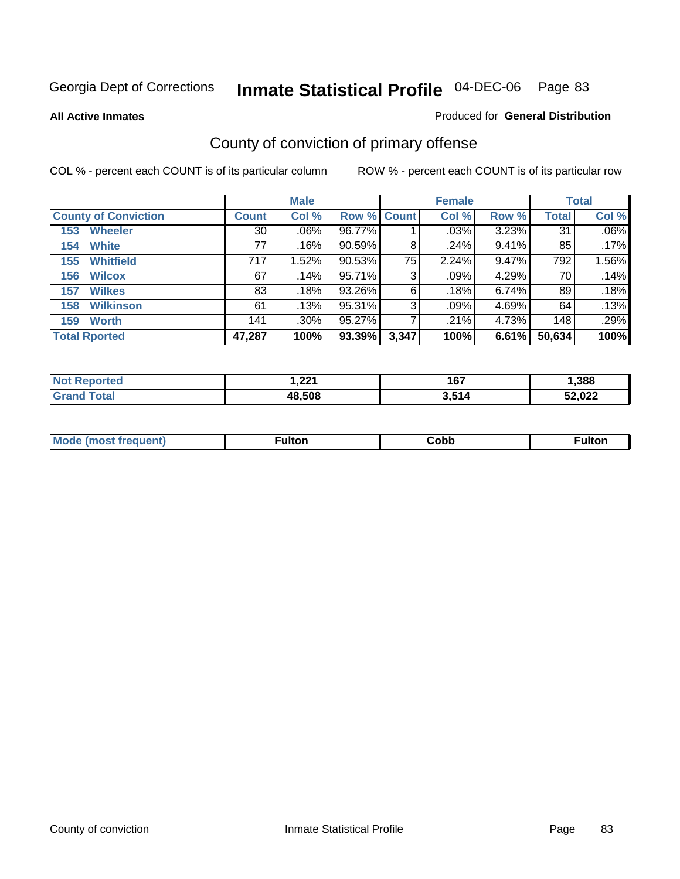Georgia Dept of Corrections **Inmate Statistical Profile** 04-DEC-06

**All Active Inmates**

Produced for **General Distribution**

## County of conviction of primary offense

COL % - percent each COUNT is of its particular column

ROW % - percent each COUNT is of its particular row

| County of Conviction | Male | | | Female | | | Total | |
|---|---|---|---|---|---|---|---|---|
| | Count | Col % | Row % | Count | Col % | Row % | Total | Col % |
| 153 Wheeler | 30 | .06% | 96.77% | 1 | .03% | 3.23% | 31 | .06% |
| 154 White | 77 | .16% | 90.59% | 8 | .24% | 9.41% | 85 | .17% |
| 155 Whitfield | 717 | 1.52% | 90.53% | 75 | 2.24% | 9.47% | 792 | 1.56% |
| 156 Wilcox | 67 | .14% | 95.71% | 3 | .09% | 4.29% | 70 | .14% |
| 157 Wilkes | 83 | .18% | 93.26% | 6 | .18% | 6.74% | 89 | .18% |
| 158 Wilkinson | 61 | .13% | 95.31% | 3 | .09% | 4.69% | 64 | .13% |
| 159 Worth | 141 | .30% | 95.27% | 7 | .21% | 4.73% | 148 | .29% |
| **Total Rported** | **47,287** | **100%** | **93.39%** | **3,347** | **100%** | **6.61%** | **50,634** | **100%** |

| | Male | Female | Total |
|---|---|---|---|
| Not Reported | 1,221 | 167 | 1,388 |
| Grand Total | 48,508 | 3,514 | 52,022 |

| | Male | Female | Total |
|---|---|---|---|
| Mode (most frequent) | Fulton | Cobb | Fulton |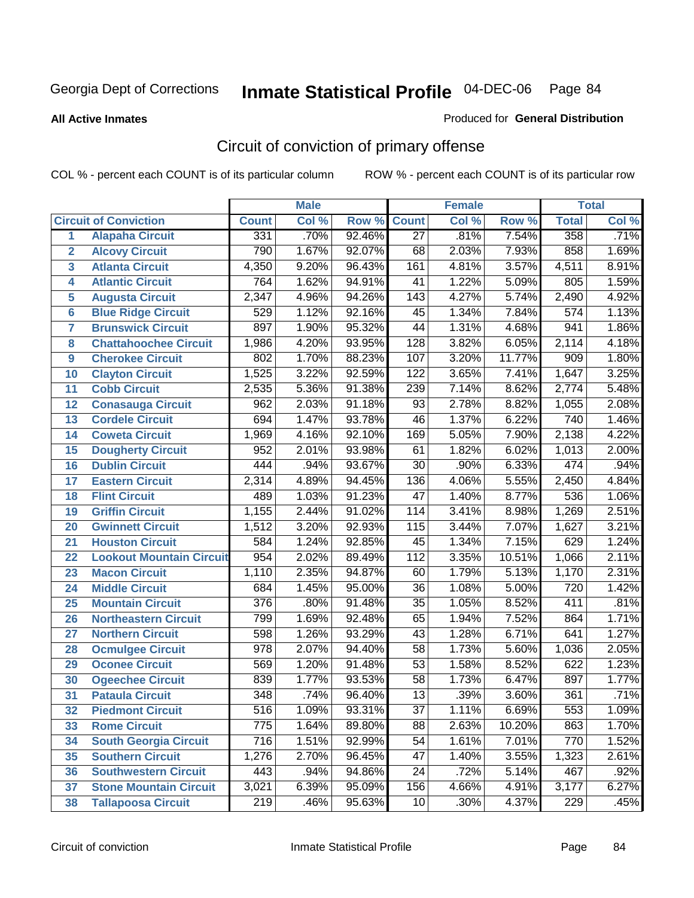Georgia Dept of Corrections **Inmate Statistical Profile** 04-DEC-06

**All Active Inmates**

Produced for **General Distribution**

## Circuit of conviction of primary offense

COL % - percent each COUNT is of its particular column ROW % - percent each COUNT is of its particular row

| | | Male | | | Female | | | Total | |
|---|---|---|---|---|---|---|---|---|---|
| **Circuit of Conviction** | | **Count** | **Col %** | **Row %** | **Count** | **Col %** | **Row %** | **Total** | **Col %** |
| 1 | Alapaha Circuit | 331 | .70% | 92.46% | 27 | .81% | 7.54% | 358 | .71% |
| 2 | Alcovy Circuit | 790 | 1.67% | 92.07% | 68 | 2.03% | 7.93% | 858 | 1.69% |
| 3 | Atlanta Circuit | 4,350 | 9.20% | 96.43% | 161 | 4.81% | 3.57% | 4,511 | 8.91% |
| 4 | Atlantic Circuit | 764 | 1.62% | 94.91% | 41 | 1.22% | 5.09% | 805 | 1.59% |
| 5 | Augusta Circuit | 2,347 | 4.96% | 94.26% | 143 | 4.27% | 5.74% | 2,490 | 4.92% |
| 6 | Blue Ridge Circuit | 529 | 1.12% | 92.16% | 45 | 1.34% | 7.84% | 574 | 1.13% |
| 7 | Brunswick Circuit | 897 | 1.90% | 95.32% | 44 | 1.31% | 4.68% | 941 | 1.86% |
| 8 | Chattahoochee Circuit | 1,986 | 4.20% | 93.95% | 128 | 3.82% | 6.05% | 2,114 | 4.18% |
| 9 | Cherokee Circuit | 802 | 1.70% | 88.23% | 107 | 3.20% | 11.77% | 909 | 1.80% |
| 10 | Clayton Circuit | 1,525 | 3.22% | 92.59% | 122 | 3.65% | 7.41% | 1,647 | 3.25% |
| 11 | Cobb Circuit | 2,535 | 5.36% | 91.38% | 239 | 7.14% | 8.62% | 2,774 | 5.48% |
| 12 | Conasauga Circuit | 962 | 2.03% | 91.18% | 93 | 2.78% | 8.82% | 1,055 | 2.08% |
| 13 | Cordele Circuit | 694 | 1.47% | 93.78% | 46 | 1.37% | 6.22% | 740 | 1.46% |
| 14 | Coweta Circuit | 1,969 | 4.16% | 92.10% | 169 | 5.05% | 7.90% | 2,138 | 4.22% |
| 15 | Dougherty Circuit | 952 | 2.01% | 93.98% | 61 | 1.82% | 6.02% | 1,013 | 2.00% |
| 16 | Dublin Circuit | 444 | .94% | 93.67% | 30 | .90% | 6.33% | 474 | .94% |
| 17 | Eastern Circuit | 2,314 | 4.89% | 94.45% | 136 | 4.06% | 5.55% | 2,450 | 4.84% |
| 18 | Flint Circuit | 489 | 1.03% | 91.23% | 47 | 1.40% | 8.77% | 536 | 1.06% |
| 19 | Griffin Circuit | 1,155 | 2.44% | 91.02% | 114 | 3.41% | 8.98% | 1,269 | 2.51% |
| 20 | Gwinnett Circuit | 1,512 | 3.20% | 92.93% | 115 | 3.44% | 7.07% | 1,627 | 3.21% |
| 21 | Houston Circuit | 584 | 1.24% | 92.85% | 45 | 1.34% | 7.15% | 629 | 1.24% |
| 22 | Lookout Mountain Circuit | 954 | 2.02% | 89.49% | 112 | 3.35% | 10.51% | 1,066 | 2.11% |
| 23 | Macon Circuit | 1,110 | 2.35% | 94.87% | 60 | 1.79% | 5.13% | 1,170 | 2.31% |
| 24 | Middle Circuit | 684 | 1.45% | 95.00% | 36 | 1.08% | 5.00% | 720 | 1.42% |
| 25 | Mountain Circuit | 376 | .80% | 91.48% | 35 | 1.05% | 8.52% | 411 | .81% |
| 26 | Northeastern Circuit | 799 | 1.69% | 92.48% | 65 | 1.94% | 7.52% | 864 | 1.71% |
| 27 | Northern Circuit | 598 | 1.26% | 93.29% | 43 | 1.28% | 6.71% | 641 | 1.27% |
| 28 | Ocmulgee Circuit | 978 | 2.07% | 94.40% | 58 | 1.73% | 5.60% | 1,036 | 2.05% |
| 29 | Oconee Circuit | 569 | 1.20% | 91.48% | 53 | 1.58% | 8.52% | 622 | 1.23% |
| 30 | Ogeechee Circuit | 839 | 1.77% | 93.53% | 58 | 1.73% | 6.47% | 897 | 1.77% |
| 31 | Pataula Circuit | 348 | .74% | 96.40% | 13 | .39% | 3.60% | 361 | .71% |
| 32 | Piedmont Circuit | 516 | 1.09% | 93.31% | 37 | 1.11% | 6.69% | 553 | 1.09% |
| 33 | Rome Circuit | 775 | 1.64% | 89.80% | 88 | 2.63% | 10.20% | 863 | 1.70% |
| 34 | South Georgia Circuit | 716 | 1.51% | 92.99% | 54 | 1.61% | 7.01% | 770 | 1.52% |
| 35 | Southern Circuit | 1,276 | 2.70% | 96.45% | 47 | 1.40% | 3.55% | 1,323 | 2.61% |
| 36 | Southwestern Circuit | 443 | .94% | 94.86% | 24 | .72% | 5.14% | 467 | .92% |
| 37 | Stone Mountain Circuit | 3,021 | 6.39% | 95.09% | 156 | 4.66% | 4.91% | 3,177 | 6.27% |
| 38 | Tallapoosa Circuit | 219 | .46% | 95.63% | 10 | .30% | 4.37% | 229 | .45% |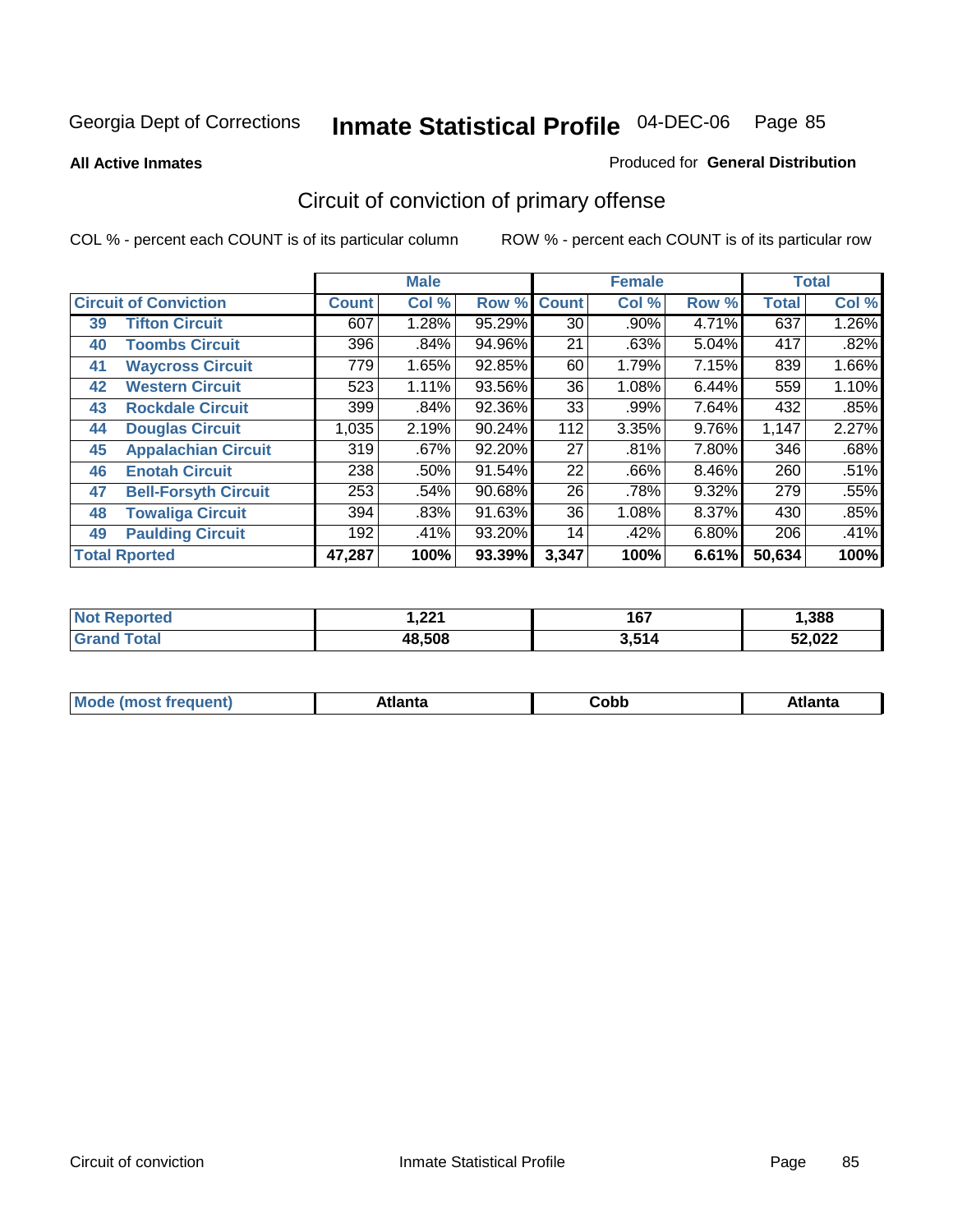Georgia Dept of Corrections

# Inmate Statistical Profile 04-DEC-06

**All Active Inmates**

Produced for **General Distribution**

## Circuit of conviction of primary offense

COL % - percent each COUNT is of its particular column

ROW % - percent each COUNT is of its particular row

| Circuit of Conviction | | Male | | | Female | | | Total | |
|---|---|---|---|---|---|---|---|---|---|
| | | Count | Col % | Row % | Count | Col % | Row % | Total | Col % |
| 39 | Tifton Circuit | 607 | 1.28% | 95.29% | 30 | .90% | 4.71% | 637 | 1.26% |
| 40 | Toombs Circuit | 396 | .84% | 94.96% | 21 | .63% | 5.04% | 417 | .82% |
| 41 | Waycross Circuit | 779 | 1.65% | 92.85% | 60 | 1.79% | 7.15% | 839 | 1.66% |
| 42 | Western Circuit | 523 | 1.11% | 93.56% | 36 | 1.08% | 6.44% | 559 | 1.10% |
| 43 | Rockdale Circuit | 399 | .84% | 92.36% | 33 | .99% | 7.64% | 432 | .85% |
| 44 | Douglas Circuit | 1,035 | 2.19% | 90.24% | 112 | 3.35% | 9.76% | 1,147 | 2.27% |
| 45 | Appalachian Circuit | 319 | .67% | 92.20% | 27 | .81% | 7.80% | 346 | .68% |
| 46 | Enotah Circuit | 238 | .50% | 91.54% | 22 | .66% | 8.46% | 260 | .51% |
| 47 | Bell-Forsyth Circuit | 253 | .54% | 90.68% | 26 | .78% | 9.32% | 279 | .55% |
| 48 | Towaliga Circuit | 394 | .83% | 91.63% | 36 | 1.08% | 8.37% | 430 | .85% |
| 49 | Paulding Circuit | 192 | .41% | 93.20% | 14 | .42% | 6.80% | 206 | .41% |
| **Total Rported** | | **47,287** | **100%** | **93.39%** | **3,347** | **100%** | **6.61%** | **50,634** | **100%** |

| | Male | Female | Total |
|---|---|---|---|
| Not Reported | 1,221 | 167 | 1,388 |
| Grand Total | 48,508 | 3,514 | 52,022 |

| | Male | Female | Total |
|---|---|---|---|
| Mode (most frequent) | Atlanta | Cobb | Atlanta |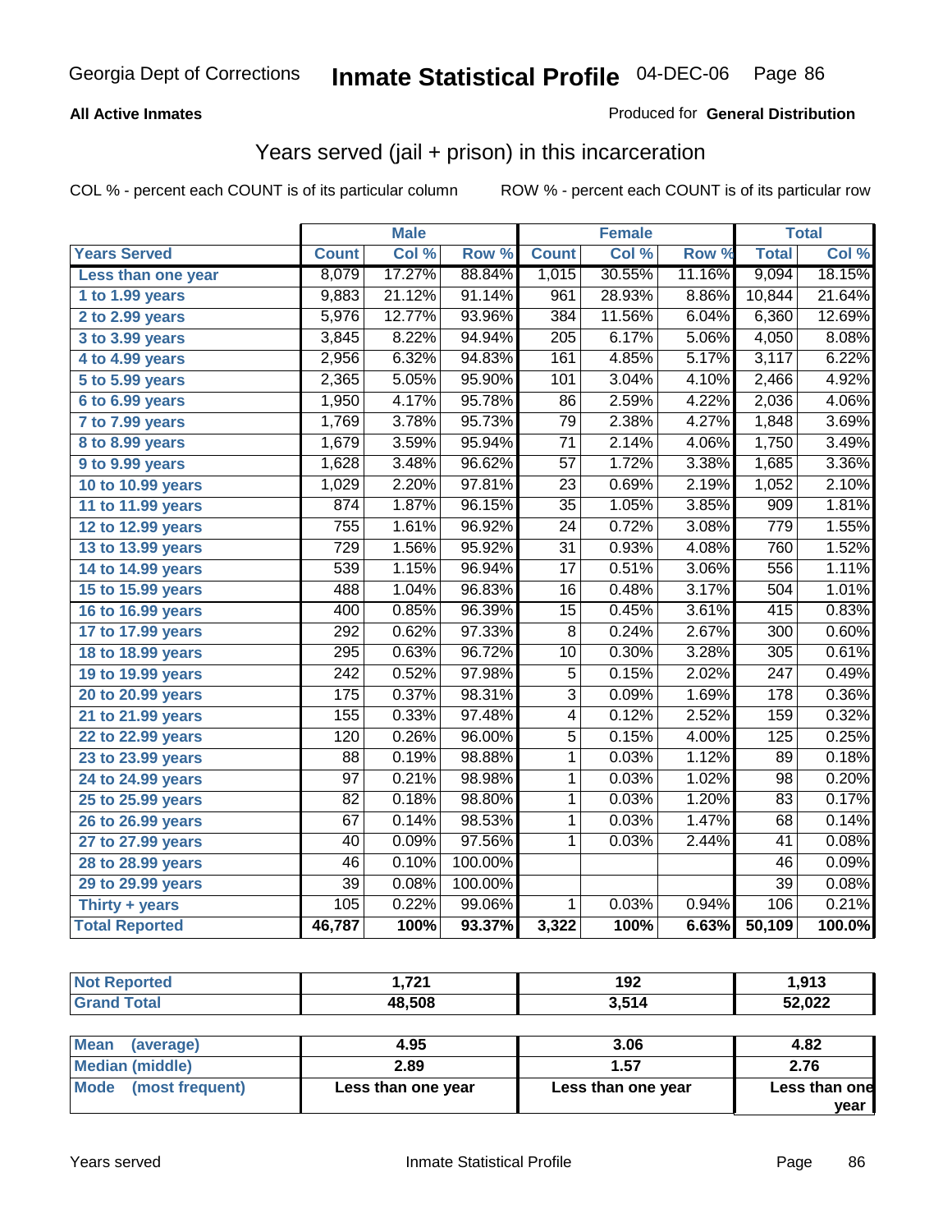Georgia Dept of Corrections **Inmate Statistical Profile** 04-DEC-06

**All Active Inmates** Produced for **General Distribution**

## Years served (jail + prison) in this incarceration

COL % - percent each COUNT is of its particular column ROW % - percent each COUNT is of its particular row

| | Male | | | Female | | | Total | |
|---|---|---|---|---|---|---|---|---|
| **Years Served** | **Count** | **Col %** | **Row %** | **Count** | **Col %** | **Row %** | **Total** | **Col %** |
| **Less than one year** | 8,079 | 17.27% | 88.84% | 1,015 | 30.55% | 11.16% | 9,094 | 18.15% |
| **1 to 1.99 years** | 9,883 | 21.12% | 91.14% | 961 | 28.93% | 8.86% | 10,844 | 21.64% |
| **2 to 2.99 years** | 5,976 | 12.77% | 93.96% | 384 | 11.56% | 6.04% | 6,360 | 12.69% |
| **3 to 3.99 years** | 3,845 | 8.22% | 94.94% | 205 | 6.17% | 5.06% | 4,050 | 8.08% |
| **4 to 4.99 years** | 2,956 | 6.32% | 94.83% | 161 | 4.85% | 5.17% | 3,117 | 6.22% |
| **5 to 5.99 years** | 2,365 | 5.05% | 95.90% | 101 | 3.04% | 4.10% | 2,466 | 4.92% |
| **6 to 6.99 years** | 1,950 | 4.17% | 95.78% | 86 | 2.59% | 4.22% | 2,036 | 4.06% |
| **7 to 7.99 years** | 1,769 | 3.78% | 95.73% | 79 | 2.38% | 4.27% | 1,848 | 3.69% |
| **8 to 8.99 years** | 1,679 | 3.59% | 95.94% | 71 | 2.14% | 4.06% | 1,750 | 3.49% |
| **9 to 9.99 years** | 1,628 | 3.48% | 96.62% | 57 | 1.72% | 3.38% | 1,685 | 3.36% |
| **10 to 10.99 years** | 1,029 | 2.20% | 97.81% | 23 | 0.69% | 2.19% | 1,052 | 2.10% |
| **11 to 11.99 years** | 874 | 1.87% | 96.15% | 35 | 1.05% | 3.85% | 909 | 1.81% |
| **12 to 12.99 years** | 755 | 1.61% | 96.92% | 24 | 0.72% | 3.08% | 779 | 1.55% |
| **13 to 13.99 years** | 729 | 1.56% | 95.92% | 31 | 0.93% | 4.08% | 760 | 1.52% |
| **14 to 14.99 years** | 539 | 1.15% | 96.94% | 17 | 0.51% | 3.06% | 556 | 1.11% |
| **15 to 15.99 years** | 488 | 1.04% | 96.83% | 16 | 0.48% | 3.17% | 504 | 1.01% |
| **16 to 16.99 years** | 400 | 0.85% | 96.39% | 15 | 0.45% | 3.61% | 415 | 0.83% |
| **17 to 17.99 years** | 292 | 0.62% | 97.33% | 8 | 0.24% | 2.67% | 300 | 0.60% |
| **18 to 18.99 years** | 295 | 0.63% | 96.72% | 10 | 0.30% | 3.28% | 305 | 0.61% |
| **19 to 19.99 years** | 242 | 0.52% | 97.98% | 5 | 0.15% | 2.02% | 247 | 0.49% |
| **20 to 20.99 years** | 175 | 0.37% | 98.31% | 3 | 0.09% | 1.69% | 178 | 0.36% |
| **21 to 21.99 years** | 155 | 0.33% | 97.48% | 4 | 0.12% | 2.52% | 159 | 0.32% |
| **22 to 22.99 years** | 120 | 0.26% | 96.00% | 5 | 0.15% | 4.00% | 125 | 0.25% |
| **23 to 23.99 years** | 88 | 0.19% | 98.88% | 1 | 0.03% | 1.12% | 89 | 0.18% |
| **24 to 24.99 years** | 97 | 0.21% | 98.98% | 1 | 0.03% | 1.02% | 98 | 0.20% |
| **25 to 25.99 years** | 82 | 0.18% | 98.80% | 1 | 0.03% | 1.20% | 83 | 0.17% |
| **26 to 26.99 years** | 67 | 0.14% | 98.53% | 1 | 0.03% | 1.47% | 68 | 0.14% |
| **27 to 27.99 years** | 40 | 0.09% | 97.56% | 1 | 0.03% | 2.44% | 41 | 0.08% |
| **28 to 28.99 years** | 46 | 0.10% | 100.00% | | | | 46 | 0.09% |
| **29 to 29.99 years** | 39 | 0.08% | 100.00% | | | | 39 | 0.08% |
| **Thirty + years** | 105 | 0.22% | 99.06% | 1 | 0.03% | 0.94% | 106 | 0.21% |
| **Total Reported** | **46,787** | **100%** | **93.37%** | **3,322** | **100%** | **6.63%** | **50,109** | **100.0%** |

| | Male | Female | Total |
|---|---|---|---|
| **Not Reported** | **1,721** | **192** | **1,913** |
| **Grand Total** | **48,508** | **3,514** | **52,022** |

| | Male | Female | Total |
|---|---|---|---|
| **Mean (average)** | **4.95** | **3.06** | **4.82** |
| **Median (middle)** | **2.89** | **1.57** | **2.76** |
| **Mode (most frequent)** | **Less than one year** | **Less than one year** | **Less than one year** |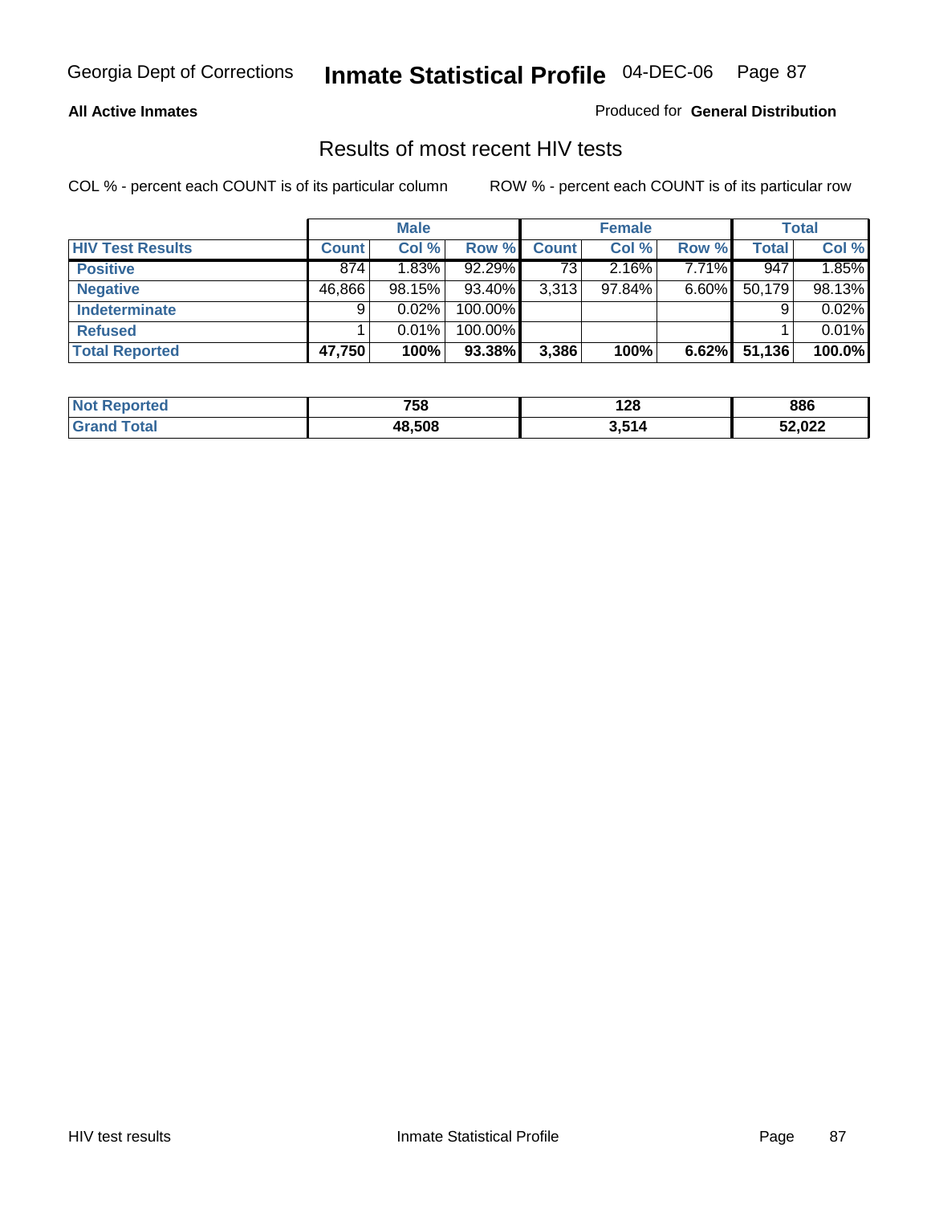Georgia Dept of Corrections **Inmate Statistical Profile** 04-DEC-06

**All Active Inmates**

Produced for **General Distribution**

## Results of most recent HIV tests

COL % - percent each COUNT is of its particular column    ROW % - percent each COUNT is of its particular row

| | Male | | | Female | | | Total | |
|---|---|---|---|---|---|---|---|---|
| **HIV Test Results** | **Count** | **Col %** | **Row %** | **Count** | **Col %** | **Row %** | **Total** | **Col %** |
| **Positive** | 874 | 1.83% | 92.29% | 73 | 2.16% | 7.71% | 947 | 1.85% |
| **Negative** | 46,866 | 98.15% | 93.40% | 3,313 | 97.84% | 6.60% | 50,179 | 98.13% |
| **Indeterminate** | 9 | 0.02% | 100.00% | | | | 9 | 0.02% |
| **Refused** | 1 | 0.01% | 100.00% | | | | 1 | 0.01% |
| **Total Reported** | **47,750** | **100%** | **93.38%** | **3,386** | **100%** | **6.62%** | **51,136** | **100.0%** |

| | Male | Female | Total |
|---|---|---|---|
| **Not Reported** | **758** | **128** | **886** |
| **Grand Total** | **48,508** | **3,514** | **52,022** |

HIV test results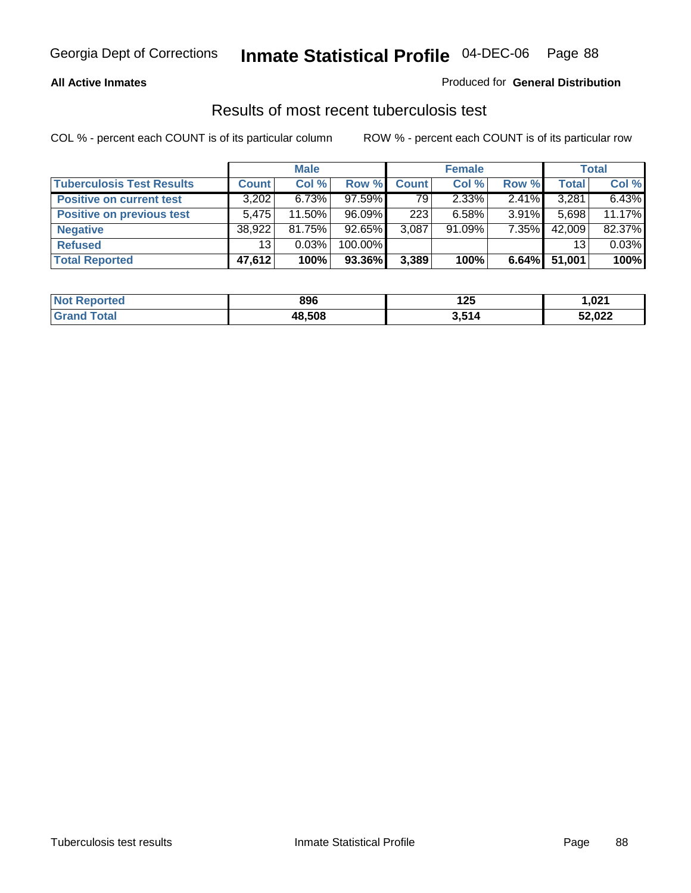**All Active Inmates**

Produced for **General Distribution**

## Results of most recent tuberculosis test

COL % - percent each COUNT is of its particular column

ROW % - percent each COUNT is of its particular row

| | Male | | | Female | | | Total | |
|---|---|---|---|---|---|---|---|---|
| **Tuberculosis Test Results** | **Count** | **Col %** | **Row %** | **Count** | **Col %** | **Row %** | **Total** | **Col %** |
| **Positive on current test** | 3,202 | 6.73% | 97.59% | 79 | 2.33% | 2.41% | 3,281 | 6.43% |
| **Positive on previous test** | 5,475 | 11.50% | 96.09% | 223 | 6.58% | 3.91% | 5,698 | 11.17% |
| **Negative** | 38,922 | 81.75% | 92.65% | 3,087 | 91.09% | 7.35% | 42,009 | 82.37% |
| **Refused** | 13 | 0.03% | 100.00% | | | | 13 | 0.03% |
| **Total Reported** | **47,612** | **100%** | **93.36%** | **3,389** | **100%** | **6.64%** | **51,001** | **100%** |

| | Male | Female | Total |
|---|---|---|---|
| **Not Reported** | **896** | **125** | **1,021** |
| **Grand Total** | **48,508** | **3,514** | **52,022** |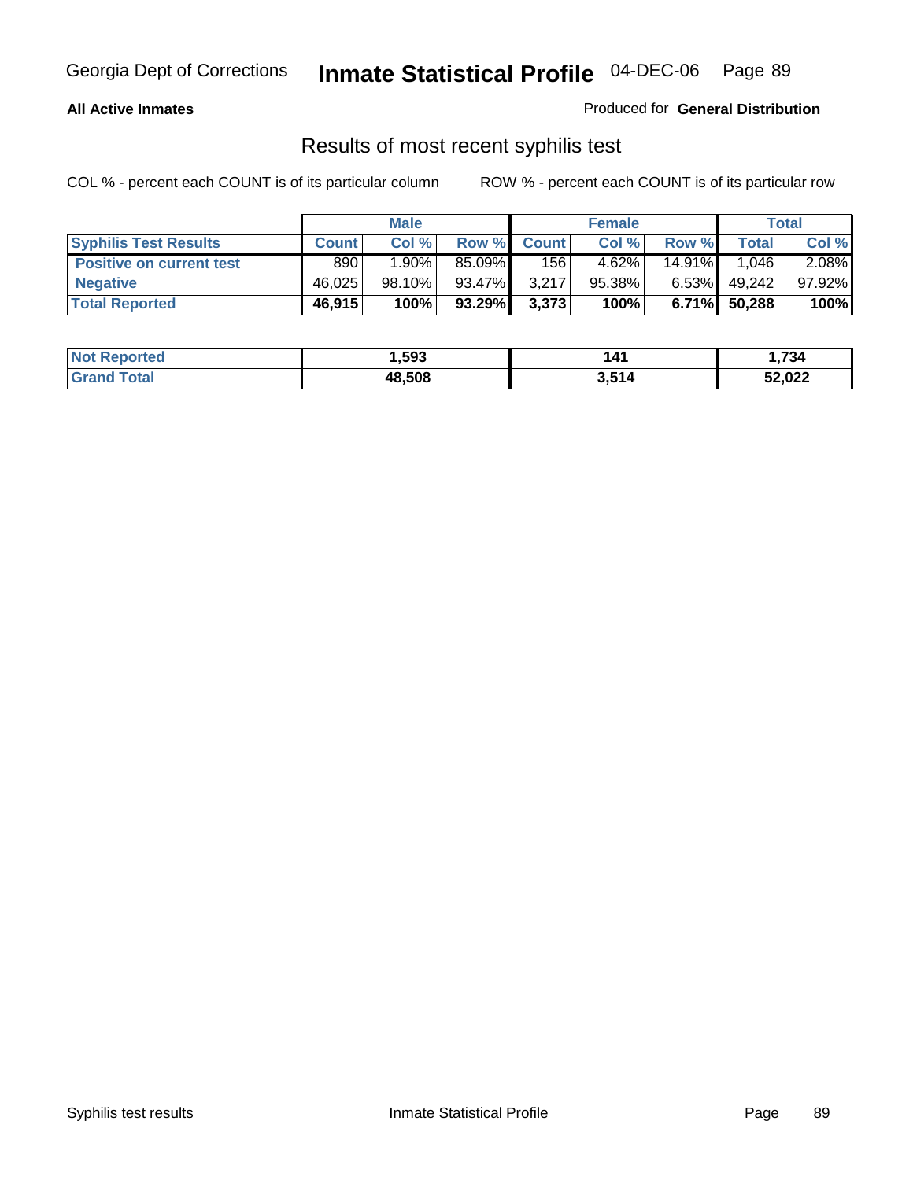**All Active Inmates** Produced for **General Distribution**

## Results of most recent syphilis test

COL % - percent each COUNT is of its particular column ROW % - percent each COUNT is of its particular row

| | Male | | | Female | | | Total | |
|---|---|---|---|---|---|---|---|---|
| **Syphilis Test Results** | **Count** | **Col %** | **Row %** | **Count** | **Col %** | **Row %** | **Total** | **Col %** |
| **Positive on current test** | 890 | 1.90% | 85.09% | 156 | 4.62% | 14.91% | 1,046 | 2.08% |
| **Negative** | 46,025 | 98.10% | 93.47% | 3,217 | 95.38% | 6.53% | 49,242 | 97.92% |
| **Total Reported** | **46,915** | **100%** | **93.29%** | **3,373** | **100%** | **6.71%** | **50,288** | **100%** |

| | Male | Female | Total |
|---|---|---|---|
| **Not Reported** | **1,593** | **141** | **1,734** |
| **Grand Total** | **48,508** | **3,514** | **52,022** |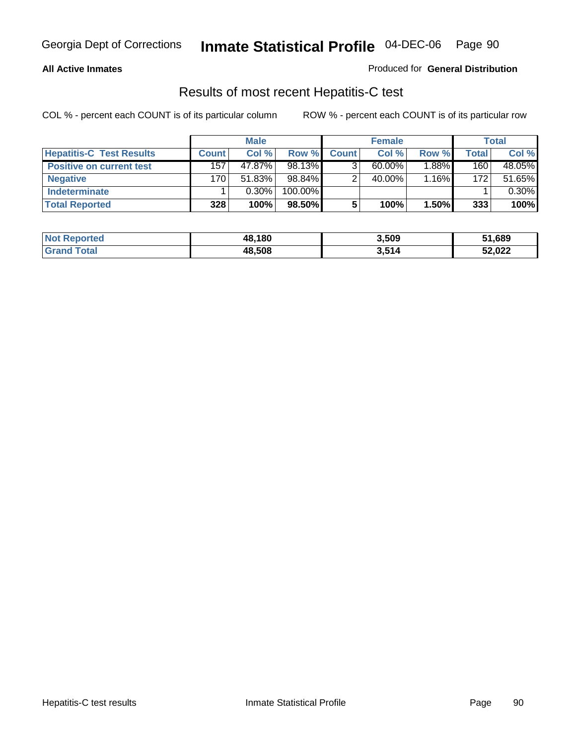**All Active Inmates**

Produced for **General Distribution**

## Results of most recent Hepatitis-C test

COL % - percent each COUNT is of its particular column

ROW % - percent each COUNT is of its particular row

| | Male | | | Female | | | Total | |
|---|---|---|---|---|---|---|---|---|
| **Hepatitis-C Test Results** | **Count** | **Col %** | **Row %** | **Count** | **Col %** | **Row %** | **Total** | **Col %** |
| **Positive on current test** | 157 | 47.87% | 98.13% | 3 | 60.00% | 1.88% | 160 | 48.05% |
| **Negative** | 170 | 51.83% | 98.84% | 2 | 40.00% | 1.16% | 172 | 51.65% |
| **Indeterminate** | 1 | 0.30% | 100.00% | | | | 1 | 0.30% |
| **Total Reported** | **328** | **100%** | **98.50%** | **5** | **100%** | **1.50%** | **333** | **100%** |

| | Male | Female | Total |
|---|---|---|---|
| **Not Reported** | **48,180** | **3,509** | **51,689** |
| **Grand Total** | **48,508** | **3,514** | **52,022** |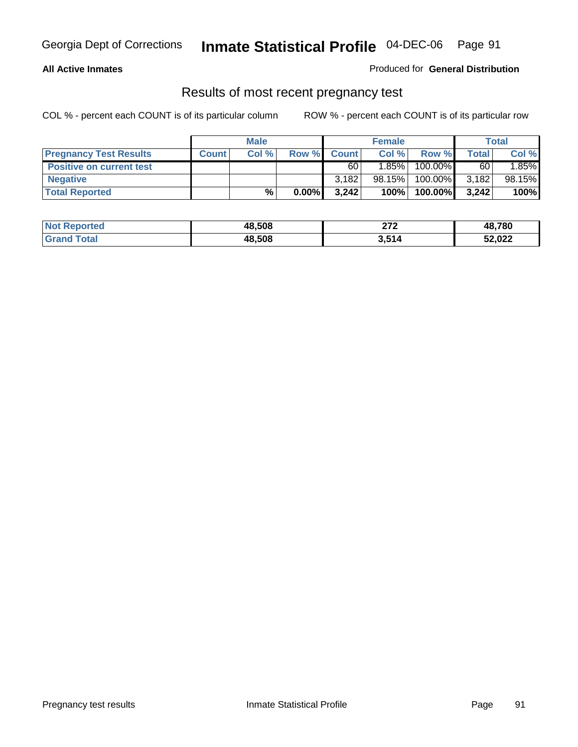Georgia Dept of Corrections **Inmate Statistical Profile** 04-DEC-06

**All Active Inmates** Produced for **General Distribution**

## Results of most recent pregnancy test

COL % - percent each COUNT is of its particular column ROW % - percent each COUNT is of its particular row

| | Male | | | Female | | | Total | |
|---|---|---|---|---|---|---|---|---|
| **Pregnancy Test Results** | **Count** | **Col %** | **Row %** | **Count** | **Col %** | **Row %** | **Total** | **Col %** |
| **Positive on current test** | | | | 60 | 1.85% | 100.00% | 60 | 1.85% |
| **Negative** | | | | 3,182 | 98.15% | 100.00% | 3,182 | 98.15% |
| **Total Reported** | | **%** | **0.00%** | **3,242** | **100%** | **100.00%** | **3,242** | **100%** |

| | Male | Female | Total |
|---|---|---|---|
| **Not Reported** | **48,508** | **272** | **48,780** |
| **Grand Total** | **48,508** | **3,514** | **52,022** |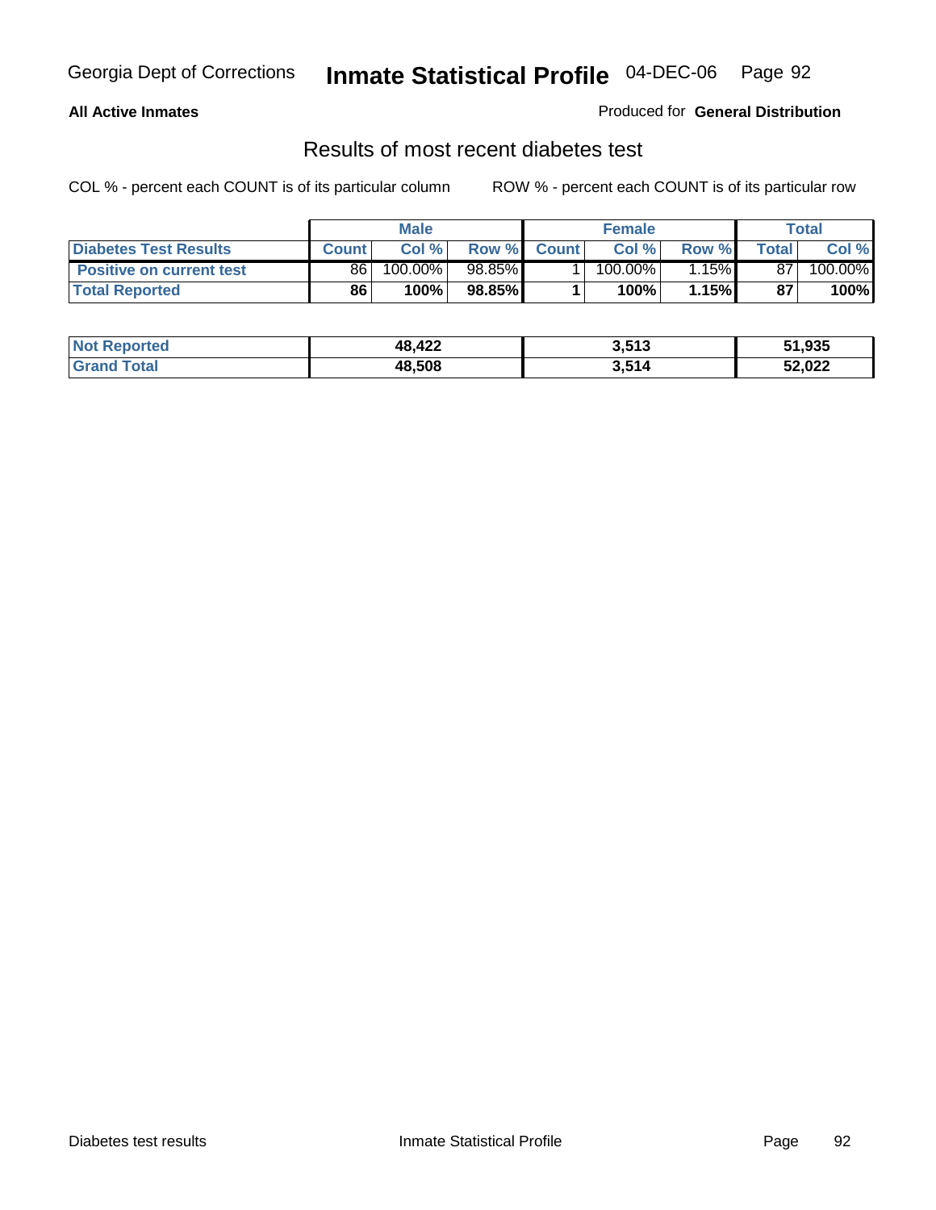Georgia Dept of Corrections **Inmate Statistical Profile** 04-DEC-06

**All Active Inmates**

Produced for **General Distribution**

## Results of most recent diabetes test

COL % - percent each COUNT is of its particular column    ROW % - percent each COUNT is of its particular row

| | Male | | | Female | | | Total | |
|---|---|---|---|---|---|---|---|---|
| **Diabetes Test Results** | **Count** | **Col %** | **Row %** | **Count** | **Col %** | **Row %** | **Total** | **Col %** |
| **Positive on current test** | 86 | 100.00% | 98.85% | 1 | 100.00% | 1.15% | 87 | 100.00% |
| **Total Reported** | **86** | **100%** | **98.85%** | **1** | **100%** | **1.15%** | **87** | **100%** |

| | Male | Female | Total |
|---|---|---|---|
| **Not Reported** | **48,422** | **3,513** | **51,935** |
| **Grand Total** | **48,508** | **3,514** | **52,022** |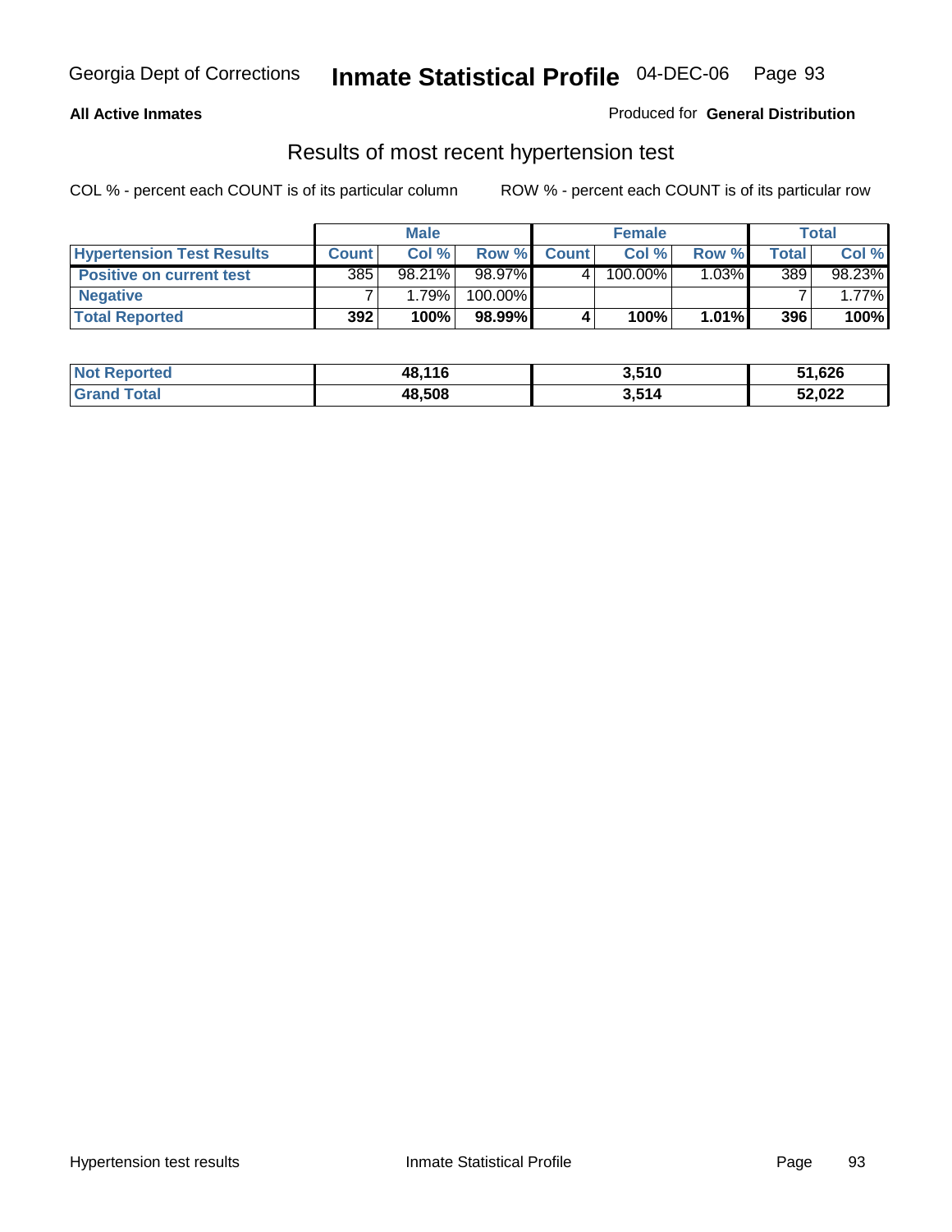Georgia Dept of Corrections **Inmate Statistical Profile** 04-DEC-06

**All Active Inmates**

Produced for **General Distribution**

## Results of most recent hypertension test

COL % - percent each COUNT is of its particular column ROW % - percent each COUNT is of its particular row

| | Male | | | Female | | | Total | |
|---|---|---|---|---|---|---|---|---|
| **Hypertension Test Results** | **Count** | **Col %** | **Row %** | **Count** | **Col %** | **Row %** | **Total** | **Col %** |
| **Positive on current test** | 385 | 98.21% | 98.97% | 4 | 100.00% | 1.03% | 389 | 98.23% |
| **Negative** | 7 | 1.79% | 100.00% | | | | 7 | 1.77% |
| **Total Reported** | **392** | **100%** | **98.99%** | **4** | **100%** | **1.01%** | **396** | **100%** |

| | Male | Female | Total |
|---|---|---|---|
| **Not Reported** | **48,116** | **3,510** | **51,626** |
| **Grand Total** | **48,508** | **3,514** | **52,022** |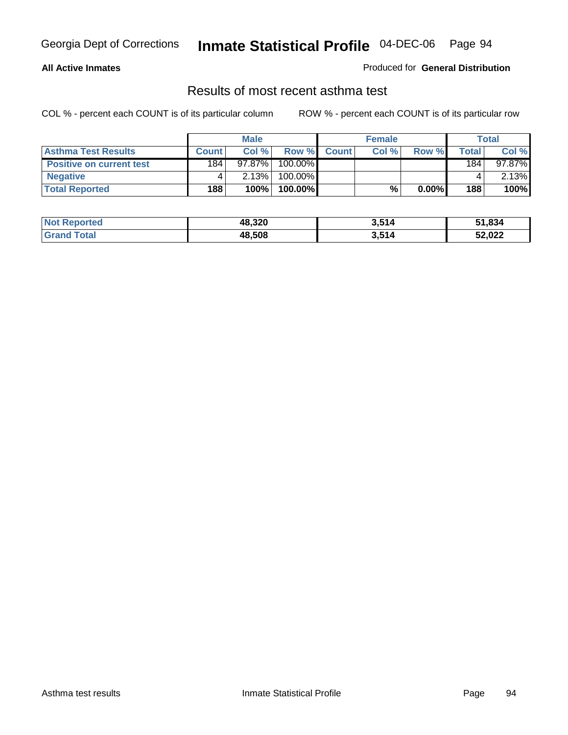**All Active Inmates**

Produced for **General Distribution**

## Results of most recent asthma test

COL % - percent each COUNT is of its particular column

ROW % - percent each COUNT is of its particular row

| | Male | | | Female | | | Total | |
|---|---|---|---|---|---|---|---|---|
| **Asthma Test Results** | **Count** | **Col %** | **Row %** | **Count** | **Col %** | **Row %** | **Total** | **Col %** |
| **Positive on current test** | 184 | 97.87% | 100.00% | | | | 184 | 97.87% |
| **Negative** | 4 | 2.13% | 100.00% | | | | 4 | 2.13% |
| **Total Reported** | **188** | **100%** | **100.00%** | | **%** | **0.00%** | **188** | **100%** |

| | Male | Female | Total |
|---|---|---|---|
| **Not Reported** | **48,320** | **3,514** | **51,834** |
| **Grand Total** | **48,508** | **3,514** | **52,022** |